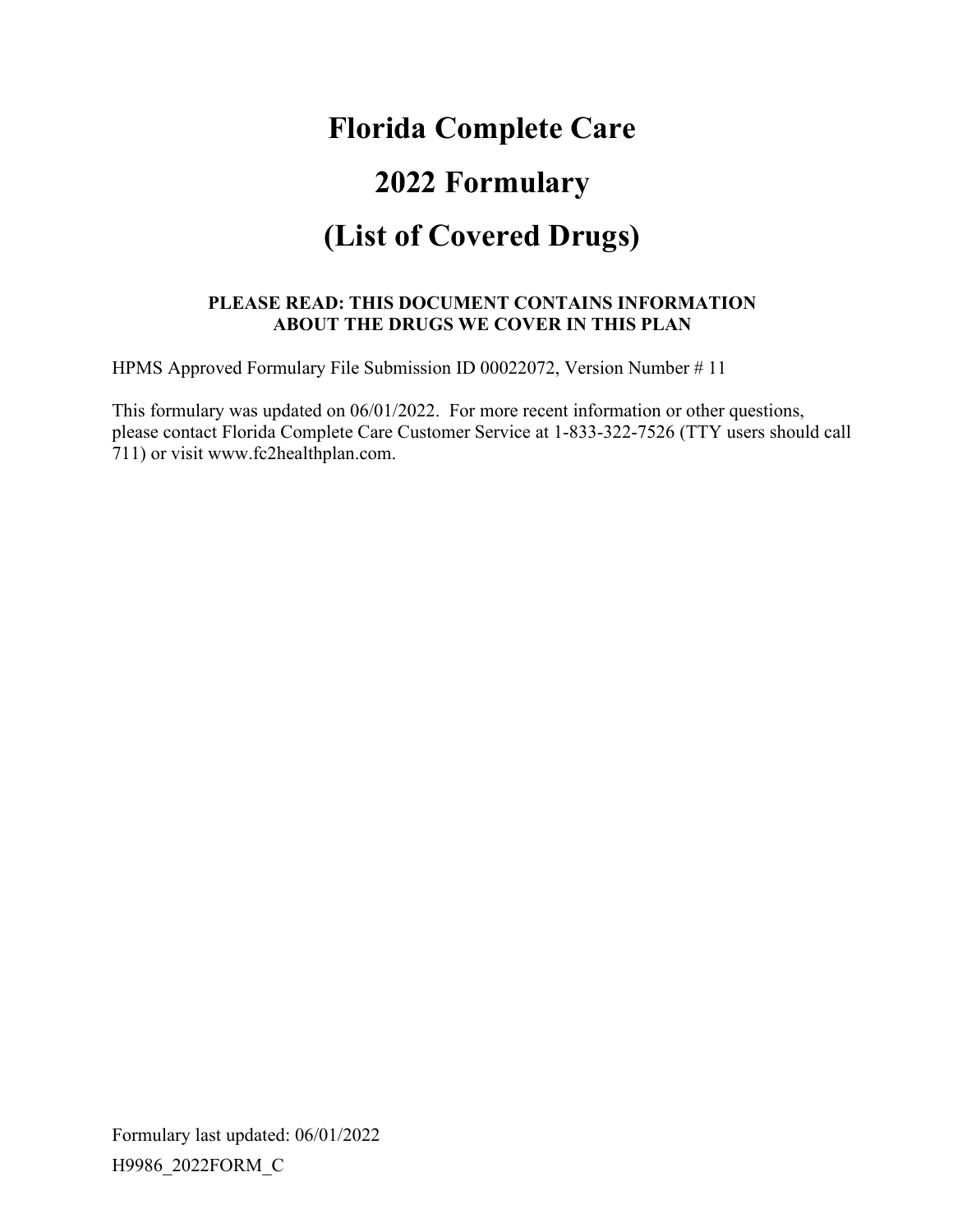# Florida Complete Care

# 2022 Formulary

# (List of Covered Drugs)

**PLEASE READ: THIS DOCUMENT CONTAINS INFORMATION ABOUT THE DRUGS WE COVER IN THIS PLAN**

HPMS Approved Formulary File Submission ID 00022072, Version Number # 11

This formulary was updated on 06/01/2022. For more recent information or other questions, please contact Florida Complete Care Customer Service at 1-833-322-7526 (TTY users should call 711) or visit www.fc2healthplan.com.

Formulary last updated: 06/01/2022

H9986_2022FORM_C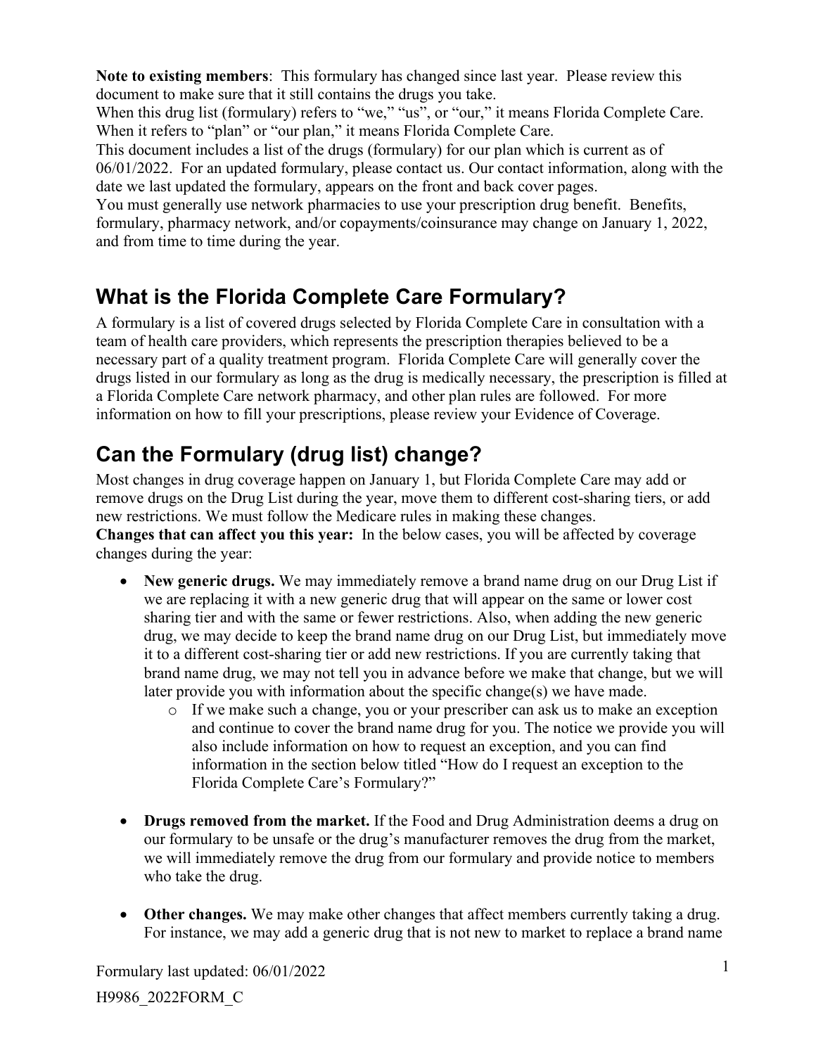**Note to existing members**: This formulary has changed since last year. Please review this document to make sure that it still contains the drugs you take.
When this drug list (formulary) refers to "we," "us", or "our," it means Florida Complete Care. When it refers to "plan" or "our plan," it means Florida Complete Care.
This document includes a list of the drugs (formulary) for our plan which is current as of 06/01/2022. For an updated formulary, please contact us. Our contact information, along with the date we last updated the formulary, appears on the front and back cover pages.
You must generally use network pharmacies to use your prescription drug benefit. Benefits, formulary, pharmacy network, and/or copayments/coinsurance may change on January 1, 2022, and from time to time during the year.

## What is the Florida Complete Care Formulary?

A formulary is a list of covered drugs selected by Florida Complete Care in consultation with a team of health care providers, which represents the prescription therapies believed to be a necessary part of a quality treatment program. Florida Complete Care will generally cover the drugs listed in our formulary as long as the drug is medically necessary, the prescription is filled at a Florida Complete Care network pharmacy, and other plan rules are followed. For more information on how to fill your prescriptions, please review your Evidence of Coverage.

## Can the Formulary (drug list) change?

Most changes in drug coverage happen on January 1, but Florida Complete Care may add or remove drugs on the Drug List during the year, move them to different cost-sharing tiers, or add new restrictions. We must follow the Medicare rules in making these changes.
**Changes that can affect you this year:** In the below cases, you will be affected by coverage changes during the year:

- **New generic drugs.** We may immediately remove a brand name drug on our Drug List if we are replacing it with a new generic drug that will appear on the same or lower cost sharing tier and with the same or fewer restrictions. Also, when adding the new generic drug, we may decide to keep the brand name drug on our Drug List, but immediately move it to a different cost-sharing tier or add new restrictions. If you are currently taking that brand name drug, we may not tell you in advance before we make that change, but we will later provide you with information about the specific change(s) we have made.
    - If we make such a change, you or your prescriber can ask us to make an exception and continue to cover the brand name drug for you. The notice we provide you will also include information on how to request an exception, and you can find information in the section below titled "How do I request an exception to the Florida Complete Care's Formulary?"

- **Drugs removed from the market.** If the Food and Drug Administration deems a drug on our formulary to be unsafe or the drug's manufacturer removes the drug from the market, we will immediately remove the drug from our formulary and provide notice to members who take the drug.

- **Other changes.** We may make other changes that affect members currently taking a drug. For instance, we may add a generic drug that is not new to market to replace a brand name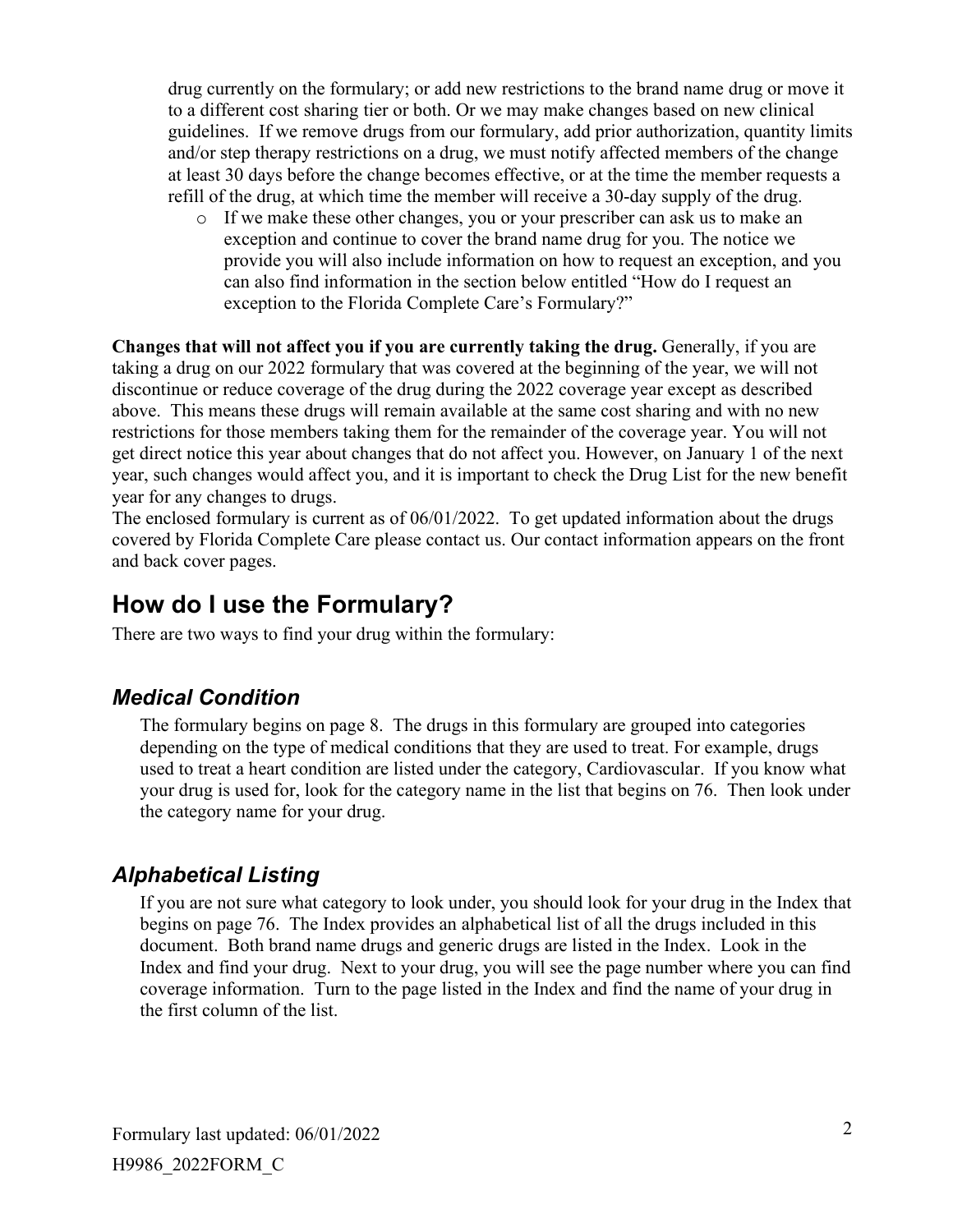drug currently on the formulary; or add new restrictions to the brand name drug or move it to a different cost sharing tier or both. Or we may make changes based on new clinical guidelines. If we remove drugs from our formulary, add prior authorization, quantity limits and/or step therapy restrictions on a drug, we must notify affected members of the change at least 30 days before the change becomes effective, or at the time the member requests a refill of the drug, at which time the member will receive a 30-day supply of the drug.

- If we make these other changes, you or your prescriber can ask us to make an exception and continue to cover the brand name drug for you. The notice we provide you will also include information on how to request an exception, and you can also find information in the section below entitled "How do I request an exception to the Florida Complete Care's Formulary?"

**Changes that will not affect you if you are currently taking the drug.** Generally, if you are taking a drug on our 2022 formulary that was covered at the beginning of the year, we will not discontinue or reduce coverage of the drug during the 2022 coverage year except as described above. This means these drugs will remain available at the same cost sharing and with no new restrictions for those members taking them for the remainder of the coverage year. You will not get direct notice this year about changes that do not affect you. However, on January 1 of the next year, such changes would affect you, and it is important to check the Drug List for the new benefit year for any changes to drugs.

The enclosed formulary is current as of 06/01/2022. To get updated information about the drugs covered by Florida Complete Care please contact us. Our contact information appears on the front and back cover pages.

## How do I use the Formulary?

There are two ways to find your drug within the formulary:

### *Medical Condition*

The formulary begins on page 8. The drugs in this formulary are grouped into categories depending on the type of medical conditions that they are used to treat. For example, drugs used to treat a heart condition are listed under the category, Cardiovascular. If you know what your drug is used for, look for the category name in the list that begins on 76. Then look under the category name for your drug.

### *Alphabetical Listing*

If you are not sure what category to look under, you should look for your drug in the Index that begins on page 76. The Index provides an alphabetical list of all the drugs included in this document. Both brand name drugs and generic drugs are listed in the Index. Look in the Index and find your drug. Next to your drug, you will see the page number where you can find coverage information. Turn to the page listed in the Index and find the name of your drug in the first column of the list.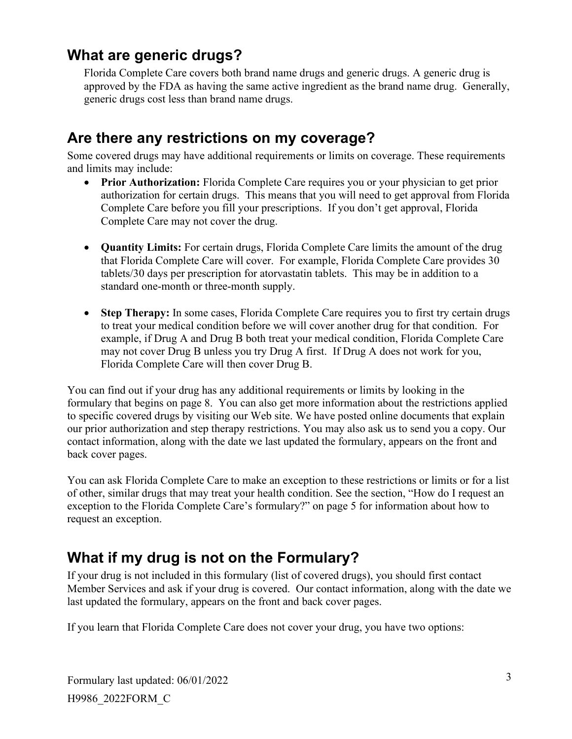## What are generic drugs?

Florida Complete Care covers both brand name drugs and generic drugs. A generic drug is approved by the FDA as having the same active ingredient as the brand name drug. Generally, generic drugs cost less than brand name drugs.

## Are there any restrictions on my coverage?

Some covered drugs may have additional requirements or limits on coverage. These requirements and limits may include:

- **Prior Authorization:** Florida Complete Care requires you or your physician to get prior authorization for certain drugs. This means that you will need to get approval from Florida Complete Care before you fill your prescriptions. If you don't get approval, Florida Complete Care may not cover the drug.

- **Quantity Limits:** For certain drugs, Florida Complete Care limits the amount of the drug that Florida Complete Care will cover. For example, Florida Complete Care provides 30 tablets/30 days per prescription for atorvastatin tablets. This may be in addition to a standard one-month or three-month supply.

- **Step Therapy:** In some cases, Florida Complete Care requires you to first try certain drugs to treat your medical condition before we will cover another drug for that condition. For example, if Drug A and Drug B both treat your medical condition, Florida Complete Care may not cover Drug B unless you try Drug A first. If Drug A does not work for you, Florida Complete Care will then cover Drug B.

You can find out if your drug has any additional requirements or limits by looking in the formulary that begins on page 8. You can also get more information about the restrictions applied to specific covered drugs by visiting our Web site. We have posted online documents that explain our prior authorization and step therapy restrictions. You may also ask us to send you a copy. Our contact information, along with the date we last updated the formulary, appears on the front and back cover pages.

You can ask Florida Complete Care to make an exception to these restrictions or limits or for a list of other, similar drugs that may treat your health condition. See the section, "How do I request an exception to the Florida Complete Care's formulary?" on page 5 for information about how to request an exception.

## What if my drug is not on the Formulary?

If your drug is not included in this formulary (list of covered drugs), you should first contact Member Services and ask if your drug is covered. Our contact information, along with the date we last updated the formulary, appears on the front and back cover pages.

If you learn that Florida Complete Care does not cover your drug, you have two options:

Formulary last updated: 06/01/2022

H9986_2022FORM_C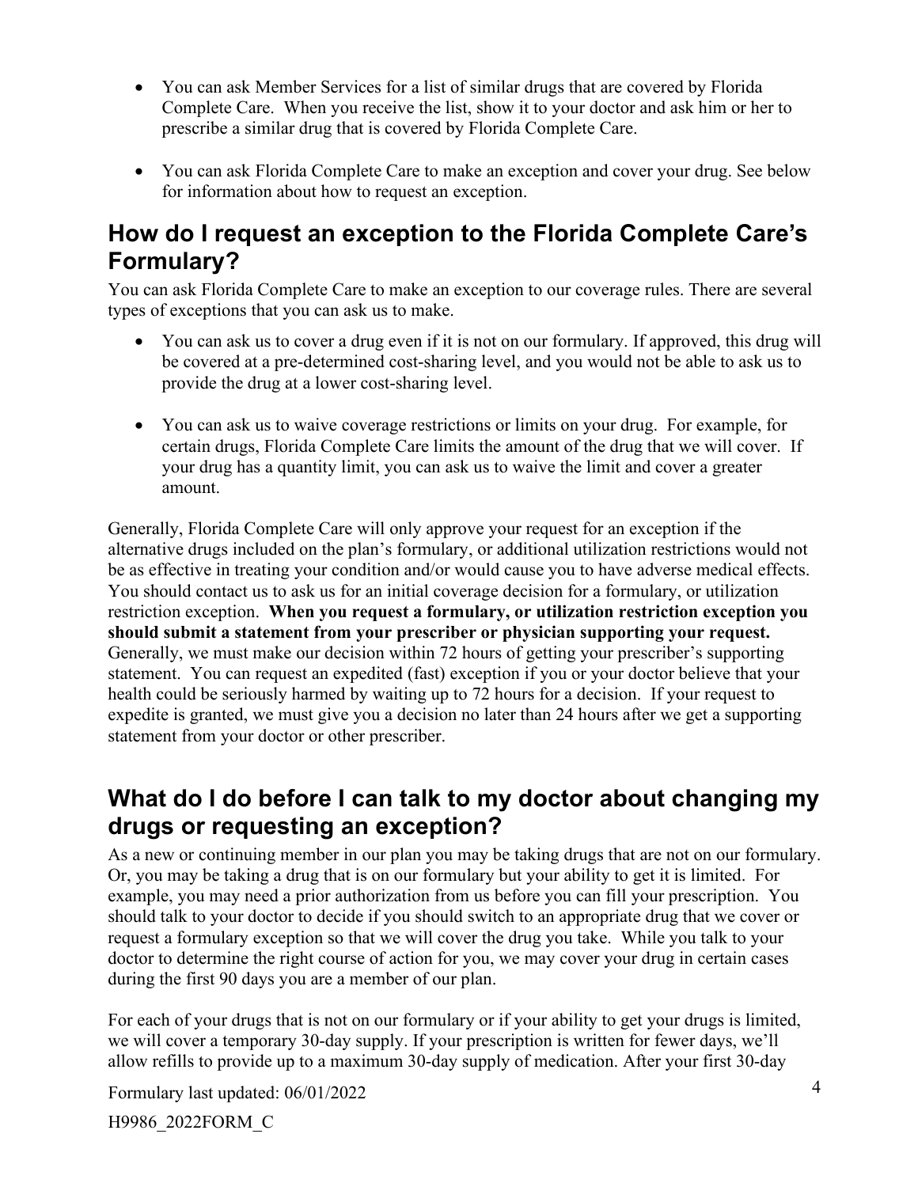- You can ask Member Services for a list of similar drugs that are covered by Florida Complete Care. When you receive the list, show it to your doctor and ask him or her to prescribe a similar drug that is covered by Florida Complete Care.

- You can ask Florida Complete Care to make an exception and cover your drug. See below for information about how to request an exception.

## How do I request an exception to the Florida Complete Care's Formulary?

You can ask Florida Complete Care to make an exception to our coverage rules. There are several types of exceptions that you can ask us to make.

- You can ask us to cover a drug even if it is not on our formulary. If approved, this drug will be covered at a pre-determined cost-sharing level, and you would not be able to ask us to provide the drug at a lower cost-sharing level.

- You can ask us to waive coverage restrictions or limits on your drug. For example, for certain drugs, Florida Complete Care limits the amount of the drug that we will cover. If your drug has a quantity limit, you can ask us to waive the limit and cover a greater amount.

Generally, Florida Complete Care will only approve your request for an exception if the alternative drugs included on the plan's formulary, or additional utilization restrictions would not be as effective in treating your condition and/or would cause you to have adverse medical effects. You should contact us to ask us for an initial coverage decision for a formulary, or utilization restriction exception. **When you request a formulary, or utilization restriction exception you should submit a statement from your prescriber or physician supporting your request.** Generally, we must make our decision within 72 hours of getting your prescriber's supporting statement. You can request an expedited (fast) exception if you or your doctor believe that your health could be seriously harmed by waiting up to 72 hours for a decision. If your request to expedite is granted, we must give you a decision no later than 24 hours after we get a supporting statement from your doctor or other prescriber.

## What do I do before I can talk to my doctor about changing my drugs or requesting an exception?

As a new or continuing member in our plan you may be taking drugs that are not on our formulary. Or, you may be taking a drug that is on our formulary but your ability to get it is limited. For example, you may need a prior authorization from us before you can fill your prescription. You should talk to your doctor to decide if you should switch to an appropriate drug that we cover or request a formulary exception so that we will cover the drug you take. While you talk to your doctor to determine the right course of action for you, we may cover your drug in certain cases during the first 90 days you are a member of our plan.

For each of your drugs that is not on our formulary or if your ability to get your drugs is limited, we will cover a temporary 30-day supply. If your prescription is written for fewer days, we'll allow refills to provide up to a maximum 30-day supply of medication. After your first 30-day

Formulary last updated: 06/01/2022

H9986_2022FORM_C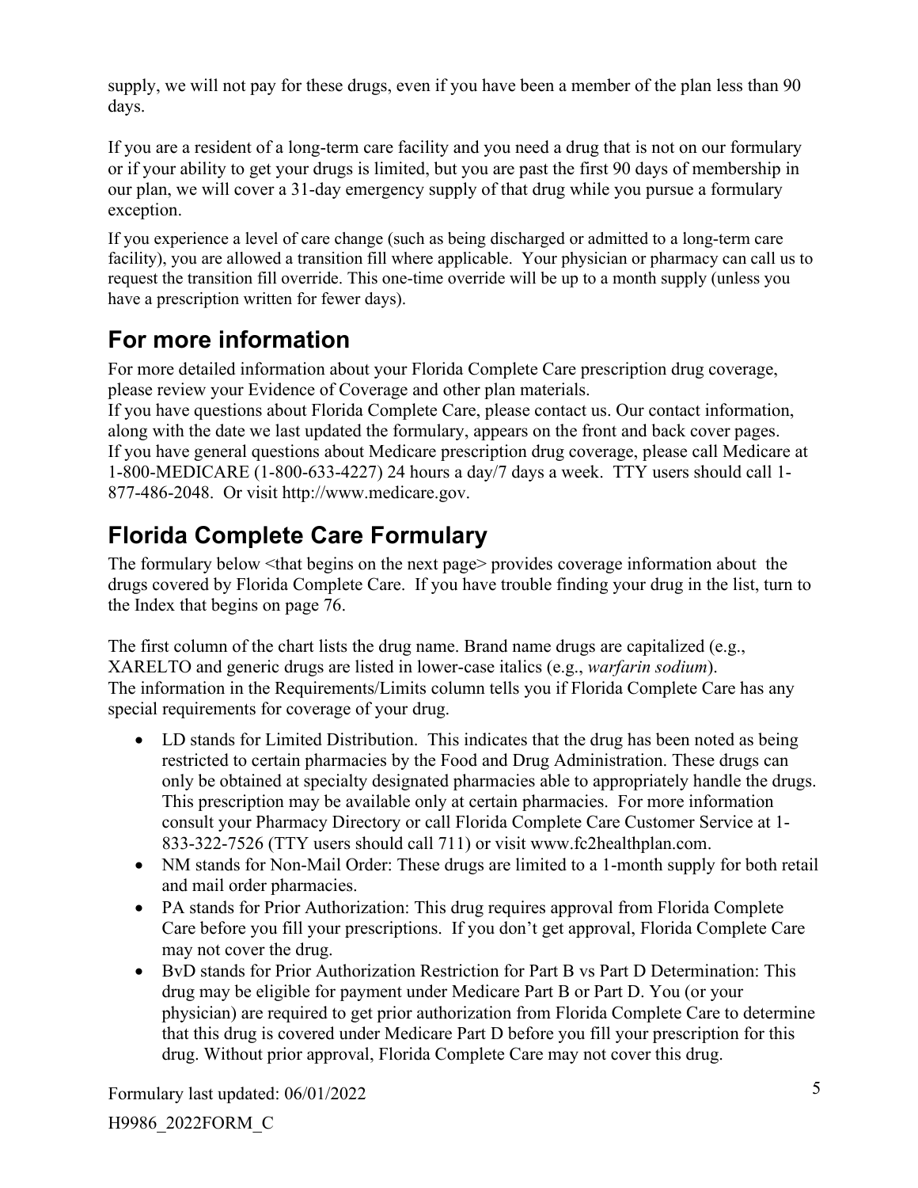supply, we will not pay for these drugs, even if you have been a member of the plan less than 90 days.

If you are a resident of a long-term care facility and you need a drug that is not on our formulary or if your ability to get your drugs is limited, but you are past the first 90 days of membership in our plan, we will cover a 31-day emergency supply of that drug while you pursue a formulary exception.

If you experience a level of care change (such as being discharged or admitted to a long-term care facility), you are allowed a transition fill where applicable. Your physician or pharmacy can call us to request the transition fill override. This one-time override will be up to a month supply (unless you have a prescription written for fewer days).

## For more information

For more detailed information about your Florida Complete Care prescription drug coverage, please review your Evidence of Coverage and other plan materials.
If you have questions about Florida Complete Care, please contact us. Our contact information, along with the date we last updated the formulary, appears on the front and back cover pages.
If you have general questions about Medicare prescription drug coverage, please call Medicare at 1-800-MEDICARE (1-800-633-4227) 24 hours a day/7 days a week. TTY users should call 1-877-486-2048. Or visit http://www.medicare.gov.

## Florida Complete Care Formulary

The formulary below <that begins on the next page> provides coverage information about the drugs covered by Florida Complete Care. If you have trouble finding your drug in the list, turn to the Index that begins on page 76.

The first column of the chart lists the drug name. Brand name drugs are capitalized (e.g., XARELTO and generic drugs are listed in lower-case italics (e.g., *warfarin sodium*).
The information in the Requirements/Limits column tells you if Florida Complete Care has any special requirements for coverage of your drug.

- LD stands for Limited Distribution. This indicates that the drug has been noted as being restricted to certain pharmacies by the Food and Drug Administration. These drugs can only be obtained at specialty designated pharmacies able to appropriately handle the drugs. This prescription may be available only at certain pharmacies. For more information consult your Pharmacy Directory or call Florida Complete Care Customer Service at 1-833-322-7526 (TTY users should call 711) or visit www.fc2healthplan.com.
- NM stands for Non-Mail Order: These drugs are limited to a 1-month supply for both retail and mail order pharmacies.
- PA stands for Prior Authorization: This drug requires approval from Florida Complete Care before you fill your prescriptions. If you don't get approval, Florida Complete Care may not cover the drug.
- BvD stands for Prior Authorization Restriction for Part B vs Part D Determination: This drug may be eligible for payment under Medicare Part B or Part D. You (or your physician) are required to get prior authorization from Florida Complete Care to determine that this drug is covered under Medicare Part D before you fill your prescription for this drug. Without prior approval, Florida Complete Care may not cover this drug.

Formulary last updated: 06/01/2022

H9986_2022FORM_C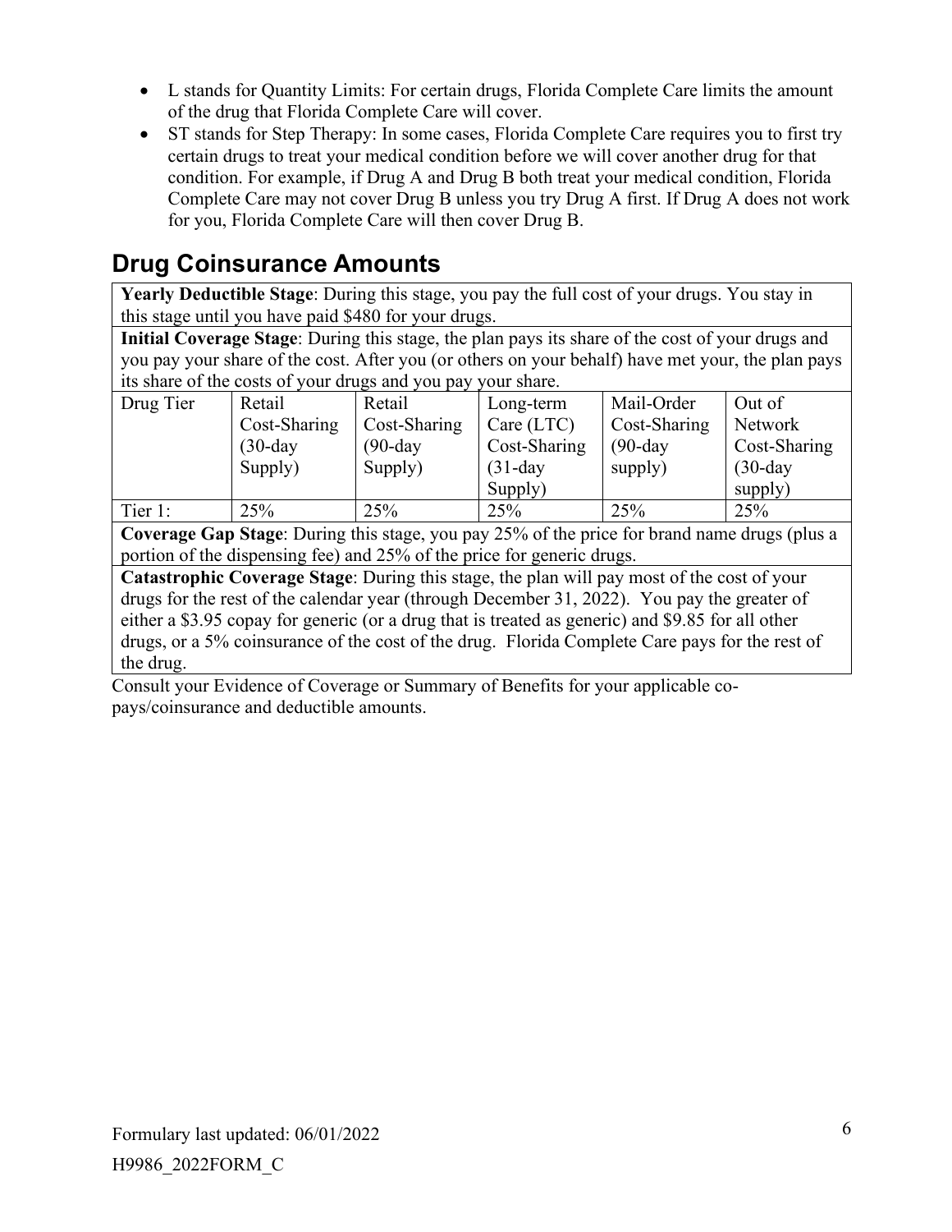- L stands for Quantity Limits: For certain drugs, Florida Complete Care limits the amount of the drug that Florida Complete Care will cover.
- ST stands for Step Therapy: In some cases, Florida Complete Care requires you to first try certain drugs to treat your medical condition before we will cover another drug for that condition. For example, if Drug A and Drug B both treat your medical condition, Florida Complete Care may not cover Drug B unless you try Drug A first. If Drug A does not work for you, Florida Complete Care will then cover Drug B.

## Drug Coinsurance Amounts

**Yearly Deductible Stage**: During this stage, you pay the full cost of your drugs. You stay in this stage until you have paid $480 for your drugs.

**Initial Coverage Stage**: During this stage, the plan pays its share of the cost of your drugs and you pay your share of the cost. After you (or others on your behalf) have met your, the plan pays its share of the costs of your drugs and you pay your share.

| Drug Tier | Retail Cost-Sharing (30-day Supply) | Retail Cost-Sharing (90-day Supply) | Long-term Care (LTC) Cost-Sharing (31-day Supply) | Mail-Order Cost-Sharing (90-day supply) | Out of Network Cost-Sharing (30-day supply) |
|---|---|---|---|---|---|
| Tier 1: | 25% | 25% | 25% | 25% | 25% |

**Coverage Gap Stage**: During this stage, you pay 25% of the price for brand name drugs (plus a portion of the dispensing fee) and 25% of the price for generic drugs.

**Catastrophic Coverage Stage**: During this stage, the plan will pay most of the cost of your drugs for the rest of the calendar year (through December 31, 2022). You pay the greater of either a $3.95 copay for generic (or a drug that is treated as generic) and $9.85 for all other drugs, or a 5% coinsurance of the cost of the drug. Florida Complete Care pays for the rest of the drug.

Consult your Evidence of Coverage or Summary of Benefits for your applicable co-pays/coinsurance and deductible amounts.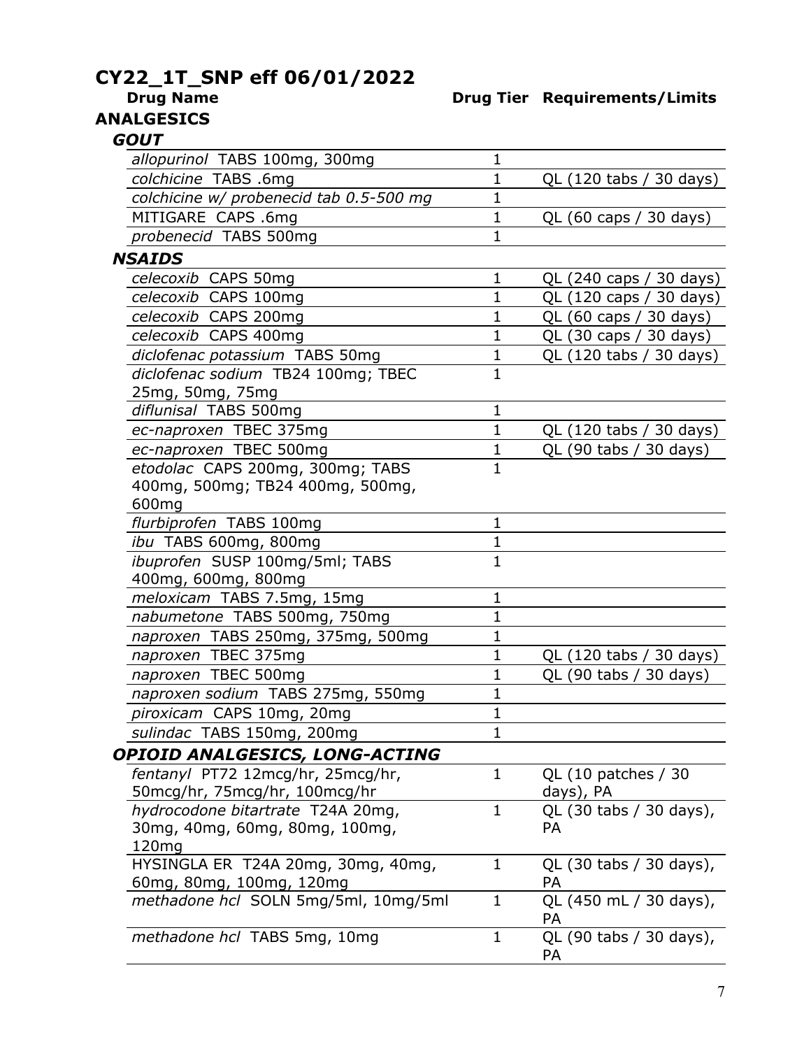# CY22_1T_SNP eff 06/01/2022

## ANALGESICS

### GOUT

| Drug Name | Drug Tier | Requirements/Limits |
|---|---|---|
| *allopurinol* TABS 100mg, 300mg | 1 | |
| *colchicine* TABS .6mg | 1 | QL (120 tabs / 30 days) |
| *colchicine w/ probenecid tab 0.5-500 mg* | 1 | |
| MITIGARE CAPS .6mg | 1 | QL (60 caps / 30 days) |
| *probenecid* TABS 500mg | 1 | |

### NSAIDS

| Drug Name | Drug Tier | Requirements/Limits |
|---|---|---|
| *celecoxib* CAPS 50mg | 1 | QL (240 caps / 30 days) |
| *celecoxib* CAPS 100mg | 1 | QL (120 caps / 30 days) |
| *celecoxib* CAPS 200mg | 1 | QL (60 caps / 30 days) |
| *celecoxib* CAPS 400mg | 1 | QL (30 caps / 30 days) |
| *diclofenac potassium* TABS 50mg | 1 | QL (120 tabs / 30 days) |
| *diclofenac sodium* TB24 100mg; TBEC 25mg, 50mg, 75mg | 1 | |
| *diflunisal* TABS 500mg | 1 | |
| *ec-naproxen* TBEC 375mg | 1 | QL (120 tabs / 30 days) |
| *ec-naproxen* TBEC 500mg | 1 | QL (90 tabs / 30 days) |
| *etodolac* CAPS 200mg, 300mg; TABS 400mg, 500mg; TB24 400mg, 500mg, 600mg | 1 | |
| *flurbiprofen* TABS 100mg | 1 | |
| *ibu* TABS 600mg, 800mg | 1 | |
| *ibuprofen* SUSP 100mg/5ml; TABS 400mg, 600mg, 800mg | 1 | |
| *meloxicam* TABS 7.5mg, 15mg | 1 | |
| *nabumetone* TABS 500mg, 750mg | 1 | |
| *naproxen* TABS 250mg, 375mg, 500mg | 1 | |
| *naproxen* TBEC 375mg | 1 | QL (120 tabs / 30 days) |
| *naproxen* TBEC 500mg | 1 | QL (90 tabs / 30 days) |
| *naproxen sodium* TABS 275mg, 550mg | 1 | |
| *piroxicam* CAPS 10mg, 20mg | 1 | |
| *sulindac* TABS 150mg, 200mg | 1 | |

### OPIOID ANALGESICS, LONG-ACTING

| Drug Name | Drug Tier | Requirements/Limits |
|---|---|---|
| *fentanyl* PT72 12mcg/hr, 25mcg/hr, 50mcg/hr, 75mcg/hr, 100mcg/hr | 1 | QL (10 patches / 30 days), PA |
| *hydrocodone bitartrate* T24A 20mg, 30mg, 40mg, 60mg, 80mg, 100mg, 120mg | 1 | QL (30 tabs / 30 days), PA |
| HYSINGLA ER T24A 20mg, 30mg, 40mg, 60mg, 80mg, 100mg, 120mg | 1 | QL (30 tabs / 30 days), PA |
| *methadone hcl* SOLN 5mg/5ml, 10mg/5ml | 1 | QL (450 mL / 30 days), PA |
| *methadone hcl* TABS 5mg, 10mg | 1 | QL (90 tabs / 30 days), PA |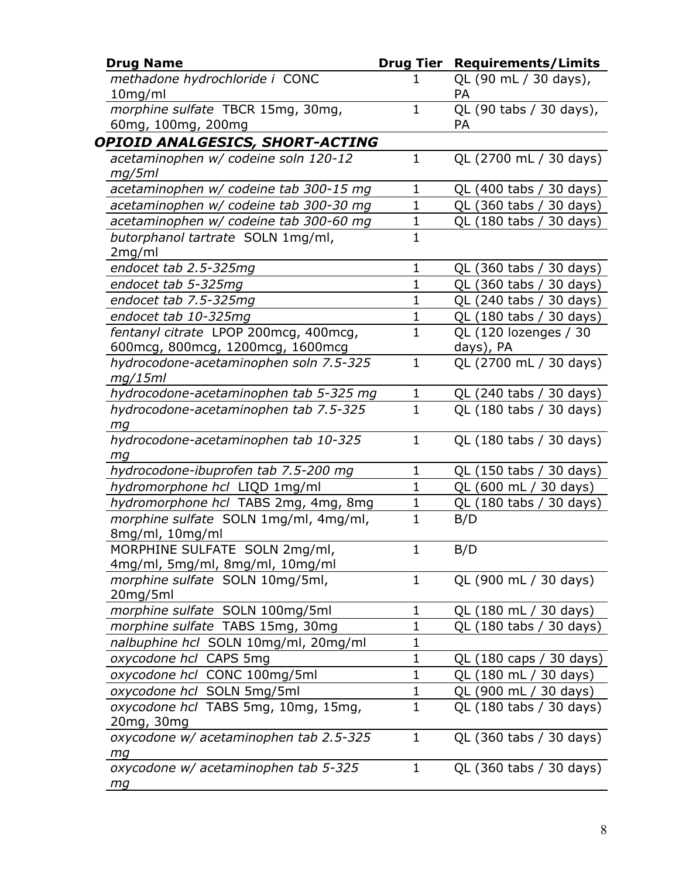| Drug Name | Drug Tier | Requirements/Limits |
|---|---|---|
| *methadone hydrochloride i* CONC 10mg/ml | 1 | QL (90 mL / 30 days), PA |
| *morphine sulfate* TBCR 15mg, 30mg, 60mg, 100mg, 200mg | 1 | QL (90 tabs / 30 days), PA |
| ***OPIOID ANALGESICS, SHORT-ACTING*** | | |
| *acetaminophen w/ codeine soln 120-12 mg/5ml* | 1 | QL (2700 mL / 30 days) |
| *acetaminophen w/ codeine tab 300-15 mg* | 1 | QL (400 tabs / 30 days) |
| *acetaminophen w/ codeine tab 300-30 mg* | 1 | QL (360 tabs / 30 days) |
| *acetaminophen w/ codeine tab 300-60 mg* | 1 | QL (180 tabs / 30 days) |
| *butorphanol tartrate* SOLN 1mg/ml, 2mg/ml | 1 | |
| *endocet tab 2.5-325mg* | 1 | QL (360 tabs / 30 days) |
| *endocet tab 5-325mg* | 1 | QL (360 tabs / 30 days) |
| *endocet tab 7.5-325mg* | 1 | QL (240 tabs / 30 days) |
| *endocet tab 10-325mg* | 1 | QL (180 tabs / 30 days) |
| *fentanyl citrate* LPOP 200mcg, 400mcg, 600mcg, 800mcg, 1200mcg, 1600mcg | 1 | QL (120 lozenges / 30 days), PA |
| *hydrocodone-acetaminophen soln 7.5-325 mg/15ml* | 1 | QL (2700 mL / 30 days) |
| *hydrocodone-acetaminophen tab 5-325 mg* | 1 | QL (240 tabs / 30 days) |
| *hydrocodone-acetaminophen tab 7.5-325 mg* | 1 | QL (180 tabs / 30 days) |
| *hydrocodone-acetaminophen tab 10-325 mg* | 1 | QL (180 tabs / 30 days) |
| *hydrocodone-ibuprofen tab 7.5-200 mg* | 1 | QL (150 tabs / 30 days) |
| *hydromorphone hcl* LIQD 1mg/ml | 1 | QL (600 mL / 30 days) |
| *hydromorphone hcl* TABS 2mg, 4mg, 8mg | 1 | QL (180 tabs / 30 days) |
| *morphine sulfate* SOLN 1mg/ml, 4mg/ml, 8mg/ml, 10mg/ml | 1 | B/D |
| MORPHINE SULFATE SOLN 2mg/ml, 4mg/ml, 5mg/ml, 8mg/ml, 10mg/ml | 1 | B/D |
| *morphine sulfate* SOLN 10mg/5ml, 20mg/5ml | 1 | QL (900 mL / 30 days) |
| *morphine sulfate* SOLN 100mg/5ml | 1 | QL (180 mL / 30 days) |
| *morphine sulfate* TABS 15mg, 30mg | 1 | QL (180 tabs / 30 days) |
| *nalbuphine hcl* SOLN 10mg/ml, 20mg/ml | 1 | |
| *oxycodone hcl* CAPS 5mg | 1 | QL (180 caps / 30 days) |
| *oxycodone hcl* CONC 100mg/5ml | 1 | QL (180 mL / 30 days) |
| *oxycodone hcl* SOLN 5mg/5ml | 1 | QL (900 mL / 30 days) |
| *oxycodone hcl* TABS 5mg, 10mg, 15mg, 20mg, 30mg | 1 | QL (180 tabs / 30 days) |
| *oxycodone w/ acetaminophen tab 2.5-325 mg* | 1 | QL (360 tabs / 30 days) |
| *oxycodone w/ acetaminophen tab 5-325 mg* | 1 | QL (360 tabs / 30 days) |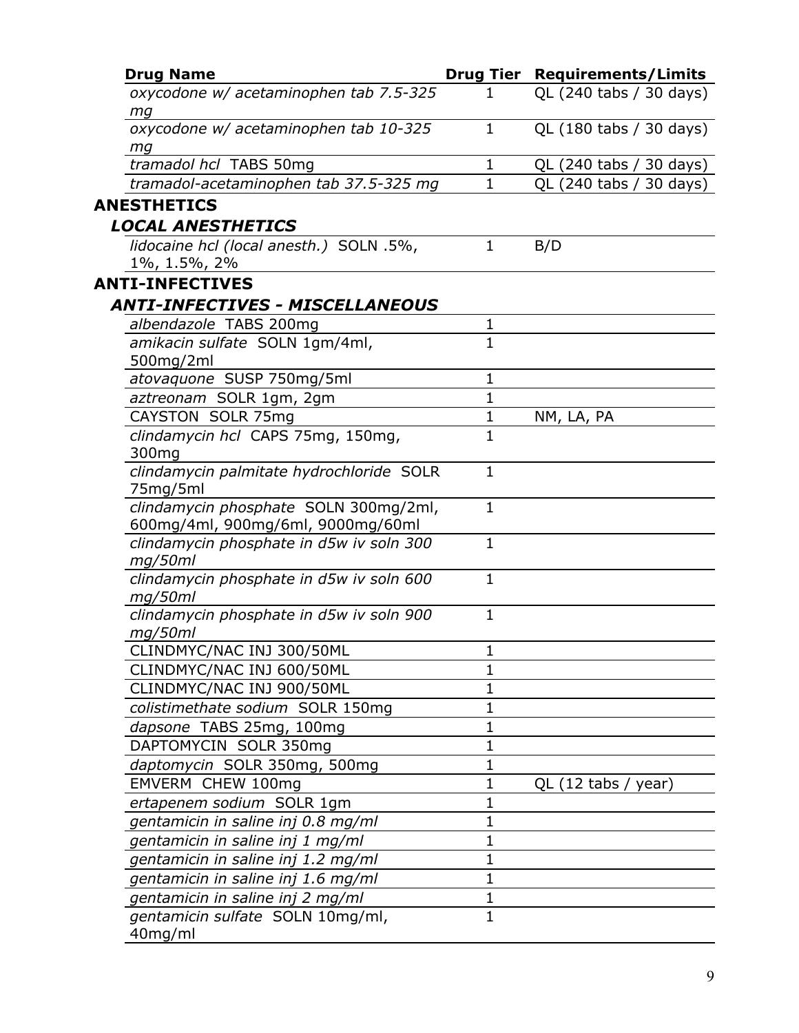| Drug Name | Drug Tier | Requirements/Limits |
|---|---|---|
| *oxycodone w/ acetaminophen tab 7.5-325 mg* | 1 | QL (240 tabs / 30 days) |
| *oxycodone w/ acetaminophen tab 10-325 mg* | 1 | QL (180 tabs / 30 days) |
| *tramadol hcl* TABS 50mg | 1 | QL (240 tabs / 30 days) |
| *tramadol-acetaminophen tab 37.5-325 mg* | 1 | QL (240 tabs / 30 days) |

## ANESTHETICS

### *LOCAL ANESTHETICS*

| Drug Name | Drug Tier | Requirements/Limits |
|---|---|---|
| *lidocaine hcl (local anesth.)* SOLN .5%, 1%, 1.5%, 2% | 1 | B/D |

## ANTI-INFECTIVES

### *ANTI-INFECTIVES - MISCELLANEOUS*

| Drug Name | Drug Tier | Requirements/Limits |
|---|---|---|
| *albendazole* TABS 200mg | 1 | |
| *amikacin sulfate* SOLN 1gm/4ml, 500mg/2ml | 1 | |
| *atovaquone* SUSP 750mg/5ml | 1 | |
| *aztreonam* SOLR 1gm, 2gm | 1 | |
| CAYSTON SOLR 75mg | 1 | NM, LA, PA |
| *clindamycin hcl* CAPS 75mg, 150mg, 300mg | 1 | |
| *clindamycin palmitate hydrochloride* SOLR 75mg/5ml | 1 | |
| *clindamycin phosphate* SOLN 300mg/2ml, 600mg/4ml, 900mg/6ml, 9000mg/60ml | 1 | |
| *clindamycin phosphate in d5w iv soln 300 mg/50ml* | 1 | |
| *clindamycin phosphate in d5w iv soln 600 mg/50ml* | 1 | |
| *clindamycin phosphate in d5w iv soln 900 mg/50ml* | 1 | |
| CLINDMYC/NAC INJ 300/50ML | 1 | |
| CLINDMYC/NAC INJ 600/50ML | 1 | |
| CLINDMYC/NAC INJ 900/50ML | 1 | |
| *colistimethate sodium* SOLR 150mg | 1 | |
| *dapsone* TABS 25mg, 100mg | 1 | |
| DAPTOMYCIN SOLR 350mg | 1 | |
| *daptomycin* SOLR 350mg, 500mg | 1 | |
| EMVERM CHEW 100mg | 1 | QL (12 tabs / year) |
| *ertapenem sodium* SOLR 1gm | 1 | |
| *gentamicin in saline inj 0.8 mg/ml* | 1 | |
| *gentamicin in saline inj 1 mg/ml* | 1 | |
| *gentamicin in saline inj 1.2 mg/ml* | 1 | |
| *gentamicin in saline inj 1.6 mg/ml* | 1 | |
| *gentamicin in saline inj 2 mg/ml* | 1 | |
| *gentamicin sulfate* SOLN 10mg/ml, 40mg/ml | 1 | |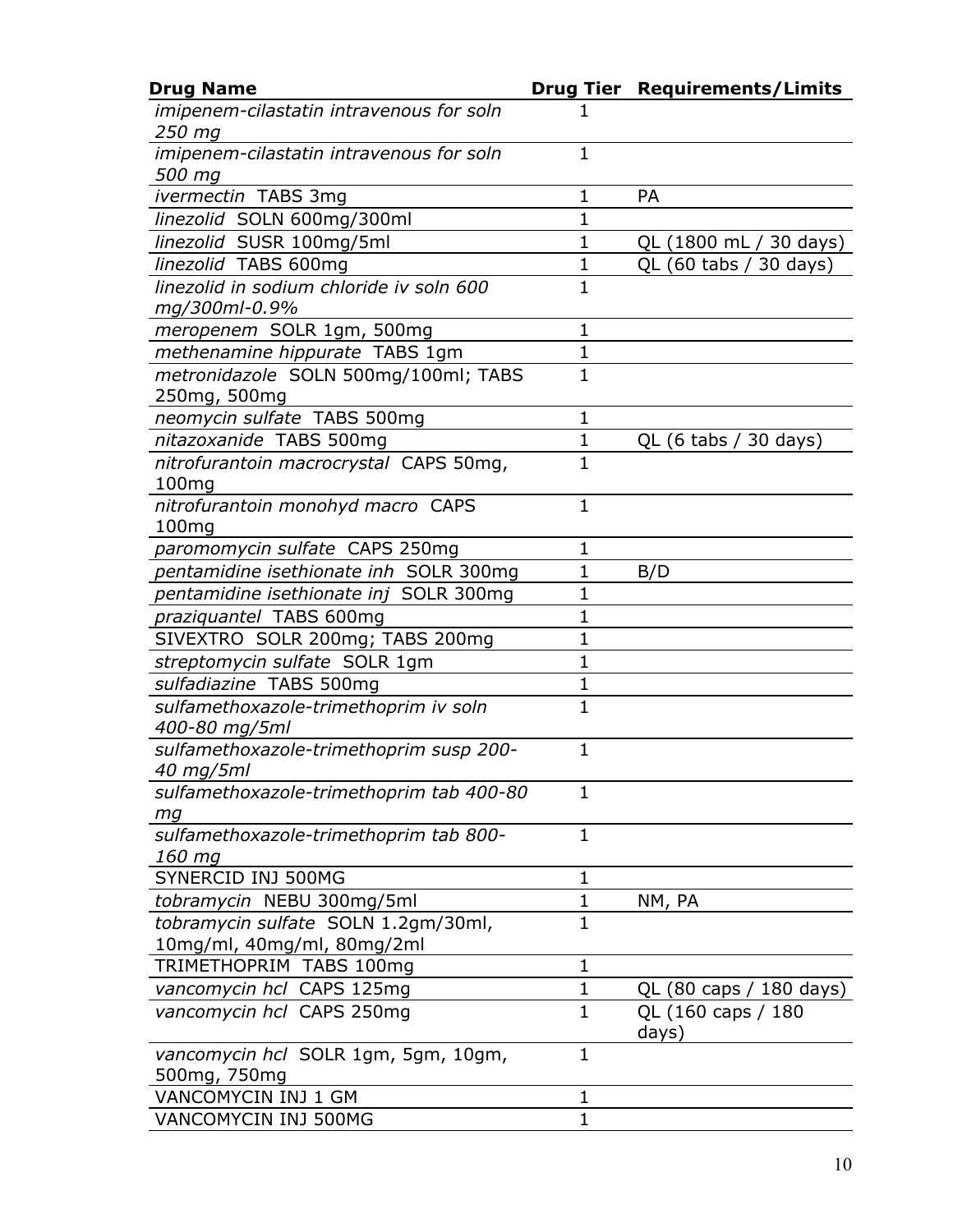| **Drug Name** | **Drug Tier** | **Requirements/Limits** |
|---|---|---|
| *imipenem-cilastatin intravenous for soln 250 mg* | 1 | |
| *imipenem-cilastatin intravenous for soln 500 mg* | 1 | |
| *ivermectin* TABS 3mg | 1 | PA |
| *linezolid* SOLN 600mg/300ml | 1 | |
| *linezolid* SUSR 100mg/5ml | 1 | QL (1800 mL / 30 days) |
| *linezolid* TABS 600mg | 1 | QL (60 tabs / 30 days) |
| *linezolid in sodium chloride iv soln 600 mg/300ml-0.9%* | 1 | |
| *meropenem* SOLR 1gm, 500mg | 1 | |
| *methenamine hippurate* TABS 1gm | 1 | |
| *metronidazole* SOLN 500mg/100ml; TABS 250mg, 500mg | 1 | |
| *neomycin sulfate* TABS 500mg | 1 | |
| *nitazoxanide* TABS 500mg | 1 | QL (6 tabs / 30 days) |
| *nitrofurantoin macrocrystal* CAPS 50mg, 100mg | 1 | |
| *nitrofurantoin monohyd macro* CAPS 100mg | 1 | |
| *paromomycin sulfate* CAPS 250mg | 1 | |
| *pentamidine isethionate inh* SOLR 300mg | 1 | B/D |
| *pentamidine isethionate inj* SOLR 300mg | 1 | |
| *praziquantel* TABS 600mg | 1 | |
| SIVEXTRO SOLR 200mg; TABS 200mg | 1 | |
| *streptomycin sulfate* SOLR 1gm | 1 | |
| *sulfadiazine* TABS 500mg | 1 | |
| *sulfamethoxazole-trimethoprim iv soln 400-80 mg/5ml* | 1 | |
| *sulfamethoxazole-trimethoprim susp 200-40 mg/5ml* | 1 | |
| *sulfamethoxazole-trimethoprim tab 400-80 mg* | 1 | |
| *sulfamethoxazole-trimethoprim tab 800-160 mg* | 1 | |
| SYNERCID INJ 500MG | 1 | |
| *tobramycin* NEBU 300mg/5ml | 1 | NM, PA |
| *tobramycin sulfate* SOLN 1.2gm/30ml, 10mg/ml, 40mg/ml, 80mg/2ml | 1 | |
| TRIMETHOPRIM TABS 100mg | 1 | |
| *vancomycin hcl* CAPS 125mg | 1 | QL (80 caps / 180 days) |
| *vancomycin hcl* CAPS 250mg | 1 | QL (160 caps / 180 days) |
| *vancomycin hcl* SOLR 1gm, 5gm, 10gm, 500mg, 750mg | 1 | |
| VANCOMYCIN INJ 1 GM | 1 | |
| VANCOMYCIN INJ 500MG | 1 | |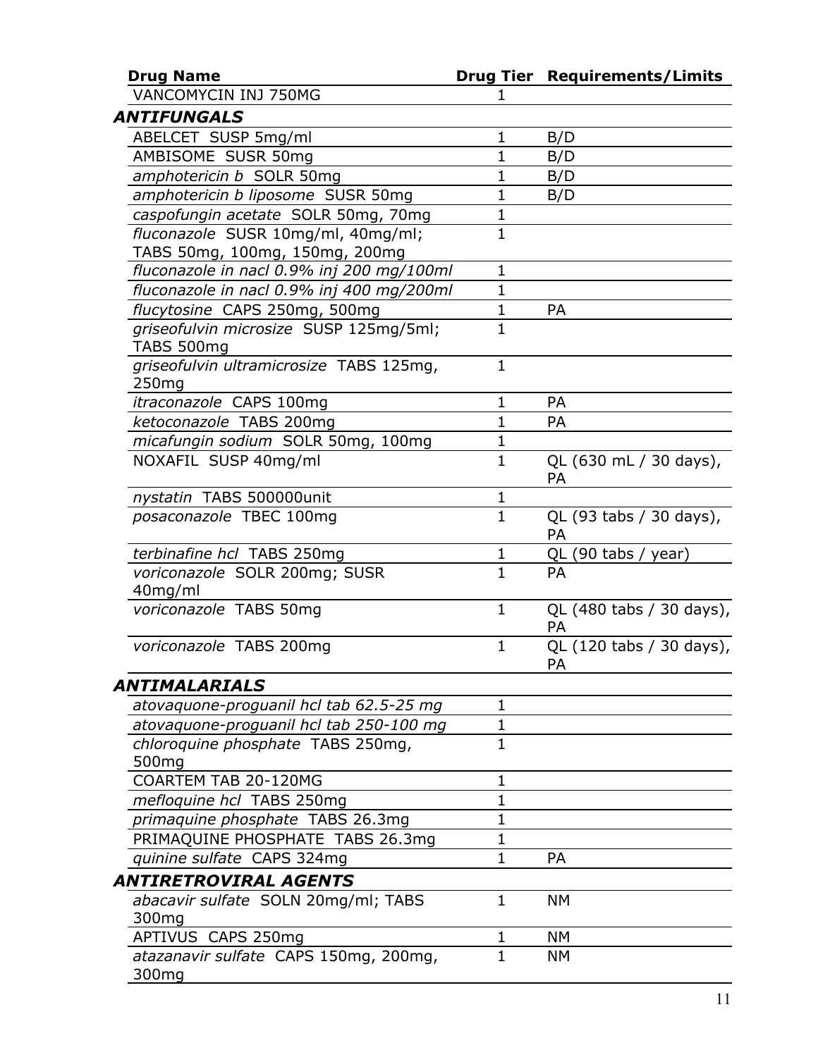| Drug Name | Drug Tier | Requirements/Limits |
|---|---|---|
| VANCOMYCIN INJ 750MG | 1 | |
| ***ANTIFUNGALS*** | | |
| ABELCET SUSP 5mg/ml | 1 | B/D |
| AMBISOME SUSR 50mg | 1 | B/D |
| *amphotericin b* SOLR 50mg | 1 | B/D |
| *amphotericin b liposome* SUSR 50mg | 1 | B/D |
| *caspofungin acetate* SOLR 50mg, 70mg | 1 | |
| *fluconazole* SUSR 10mg/ml, 40mg/ml; TABS 50mg, 100mg, 150mg, 200mg | 1 | |
| *fluconazole in nacl 0.9% inj 200 mg/100ml* | 1 | |
| *fluconazole in nacl 0.9% inj 400 mg/200ml* | 1 | |
| *flucytosine* CAPS 250mg, 500mg | 1 | PA |
| *griseofulvin microsize* SUSP 125mg/5ml; TABS 500mg | 1 | |
| *griseofulvin ultramicrosize* TABS 125mg, 250mg | 1 | |
| *itraconazole* CAPS 100mg | 1 | PA |
| *ketoconazole* TABS 200mg | 1 | PA |
| *micafungin sodium* SOLR 50mg, 100mg | 1 | |
| NOXAFIL SUSP 40mg/ml | 1 | QL (630 mL / 30 days), PA |
| *nystatin* TABS 500000unit | 1 | |
| *posaconazole* TBEC 100mg | 1 | QL (93 tabs / 30 days), PA |
| *terbinafine hcl* TABS 250mg | 1 | QL (90 tabs / year) |
| *voriconazole* SOLR 200mg; SUSR 40mg/ml | 1 | PA |
| *voriconazole* TABS 50mg | 1 | QL (480 tabs / 30 days), PA |
| *voriconazole* TABS 200mg | 1 | QL (120 tabs / 30 days), PA |
| ***ANTIMALARIALS*** | | |
| *atovaquone-proguanil hcl tab 62.5-25 mg* | 1 | |
| *atovaquone-proguanil hcl tab 250-100 mg* | 1 | |
| *chloroquine phosphate* TABS 250mg, 500mg | 1 | |
| COARTEM TAB 20-120MG | 1 | |
| *mefloquine hcl* TABS 250mg | 1 | |
| *primaquine phosphate* TABS 26.3mg | 1 | |
| PRIMAQUINE PHOSPHATE TABS 26.3mg | 1 | |
| *quinine sulfate* CAPS 324mg | 1 | PA |
| ***ANTIRETROVIRAL AGENTS*** | | |
| *abacavir sulfate* SOLN 20mg/ml; TABS 300mg | 1 | NM |
| APTIVUS CAPS 250mg | 1 | NM |
| *atazanavir sulfate* CAPS 150mg, 200mg, 300mg | 1 | NM |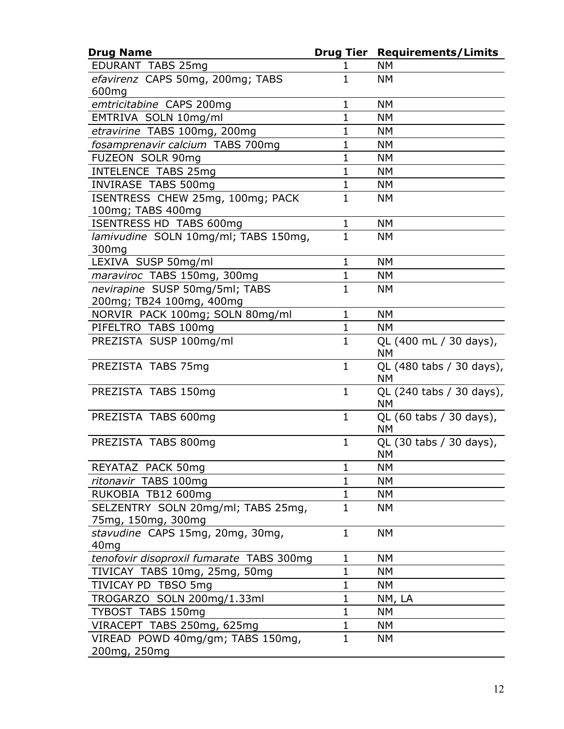| Drug Name | Drug Tier | Requirements/Limits |
|---|---|---|
| EDURANT TABS 25mg | 1 | NM |
| *efavirenz* CAPS 50mg, 200mg; TABS 600mg | 1 | NM |
| *emtricitabine* CAPS 200mg | 1 | NM |
| EMTRIVA SOLN 10mg/ml | 1 | NM |
| *etravirine* TABS 100mg, 200mg | 1 | NM |
| *fosamprenavir calcium* TABS 700mg | 1 | NM |
| FUZEON SOLR 90mg | 1 | NM |
| INTELENCE TABS 25mg | 1 | NM |
| INVIRASE TABS 500mg | 1 | NM |
| ISENTRESS CHEW 25mg, 100mg; PACK 100mg; TABS 400mg | 1 | NM |
| ISENTRESS HD TABS 600mg | 1 | NM |
| *lamivudine* SOLN 10mg/ml; TABS 150mg, 300mg | 1 | NM |
| LEXIVA SUSP 50mg/ml | 1 | NM |
| *maraviroc* TABS 150mg, 300mg | 1 | NM |
| *nevirapine* SUSP 50mg/5ml; TABS 200mg; TB24 100mg, 400mg | 1 | NM |
| NORVIR PACK 100mg; SOLN 80mg/ml | 1 | NM |
| PIFELTRO TABS 100mg | 1 | NM |
| PREZISTA SUSP 100mg/ml | 1 | QL (400 mL / 30 days), NM |
| PREZISTA TABS 75mg | 1 | QL (480 tabs / 30 days), NM |
| PREZISTA TABS 150mg | 1 | QL (240 tabs / 30 days), NM |
| PREZISTA TABS 600mg | 1 | QL (60 tabs / 30 days), NM |
| PREZISTA TABS 800mg | 1 | QL (30 tabs / 30 days), NM |
| REYATAZ PACK 50mg | 1 | NM |
| *ritonavir* TABS 100mg | 1 | NM |
| RUKOBIA TB12 600mg | 1 | NM |
| SELZENTRY SOLN 20mg/ml; TABS 25mg, 75mg, 150mg, 300mg | 1 | NM |
| *stavudine* CAPS 15mg, 20mg, 30mg, 40mg | 1 | NM |
| *tenofovir disoproxil fumarate* TABS 300mg | 1 | NM |
| TIVICAY TABS 10mg, 25mg, 50mg | 1 | NM |
| TIVICAY PD TBSO 5mg | 1 | NM |
| TROGARZO SOLN 200mg/1.33ml | 1 | NM, LA |
| TYBOST TABS 150mg | 1 | NM |
| VIRACEPT TABS 250mg, 625mg | 1 | NM |
| VIREAD POWD 40mg/gm; TABS 150mg, 200mg, 250mg | 1 | NM |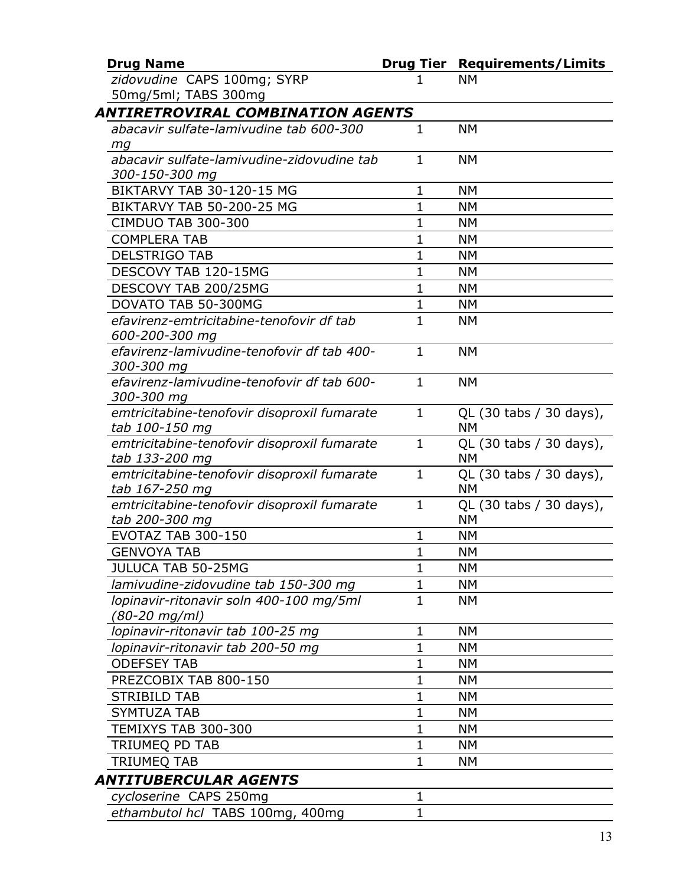| Drug Name | Drug Tier | Requirements/Limits |
|---|---|---|
| *zidovudine* CAPS 100mg; SYRP 50mg/5ml; TABS 300mg | 1 | NM |
| ***ANTIRETROVIRAL COMBINATION AGENTS*** | | |
| *abacavir sulfate-lamivudine tab 600-300 mg* | 1 | NM |
| *abacavir sulfate-lamivudine-zidovudine tab 300-150-300 mg* | 1 | NM |
| BIKTARVY TAB 30-120-15 MG | 1 | NM |
| BIKTARVY TAB 50-200-25 MG | 1 | NM |
| CIMDUO TAB 300-300 | 1 | NM |
| COMPLERA TAB | 1 | NM |
| DELSTRIGO TAB | 1 | NM |
| DESCOVY TAB 120-15MG | 1 | NM |
| DESCOVY TAB 200/25MG | 1 | NM |
| DOVATO TAB 50-300MG | 1 | NM |
| *efavirenz-emtricitabine-tenofovir df tab 600-200-300 mg* | 1 | NM |
| *efavirenz-lamivudine-tenofovir df tab 400-300-300 mg* | 1 | NM |
| *efavirenz-lamivudine-tenofovir df tab 600-300-300 mg* | 1 | NM |
| *emtricitabine-tenofovir disoproxil fumarate tab 100-150 mg* | 1 | QL (30 tabs / 30 days), NM |
| *emtricitabine-tenofovir disoproxil fumarate tab 133-200 mg* | 1 | QL (30 tabs / 30 days), NM |
| *emtricitabine-tenofovir disoproxil fumarate tab 167-250 mg* | 1 | QL (30 tabs / 30 days), NM |
| *emtricitabine-tenofovir disoproxil fumarate tab 200-300 mg* | 1 | QL (30 tabs / 30 days), NM |
| EVOTAZ TAB 300-150 | 1 | NM |
| GENVOYA TAB | 1 | NM |
| JULUCA TAB 50-25MG | 1 | NM |
| *lamivudine-zidovudine tab 150-300 mg* | 1 | NM |
| *lopinavir-ritonavir soln 400-100 mg/5ml (80-20 mg/ml)* | 1 | NM |
| *lopinavir-ritonavir tab 100-25 mg* | 1 | NM |
| *lopinavir-ritonavir tab 200-50 mg* | 1 | NM |
| ODEFSEY TAB | 1 | NM |
| PREZCOBIX TAB 800-150 | 1 | NM |
| STRIBILD TAB | 1 | NM |
| SYMTUZA TAB | 1 | NM |
| TEMIXYS TAB 300-300 | 1 | NM |
| TRIUMEQ PD TAB | 1 | NM |
| TRIUMEQ TAB | 1 | NM |
| ***ANTITUBERCULAR AGENTS*** | | |
| *cycloserine* CAPS 250mg | 1 | |
| *ethambutol hcl* TABS 100mg, 400mg | 1 | |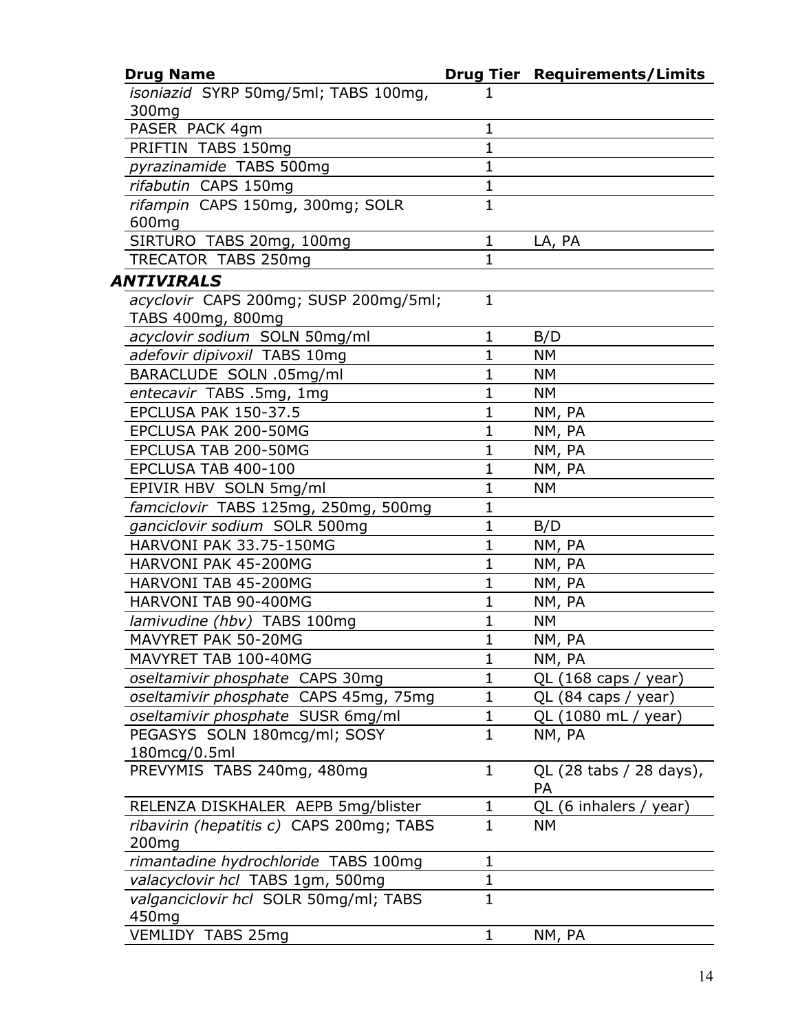| Drug Name | Drug Tier | Requirements/Limits |
|---|---|---|
| *isoniazid* SYRP 50mg/5ml; TABS 100mg, 300mg | 1 | |
| PASER PACK 4gm | 1 | |
| PRIFTIN TABS 150mg | 1 | |
| *pyrazinamide* TABS 500mg | 1 | |
| *rifabutin* CAPS 150mg | 1 | |
| *rifampin* CAPS 150mg, 300mg; SOLR 600mg | 1 | |
| SIRTURO TABS 20mg, 100mg | 1 | LA, PA |
| TRECATOR TABS 250mg | 1 | |
| ***ANTIVIRALS*** | | |
| *acyclovir* CAPS 200mg; SUSP 200mg/5ml; TABS 400mg, 800mg | 1 | |
| *acyclovir sodium* SOLN 50mg/ml | 1 | B/D |
| *adefovir dipivoxil* TABS 10mg | 1 | NM |
| BARACLUDE SOLN .05mg/ml | 1 | NM |
| *entecavir* TABS .5mg, 1mg | 1 | NM |
| EPCLUSA PAK 150-37.5 | 1 | NM, PA |
| EPCLUSA PAK 200-50MG | 1 | NM, PA |
| EPCLUSA TAB 200-50MG | 1 | NM, PA |
| EPCLUSA TAB 400-100 | 1 | NM, PA |
| EPIVIR HBV SOLN 5mg/ml | 1 | NM |
| *famciclovir* TABS 125mg, 250mg, 500mg | 1 | |
| *ganciclovir sodium* SOLR 500mg | 1 | B/D |
| HARVONI PAK 33.75-150MG | 1 | NM, PA |
| HARVONI PAK 45-200MG | 1 | NM, PA |
| HARVONI TAB 45-200MG | 1 | NM, PA |
| HARVONI TAB 90-400MG | 1 | NM, PA |
| *lamivudine (hbv)* TABS 100mg | 1 | NM |
| MAVYRET PAK 50-20MG | 1 | NM, PA |
| MAVYRET TAB 100-40MG | 1 | NM, PA |
| *oseltamivir phosphate* CAPS 30mg | 1 | QL (168 caps / year) |
| *oseltamivir phosphate* CAPS 45mg, 75mg | 1 | QL (84 caps / year) |
| *oseltamivir phosphate* SUSR 6mg/ml | 1 | QL (1080 mL / year) |
| PEGASYS SOLN 180mcg/ml; SOSY 180mcg/0.5ml | 1 | NM, PA |
| PREVYMIS TABS 240mg, 480mg | 1 | QL (28 tabs / 28 days), PA |
| RELENZA DISKHALER AEPB 5mg/blister | 1 | QL (6 inhalers / year) |
| *ribavirin (hepatitis c)* CAPS 200mg; TABS 200mg | 1 | NM |
| *rimantadine hydrochloride* TABS 100mg | 1 | |
| *valacyclovir hcl* TABS 1gm, 500mg | 1 | |
| *valganciclovir hcl* SOLR 50mg/ml; TABS 450mg | 1 | |
| VEMLIDY TABS 25mg | 1 | NM, PA |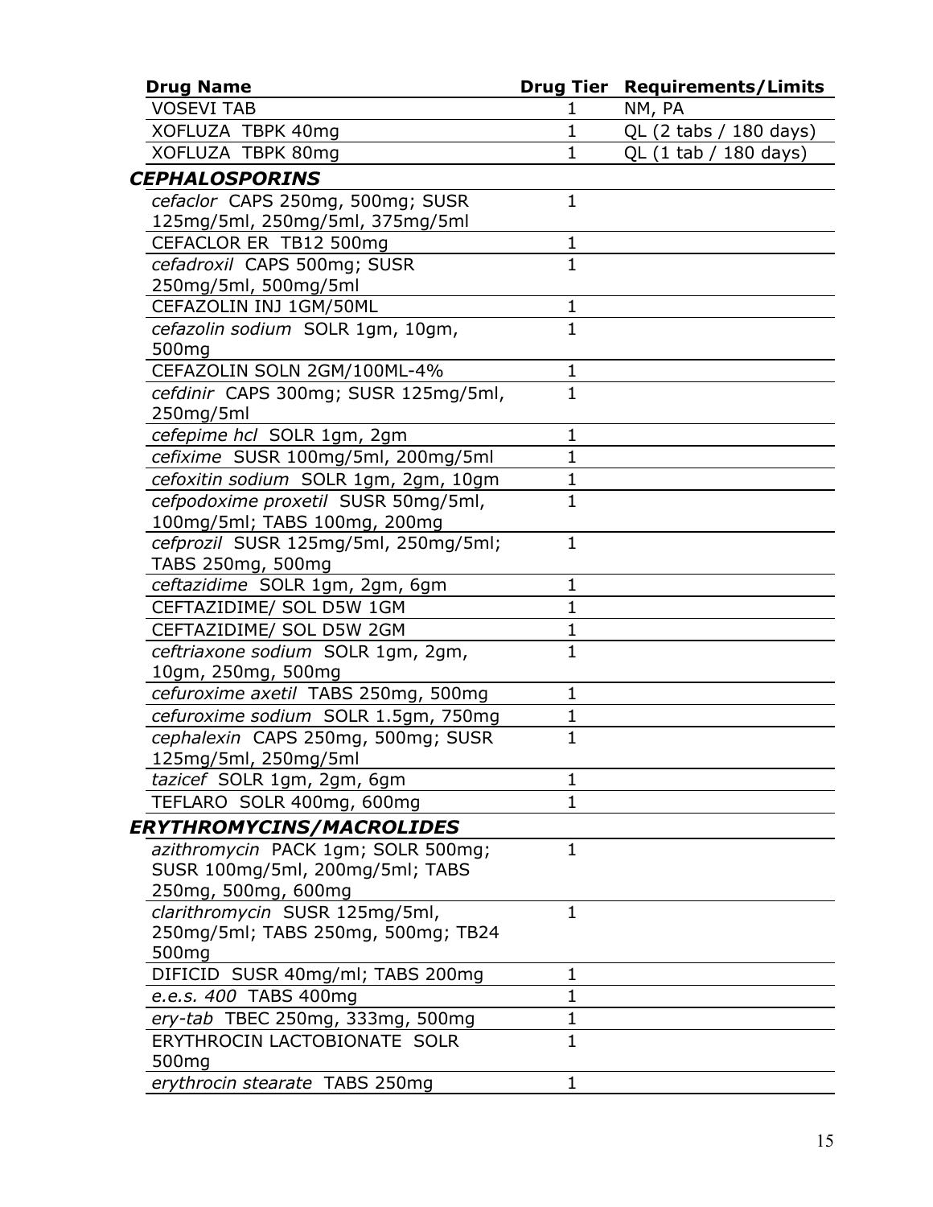| Drug Name | Drug Tier | Requirements/Limits |
|---|---|---|
| VOSEVI TAB | 1 | NM, PA |
| XOFLUZA TBPK 40mg | 1 | QL (2 tabs / 180 days) |
| XOFLUZA TBPK 80mg | 1 | QL (1 tab / 180 days) |
| ***CEPHALOSPORINS*** | | |
| *cefaclor* CAPS 250mg, 500mg; SUSR 125mg/5ml, 250mg/5ml, 375mg/5ml | 1 | |
| CEFACLOR ER TB12 500mg | 1 | |
| *cefadroxil* CAPS 500mg; SUSR 250mg/5ml, 500mg/5ml | 1 | |
| CEFAZOLIN INJ 1GM/50ML | 1 | |
| *cefazolin sodium* SOLR 1gm, 10gm, 500mg | 1 | |
| CEFAZOLIN SOLN 2GM/100ML-4% | 1 | |
| *cefdinir* CAPS 300mg; SUSR 125mg/5ml, 250mg/5ml | 1 | |
| *cefepime hcl* SOLR 1gm, 2gm | 1 | |
| *cefixime* SUSR 100mg/5ml, 200mg/5ml | 1 | |
| *cefoxitin sodium* SOLR 1gm, 2gm, 10gm | 1 | |
| *cefpodoxime proxetil* SUSR 50mg/5ml, 100mg/5ml; TABS 100mg, 200mg | 1 | |
| *cefprozil* SUSR 125mg/5ml, 250mg/5ml; TABS 250mg, 500mg | 1 | |
| *ceftazidime* SOLR 1gm, 2gm, 6gm | 1 | |
| CEFTAZIDIME/ SOL D5W 1GM | 1 | |
| CEFTAZIDIME/ SOL D5W 2GM | 1 | |
| *ceftriaxone sodium* SOLR 1gm, 2gm, 10gm, 250mg, 500mg | 1 | |
| *cefuroxime axetil* TABS 250mg, 500mg | 1 | |
| *cefuroxime sodium* SOLR 1.5gm, 750mg | 1 | |
| *cephalexin* CAPS 250mg, 500mg; SUSR 125mg/5ml, 250mg/5ml | 1 | |
| *tazicef* SOLR 1gm, 2gm, 6gm | 1 | |
| TEFLARO SOLR 400mg, 600mg | 1 | |
| ***ERYTHROMYCINS/MACROLIDES*** | | |
| *azithromycin* PACK 1gm; SOLR 500mg; SUSR 100mg/5ml, 200mg/5ml; TABS 250mg, 500mg, 600mg | 1 | |
| *clarithromycin* SUSR 125mg/5ml, 250mg/5ml; TABS 250mg, 500mg; TB24 500mg | 1 | |
| DIFICID SUSR 40mg/ml; TABS 200mg | 1 | |
| *e.e.s. 400* TABS 400mg | 1 | |
| *ery-tab* TBEC 250mg, 333mg, 500mg | 1 | |
| ERYTHROCIN LACTOBIONATE SOLR 500mg | 1 | |
| *erythrocin stearate* TABS 250mg | 1 | |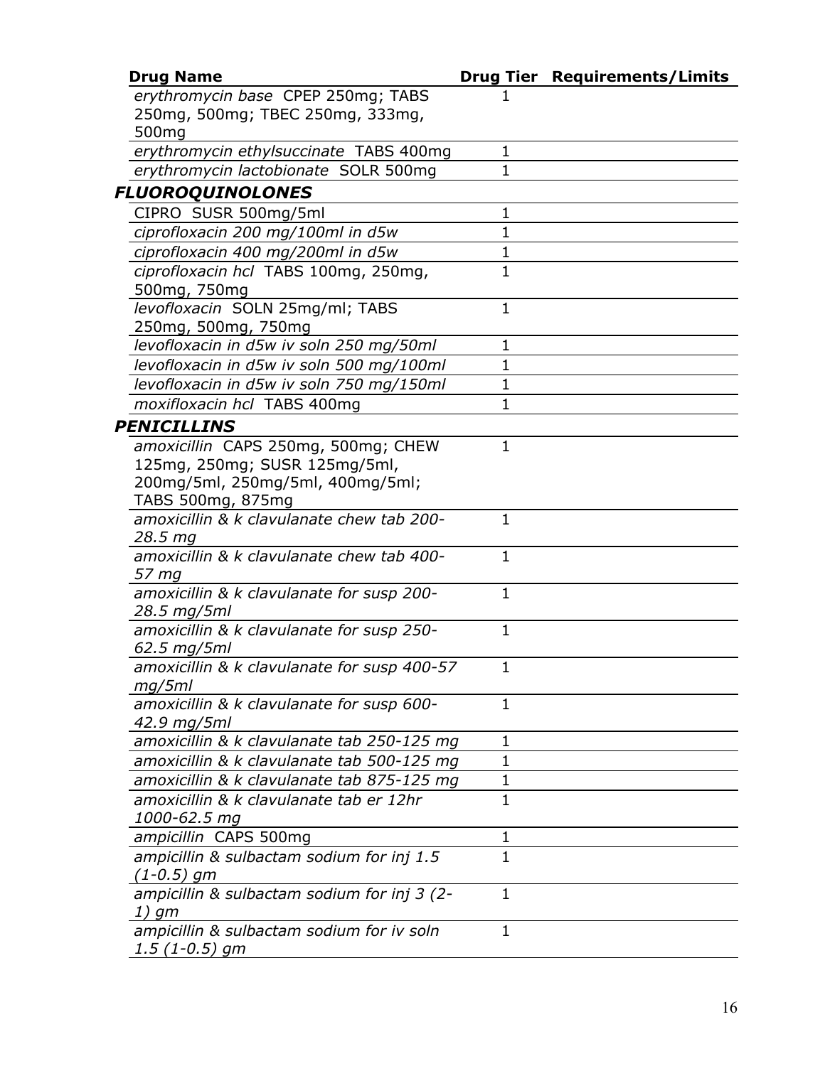| Drug Name | Drug Tier | Requirements/Limits |
|---|---|---|
| *erythromycin base* CPEP 250mg; TABS 250mg, 500mg; TBEC 250mg, 333mg, 500mg | 1 | |
| *erythromycin ethylsuccinate* TABS 400mg | 1 | |
| *erythromycin lactobionate* SOLR 500mg | 1 | |
| ***FLUOROQUINOLONES*** | | |
| CIPRO SUSR 500mg/5ml | 1 | |
| *ciprofloxacin 200 mg/100ml in d5w* | 1 | |
| *ciprofloxacin 400 mg/200ml in d5w* | 1 | |
| *ciprofloxacin hcl* TABS 100mg, 250mg, 500mg, 750mg | 1 | |
| *levofloxacin* SOLN 25mg/ml; TABS 250mg, 500mg, 750mg | 1 | |
| *levofloxacin in d5w iv soln 250 mg/50ml* | 1 | |
| *levofloxacin in d5w iv soln 500 mg/100ml* | 1 | |
| *levofloxacin in d5w iv soln 750 mg/150ml* | 1 | |
| *moxifloxacin hcl* TABS 400mg | 1 | |
| ***PENICILLINS*** | | |
| *amoxicillin* CAPS 250mg, 500mg; CHEW 125mg, 250mg; SUSR 125mg/5ml, 200mg/5ml, 250mg/5ml, 400mg/5ml; TABS 500mg, 875mg | 1 | |
| *amoxicillin & k clavulanate chew tab 200-28.5 mg* | 1 | |
| *amoxicillin & k clavulanate chew tab 400-57 mg* | 1 | |
| *amoxicillin & k clavulanate for susp 200-28.5 mg/5ml* | 1 | |
| *amoxicillin & k clavulanate for susp 250-62.5 mg/5ml* | 1 | |
| *amoxicillin & k clavulanate for susp 400-57 mg/5ml* | 1 | |
| *amoxicillin & k clavulanate for susp 600-42.9 mg/5ml* | 1 | |
| *amoxicillin & k clavulanate tab 250-125 mg* | 1 | |
| *amoxicillin & k clavulanate tab 500-125 mg* | 1 | |
| *amoxicillin & k clavulanate tab 875-125 mg* | 1 | |
| *amoxicillin & k clavulanate tab er 12hr 1000-62.5 mg* | 1 | |
| *ampicillin* CAPS 500mg | 1 | |
| *ampicillin & sulbactam sodium for inj 1.5 (1-0.5) gm* | 1 | |
| *ampicillin & sulbactam sodium for inj 3 (2-1) gm* | 1 | |
| *ampicillin & sulbactam sodium for iv soln 1.5 (1-0.5) gm* | 1 | |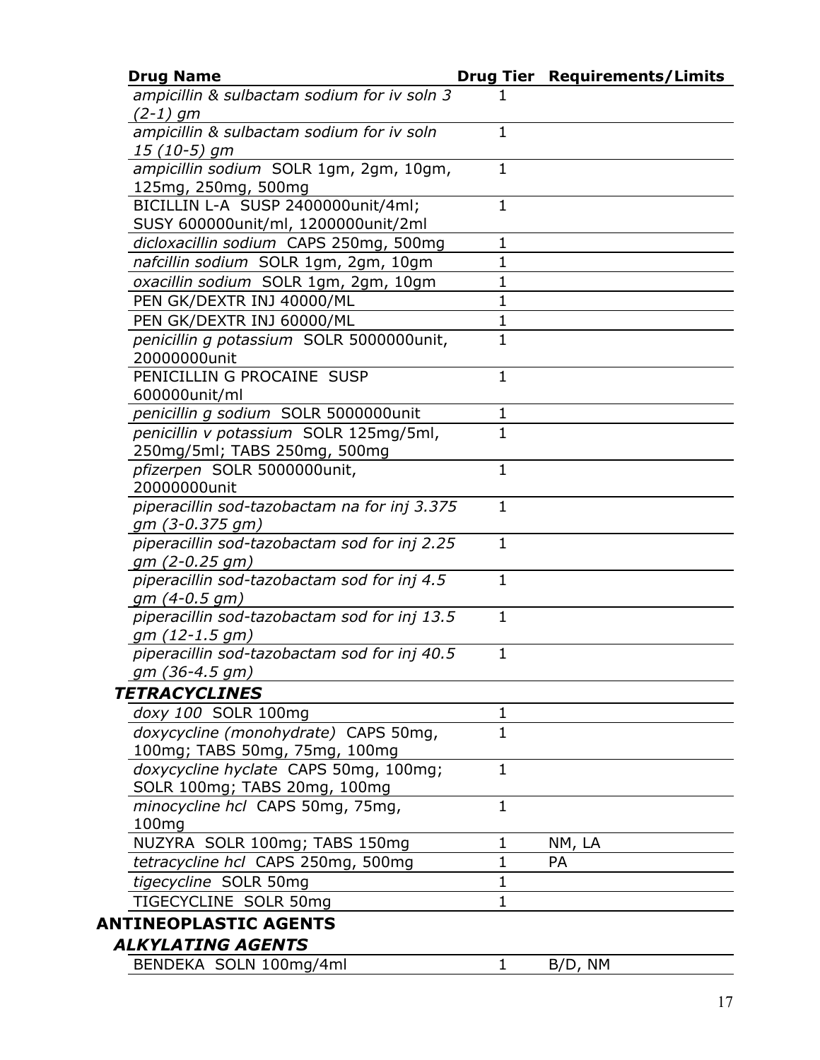| Drug Name | Drug Tier | Requirements/Limits |
|---|---|---|
| *ampicillin & sulbactam sodium for iv soln 3 (2-1) gm* | 1 | |
| *ampicillin & sulbactam sodium for iv soln 15 (10-5) gm* | 1 | |
| *ampicillin sodium* SOLR 1gm, 2gm, 10gm, 125mg, 250mg, 500mg | 1 | |
| BICILLIN L-A SUSP 2400000unit/4ml; SUSY 600000unit/ml, 1200000unit/2ml | 1 | |
| *dicloxacillin sodium* CAPS 250mg, 500mg | 1 | |
| *nafcillin sodium* SOLR 1gm, 2gm, 10gm | 1 | |
| *oxacillin sodium* SOLR 1gm, 2gm, 10gm | 1 | |
| PEN GK/DEXTR INJ 40000/ML | 1 | |
| PEN GK/DEXTR INJ 60000/ML | 1 | |
| *penicillin g potassium* SOLR 5000000unit, 20000000unit | 1 | |
| PENICILLIN G PROCAINE SUSP 600000unit/ml | 1 | |
| *penicillin g sodium* SOLR 5000000unit | 1 | |
| *penicillin v potassium* SOLR 125mg/5ml, 250mg/5ml; TABS 250mg, 500mg | 1 | |
| *pfizerpen* SOLR 5000000unit, 20000000unit | 1 | |
| *piperacillin sod-tazobactam na for inj 3.375 gm (3-0.375 gm)* | 1 | |
| *piperacillin sod-tazobactam sod for inj 2.25 gm (2-0.25 gm)* | 1 | |
| *piperacillin sod-tazobactam sod for inj 4.5 gm (4-0.5 gm)* | 1 | |
| *piperacillin sod-tazobactam sod for inj 13.5 gm (12-1.5 gm)* | 1 | |
| *piperacillin sod-tazobactam sod for inj 40.5 gm (36-4.5 gm)* | 1 | |
| ***TETRACYCLINES*** | | |
| *doxy 100* SOLR 100mg | 1 | |
| *doxycycline (monohydrate)* CAPS 50mg, 100mg; TABS 50mg, 75mg, 100mg | 1 | |
| *doxycycline hyclate* CAPS 50mg, 100mg; SOLR 100mg; TABS 20mg, 100mg | 1 | |
| *minocycline hcl* CAPS 50mg, 75mg, 100mg | 1 | |
| NUZYRA SOLR 100mg; TABS 150mg | 1 | NM, LA |
| *tetracycline hcl* CAPS 250mg, 500mg | 1 | PA |
| *tigecycline* SOLR 50mg | 1 | |
| TIGECYCLINE SOLR 50mg | 1 | |
| **ANTINEOPLASTIC AGENTS** | | |
| ***ALKYLATING AGENTS*** | | |
| BENDEKA SOLN 100mg/4ml | 1 | B/D, NM |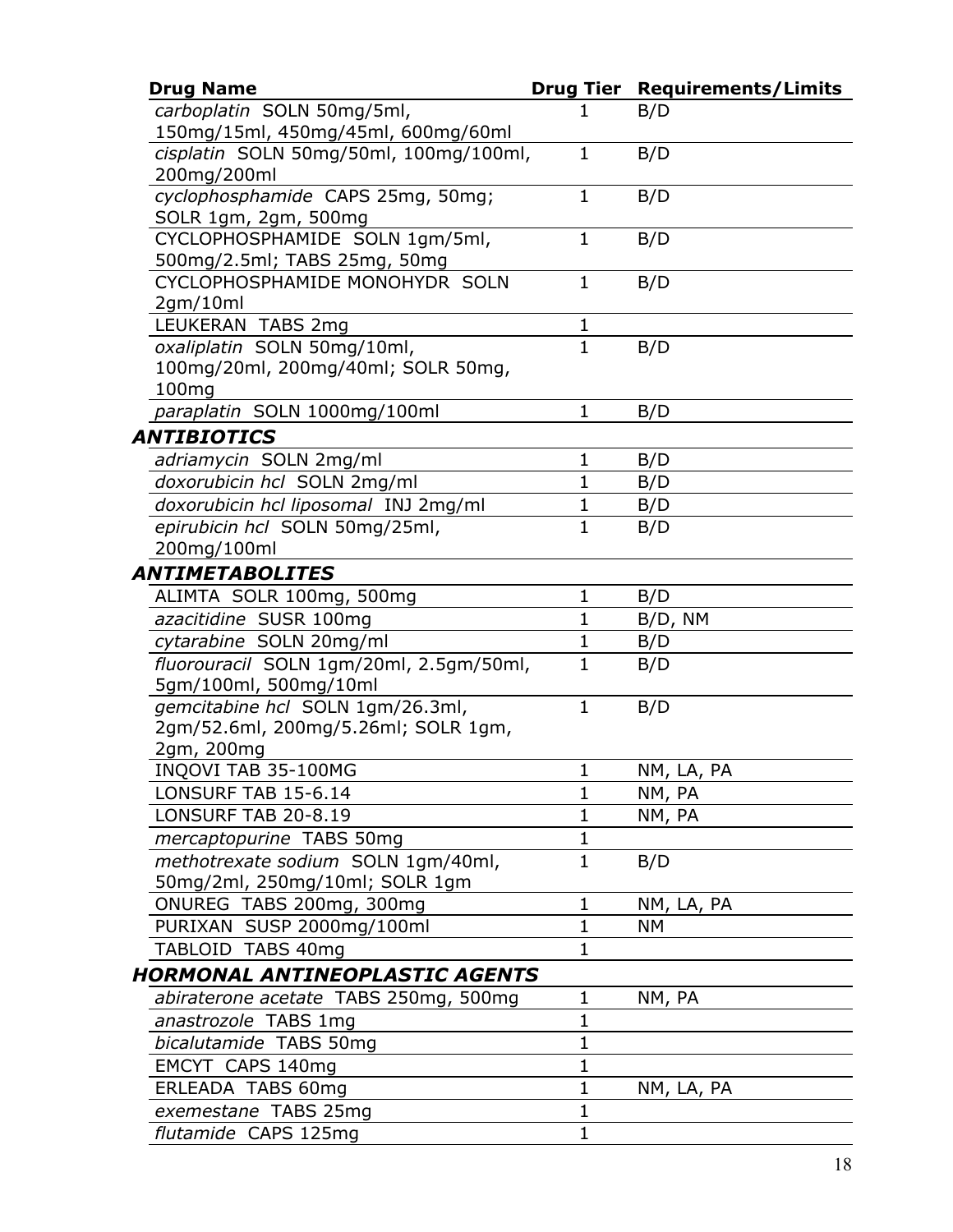| Drug Name | Drug Tier | Requirements/Limits |
|---|---|---|
| *carboplatin* SOLN 50mg/5ml, 150mg/15ml, 450mg/45ml, 600mg/60ml | 1 | B/D |
| *cisplatin* SOLN 50mg/50ml, 100mg/100ml, 200mg/200ml | 1 | B/D |
| *cyclophosphamide* CAPS 25mg, 50mg; SOLR 1gm, 2gm, 500mg | 1 | B/D |
| CYCLOPHOSPHAMIDE SOLN 1gm/5ml, 500mg/2.5ml; TABS 25mg, 50mg | 1 | B/D |
| CYCLOPHOSPHAMIDE MONOHYDR SOLN 2gm/10ml | 1 | B/D |
| LEUKERAN TABS 2mg | 1 | |
| *oxaliplatin* SOLN 50mg/10ml, 100mg/20ml, 200mg/40ml; SOLR 50mg, 100mg | 1 | B/D |
| *paraplatin* SOLN 1000mg/100ml | 1 | B/D |
| ***ANTIBIOTICS*** | | |
| *adriamycin* SOLN 2mg/ml | 1 | B/D |
| *doxorubicin hcl* SOLN 2mg/ml | 1 | B/D |
| *doxorubicin hcl liposomal* INJ 2mg/ml | 1 | B/D |
| *epirubicin hcl* SOLN 50mg/25ml, 200mg/100ml | 1 | B/D |
| ***ANTIMETABOLITES*** | | |
| ALIMTA SOLR 100mg, 500mg | 1 | B/D |
| *azacitidine* SUSR 100mg | 1 | B/D, NM |
| *cytarabine* SOLN 20mg/ml | 1 | B/D |
| *fluorouracil* SOLN 1gm/20ml, 2.5gm/50ml, 5gm/100ml, 500mg/10ml | 1 | B/D |
| *gemcitabine hcl* SOLN 1gm/26.3ml, 2gm/52.6ml, 200mg/5.26ml; SOLR 1gm, 2gm, 200mg | 1 | B/D |
| INQOVI TAB 35-100MG | 1 | NM, LA, PA |
| LONSURF TAB 15-6.14 | 1 | NM, PA |
| LONSURF TAB 20-8.19 | 1 | NM, PA |
| *mercaptopurine* TABS 50mg | 1 | |
| *methotrexate sodium* SOLN 1gm/40ml, 50mg/2ml, 250mg/10ml; SOLR 1gm | 1 | B/D |
| ONUREG TABS 200mg, 300mg | 1 | NM, LA, PA |
| PURIXAN SUSP 2000mg/100ml | 1 | NM |
| TABLOID TABS 40mg | 1 | |
| ***HORMONAL ANTINEOPLASTIC AGENTS*** | | |
| *abiraterone acetate* TABS 250mg, 500mg | 1 | NM, PA |
| *anastrozole* TABS 1mg | 1 | |
| *bicalutamide* TABS 50mg | 1 | |
| EMCYT CAPS 140mg | 1 | |
| ERLEADA TABS 60mg | 1 | NM, LA, PA |
| *exemestane* TABS 25mg | 1 | |
| *flutamide* CAPS 125mg | 1 | |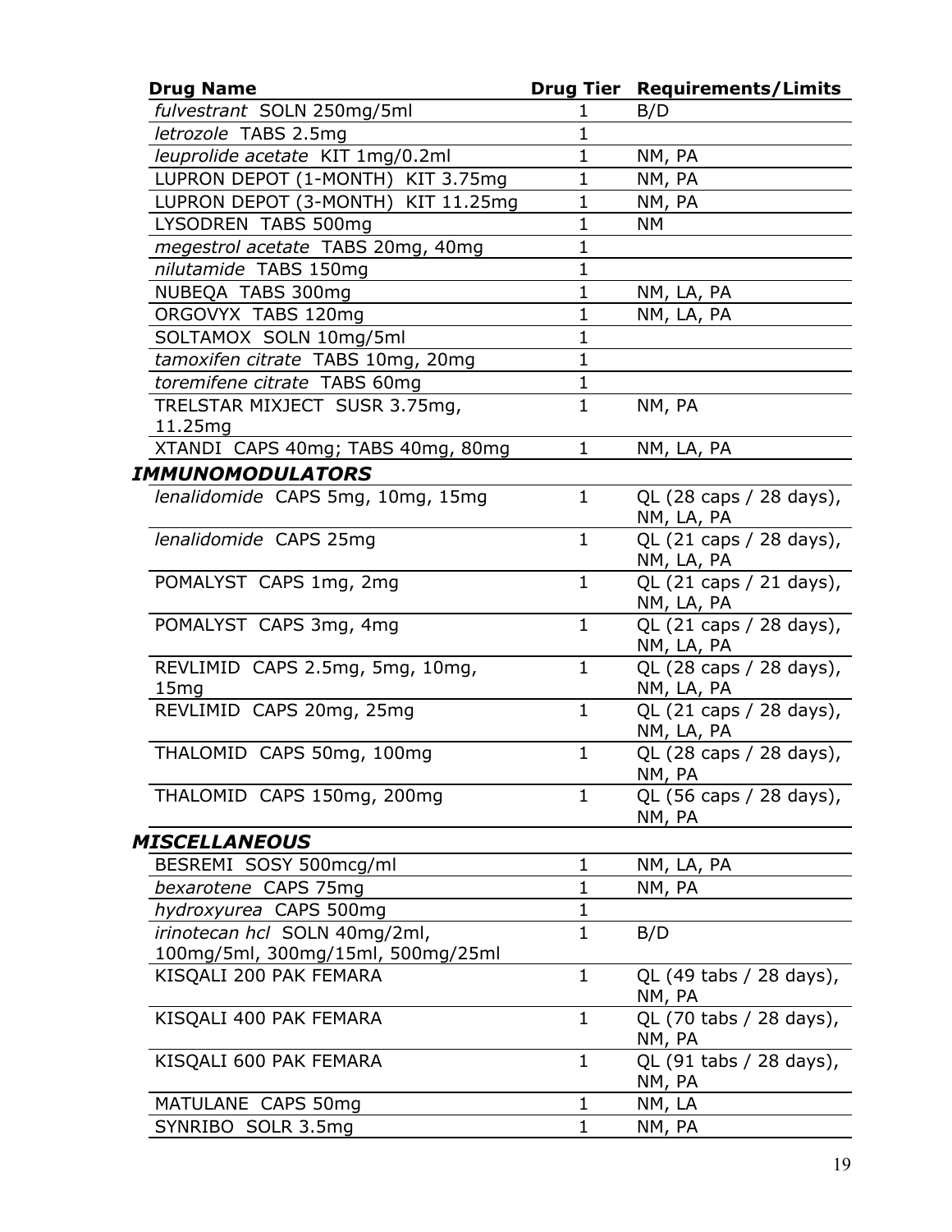| Drug Name | Drug Tier | Requirements/Limits |
|---|---|---|
| *fulvestrant* SOLN 250mg/5ml | 1 | B/D |
| *letrozole* TABS 2.5mg | 1 | |
| *leuprolide acetate* KIT 1mg/0.2ml | 1 | NM, PA |
| LUPRON DEPOT (1-MONTH) KIT 3.75mg | 1 | NM, PA |
| LUPRON DEPOT (3-MONTH) KIT 11.25mg | 1 | NM, PA |
| LYSODREN TABS 500mg | 1 | NM |
| *megestrol acetate* TABS 20mg, 40mg | 1 | |
| *nilutamide* TABS 150mg | 1 | |
| NUBEQA TABS 300mg | 1 | NM, LA, PA |
| ORGOVYX TABS 120mg | 1 | NM, LA, PA |
| SOLTAMOX SOLN 10mg/5ml | 1 | |
| *tamoxifen citrate* TABS 10mg, 20mg | 1 | |
| *toremifene citrate* TABS 60mg | 1 | |
| TRELSTAR MIXJECT SUSR 3.75mg, 11.25mg | 1 | NM, PA |
| XTANDI CAPS 40mg; TABS 40mg, 80mg | 1 | NM, LA, PA |
| ***IMMUNOMODULATORS*** | | |
| *lenalidomide* CAPS 5mg, 10mg, 15mg | 1 | QL (28 caps / 28 days), NM, LA, PA |
| *lenalidomide* CAPS 25mg | 1 | QL (21 caps / 28 days), NM, LA, PA |
| POMALYST CAPS 1mg, 2mg | 1 | QL (21 caps / 21 days), NM, LA, PA |
| POMALYST CAPS 3mg, 4mg | 1 | QL (21 caps / 28 days), NM, LA, PA |
| REVLIMID CAPS 2.5mg, 5mg, 10mg, 15mg | 1 | QL (28 caps / 28 days), NM, LA, PA |
| REVLIMID CAPS 20mg, 25mg | 1 | QL (21 caps / 28 days), NM, LA, PA |
| THALOMID CAPS 50mg, 100mg | 1 | QL (28 caps / 28 days), NM, PA |
| THALOMID CAPS 150mg, 200mg | 1 | QL (56 caps / 28 days), NM, PA |
| ***MISCELLANEOUS*** | | |
| BESREMI SOSY 500mcg/ml | 1 | NM, LA, PA |
| *bexarotene* CAPS 75mg | 1 | NM, PA |
| *hydroxyurea* CAPS 500mg | 1 | |
| *irinotecan hcl* SOLN 40mg/2ml, 100mg/5ml, 300mg/15ml, 500mg/25ml | 1 | B/D |
| KISQALI 200 PAK FEMARA | 1 | QL (49 tabs / 28 days), NM, PA |
| KISQALI 400 PAK FEMARA | 1 | QL (70 tabs / 28 days), NM, PA |
| KISQALI 600 PAK FEMARA | 1 | QL (91 tabs / 28 days), NM, PA |
| MATULANE CAPS 50mg | 1 | NM, LA |
| SYNRIBO SOLR 3.5mg | 1 | NM, PA |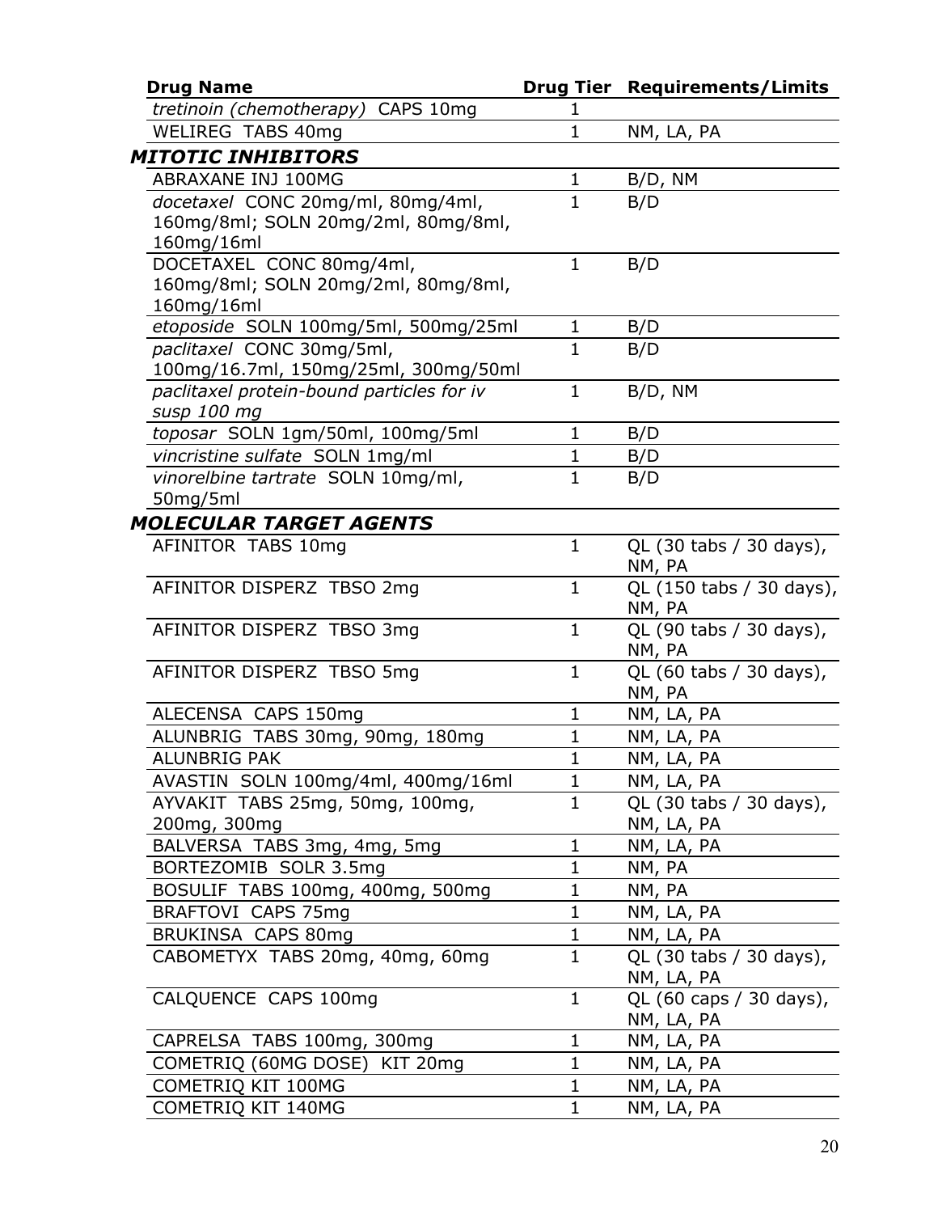| Drug Name | Drug Tier | Requirements/Limits |
|---|---|---|
| *tretinoin (chemotherapy)* CAPS 10mg | 1 | |
| WELIREG TABS 40mg | 1 | NM, LA, PA |
| ***MITOTIC INHIBITORS*** | | |
| ABRAXANE INJ 100MG | 1 | B/D, NM |
| *docetaxel* CONC 20mg/ml, 80mg/4ml, 160mg/8ml; SOLN 20mg/2ml, 80mg/8ml, 160mg/16ml | 1 | B/D |
| DOCETAXEL CONC 80mg/4ml, 160mg/8ml; SOLN 20mg/2ml, 80mg/8ml, 160mg/16ml | 1 | B/D |
| *etoposide* SOLN 100mg/5ml, 500mg/25ml | 1 | B/D |
| *paclitaxel* CONC 30mg/5ml, 100mg/16.7ml, 150mg/25ml, 300mg/50ml | 1 | B/D |
| *paclitaxel protein-bound particles for iv susp 100 mg* | 1 | B/D, NM |
| *toposar* SOLN 1gm/50ml, 100mg/5ml | 1 | B/D |
| *vincristine sulfate* SOLN 1mg/ml | 1 | B/D |
| *vinorelbine tartrate* SOLN 10mg/ml, 50mg/5ml | 1 | B/D |
| ***MOLECULAR TARGET AGENTS*** | | |
| AFINITOR TABS 10mg | 1 | QL (30 tabs / 30 days), NM, PA |
| AFINITOR DISPERZ TBSO 2mg | 1 | QL (150 tabs / 30 days), NM, PA |
| AFINITOR DISPERZ TBSO 3mg | 1 | QL (90 tabs / 30 days), NM, PA |
| AFINITOR DISPERZ TBSO 5mg | 1 | QL (60 tabs / 30 days), NM, PA |
| ALECENSA CAPS 150mg | 1 | NM, LA, PA |
| ALUNBRIG TABS 30mg, 90mg, 180mg | 1 | NM, LA, PA |
| ALUNBRIG PAK | 1 | NM, LA, PA |
| AVASTIN SOLN 100mg/4ml, 400mg/16ml | 1 | NM, LA, PA |
| AYVAKIT TABS 25mg, 50mg, 100mg, 200mg, 300mg | 1 | QL (30 tabs / 30 days), NM, LA, PA |
| BALVERSA TABS 3mg, 4mg, 5mg | 1 | NM, LA, PA |
| BORTEZOMIB SOLR 3.5mg | 1 | NM, PA |
| BOSULIF TABS 100mg, 400mg, 500mg | 1 | NM, PA |
| BRAFTOVI CAPS 75mg | 1 | NM, LA, PA |
| BRUKINSA CAPS 80mg | 1 | NM, LA, PA |
| CABOMETYX TABS 20mg, 40mg, 60mg | 1 | QL (30 tabs / 30 days), NM, LA, PA |
| CALQUENCE CAPS 100mg | 1 | QL (60 caps / 30 days), NM, LA, PA |
| CAPRELSA TABS 100mg, 300mg | 1 | NM, LA, PA |
| COMETRIQ (60MG DOSE) KIT 20mg | 1 | NM, LA, PA |
| COMETRIQ KIT 100MG | 1 | NM, LA, PA |
| COMETRIQ KIT 140MG | 1 | NM, LA, PA |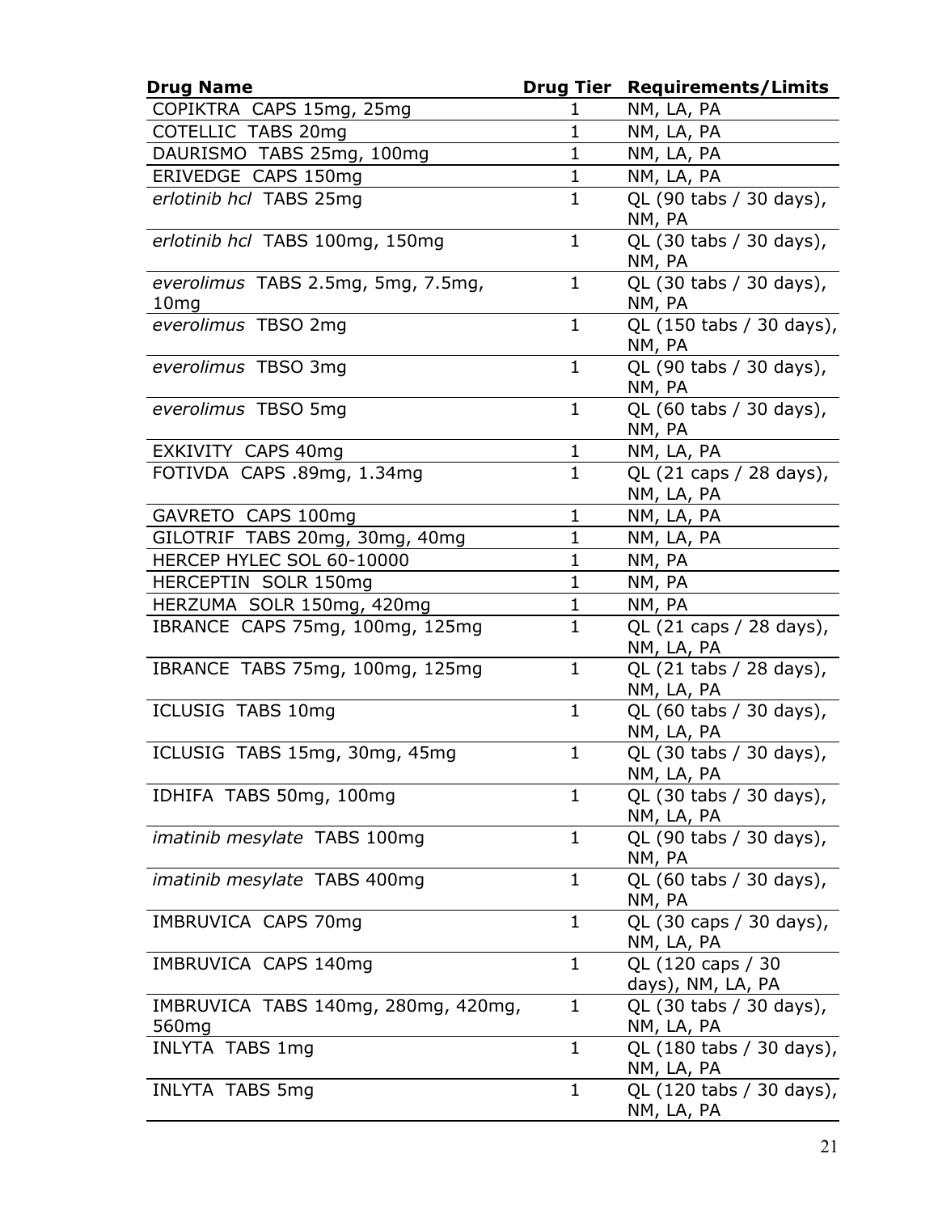| Drug Name | Drug Tier | Requirements/Limits |
|---|---|---|
| COPIKTRA CAPS 15mg, 25mg | 1 | NM, LA, PA |
| COTELLIC TABS 20mg | 1 | NM, LA, PA |
| DAURISMO TABS 25mg, 100mg | 1 | NM, LA, PA |
| ERIVEDGE CAPS 150mg | 1 | NM, LA, PA |
| *erlotinib hcl* TABS 25mg | 1 | QL (90 tabs / 30 days), NM, PA |
| *erlotinib hcl* TABS 100mg, 150mg | 1 | QL (30 tabs / 30 days), NM, PA |
| *everolimus* TABS 2.5mg, 5mg, 7.5mg, 10mg | 1 | QL (30 tabs / 30 days), NM, PA |
| *everolimus* TBSO 2mg | 1 | QL (150 tabs / 30 days), NM, PA |
| *everolimus* TBSO 3mg | 1 | QL (90 tabs / 30 days), NM, PA |
| *everolimus* TBSO 5mg | 1 | QL (60 tabs / 30 days), NM, PA |
| EXKIVITY CAPS 40mg | 1 | NM, LA, PA |
| FOTIVDA CAPS .89mg, 1.34mg | 1 | QL (21 caps / 28 days), NM, LA, PA |
| GAVRETO CAPS 100mg | 1 | NM, LA, PA |
| GILOTRIF TABS 20mg, 30mg, 40mg | 1 | NM, LA, PA |
| HERCEP HYLEC SOL 60-10000 | 1 | NM, PA |
| HERCEPTIN SOLR 150mg | 1 | NM, PA |
| HERZUMA SOLR 150mg, 420mg | 1 | NM, PA |
| IBRANCE CAPS 75mg, 100mg, 125mg | 1 | QL (21 caps / 28 days), NM, LA, PA |
| IBRANCE TABS 75mg, 100mg, 125mg | 1 | QL (21 tabs / 28 days), NM, LA, PA |
| ICLUSIG TABS 10mg | 1 | QL (60 tabs / 30 days), NM, LA, PA |
| ICLUSIG TABS 15mg, 30mg, 45mg | 1 | QL (30 tabs / 30 days), NM, LA, PA |
| IDHIFA TABS 50mg, 100mg | 1 | QL (30 tabs / 30 days), NM, LA, PA |
| *imatinib mesylate* TABS 100mg | 1 | QL (90 tabs / 30 days), NM, PA |
| *imatinib mesylate* TABS 400mg | 1 | QL (60 tabs / 30 days), NM, PA |
| IMBRUVICA CAPS 70mg | 1 | QL (30 caps / 30 days), NM, LA, PA |
| IMBRUVICA CAPS 140mg | 1 | QL (120 caps / 30 days), NM, LA, PA |
| IMBRUVICA TABS 140mg, 280mg, 420mg, 560mg | 1 | QL (30 tabs / 30 days), NM, LA, PA |
| INLYTA TABS 1mg | 1 | QL (180 tabs / 30 days), NM, LA, PA |
| INLYTA TABS 5mg | 1 | QL (120 tabs / 30 days), NM, LA, PA |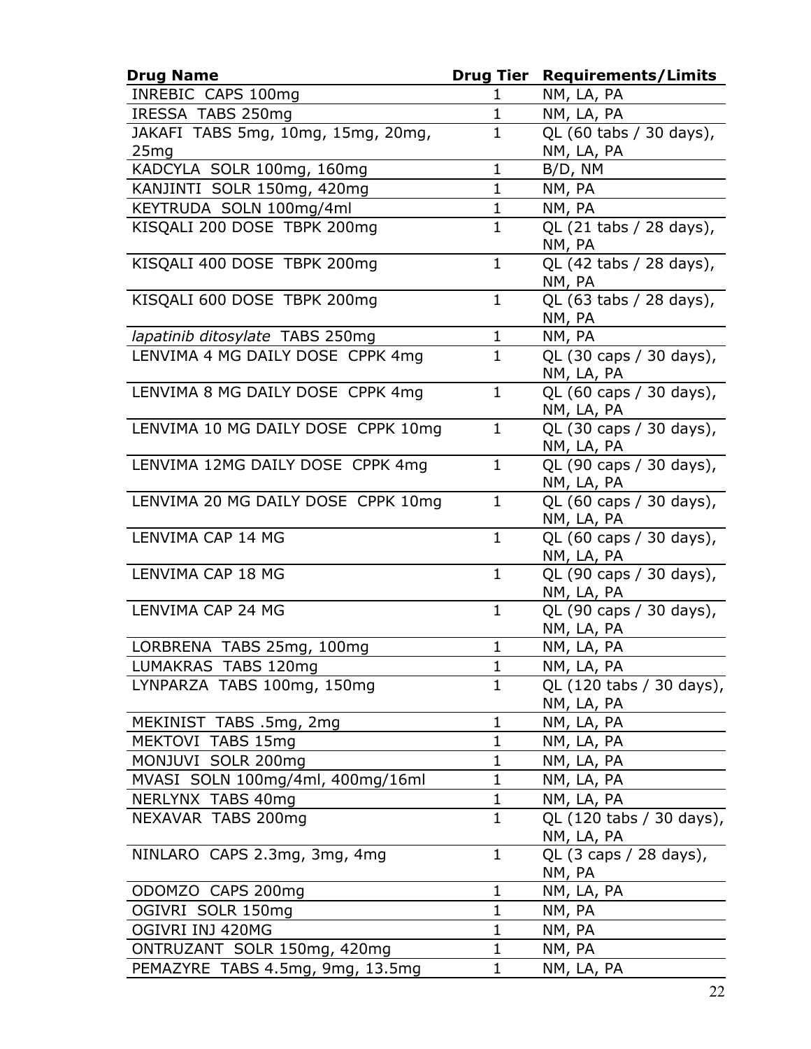| Drug Name | Drug Tier | Requirements/Limits |
|---|---|---|
| INREBIC CAPS 100mg | 1 | NM, LA, PA |
| IRESSA TABS 250mg | 1 | NM, LA, PA |
| JAKAFI TABS 5mg, 10mg, 15mg, 20mg, 25mg | 1 | QL (60 tabs / 30 days), NM, LA, PA |
| KADCYLA SOLR 100mg, 160mg | 1 | B/D, NM |
| KANJINTI SOLR 150mg, 420mg | 1 | NM, PA |
| KEYTRUDA SOLN 100mg/4ml | 1 | NM, PA |
| KISQALI 200 DOSE TBPK 200mg | 1 | QL (21 tabs / 28 days), NM, PA |
| KISQALI 400 DOSE TBPK 200mg | 1 | QL (42 tabs / 28 days), NM, PA |
| KISQALI 600 DOSE TBPK 200mg | 1 | QL (63 tabs / 28 days), NM, PA |
| *lapatinib ditosylate* TABS 250mg | 1 | NM, PA |
| LENVIMA 4 MG DAILY DOSE CPPK 4mg | 1 | QL (30 caps / 30 days), NM, LA, PA |
| LENVIMA 8 MG DAILY DOSE CPPK 4mg | 1 | QL (60 caps / 30 days), NM, LA, PA |
| LENVIMA 10 MG DAILY DOSE CPPK 10mg | 1 | QL (30 caps / 30 days), NM, LA, PA |
| LENVIMA 12MG DAILY DOSE CPPK 4mg | 1 | QL (90 caps / 30 days), NM, LA, PA |
| LENVIMA 20 MG DAILY DOSE CPPK 10mg | 1 | QL (60 caps / 30 days), NM, LA, PA |
| LENVIMA CAP 14 MG | 1 | QL (60 caps / 30 days), NM, LA, PA |
| LENVIMA CAP 18 MG | 1 | QL (90 caps / 30 days), NM, LA, PA |
| LENVIMA CAP 24 MG | 1 | QL (90 caps / 30 days), NM, LA, PA |
| LORBRENA TABS 25mg, 100mg | 1 | NM, LA, PA |
| LUMAKRAS TABS 120mg | 1 | NM, LA, PA |
| LYNPARZA TABS 100mg, 150mg | 1 | QL (120 tabs / 30 days), NM, LA, PA |
| MEKINIST TABS .5mg, 2mg | 1 | NM, LA, PA |
| MEKTOVI TABS 15mg | 1 | NM, LA, PA |
| MONJUVI SOLR 200mg | 1 | NM, LA, PA |
| MVASI SOLN 100mg/4ml, 400mg/16ml | 1 | NM, LA, PA |
| NERLYNX TABS 40mg | 1 | NM, LA, PA |
| NEXAVAR TABS 200mg | 1 | QL (120 tabs / 30 days), NM, LA, PA |
| NINLARO CAPS 2.3mg, 3mg, 4mg | 1 | QL (3 caps / 28 days), NM, PA |
| ODOMZO CAPS 200mg | 1 | NM, LA, PA |
| OGIVRI SOLR 150mg | 1 | NM, PA |
| OGIVRI INJ 420MG | 1 | NM, PA |
| ONTRUZANT SOLR 150mg, 420mg | 1 | NM, PA |
| PEMAZYRE TABS 4.5mg, 9mg, 13.5mg | 1 | NM, LA, PA |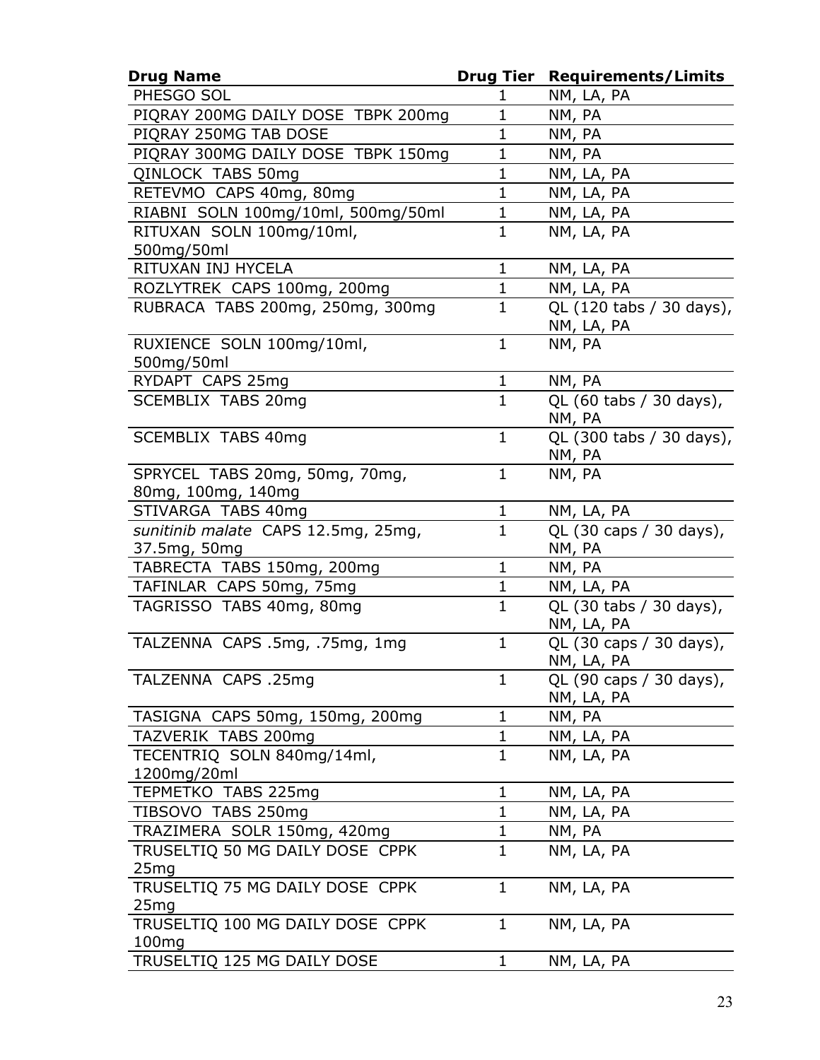| Drug Name | Drug Tier | Requirements/Limits |
|---|---|---|
| PHESGO SOL | 1 | NM, LA, PA |
| PIQRAY 200MG DAILY DOSE TBPK 200mg | 1 | NM, PA |
| PIQRAY 250MG TAB DOSE | 1 | NM, PA |
| PIQRAY 300MG DAILY DOSE TBPK 150mg | 1 | NM, PA |
| QINLOCK TABS 50mg | 1 | NM, LA, PA |
| RETEVMO CAPS 40mg, 80mg | 1 | NM, LA, PA |
| RIABNI SOLN 100mg/10ml, 500mg/50ml | 1 | NM, LA, PA |
| RITUXAN SOLN 100mg/10ml, 500mg/50ml | 1 | NM, LA, PA |
| RITUXAN INJ HYCELA | 1 | NM, LA, PA |
| ROZLYTREK CAPS 100mg, 200mg | 1 | NM, LA, PA |
| RUBRACA TABS 200mg, 250mg, 300mg | 1 | QL (120 tabs / 30 days), NM, LA, PA |
| RUXIENCE SOLN 100mg/10ml, 500mg/50ml | 1 | NM, PA |
| RYDAPT CAPS 25mg | 1 | NM, PA |
| SCEMBLIX TABS 20mg | 1 | QL (60 tabs / 30 days), NM, PA |
| SCEMBLIX TABS 40mg | 1 | QL (300 tabs / 30 days), NM, PA |
| SPRYCEL TABS 20mg, 50mg, 70mg, 80mg, 100mg, 140mg | 1 | NM, PA |
| STIVARGA TABS 40mg | 1 | NM, LA, PA |
| *sunitinib malate* CAPS 12.5mg, 25mg, 37.5mg, 50mg | 1 | QL (30 caps / 30 days), NM, PA |
| TABRECTA TABS 150mg, 200mg | 1 | NM, PA |
| TAFINLAR CAPS 50mg, 75mg | 1 | NM, LA, PA |
| TAGRISSO TABS 40mg, 80mg | 1 | QL (30 tabs / 30 days), NM, LA, PA |
| TALZENNA CAPS .5mg, .75mg, 1mg | 1 | QL (30 caps / 30 days), NM, LA, PA |
| TALZENNA CAPS .25mg | 1 | QL (90 caps / 30 days), NM, LA, PA |
| TASIGNA CAPS 50mg, 150mg, 200mg | 1 | NM, PA |
| TAZVERIK TABS 200mg | 1 | NM, LA, PA |
| TECENTRIQ SOLN 840mg/14ml, 1200mg/20ml | 1 | NM, LA, PA |
| TEPMETKO TABS 225mg | 1 | NM, LA, PA |
| TIBSOVO TABS 250mg | 1 | NM, LA, PA |
| TRAZIMERA SOLR 150mg, 420mg | 1 | NM, PA |
| TRUSELTIQ 50 MG DAILY DOSE CPPK 25mg | 1 | NM, LA, PA |
| TRUSELTIQ 75 MG DAILY DOSE CPPK 25mg | 1 | NM, LA, PA |
| TRUSELTIQ 100 MG DAILY DOSE CPPK 100mg | 1 | NM, LA, PA |
| TRUSELTIQ 125 MG DAILY DOSE | 1 | NM, LA, PA |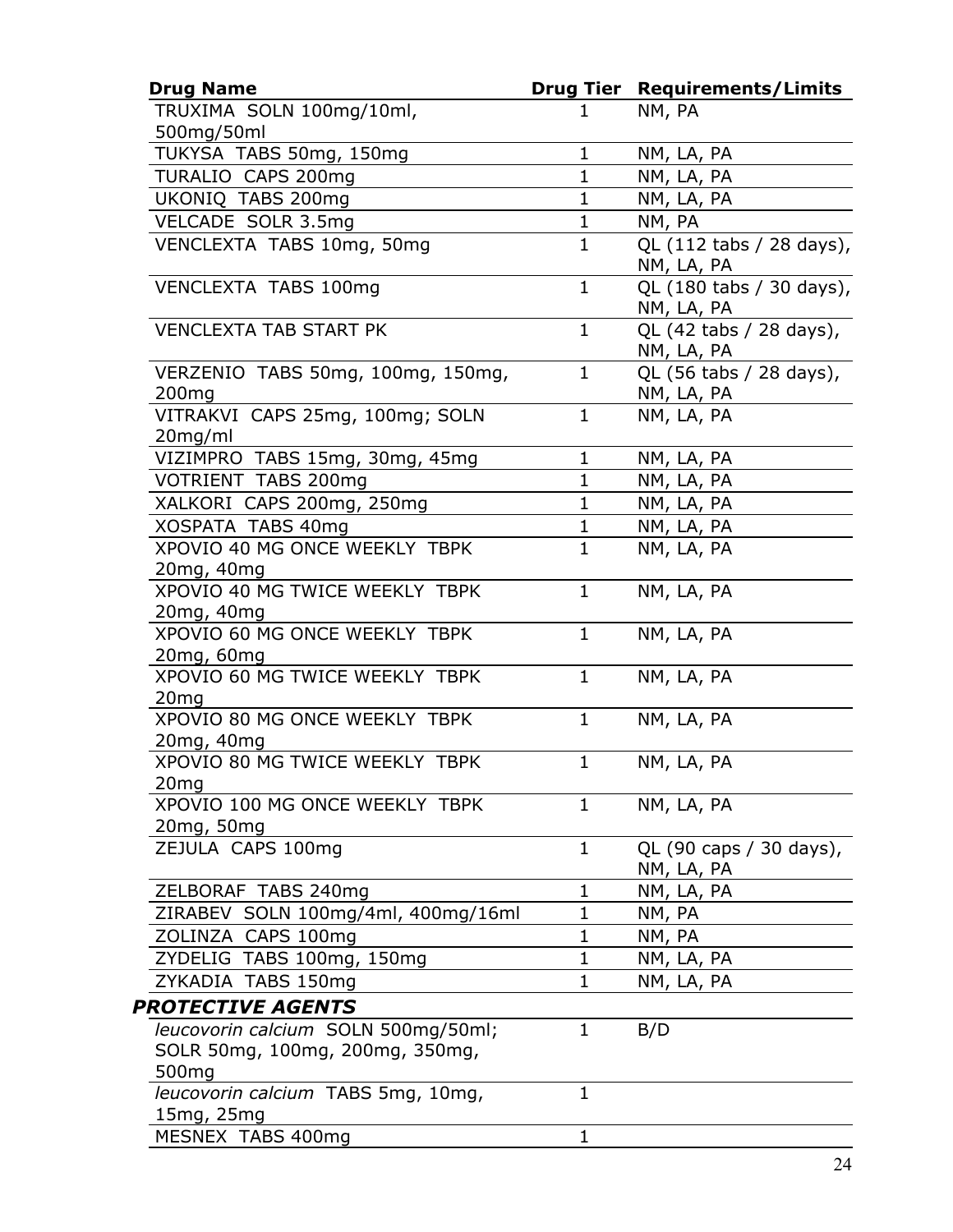| Drug Name | Drug Tier | Requirements/Limits |
|---|---|---|
| TRUXIMA SOLN 100mg/10ml, 500mg/50ml | 1 | NM, PA |
| TUKYSA TABS 50mg, 150mg | 1 | NM, LA, PA |
| TURALIO CAPS 200mg | 1 | NM, LA, PA |
| UKONIQ TABS 200mg | 1 | NM, LA, PA |
| VELCADE SOLR 3.5mg | 1 | NM, PA |
| VENCLEXTA TABS 10mg, 50mg | 1 | QL (112 tabs / 28 days), NM, LA, PA |
| VENCLEXTA TABS 100mg | 1 | QL (180 tabs / 30 days), NM, LA, PA |
| VENCLEXTA TAB START PK | 1 | QL (42 tabs / 28 days), NM, LA, PA |
| VERZENIO TABS 50mg, 100mg, 150mg, 200mg | 1 | QL (56 tabs / 28 days), NM, LA, PA |
| VITRAKVI CAPS 25mg, 100mg; SOLN 20mg/ml | 1 | NM, LA, PA |
| VIZIMPRO TABS 15mg, 30mg, 45mg | 1 | NM, LA, PA |
| VOTRIENT TABS 200mg | 1 | NM, LA, PA |
| XALKORI CAPS 200mg, 250mg | 1 | NM, LA, PA |
| XOSPATA TABS 40mg | 1 | NM, LA, PA |
| XPOVIO 40 MG ONCE WEEKLY TBPK 20mg, 40mg | 1 | NM, LA, PA |
| XPOVIO 40 MG TWICE WEEKLY TBPK 20mg, 40mg | 1 | NM, LA, PA |
| XPOVIO 60 MG ONCE WEEKLY TBPK 20mg, 60mg | 1 | NM, LA, PA |
| XPOVIO 60 MG TWICE WEEKLY TBPK 20mg | 1 | NM, LA, PA |
| XPOVIO 80 MG ONCE WEEKLY TBPK 20mg, 40mg | 1 | NM, LA, PA |
| XPOVIO 80 MG TWICE WEEKLY TBPK 20mg | 1 | NM, LA, PA |
| XPOVIO 100 MG ONCE WEEKLY TBPK 20mg, 50mg | 1 | NM, LA, PA |
| ZEJULA CAPS 100mg | 1 | QL (90 caps / 30 days), NM, LA, PA |
| ZELBORAF TABS 240mg | 1 | NM, LA, PA |
| ZIRABEV SOLN 100mg/4ml, 400mg/16ml | 1 | NM, PA |
| ZOLINZA CAPS 100mg | 1 | NM, PA |
| ZYDELIG TABS 100mg, 150mg | 1 | NM, LA, PA |
| ZYKADIA TABS 150mg | 1 | NM, LA, PA |
| ***PROTECTIVE AGENTS*** | | |
| *leucovorin calcium* SOLN 500mg/50ml; SOLR 50mg, 100mg, 200mg, 350mg, 500mg | 1 | B/D |
| *leucovorin calcium* TABS 5mg, 10mg, 15mg, 25mg | 1 | |
| MESNEX TABS 400mg | 1 | |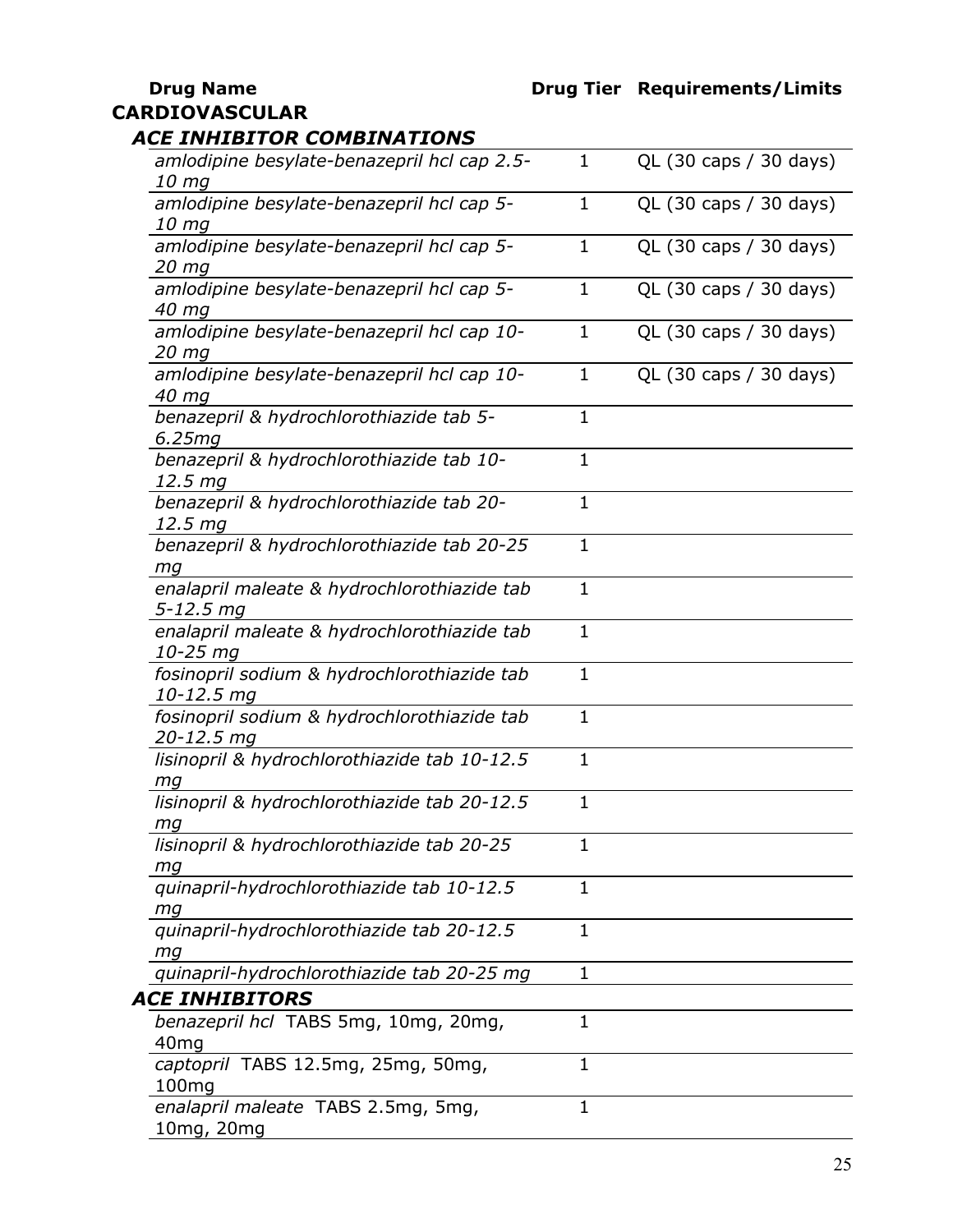| Drug Name | Drug Tier | Requirements/Limits |
|---|---|---|
| **CARDIOVASCULAR** | | |
| ***ACE INHIBITOR COMBINATIONS*** | | |
| *amlodipine besylate-benazepril hcl cap 2.5-10 mg* | 1 | QL (30 caps / 30 days) |
| *amlodipine besylate-benazepril hcl cap 5-10 mg* | 1 | QL (30 caps / 30 days) |
| *amlodipine besylate-benazepril hcl cap 5-20 mg* | 1 | QL (30 caps / 30 days) |
| *amlodipine besylate-benazepril hcl cap 5-40 mg* | 1 | QL (30 caps / 30 days) |
| *amlodipine besylate-benazepril hcl cap 10-20 mg* | 1 | QL (30 caps / 30 days) |
| *amlodipine besylate-benazepril hcl cap 10-40 mg* | 1 | QL (30 caps / 30 days) |
| *benazepril & hydrochlorothiazide tab 5-6.25mg* | 1 | |
| *benazepril & hydrochlorothiazide tab 10-12.5 mg* | 1 | |
| *benazepril & hydrochlorothiazide tab 20-12.5 mg* | 1 | |
| *benazepril & hydrochlorothiazide tab 20-25 mg* | 1 | |
| *enalapril maleate & hydrochlorothiazide tab 5-12.5 mg* | 1 | |
| *enalapril maleate & hydrochlorothiazide tab 10-25 mg* | 1 | |
| *fosinopril sodium & hydrochlorothiazide tab 10-12.5 mg* | 1 | |
| *fosinopril sodium & hydrochlorothiazide tab 20-12.5 mg* | 1 | |
| *lisinopril & hydrochlorothiazide tab 10-12.5 mg* | 1 | |
| *lisinopril & hydrochlorothiazide tab 20-12.5 mg* | 1 | |
| *lisinopril & hydrochlorothiazide tab 20-25 mg* | 1 | |
| *quinapril-hydrochlorothiazide tab 10-12.5 mg* | 1 | |
| *quinapril-hydrochlorothiazide tab 20-12.5 mg* | 1 | |
| *quinapril-hydrochlorothiazide tab 20-25 mg* | 1 | |
| ***ACE INHIBITORS*** | | |
| *benazepril hcl* TABS 5mg, 10mg, 20mg, 40mg | 1 | |
| *captopril* TABS 12.5mg, 25mg, 50mg, 100mg | 1 | |
| *enalapril maleate* TABS 2.5mg, 5mg, 10mg, 20mg | 1 | |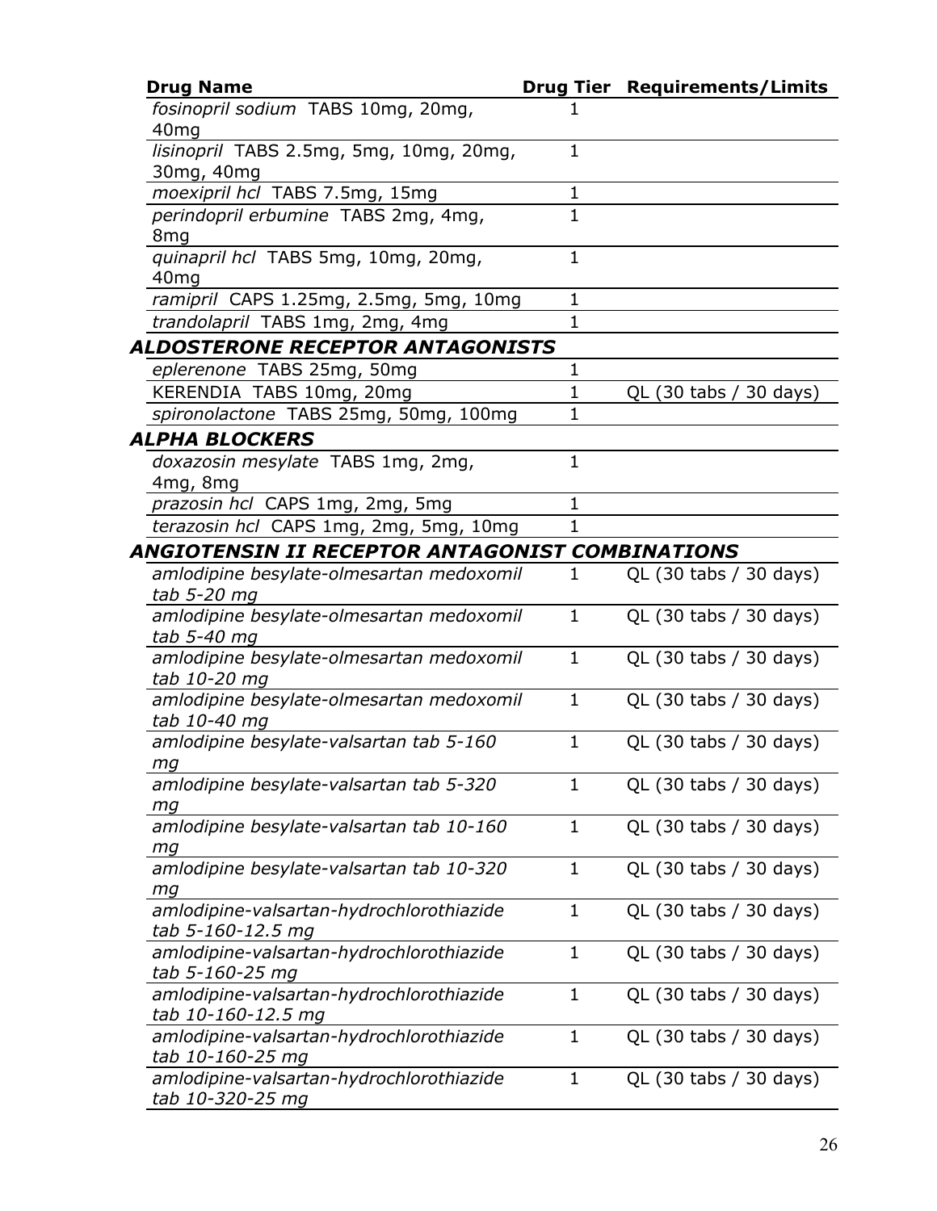| Drug Name | Drug Tier | Requirements/Limits |
|---|---|---|
| *fosinopril sodium* TABS 10mg, 20mg, 40mg | 1 | |
| *lisinopril* TABS 2.5mg, 5mg, 10mg, 20mg, 30mg, 40mg | 1 | |
| *moexipril hcl* TABS 7.5mg, 15mg | 1 | |
| *perindopril erbumine* TABS 2mg, 4mg, 8mg | 1 | |
| *quinapril hcl* TABS 5mg, 10mg, 20mg, 40mg | 1 | |
| *ramipril* CAPS 1.25mg, 2.5mg, 5mg, 10mg | 1 | |
| *trandolapril* TABS 1mg, 2mg, 4mg | 1 | |
| ***ALDOSTERONE RECEPTOR ANTAGONISTS*** | | |
| *eplerenone* TABS 25mg, 50mg | 1 | |
| KERENDIA TABS 10mg, 20mg | 1 | QL (30 tabs / 30 days) |
| *spironolactone* TABS 25mg, 50mg, 100mg | 1 | |
| ***ALPHA BLOCKERS*** | | |
| *doxazosin mesylate* TABS 1mg, 2mg, 4mg, 8mg | 1 | |
| *prazosin hcl* CAPS 1mg, 2mg, 5mg | 1 | |
| *terazosin hcl* CAPS 1mg, 2mg, 5mg, 10mg | 1 | |
| ***ANGIOTENSIN II RECEPTOR ANTAGONIST COMBINATIONS*** | | |
| *amlodipine besylate-olmesartan medoxomil tab 5-20 mg* | 1 | QL (30 tabs / 30 days) |
| *amlodipine besylate-olmesartan medoxomil tab 5-40 mg* | 1 | QL (30 tabs / 30 days) |
| *amlodipine besylate-olmesartan medoxomil tab 10-20 mg* | 1 | QL (30 tabs / 30 days) |
| *amlodipine besylate-olmesartan medoxomil tab 10-40 mg* | 1 | QL (30 tabs / 30 days) |
| *amlodipine besylate-valsartan tab 5-160 mg* | 1 | QL (30 tabs / 30 days) |
| *amlodipine besylate-valsartan tab 5-320 mg* | 1 | QL (30 tabs / 30 days) |
| *amlodipine besylate-valsartan tab 10-160 mg* | 1 | QL (30 tabs / 30 days) |
| *amlodipine besylate-valsartan tab 10-320 mg* | 1 | QL (30 tabs / 30 days) |
| *amlodipine-valsartan-hydrochlorothiazide tab 5-160-12.5 mg* | 1 | QL (30 tabs / 30 days) |
| *amlodipine-valsartan-hydrochlorothiazide tab 5-160-25 mg* | 1 | QL (30 tabs / 30 days) |
| *amlodipine-valsartan-hydrochlorothiazide tab 10-160-12.5 mg* | 1 | QL (30 tabs / 30 days) |
| *amlodipine-valsartan-hydrochlorothiazide tab 10-160-25 mg* | 1 | QL (30 tabs / 30 days) |
| *amlodipine-valsartan-hydrochlorothiazide tab 10-320-25 mg* | 1 | QL (30 tabs / 30 days) |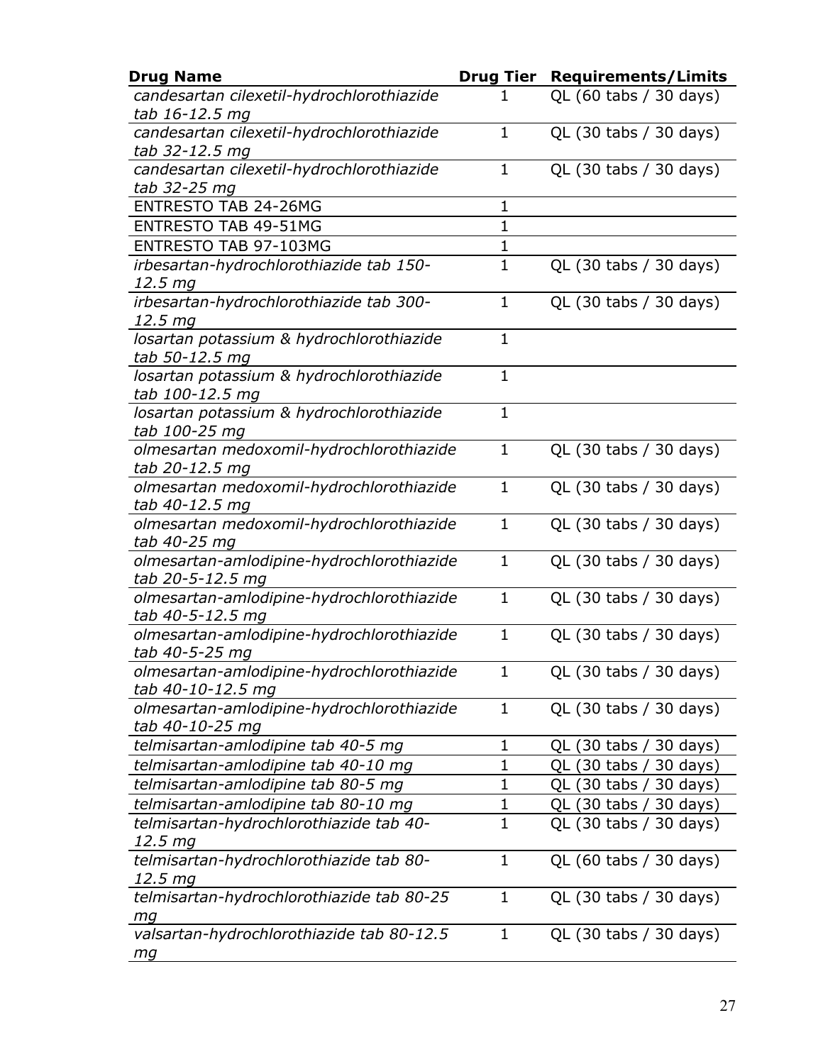| **Drug Name** | **Drug Tier** | **Requirements/Limits** |
|---|---|---|
| *candesartan cilexetil-hydrochlorothiazide tab 16-12.5 mg* | 1 | QL (60 tabs / 30 days) |
| *candesartan cilexetil-hydrochlorothiazide tab 32-12.5 mg* | 1 | QL (30 tabs / 30 days) |
| *candesartan cilexetil-hydrochlorothiazide tab 32-25 mg* | 1 | QL (30 tabs / 30 days) |
| ENTRESTO TAB 24-26MG | 1 | |
| ENTRESTO TAB 49-51MG | 1 | |
| ENTRESTO TAB 97-103MG | 1 | |
| *irbesartan-hydrochlorothiazide tab 150-12.5 mg* | 1 | QL (30 tabs / 30 days) |
| *irbesartan-hydrochlorothiazide tab 300-12.5 mg* | 1 | QL (30 tabs / 30 days) |
| *losartan potassium & hydrochlorothiazide tab 50-12.5 mg* | 1 | |
| *losartan potassium & hydrochlorothiazide tab 100-12.5 mg* | 1 | |
| *losartan potassium & hydrochlorothiazide tab 100-25 mg* | 1 | |
| *olmesartan medoxomil-hydrochlorothiazide tab 20-12.5 mg* | 1 | QL (30 tabs / 30 days) |
| *olmesartan medoxomil-hydrochlorothiazide tab 40-12.5 mg* | 1 | QL (30 tabs / 30 days) |
| *olmesartan medoxomil-hydrochlorothiazide tab 40-25 mg* | 1 | QL (30 tabs / 30 days) |
| *olmesartan-amlodipine-hydrochlorothiazide tab 20-5-12.5 mg* | 1 | QL (30 tabs / 30 days) |
| *olmesartan-amlodipine-hydrochlorothiazide tab 40-5-12.5 mg* | 1 | QL (30 tabs / 30 days) |
| *olmesartan-amlodipine-hydrochlorothiazide tab 40-5-25 mg* | 1 | QL (30 tabs / 30 days) |
| *olmesartan-amlodipine-hydrochlorothiazide tab 40-10-12.5 mg* | 1 | QL (30 tabs / 30 days) |
| *olmesartan-amlodipine-hydrochlorothiazide tab 40-10-25 mg* | 1 | QL (30 tabs / 30 days) |
| *telmisartan-amlodipine tab 40-5 mg* | 1 | QL (30 tabs / 30 days) |
| *telmisartan-amlodipine tab 40-10 mg* | 1 | QL (30 tabs / 30 days) |
| *telmisartan-amlodipine tab 80-5 mg* | 1 | QL (30 tabs / 30 days) |
| *telmisartan-amlodipine tab 80-10 mg* | 1 | QL (30 tabs / 30 days) |
| *telmisartan-hydrochlorothiazide tab 40-12.5 mg* | 1 | QL (30 tabs / 30 days) |
| *telmisartan-hydrochlorothiazide tab 80-12.5 mg* | 1 | QL (60 tabs / 30 days) |
| *telmisartan-hydrochlorothiazide tab 80-25 mg* | 1 | QL (30 tabs / 30 days) |
| *valsartan-hydrochlorothiazide tab 80-12.5 mg* | 1 | QL (30 tabs / 30 days) |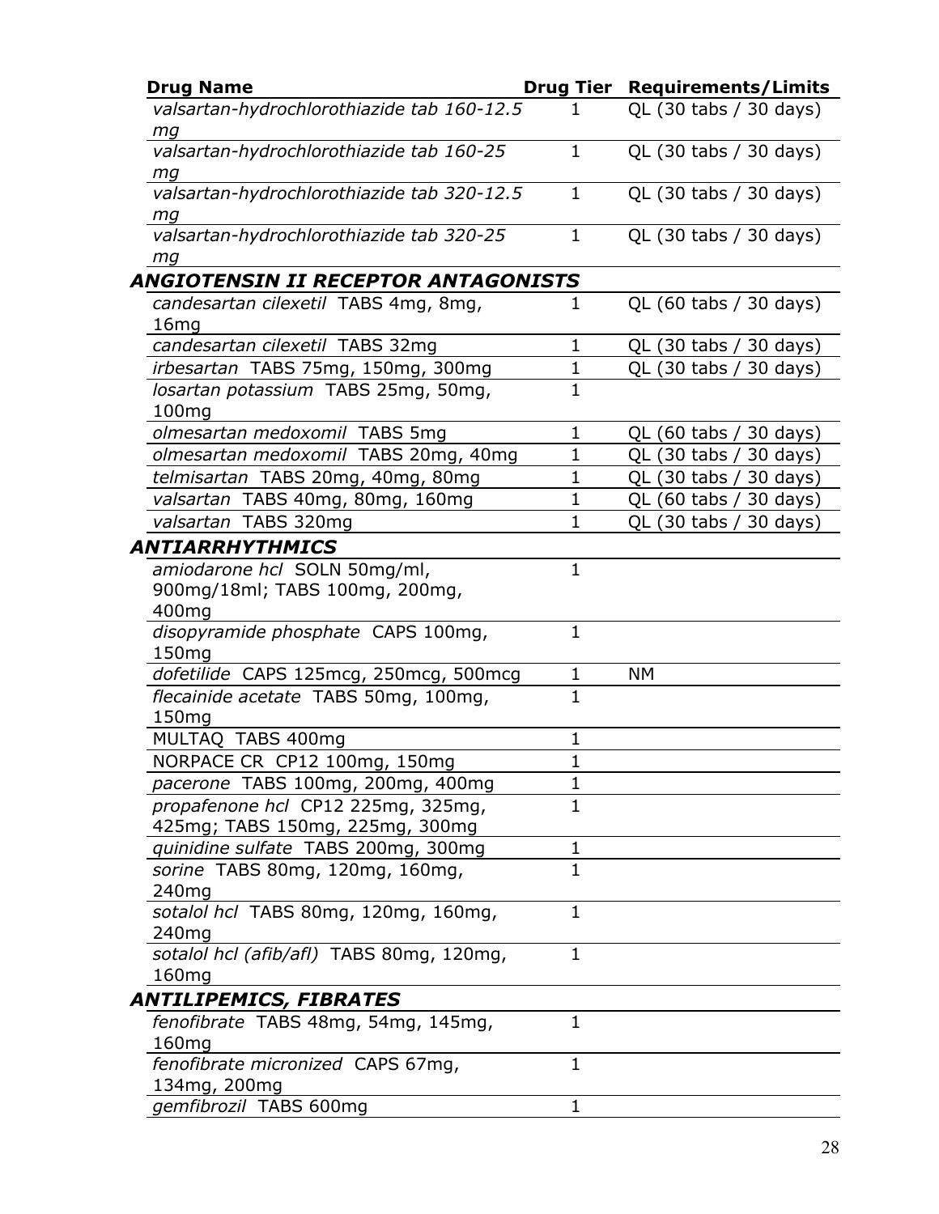| Drug Name | Drug Tier | Requirements/Limits |
|---|---|---|
| *valsartan-hydrochlorothiazide tab 160-12.5 mg* | 1 | QL (30 tabs / 30 days) |
| *valsartan-hydrochlorothiazide tab 160-25 mg* | 1 | QL (30 tabs / 30 days) |
| *valsartan-hydrochlorothiazide tab 320-12.5 mg* | 1 | QL (30 tabs / 30 days) |
| *valsartan-hydrochlorothiazide tab 320-25 mg* | 1 | QL (30 tabs / 30 days) |
| ***ANGIOTENSIN II RECEPTOR ANTAGONISTS*** | | |
| *candesartan cilexetil* TABS 4mg, 8mg, 16mg | 1 | QL (60 tabs / 30 days) |
| *candesartan cilexetil* TABS 32mg | 1 | QL (30 tabs / 30 days) |
| *irbesartan* TABS 75mg, 150mg, 300mg | 1 | QL (30 tabs / 30 days) |
| *losartan potassium* TABS 25mg, 50mg, 100mg | 1 | |
| *olmesartan medoxomil* TABS 5mg | 1 | QL (60 tabs / 30 days) |
| *olmesartan medoxomil* TABS 20mg, 40mg | 1 | QL (30 tabs / 30 days) |
| *telmisartan* TABS 20mg, 40mg, 80mg | 1 | QL (30 tabs / 30 days) |
| *valsartan* TABS 40mg, 80mg, 160mg | 1 | QL (60 tabs / 30 days) |
| *valsartan* TABS 320mg | 1 | QL (30 tabs / 30 days) |
| ***ANTIARRHYTHMICS*** | | |
| *amiodarone hcl* SOLN 50mg/ml, 900mg/18ml; TABS 100mg, 200mg, 400mg | 1 | |
| *disopyramide phosphate* CAPS 100mg, 150mg | 1 | |
| *dofetilide* CAPS 125mcg, 250mcg, 500mcg | 1 | NM |
| *flecainide acetate* TABS 50mg, 100mg, 150mg | 1 | |
| MULTAQ TABS 400mg | 1 | |
| NORPACE CR CP12 100mg, 150mg | 1 | |
| *pacerone* TABS 100mg, 200mg, 400mg | 1 | |
| *propafenone hcl* CP12 225mg, 325mg, 425mg; TABS 150mg, 225mg, 300mg | 1 | |
| *quinidine sulfate* TABS 200mg, 300mg | 1 | |
| *sorine* TABS 80mg, 120mg, 160mg, 240mg | 1 | |
| *sotalol hcl* TABS 80mg, 120mg, 160mg, 240mg | 1 | |
| *sotalol hcl (afib/afl)* TABS 80mg, 120mg, 160mg | 1 | |
| ***ANTILIPEMICS, FIBRATES*** | | |
| *fenofibrate* TABS 48mg, 54mg, 145mg, 160mg | 1 | |
| *fenofibrate micronized* CAPS 67mg, 134mg, 200mg | 1 | |
| *gemfibrozil* TABS 600mg | 1 | |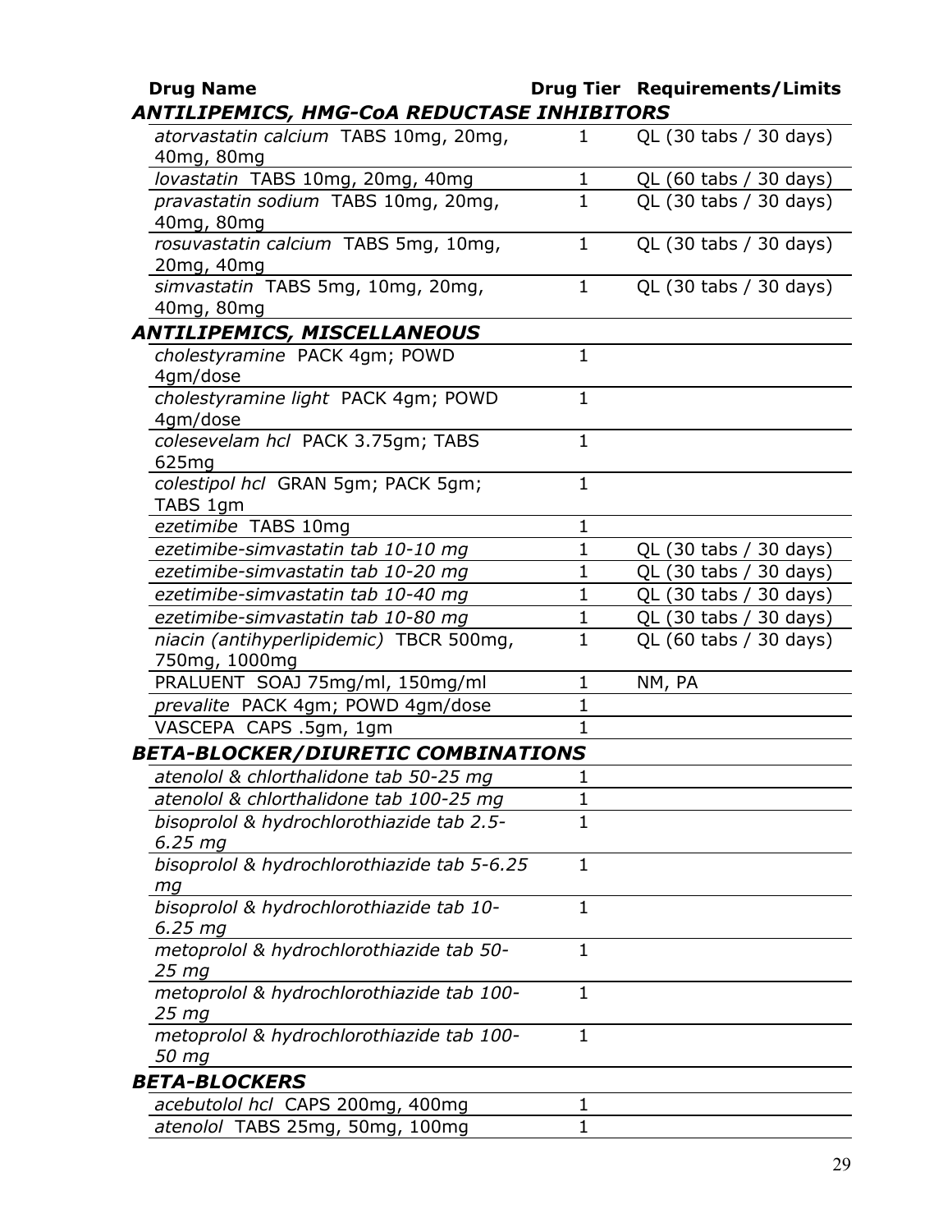| Drug Name | Drug Tier | Requirements/Limits |
|---|---|---|
| ***ANTILIPEMICS, HMG-CoA REDUCTASE INHIBITORS*** | | |
| *atorvastatin calcium* TABS 10mg, 20mg, 40mg, 80mg | 1 | QL (30 tabs / 30 days) |
| *lovastatin* TABS 10mg, 20mg, 40mg | 1 | QL (60 tabs / 30 days) |
| *pravastatin sodium* TABS 10mg, 20mg, 40mg, 80mg | 1 | QL (30 tabs / 30 days) |
| *rosuvastatin calcium* TABS 5mg, 10mg, 20mg, 40mg | 1 | QL (30 tabs / 30 days) |
| *simvastatin* TABS 5mg, 10mg, 20mg, 40mg, 80mg | 1 | QL (30 tabs / 30 days) |
| ***ANTILIPEMICS, MISCELLANEOUS*** | | |
| *cholestyramine* PACK 4gm; POWD 4gm/dose | 1 | |
| *cholestyramine light* PACK 4gm; POWD 4gm/dose | 1 | |
| *colesevelam hcl* PACK 3.75gm; TABS 625mg | 1 | |
| *colestipol hcl* GRAN 5gm; PACK 5gm; TABS 1gm | 1 | |
| *ezetimibe* TABS 10mg | 1 | |
| *ezetimibe-simvastatin tab 10-10 mg* | 1 | QL (30 tabs / 30 days) |
| *ezetimibe-simvastatin tab 10-20 mg* | 1 | QL (30 tabs / 30 days) |
| *ezetimibe-simvastatin tab 10-40 mg* | 1 | QL (30 tabs / 30 days) |
| *ezetimibe-simvastatin tab 10-80 mg* | 1 | QL (30 tabs / 30 days) |
| *niacin (antihyperlipidemic)* TBCR 500mg, 750mg, 1000mg | 1 | QL (60 tabs / 30 days) |
| PRALUENT SOAJ 75mg/ml, 150mg/ml | 1 | NM, PA |
| *prevalite* PACK 4gm; POWD 4gm/dose | 1 | |
| VASCEPA CAPS .5gm, 1gm | 1 | |
| ***BETA-BLOCKER/DIURETIC COMBINATIONS*** | | |
| *atenolol & chlorthalidone tab 50-25 mg* | 1 | |
| *atenolol & chlorthalidone tab 100-25 mg* | 1 | |
| *bisoprolol & hydrochlorothiazide tab 2.5-6.25 mg* | 1 | |
| *bisoprolol & hydrochlorothiazide tab 5-6.25 mg* | 1 | |
| *bisoprolol & hydrochlorothiazide tab 10-6.25 mg* | 1 | |
| *metoprolol & hydrochlorothiazide tab 50-25 mg* | 1 | |
| *metoprolol & hydrochlorothiazide tab 100-25 mg* | 1 | |
| *metoprolol & hydrochlorothiazide tab 100-50 mg* | 1 | |
| ***BETA-BLOCKERS*** | | |
| *acebutolol hcl* CAPS 200mg, 400mg | 1 | |
| *atenolol* TABS 25mg, 50mg, 100mg | 1 | |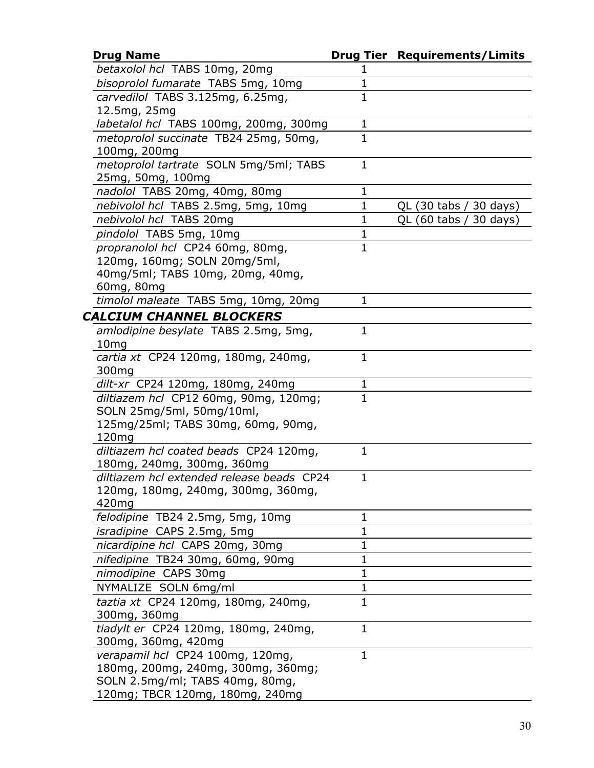| Drug Name | Drug Tier | Requirements/Limits |
|---|---|---|
| *betaxolol hcl* TABS 10mg, 20mg | 1 | |
| *bisoprolol fumarate* TABS 5mg, 10mg | 1 | |
| *carvedilol* TABS 3.125mg, 6.25mg, 12.5mg, 25mg | 1 | |
| *labetalol hcl* TABS 100mg, 200mg, 300mg | 1 | |
| *metoprolol succinate* TB24 25mg, 50mg, 100mg, 200mg | 1 | |
| *metoprolol tartrate* SOLN 5mg/5ml; TABS 25mg, 50mg, 100mg | 1 | |
| *nadolol* TABS 20mg, 40mg, 80mg | 1 | |
| *nebivolol hcl* TABS 2.5mg, 5mg, 10mg | 1 | QL (30 tabs / 30 days) |
| *nebivolol hcl* TABS 20mg | 1 | QL (60 tabs / 30 days) |
| *pindolol* TABS 5mg, 10mg | 1 | |
| *propranolol hcl* CP24 60mg, 80mg, 120mg, 160mg; SOLN 20mg/5ml, 40mg/5ml; TABS 10mg, 20mg, 40mg, 60mg, 80mg | 1 | |
| *timolol maleate* TABS 5mg, 10mg, 20mg | 1 | |
| ***CALCIUM CHANNEL BLOCKERS*** | | |
| *amlodipine besylate* TABS 2.5mg, 5mg, 10mg | 1 | |
| *cartia xt* CP24 120mg, 180mg, 240mg, 300mg | 1 | |
| *dilt-xr* CP24 120mg, 180mg, 240mg | 1 | |
| *diltiazem hcl* CP12 60mg, 90mg, 120mg; SOLN 25mg/5ml, 50mg/10ml, 125mg/25ml; TABS 30mg, 60mg, 90mg, 120mg | 1 | |
| *diltiazem hcl coated beads* CP24 120mg, 180mg, 240mg, 300mg, 360mg | 1 | |
| *diltiazem hcl extended release beads* CP24 120mg, 180mg, 240mg, 300mg, 360mg, 420mg | 1 | |
| *felodipine* TB24 2.5mg, 5mg, 10mg | 1 | |
| *isradipine* CAPS 2.5mg, 5mg | 1 | |
| *nicardipine hcl* CAPS 20mg, 30mg | 1 | |
| *nifedipine* TB24 30mg, 60mg, 90mg | 1 | |
| *nimodipine* CAPS 30mg | 1 | |
| NYMALIZE SOLN 6mg/ml | 1 | |
| *taztia xt* CP24 120mg, 180mg, 240mg, 300mg, 360mg | 1 | |
| *tiadylt er* CP24 120mg, 180mg, 240mg, 300mg, 360mg, 420mg | 1 | |
| *verapamil hcl* CP24 100mg, 120mg, 180mg, 200mg, 240mg, 300mg, 360mg; SOLN 2.5mg/ml; TABS 40mg, 80mg, 120mg; TBCR 120mg, 180mg, 240mg | 1 | |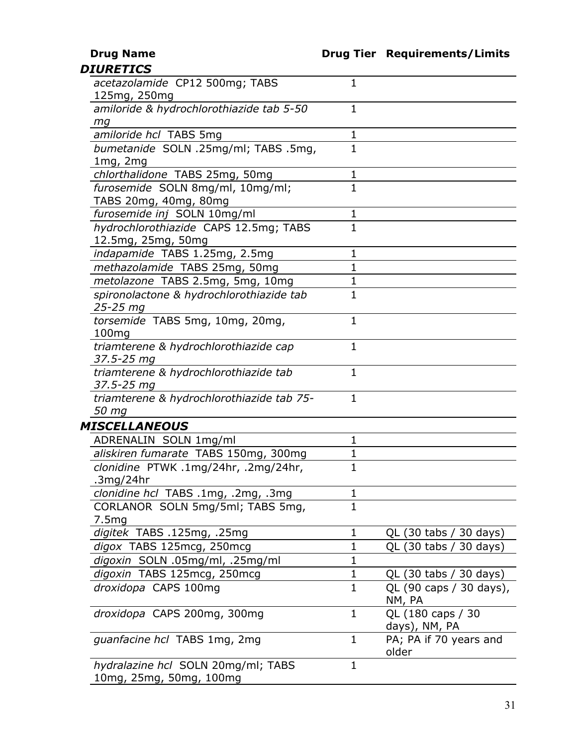| Drug Name | Drug Tier | Requirements/Limits |
|---|---|---|
| ***DIURETICS*** | | |
| *acetazolamide* CP12 500mg; TABS 125mg, 250mg | 1 | |
| *amiloride & hydrochlorothiazide tab 5-50 mg* | 1 | |
| *amiloride hcl* TABS 5mg | 1 | |
| *bumetanide* SOLN .25mg/ml; TABS .5mg, 1mg, 2mg | 1 | |
| *chlorthalidone* TABS 25mg, 50mg | 1 | |
| *furosemide* SOLN 8mg/ml, 10mg/ml; TABS 20mg, 40mg, 80mg | 1 | |
| *furosemide inj* SOLN 10mg/ml | 1 | |
| *hydrochlorothiazide* CAPS 12.5mg; TABS 12.5mg, 25mg, 50mg | 1 | |
| *indapamide* TABS 1.25mg, 2.5mg | 1 | |
| *methazolamide* TABS 25mg, 50mg | 1 | |
| *metolazone* TABS 2.5mg, 5mg, 10mg | 1 | |
| *spironolactone & hydrochlorothiazide tab 25-25 mg* | 1 | |
| *torsemide* TABS 5mg, 10mg, 20mg, 100mg | 1 | |
| *triamterene & hydrochlorothiazide cap 37.5-25 mg* | 1 | |
| *triamterene & hydrochlorothiazide tab 37.5-25 mg* | 1 | |
| *triamterene & hydrochlorothiazide tab 75-50 mg* | 1 | |
| ***MISCELLANEOUS*** | | |
| ADRENALIN SOLN 1mg/ml | 1 | |
| *aliskiren fumarate* TABS 150mg, 300mg | 1 | |
| *clonidine* PTWK .1mg/24hr, .2mg/24hr, .3mg/24hr | 1 | |
| *clonidine hcl* TABS .1mg, .2mg, .3mg | 1 | |
| CORLANOR SOLN 5mg/5ml; TABS 5mg, 7.5mg | 1 | |
| *digitek* TABS .125mg, .25mg | 1 | QL (30 tabs / 30 days) |
| *digox* TABS 125mcg, 250mcg | 1 | QL (30 tabs / 30 days) |
| *digoxin* SOLN .05mg/ml, .25mg/ml | 1 | |
| *digoxin* TABS 125mcg, 250mcg | 1 | QL (30 tabs / 30 days) |
| *droxidopa* CAPS 100mg | 1 | QL (90 caps / 30 days), NM, PA |
| *droxidopa* CAPS 200mg, 300mg | 1 | QL (180 caps / 30 days), NM, PA |
| *guanfacine hcl* TABS 1mg, 2mg | 1 | PA; PA if 70 years and older |
| *hydralazine hcl* SOLN 20mg/ml; TABS 10mg, 25mg, 50mg, 100mg | 1 | |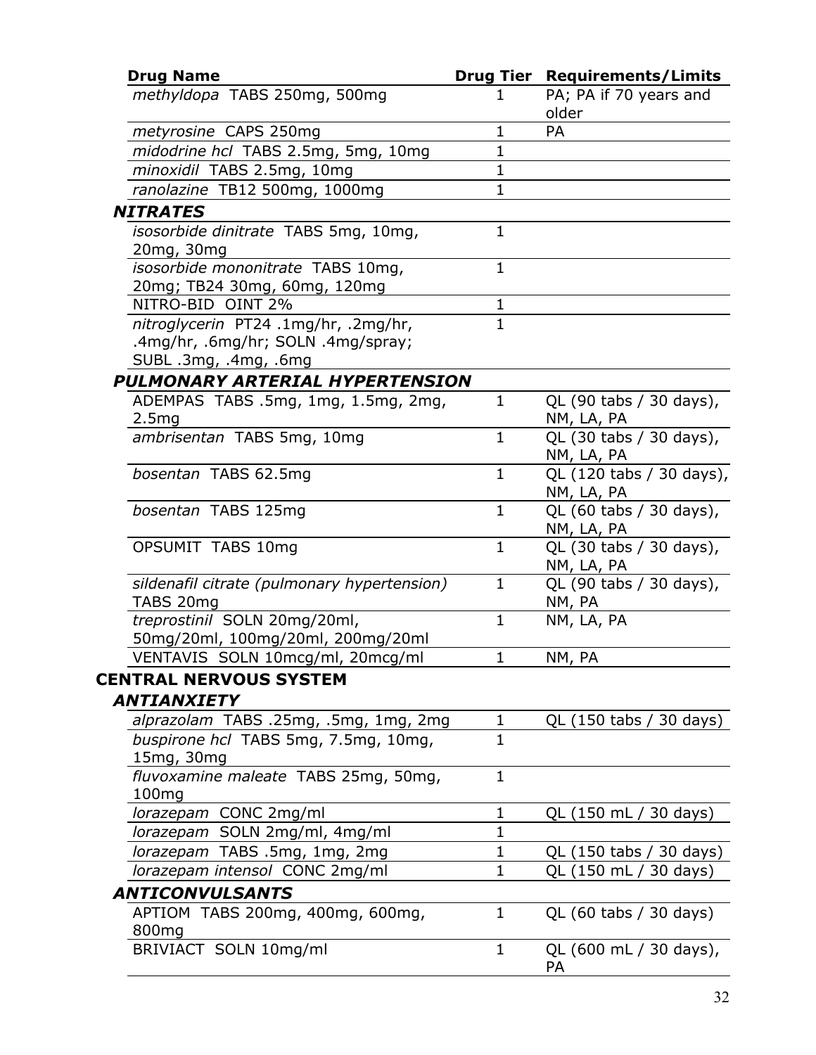| Drug Name | Drug Tier | Requirements/Limits |
|---|---|---|
| *methyldopa* TABS 250mg, 500mg | 1 | PA; PA if 70 years and older |
| *metyrosine* CAPS 250mg | 1 | PA |
| *midodrine hcl* TABS 2.5mg, 5mg, 10mg | 1 | |
| *minoxidil* TABS 2.5mg, 10mg | 1 | |
| *ranolazine* TB12 500mg, 1000mg | 1 | |
| ***NITRATES*** | | |
| *isosorbide dinitrate* TABS 5mg, 10mg, 20mg, 30mg | 1 | |
| *isosorbide mononitrate* TABS 10mg, 20mg; TB24 30mg, 60mg, 120mg | 1 | |
| NITRO-BID OINT 2% | 1 | |
| *nitroglycerin* PT24 .1mg/hr, .2mg/hr, .4mg/hr, .6mg/hr; SOLN .4mg/spray; SUBL .3mg, .4mg, .6mg | 1 | |
| ***PULMONARY ARTERIAL HYPERTENSION*** | | |
| ADEMPAS TABS .5mg, 1mg, 1.5mg, 2mg, 2.5mg | 1 | QL (90 tabs / 30 days), NM, LA, PA |
| *ambrisentan* TABS 5mg, 10mg | 1 | QL (30 tabs / 30 days), NM, LA, PA |
| *bosentan* TABS 62.5mg | 1 | QL (120 tabs / 30 days), NM, LA, PA |
| *bosentan* TABS 125mg | 1 | QL (60 tabs / 30 days), NM, LA, PA |
| OPSUMIT TABS 10mg | 1 | QL (30 tabs / 30 days), NM, LA, PA |
| *sildenafil citrate (pulmonary hypertension)* TABS 20mg | 1 | QL (90 tabs / 30 days), NM, PA |
| *treprostinil* SOLN 20mg/20ml, 50mg/20ml, 100mg/20ml, 200mg/20ml | 1 | NM, LA, PA |
| VENTAVIS SOLN 10mcg/ml, 20mcg/ml | 1 | NM, PA |
| **CENTRAL NERVOUS SYSTEM** | | |
| ***ANTIANXIETY*** | | |
| *alprazolam* TABS .25mg, .5mg, 1mg, 2mg | 1 | QL (150 tabs / 30 days) |
| *buspirone hcl* TABS 5mg, 7.5mg, 10mg, 15mg, 30mg | 1 | |
| *fluvoxamine maleate* TABS 25mg, 50mg, 100mg | 1 | |
| *lorazepam* CONC 2mg/ml | 1 | QL (150 mL / 30 days) |
| *lorazepam* SOLN 2mg/ml, 4mg/ml | 1 | |
| *lorazepam* TABS .5mg, 1mg, 2mg | 1 | QL (150 tabs / 30 days) |
| *lorazepam intensol* CONC 2mg/ml | 1 | QL (150 mL / 30 days) |
| ***ANTICONVULSANTS*** | | |
| APTIOM TABS 200mg, 400mg, 600mg, 800mg | 1 | QL (60 tabs / 30 days) |
| BRIVIACT SOLN 10mg/ml | 1 | QL (600 mL / 30 days), PA |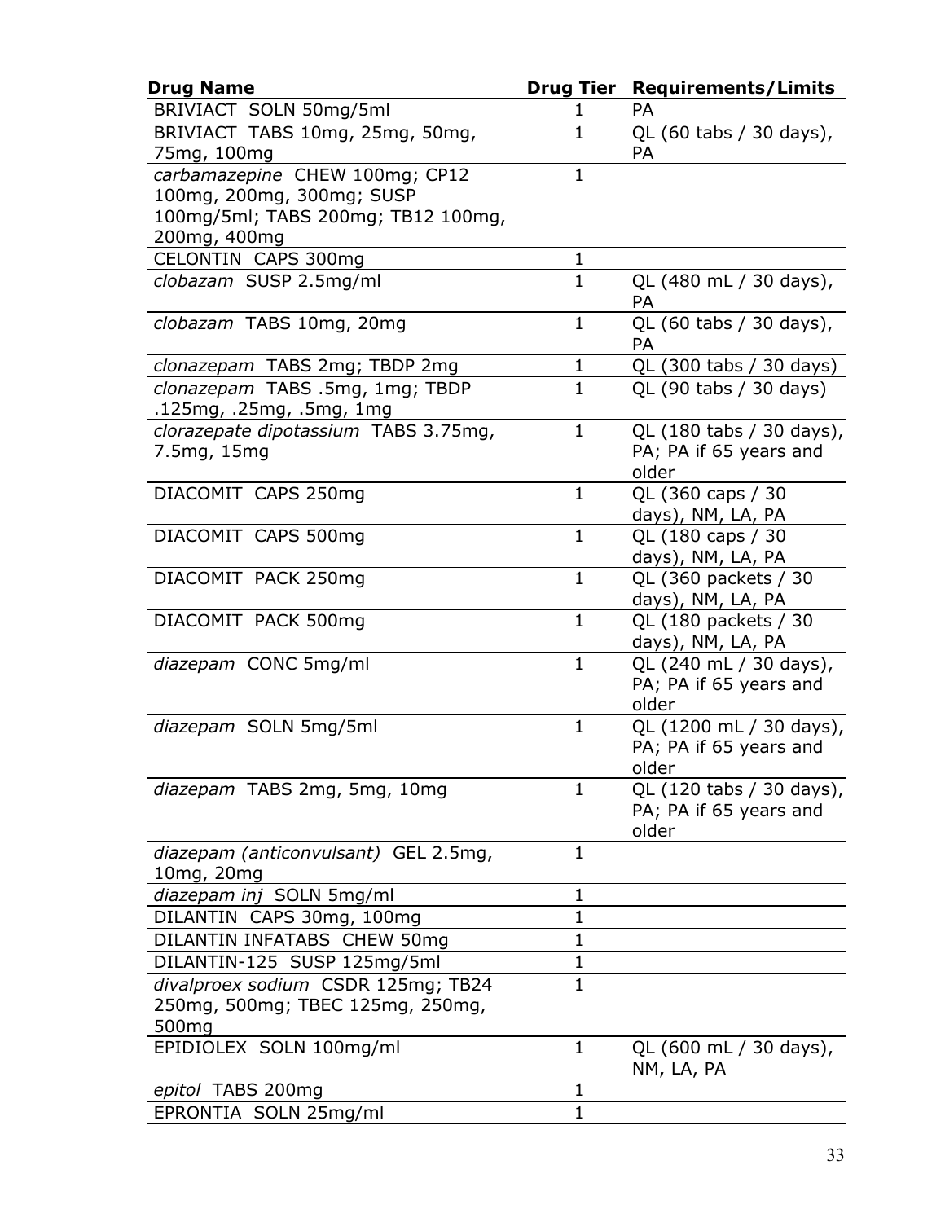| Drug Name | Drug Tier | Requirements/Limits |
|---|---|---|
| BRIVIACT SOLN 50mg/5ml | 1 | PA |
| BRIVIACT TABS 10mg, 25mg, 50mg, 75mg, 100mg | 1 | QL (60 tabs / 30 days), PA |
| *carbamazepine* CHEW 100mg; CP12 100mg, 200mg, 300mg; SUSP 100mg/5ml; TABS 200mg; TB12 100mg, 200mg, 400mg | 1 | |
| CELONTIN CAPS 300mg | 1 | |
| *clobazam* SUSP 2.5mg/ml | 1 | QL (480 mL / 30 days), PA |
| *clobazam* TABS 10mg, 20mg | 1 | QL (60 tabs / 30 days), PA |
| *clonazepam* TABS 2mg; TBDP 2mg | 1 | QL (300 tabs / 30 days) |
| *clonazepam* TABS .5mg, 1mg; TBDP .125mg, .25mg, .5mg, 1mg | 1 | QL (90 tabs / 30 days) |
| *clorazepate dipotassium* TABS 3.75mg, 7.5mg, 15mg | 1 | QL (180 tabs / 30 days), PA; PA if 65 years and older |
| DIACOMIT CAPS 250mg | 1 | QL (360 caps / 30 days), NM, LA, PA |
| DIACOMIT CAPS 500mg | 1 | QL (180 caps / 30 days), NM, LA, PA |
| DIACOMIT PACK 250mg | 1 | QL (360 packets / 30 days), NM, LA, PA |
| DIACOMIT PACK 500mg | 1 | QL (180 packets / 30 days), NM, LA, PA |
| *diazepam* CONC 5mg/ml | 1 | QL (240 mL / 30 days), PA; PA if 65 years and older |
| *diazepam* SOLN 5mg/5ml | 1 | QL (1200 mL / 30 days), PA; PA if 65 years and older |
| *diazepam* TABS 2mg, 5mg, 10mg | 1 | QL (120 tabs / 30 days), PA; PA if 65 years and older |
| *diazepam (anticonvulsant)* GEL 2.5mg, 10mg, 20mg | 1 | |
| *diazepam inj* SOLN 5mg/ml | 1 | |
| DILANTIN CAPS 30mg, 100mg | 1 | |
| DILANTIN INFATABS CHEW 50mg | 1 | |
| DILANTIN-125 SUSP 125mg/5ml | 1 | |
| *divalproex sodium* CSDR 125mg; TB24 250mg, 500mg; TBEC 125mg, 250mg, 500mg | 1 | |
| EPIDIOLEX SOLN 100mg/ml | 1 | QL (600 mL / 30 days), NM, LA, PA |
| *epitol* TABS 200mg | 1 | |
| EPRONTIA SOLN 25mg/ml | 1 | |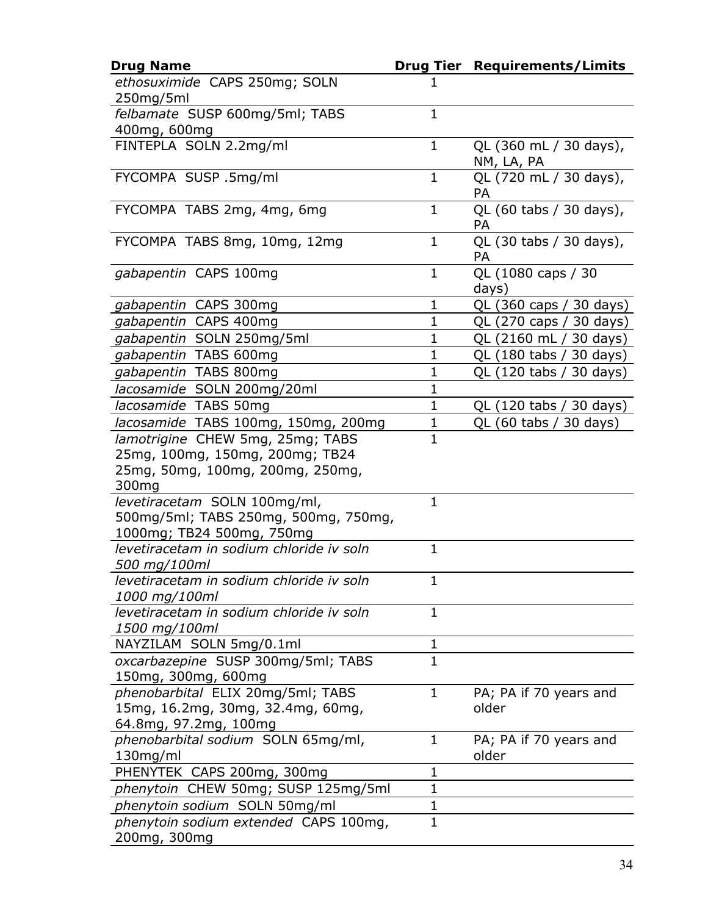| Drug Name | Drug Tier | Requirements/Limits |
|---|---|---|
| *ethosuximide* CAPS 250mg; SOLN 250mg/5ml | 1 | |
| *felbamate* SUSP 600mg/5ml; TABS 400mg, 600mg | 1 | |
| FINTEPLA SOLN 2.2mg/ml | 1 | QL (360 mL / 30 days), NM, LA, PA |
| FYCOMPA SUSP .5mg/ml | 1 | QL (720 mL / 30 days), PA |
| FYCOMPA TABS 2mg, 4mg, 6mg | 1 | QL (60 tabs / 30 days), PA |
| FYCOMPA TABS 8mg, 10mg, 12mg | 1 | QL (30 tabs / 30 days), PA |
| *gabapentin* CAPS 100mg | 1 | QL (1080 caps / 30 days) |
| *gabapentin* CAPS 300mg | 1 | QL (360 caps / 30 days) |
| *gabapentin* CAPS 400mg | 1 | QL (270 caps / 30 days) |
| *gabapentin* SOLN 250mg/5ml | 1 | QL (2160 mL / 30 days) |
| *gabapentin* TABS 600mg | 1 | QL (180 tabs / 30 days) |
| *gabapentin* TABS 800mg | 1 | QL (120 tabs / 30 days) |
| *lacosamide* SOLN 200mg/20ml | 1 | |
| *lacosamide* TABS 50mg | 1 | QL (120 tabs / 30 days) |
| *lacosamide* TABS 100mg, 150mg, 200mg | 1 | QL (60 tabs / 30 days) |
| *lamotrigine* CHEW 5mg, 25mg; TABS 25mg, 100mg, 150mg, 200mg; TB24 25mg, 50mg, 100mg, 200mg, 250mg, 300mg | 1 | |
| *levetiracetam* SOLN 100mg/ml, 500mg/5ml; TABS 250mg, 500mg, 750mg, 1000mg; TB24 500mg, 750mg | 1 | |
| *levetiracetam in sodium chloride iv soln 500 mg/100ml* | 1 | |
| *levetiracetam in sodium chloride iv soln 1000 mg/100ml* | 1 | |
| *levetiracetam in sodium chloride iv soln 1500 mg/100ml* | 1 | |
| NAYZILAM SOLN 5mg/0.1ml | 1 | |
| *oxcarbazepine* SUSP 300mg/5ml; TABS 150mg, 300mg, 600mg | 1 | |
| *phenobarbital* ELIX 20mg/5ml; TABS 15mg, 16.2mg, 30mg, 32.4mg, 60mg, 64.8mg, 97.2mg, 100mg | 1 | PA; PA if 70 years and older |
| *phenobarbital sodium* SOLN 65mg/ml, 130mg/ml | 1 | PA; PA if 70 years and older |
| PHENYTEK CAPS 200mg, 300mg | 1 | |
| *phenytoin* CHEW 50mg; SUSP 125mg/5ml | 1 | |
| *phenytoin sodium* SOLN 50mg/ml | 1 | |
| *phenytoin sodium extended* CAPS 100mg, 200mg, 300mg | 1 | |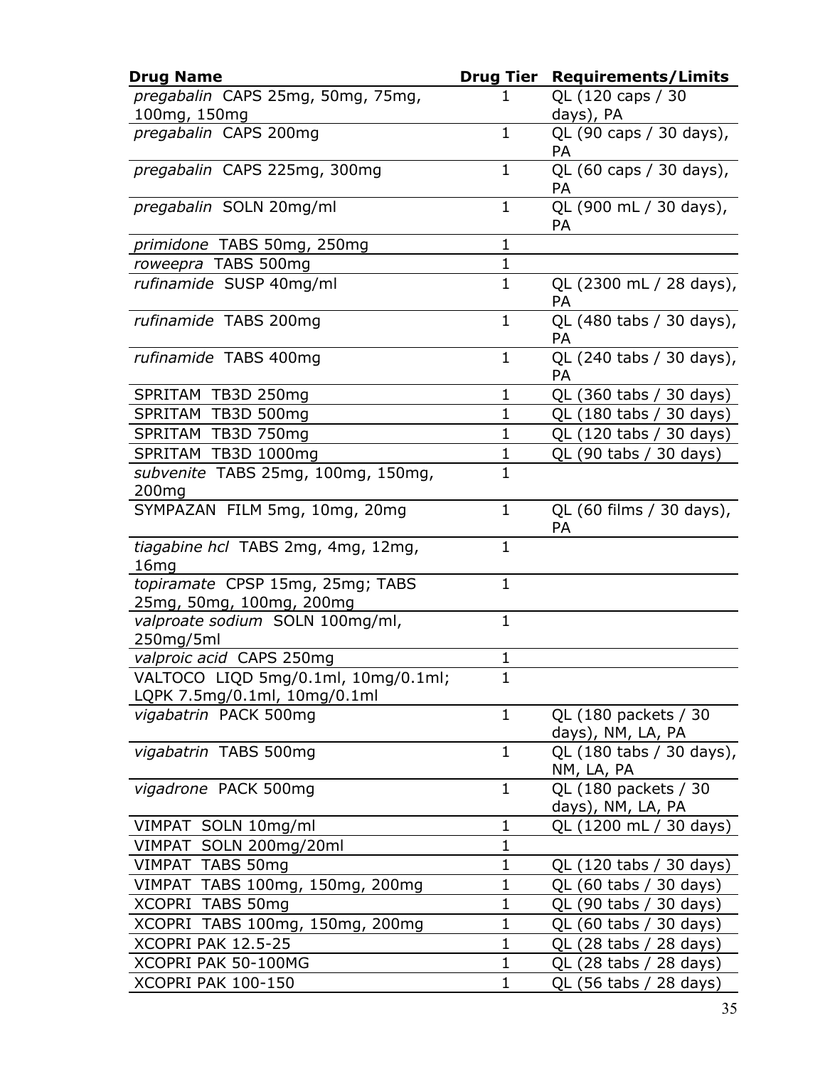| Drug Name | Drug Tier | Requirements/Limits |
|---|---|---|
| *pregabalin* CAPS 25mg, 50mg, 75mg, 100mg, 150mg | 1 | QL (120 caps / 30 days), PA |
| *pregabalin* CAPS 200mg | 1 | QL (90 caps / 30 days), PA |
| *pregabalin* CAPS 225mg, 300mg | 1 | QL (60 caps / 30 days), PA |
| *pregabalin* SOLN 20mg/ml | 1 | QL (900 mL / 30 days), PA |
| *primidone* TABS 50mg, 250mg | 1 | |
| *roweepra* TABS 500mg | 1 | |
| *rufinamide* SUSP 40mg/ml | 1 | QL (2300 mL / 28 days), PA |
| *rufinamide* TABS 200mg | 1 | QL (480 tabs / 30 days), PA |
| *rufinamide* TABS 400mg | 1 | QL (240 tabs / 30 days), PA |
| SPRITAM TB3D 250mg | 1 | QL (360 tabs / 30 days) |
| SPRITAM TB3D 500mg | 1 | QL (180 tabs / 30 days) |
| SPRITAM TB3D 750mg | 1 | QL (120 tabs / 30 days) |
| SPRITAM TB3D 1000mg | 1 | QL (90 tabs / 30 days) |
| *subvenite* TABS 25mg, 100mg, 150mg, 200mg | 1 | |
| SYMPAZAN FILM 5mg, 10mg, 20mg | 1 | QL (60 films / 30 days), PA |
| *tiagabine hcl* TABS 2mg, 4mg, 12mg, 16mg | 1 | |
| *topiramate* CPSP 15mg, 25mg; TABS 25mg, 50mg, 100mg, 200mg | 1 | |
| *valproate sodium* SOLN 100mg/ml, 250mg/5ml | 1 | |
| *valproic acid* CAPS 250mg | 1 | |
| VALTOCO LIQD 5mg/0.1ml, 10mg/0.1ml; LQPK 7.5mg/0.1ml, 10mg/0.1ml | 1 | |
| *vigabatrin* PACK 500mg | 1 | QL (180 packets / 30 days), NM, LA, PA |
| *vigabatrin* TABS 500mg | 1 | QL (180 tabs / 30 days), NM, LA, PA |
| *vigadrone* PACK 500mg | 1 | QL (180 packets / 30 days), NM, LA, PA |
| VIMPAT SOLN 10mg/ml | 1 | QL (1200 mL / 30 days) |
| VIMPAT SOLN 200mg/20ml | 1 | |
| VIMPAT TABS 50mg | 1 | QL (120 tabs / 30 days) |
| VIMPAT TABS 100mg, 150mg, 200mg | 1 | QL (60 tabs / 30 days) |
| XCOPRI TABS 50mg | 1 | QL (90 tabs / 30 days) |
| XCOPRI TABS 100mg, 150mg, 200mg | 1 | QL (60 tabs / 30 days) |
| XCOPRI PAK 12.5-25 | 1 | QL (28 tabs / 28 days) |
| XCOPRI PAK 50-100MG | 1 | QL (28 tabs / 28 days) |
| XCOPRI PAK 100-150 | 1 | QL (56 tabs / 28 days) |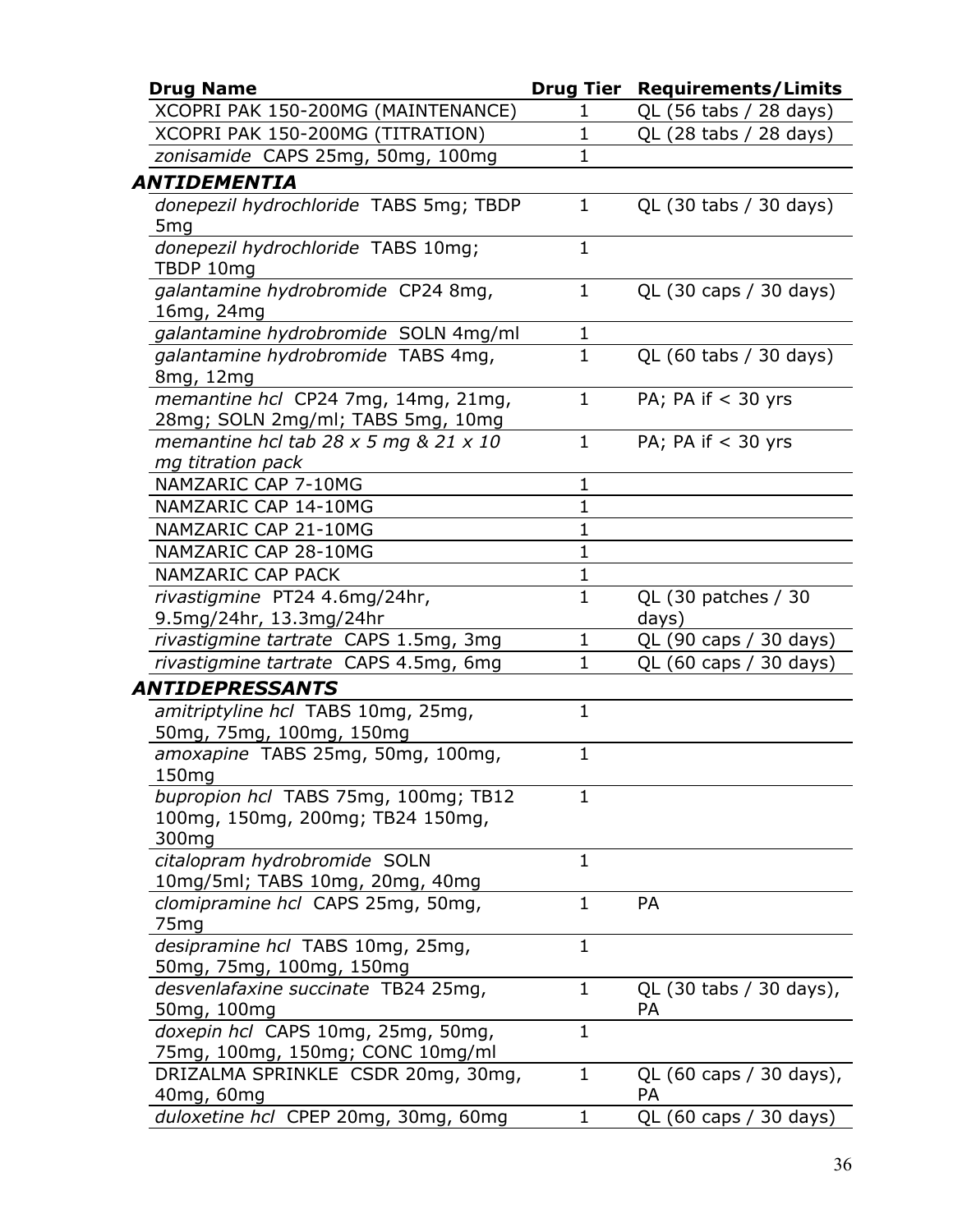| Drug Name | Drug Tier | Requirements/Limits |
|---|---|---|
| XCOPRI PAK 150-200MG (MAINTENANCE) | 1 | QL (56 tabs / 28 days) |
| XCOPRI PAK 150-200MG (TITRATION) | 1 | QL (28 tabs / 28 days) |
| *zonisamide* CAPS 25mg, 50mg, 100mg | 1 | |
| ***ANTIDEMENTIA*** | | |
| *donepezil hydrochloride* TABS 5mg; TBDP 5mg | 1 | QL (30 tabs / 30 days) |
| *donepezil hydrochloride* TABS 10mg; TBDP 10mg | 1 | |
| *galantamine hydrobromide* CP24 8mg, 16mg, 24mg | 1 | QL (30 caps / 30 days) |
| *galantamine hydrobromide* SOLN 4mg/ml | 1 | |
| *galantamine hydrobromide* TABS 4mg, 8mg, 12mg | 1 | QL (60 tabs / 30 days) |
| *memantine hcl* CP24 7mg, 14mg, 21mg, 28mg; SOLN 2mg/ml; TABS 5mg, 10mg | 1 | PA; PA if < 30 yrs |
| *memantine hcl tab 28 x 5 mg & 21 x 10 mg titration pack* | 1 | PA; PA if < 30 yrs |
| NAMZARIC CAP 7-10MG | 1 | |
| NAMZARIC CAP 14-10MG | 1 | |
| NAMZARIC CAP 21-10MG | 1 | |
| NAMZARIC CAP 28-10MG | 1 | |
| NAMZARIC CAP PACK | 1 | |
| *rivastigmine* PT24 4.6mg/24hr, 9.5mg/24hr, 13.3mg/24hr | 1 | QL (30 patches / 30 days) |
| *rivastigmine tartrate* CAPS 1.5mg, 3mg | 1 | QL (90 caps / 30 days) |
| *rivastigmine tartrate* CAPS 4.5mg, 6mg | 1 | QL (60 caps / 30 days) |
| ***ANTIDEPRESSANTS*** | | |
| *amitriptyline hcl* TABS 10mg, 25mg, 50mg, 75mg, 100mg, 150mg | 1 | |
| *amoxapine* TABS 25mg, 50mg, 100mg, 150mg | 1 | |
| *bupropion hcl* TABS 75mg, 100mg; TB12 100mg, 150mg, 200mg; TB24 150mg, 300mg | 1 | |
| *citalopram hydrobromide* SOLN 10mg/5ml; TABS 10mg, 20mg, 40mg | 1 | |
| *clomipramine hcl* CAPS 25mg, 50mg, 75mg | 1 | PA |
| *desipramine hcl* TABS 10mg, 25mg, 50mg, 75mg, 100mg, 150mg | 1 | |
| *desvenlafaxine succinate* TB24 25mg, 50mg, 100mg | 1 | QL (30 tabs / 30 days), PA |
| *doxepin hcl* CAPS 10mg, 25mg, 50mg, 75mg, 100mg, 150mg; CONC 10mg/ml | 1 | |
| DRIZALMA SPRINKLE CSDR 20mg, 30mg, 40mg, 60mg | 1 | QL (60 caps / 30 days), PA |
| *duloxetine hcl* CPEP 20mg, 30mg, 60mg | 1 | QL (60 caps / 30 days) |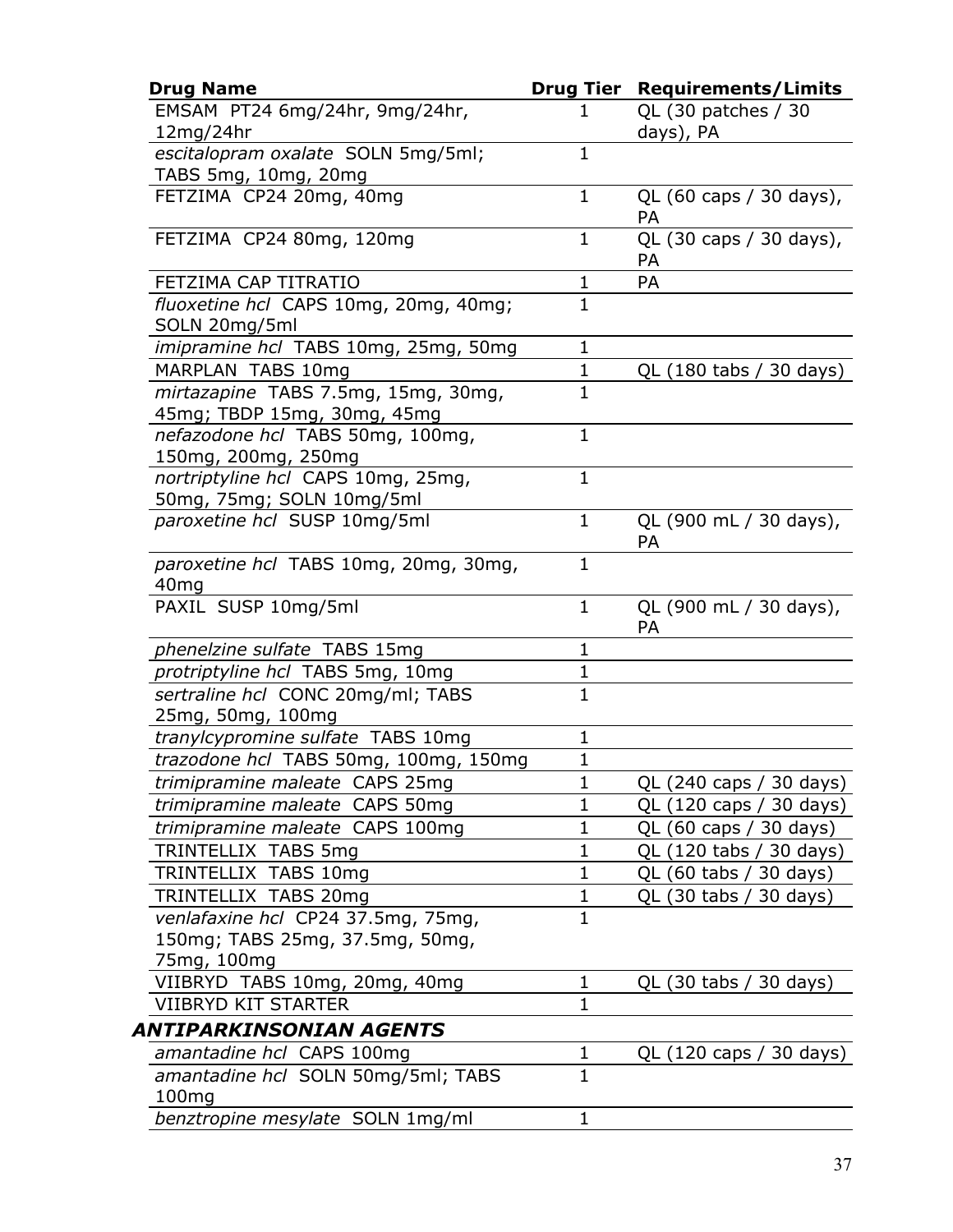| Drug Name | Drug Tier | Requirements/Limits |
|---|---|---|
| EMSAM PT24 6mg/24hr, 9mg/24hr, 12mg/24hr | 1 | QL (30 patches / 30 days), PA |
| *escitalopram oxalate* SOLN 5mg/5ml; TABS 5mg, 10mg, 20mg | 1 | |
| FETZIMA CP24 20mg, 40mg | 1 | QL (60 caps / 30 days), PA |
| FETZIMA CP24 80mg, 120mg | 1 | QL (30 caps / 30 days), PA |
| FETZIMA CAP TITRATIO | 1 | PA |
| *fluoxetine hcl* CAPS 10mg, 20mg, 40mg; SOLN 20mg/5ml | 1 | |
| *imipramine hcl* TABS 10mg, 25mg, 50mg | 1 | |
| MARPLAN TABS 10mg | 1 | QL (180 tabs / 30 days) |
| *mirtazapine* TABS 7.5mg, 15mg, 30mg, 45mg; TBDP 15mg, 30mg, 45mg | 1 | |
| *nefazodone hcl* TABS 50mg, 100mg, 150mg, 200mg, 250mg | 1 | |
| *nortriptyline hcl* CAPS 10mg, 25mg, 50mg, 75mg; SOLN 10mg/5ml | 1 | |
| *paroxetine hcl* SUSP 10mg/5ml | 1 | QL (900 mL / 30 days), PA |
| *paroxetine hcl* TABS 10mg, 20mg, 30mg, 40mg | 1 | |
| PAXIL SUSP 10mg/5ml | 1 | QL (900 mL / 30 days), PA |
| *phenelzine sulfate* TABS 15mg | 1 | |
| *protriptyline hcl* TABS 5mg, 10mg | 1 | |
| *sertraline hcl* CONC 20mg/ml; TABS 25mg, 50mg, 100mg | 1 | |
| *tranylcypromine sulfate* TABS 10mg | 1 | |
| *trazodone hcl* TABS 50mg, 100mg, 150mg | 1 | |
| *trimipramine maleate* CAPS 25mg | 1 | QL (240 caps / 30 days) |
| *trimipramine maleate* CAPS 50mg | 1 | QL (120 caps / 30 days) |
| *trimipramine maleate* CAPS 100mg | 1 | QL (60 caps / 30 days) |
| TRINTELLIX TABS 5mg | 1 | QL (120 tabs / 30 days) |
| TRINTELLIX TABS 10mg | 1 | QL (60 tabs / 30 days) |
| TRINTELLIX TABS 20mg | 1 | QL (30 tabs / 30 days) |
| *venlafaxine hcl* CP24 37.5mg, 75mg, 150mg; TABS 25mg, 37.5mg, 50mg, 75mg, 100mg | 1 | |
| VIIBRYD TABS 10mg, 20mg, 40mg | 1 | QL (30 tabs / 30 days) |
| VIIBRYD KIT STARTER | 1 | |
| ***ANTIPARKINSONIAN AGENTS*** | | |
| *amantadine hcl* CAPS 100mg | 1 | QL (120 caps / 30 days) |
| *amantadine hcl* SOLN 50mg/5ml; TABS 100mg | 1 | |
| *benztropine mesylate* SOLN 1mg/ml | 1 | |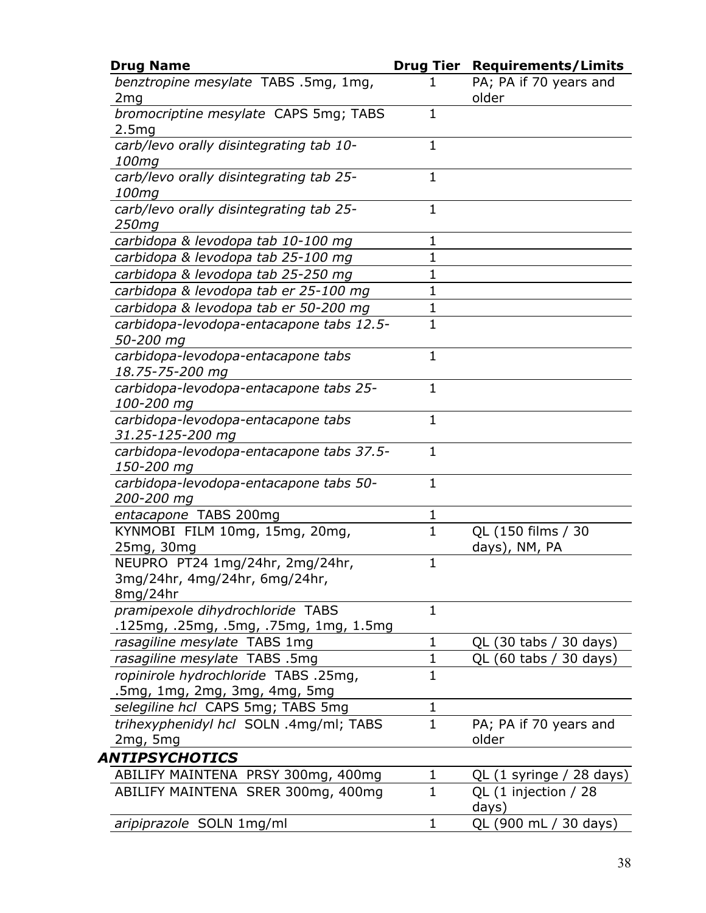| Drug Name | Drug Tier | Requirements/Limits |
|---|---|---|
| *benztropine mesylate* TABS .5mg, 1mg, 2mg | 1 | PA; PA if 70 years and older |
| *bromocriptine mesylate* CAPS 5mg; TABS 2.5mg | 1 | |
| *carb/levo orally disintegrating tab 10-100mg* | 1 | |
| *carb/levo orally disintegrating tab 25-100mg* | 1 | |
| *carb/levo orally disintegrating tab 25-250mg* | 1 | |
| *carbidopa & levodopa tab 10-100 mg* | 1 | |
| *carbidopa & levodopa tab 25-100 mg* | 1 | |
| *carbidopa & levodopa tab 25-250 mg* | 1 | |
| *carbidopa & levodopa tab er 25-100 mg* | 1 | |
| *carbidopa & levodopa tab er 50-200 mg* | 1 | |
| *carbidopa-levodopa-entacapone tabs 12.5-50-200 mg* | 1 | |
| *carbidopa-levodopa-entacapone tabs 18.75-75-200 mg* | 1 | |
| *carbidopa-levodopa-entacapone tabs 25-100-200 mg* | 1 | |
| *carbidopa-levodopa-entacapone tabs 31.25-125-200 mg* | 1 | |
| *carbidopa-levodopa-entacapone tabs 37.5-150-200 mg* | 1 | |
| *carbidopa-levodopa-entacapone tabs 50-200-200 mg* | 1 | |
| *entacapone* TABS 200mg | 1 | |
| KYNMOBI FILM 10mg, 15mg, 20mg, 25mg, 30mg | 1 | QL (150 films / 30 days), NM, PA |
| NEUPRO PT24 1mg/24hr, 2mg/24hr, 3mg/24hr, 4mg/24hr, 6mg/24hr, 8mg/24hr | 1 | |
| *pramipexole dihydrochloride* TABS .125mg, .25mg, .5mg, .75mg, 1mg, 1.5mg | 1 | |
| *rasagiline mesylate* TABS 1mg | 1 | QL (30 tabs / 30 days) |
| *rasagiline mesylate* TABS .5mg | 1 | QL (60 tabs / 30 days) |
| *ropinirole hydrochloride* TABS .25mg, .5mg, 1mg, 2mg, 3mg, 4mg, 5mg | 1 | |
| *selegiline hcl* CAPS 5mg; TABS 5mg | 1 | |
| *trihexyphenidyl hcl* SOLN .4mg/ml; TABS 2mg, 5mg | 1 | PA; PA if 70 years and older |
| ***ANTIPSYCHOTICS*** | | |
| ABILIFY MAINTENA PRSY 300mg, 400mg | 1 | QL (1 syringe / 28 days) |
| ABILIFY MAINTENA SRER 300mg, 400mg | 1 | QL (1 injection / 28 days) |
| *aripiprazole* SOLN 1mg/ml | 1 | QL (900 mL / 30 days) |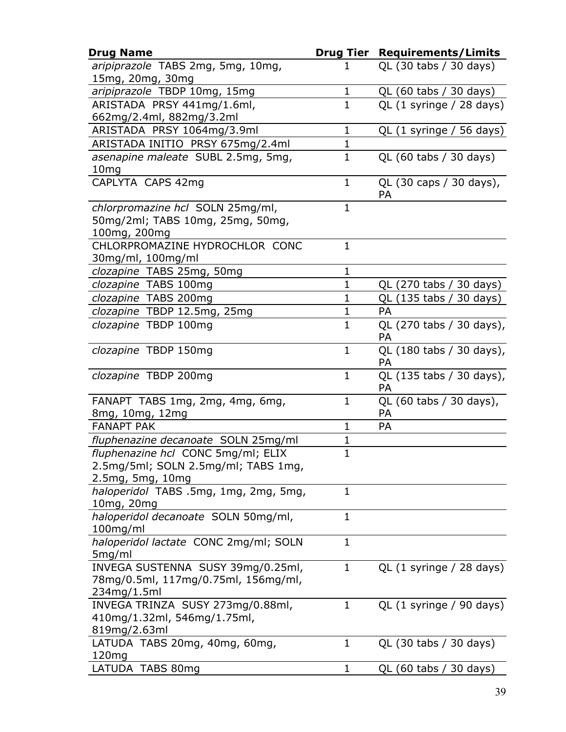| Drug Name | Drug Tier | Requirements/Limits |
| --- | --- | --- |
| *aripiprazole* TABS 2mg, 5mg, 10mg, 15mg, 20mg, 30mg | 1 | QL (30 tabs / 30 days) |
| *aripiprazole* TBDP 10mg, 15mg | 1 | QL (60 tabs / 30 days) |
| ARISTADA PRSY 441mg/1.6ml, 662mg/2.4ml, 882mg/3.2ml | 1 | QL (1 syringe / 28 days) |
| ARISTADA PRSY 1064mg/3.9ml | 1 | QL (1 syringe / 56 days) |
| ARISTADA INITIO PRSY 675mg/2.4ml | 1 | |
| *asenapine maleate* SUBL 2.5mg, 5mg, 10mg | 1 | QL (60 tabs / 30 days) |
| CAPLYTA CAPS 42mg | 1 | QL (30 caps / 30 days), PA |
| *chlorpromazine hcl* SOLN 25mg/ml, 50mg/2ml; TABS 10mg, 25mg, 50mg, 100mg, 200mg | 1 | |
| CHLORPROMAZINE HYDROCHLOR CONC 30mg/ml, 100mg/ml | 1 | |
| *clozapine* TABS 25mg, 50mg | 1 | |
| *clozapine* TABS 100mg | 1 | QL (270 tabs / 30 days) |
| *clozapine* TABS 200mg | 1 | QL (135 tabs / 30 days) |
| *clozapine* TBDP 12.5mg, 25mg | 1 | PA |
| *clozapine* TBDP 100mg | 1 | QL (270 tabs / 30 days), PA |
| *clozapine* TBDP 150mg | 1 | QL (180 tabs / 30 days), PA |
| *clozapine* TBDP 200mg | 1 | QL (135 tabs / 30 days), PA |
| FANAPT TABS 1mg, 2mg, 4mg, 6mg, 8mg, 10mg, 12mg | 1 | QL (60 tabs / 30 days), PA |
| FANAPT PAK | 1 | PA |
| *fluphenazine decanoate* SOLN 25mg/ml | 1 | |
| *fluphenazine hcl* CONC 5mg/ml; ELIX 2.5mg/5ml; SOLN 2.5mg/ml; TABS 1mg, 2.5mg, 5mg, 10mg | 1 | |
| *haloperidol* TABS .5mg, 1mg, 2mg, 5mg, 10mg, 20mg | 1 | |
| *haloperidol decanoate* SOLN 50mg/ml, 100mg/ml | 1 | |
| *haloperidol lactate* CONC 2mg/ml; SOLN 5mg/ml | 1 | |
| INVEGA SUSTENNA SUSY 39mg/0.25ml, 78mg/0.5ml, 117mg/0.75ml, 156mg/ml, 234mg/1.5ml | 1 | QL (1 syringe / 28 days) |
| INVEGA TRINZA SUSY 273mg/0.88ml, 410mg/1.32ml, 546mg/1.75ml, 819mg/2.63ml | 1 | QL (1 syringe / 90 days) |
| LATUDA TABS 20mg, 40mg, 60mg, 120mg | 1 | QL (30 tabs / 30 days) |
| LATUDA TABS 80mg | 1 | QL (60 tabs / 30 days) |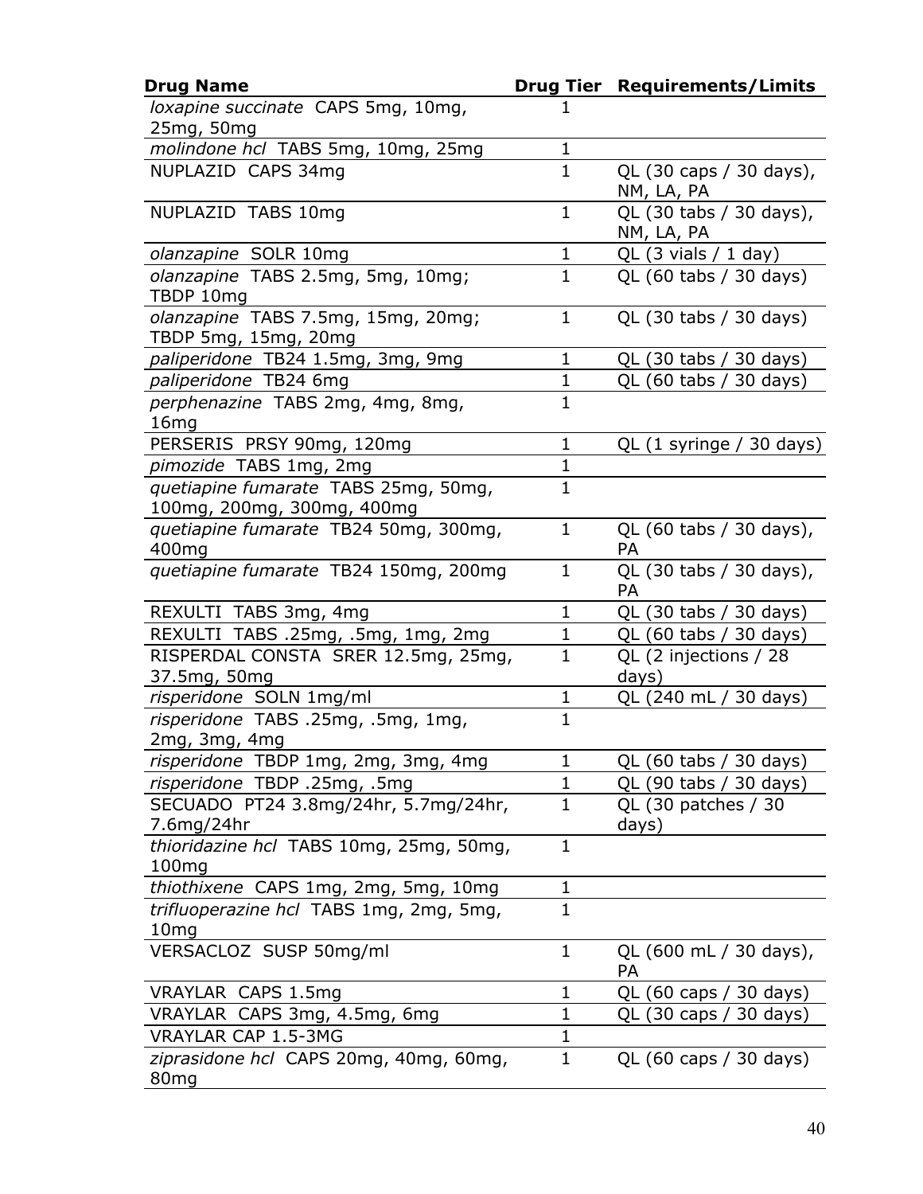| Drug Name | Drug Tier | Requirements/Limits |
|---|---|---|
| *loxapine succinate* CAPS 5mg, 10mg, 25mg, 50mg | 1 | |
| *molindone hcl* TABS 5mg, 10mg, 25mg | 1 | |
| NUPLAZID CAPS 34mg | 1 | QL (30 caps / 30 days), NM, LA, PA |
| NUPLAZID TABS 10mg | 1 | QL (30 tabs / 30 days), NM, LA, PA |
| *olanzapine* SOLR 10mg | 1 | QL (3 vials / 1 day) |
| *olanzapine* TABS 2.5mg, 5mg, 10mg; TBDP 10mg | 1 | QL (60 tabs / 30 days) |
| *olanzapine* TABS 7.5mg, 15mg, 20mg; TBDP 5mg, 15mg, 20mg | 1 | QL (30 tabs / 30 days) |
| *paliperidone* TB24 1.5mg, 3mg, 9mg | 1 | QL (30 tabs / 30 days) |
| *paliperidone* TB24 6mg | 1 | QL (60 tabs / 30 days) |
| *perphenazine* TABS 2mg, 4mg, 8mg, 16mg | 1 | |
| PERSERIS PRSY 90mg, 120mg | 1 | QL (1 syringe / 30 days) |
| *pimozide* TABS 1mg, 2mg | 1 | |
| *quetiapine fumarate* TABS 25mg, 50mg, 100mg, 200mg, 300mg, 400mg | 1 | |
| *quetiapine fumarate* TB24 50mg, 300mg, 400mg | 1 | QL (60 tabs / 30 days), PA |
| *quetiapine fumarate* TB24 150mg, 200mg | 1 | QL (30 tabs / 30 days), PA |
| REXULTI TABS 3mg, 4mg | 1 | QL (30 tabs / 30 days) |
| REXULTI TABS .25mg, .5mg, 1mg, 2mg | 1 | QL (60 tabs / 30 days) |
| RISPERDAL CONSTA SRER 12.5mg, 25mg, 37.5mg, 50mg | 1 | QL (2 injections / 28 days) |
| *risperidone* SOLN 1mg/ml | 1 | QL (240 mL / 30 days) |
| *risperidone* TABS .25mg, .5mg, 1mg, 2mg, 3mg, 4mg | 1 | |
| *risperidone* TBDP 1mg, 2mg, 3mg, 4mg | 1 | QL (60 tabs / 30 days) |
| *risperidone* TBDP .25mg, .5mg | 1 | QL (90 tabs / 30 days) |
| SECUADO PT24 3.8mg/24hr, 5.7mg/24hr, 7.6mg/24hr | 1 | QL (30 patches / 30 days) |
| *thioridazine hcl* TABS 10mg, 25mg, 50mg, 100mg | 1 | |
| *thiothixene* CAPS 1mg, 2mg, 5mg, 10mg | 1 | |
| *trifluoperazine hcl* TABS 1mg, 2mg, 5mg, 10mg | 1 | |
| VERSACLOZ SUSP 50mg/ml | 1 | QL (600 mL / 30 days), PA |
| VRAYLAR CAPS 1.5mg | 1 | QL (60 caps / 30 days) |
| VRAYLAR CAPS 3mg, 4.5mg, 6mg | 1 | QL (30 caps / 30 days) |
| VRAYLAR CAP 1.5-3MG | 1 | |
| *ziprasidone hcl* CAPS 20mg, 40mg, 60mg, 80mg | 1 | QL (60 caps / 30 days) |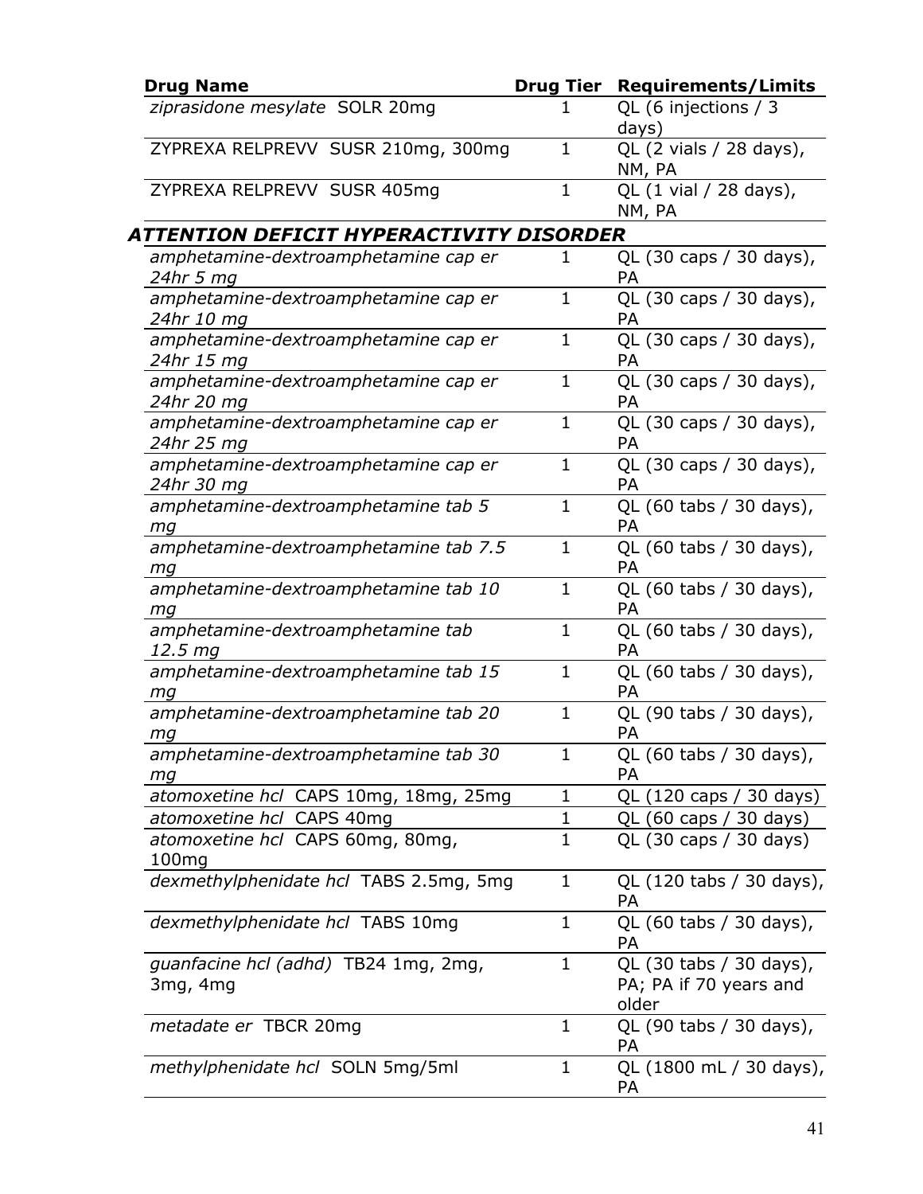| Drug Name | Drug Tier | Requirements/Limits |
|---|---|---|
| *ziprasidone mesylate* SOLR 20mg | 1 | QL (6 injections / 3 days) |
| ZYPREXA RELPREVV SUSR 210mg, 300mg | 1 | QL (2 vials / 28 days), NM, PA |
| ZYPREXA RELPREVV SUSR 405mg | 1 | QL (1 vial / 28 days), NM, PA |
| ***ATTENTION DEFICIT HYPERACTIVITY DISORDER*** | | |
| *amphetamine-dextroamphetamine cap er 24hr 5 mg* | 1 | QL (30 caps / 30 days), PA |
| *amphetamine-dextroamphetamine cap er 24hr 10 mg* | 1 | QL (30 caps / 30 days), PA |
| *amphetamine-dextroamphetamine cap er 24hr 15 mg* | 1 | QL (30 caps / 30 days), PA |
| *amphetamine-dextroamphetamine cap er 24hr 20 mg* | 1 | QL (30 caps / 30 days), PA |
| *amphetamine-dextroamphetamine cap er 24hr 25 mg* | 1 | QL (30 caps / 30 days), PA |
| *amphetamine-dextroamphetamine cap er 24hr 30 mg* | 1 | QL (30 caps / 30 days), PA |
| *amphetamine-dextroamphetamine tab 5 mg* | 1 | QL (60 tabs / 30 days), PA |
| *amphetamine-dextroamphetamine tab 7.5 mg* | 1 | QL (60 tabs / 30 days), PA |
| *amphetamine-dextroamphetamine tab 10 mg* | 1 | QL (60 tabs / 30 days), PA |
| *amphetamine-dextroamphetamine tab 12.5 mg* | 1 | QL (60 tabs / 30 days), PA |
| *amphetamine-dextroamphetamine tab 15 mg* | 1 | QL (60 tabs / 30 days), PA |
| *amphetamine-dextroamphetamine tab 20 mg* | 1 | QL (90 tabs / 30 days), PA |
| *amphetamine-dextroamphetamine tab 30 mg* | 1 | QL (60 tabs / 30 days), PA |
| *atomoxetine hcl* CAPS 10mg, 18mg, 25mg | 1 | QL (120 caps / 30 days) |
| *atomoxetine hcl* CAPS 40mg | 1 | QL (60 caps / 30 days) |
| *atomoxetine hcl* CAPS 60mg, 80mg, 100mg | 1 | QL (30 caps / 30 days) |
| *dexmethylphenidate hcl* TABS 2.5mg, 5mg | 1 | QL (120 tabs / 30 days), PA |
| *dexmethylphenidate hcl* TABS 10mg | 1 | QL (60 tabs / 30 days), PA |
| *guanfacine hcl (adhd)* TB24 1mg, 2mg, 3mg, 4mg | 1 | QL (30 tabs / 30 days), PA; PA if 70 years and older |
| *metadate er* TBCR 20mg | 1 | QL (90 tabs / 30 days), PA |
| *methylphenidate hcl* SOLN 5mg/5ml | 1 | QL (1800 mL / 30 days), PA |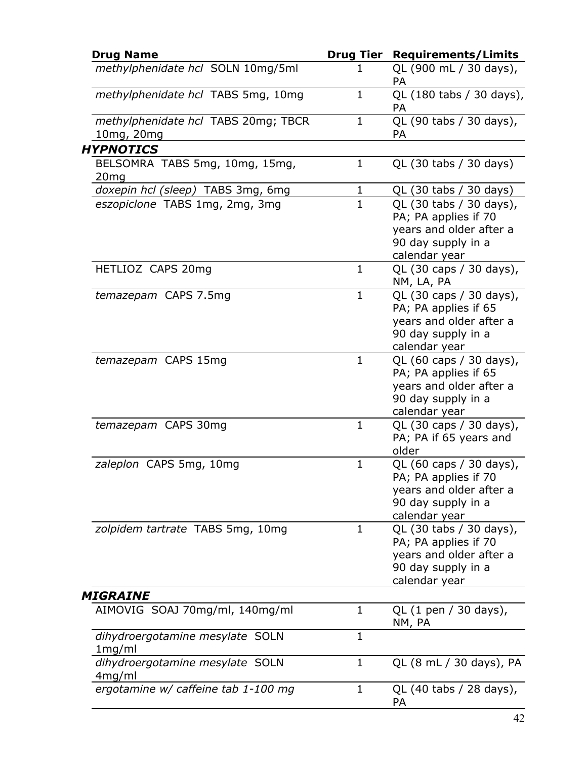| Drug Name | Drug Tier | Requirements/Limits |
|---|---|---|
| *methylphenidate hcl* SOLN 10mg/5ml | 1 | QL (900 mL / 30 days), PA |
| *methylphenidate hcl* TABS 5mg, 10mg | 1 | QL (180 tabs / 30 days), PA |
| *methylphenidate hcl* TABS 20mg; TBCR 10mg, 20mg | 1 | QL (90 tabs / 30 days), PA |
| ***HYPNOTICS*** | | |
| BELSOMRA TABS 5mg, 10mg, 15mg, 20mg | 1 | QL (30 tabs / 30 days) |
| *doxepin hcl (sleep)* TABS 3mg, 6mg | 1 | QL (30 tabs / 30 days) |
| *eszopiclone* TABS 1mg, 2mg, 3mg | 1 | QL (30 tabs / 30 days), PA; PA applies if 70 years and older after a 90 day supply in a calendar year |
| HETLIOZ CAPS 20mg | 1 | QL (30 caps / 30 days), NM, LA, PA |
| *temazepam* CAPS 7.5mg | 1 | QL (30 caps / 30 days), PA; PA applies if 65 years and older after a 90 day supply in a calendar year |
| *temazepam* CAPS 15mg | 1 | QL (60 caps / 30 days), PA; PA applies if 65 years and older after a 90 day supply in a calendar year |
| *temazepam* CAPS 30mg | 1 | QL (30 caps / 30 days), PA; PA if 65 years and older |
| *zaleplon* CAPS 5mg, 10mg | 1 | QL (60 caps / 30 days), PA; PA applies if 70 years and older after a 90 day supply in a calendar year |
| *zolpidem tartrate* TABS 5mg, 10mg | 1 | QL (30 tabs / 30 days), PA; PA applies if 70 years and older after a 90 day supply in a calendar year |
| ***MIGRAINE*** | | |
| AIMOVIG SOAJ 70mg/ml, 140mg/ml | 1 | QL (1 pen / 30 days), NM, PA |
| *dihydroergotamine mesylate* SOLN 1mg/ml | 1 | |
| *dihydroergotamine mesylate* SOLN 4mg/ml | 1 | QL (8 mL / 30 days), PA |
| *ergotamine w/ caffeine tab 1-100 mg* | 1 | QL (40 tabs / 28 days), PA |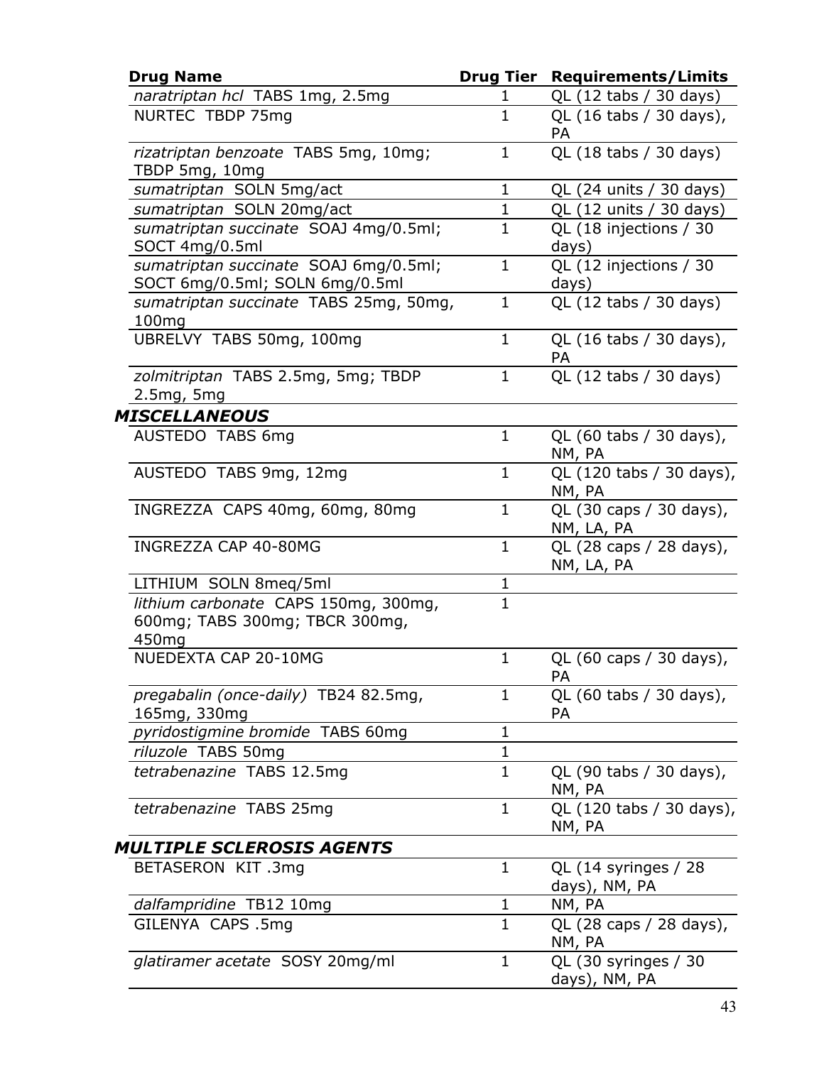| Drug Name | Drug Tier | Requirements/Limits |
|---|---|---|
| *naratriptan hcl* TABS 1mg, 2.5mg | 1 | QL (12 tabs / 30 days) |
| NURTEC TBDP 75mg | 1 | QL (16 tabs / 30 days), PA |
| *rizatriptan benzoate* TABS 5mg, 10mg; TBDP 5mg, 10mg | 1 | QL (18 tabs / 30 days) |
| *sumatriptan* SOLN 5mg/act | 1 | QL (24 units / 30 days) |
| *sumatriptan* SOLN 20mg/act | 1 | QL (12 units / 30 days) |
| *sumatriptan succinate* SOAJ 4mg/0.5ml; SOCT 4mg/0.5ml | 1 | QL (18 injections / 30 days) |
| *sumatriptan succinate* SOAJ 6mg/0.5ml; SOCT 6mg/0.5ml; SOLN 6mg/0.5ml | 1 | QL (12 injections / 30 days) |
| *sumatriptan succinate* TABS 25mg, 50mg, 100mg | 1 | QL (12 tabs / 30 days) |
| UBRELVY TABS 50mg, 100mg | 1 | QL (16 tabs / 30 days), PA |
| *zolmitriptan* TABS 2.5mg, 5mg; TBDP 2.5mg, 5mg | 1 | QL (12 tabs / 30 days) |
| ***MISCELLANEOUS*** | | |
| AUSTEDO TABS 6mg | 1 | QL (60 tabs / 30 days), NM, PA |
| AUSTEDO TABS 9mg, 12mg | 1 | QL (120 tabs / 30 days), NM, PA |
| INGREZZA CAPS 40mg, 60mg, 80mg | 1 | QL (30 caps / 30 days), NM, LA, PA |
| INGREZZA CAP 40-80MG | 1 | QL (28 caps / 28 days), NM, LA, PA |
| LITHIUM SOLN 8meq/5ml | 1 | |
| *lithium carbonate* CAPS 150mg, 300mg, 600mg; TABS 300mg; TBCR 300mg, 450mg | 1 | |
| NUEDEXTA CAP 20-10MG | 1 | QL (60 caps / 30 days), PA |
| *pregabalin (once-daily)* TB24 82.5mg, 165mg, 330mg | 1 | QL (60 tabs / 30 days), PA |
| *pyridostigmine bromide* TABS 60mg | 1 | |
| *riluzole* TABS 50mg | 1 | |
| *tetrabenazine* TABS 12.5mg | 1 | QL (90 tabs / 30 days), NM, PA |
| *tetrabenazine* TABS 25mg | 1 | QL (120 tabs / 30 days), NM, PA |
| ***MULTIPLE SCLEROSIS AGENTS*** | | |
| BETASERON KIT .3mg | 1 | QL (14 syringes / 28 days), NM, PA |
| *dalfampridine* TB12 10mg | 1 | NM, PA |
| GILENYA CAPS .5mg | 1 | QL (28 caps / 28 days), NM, PA |
| *glatiramer acetate* SOSY 20mg/ml | 1 | QL (30 syringes / 30 days), NM, PA |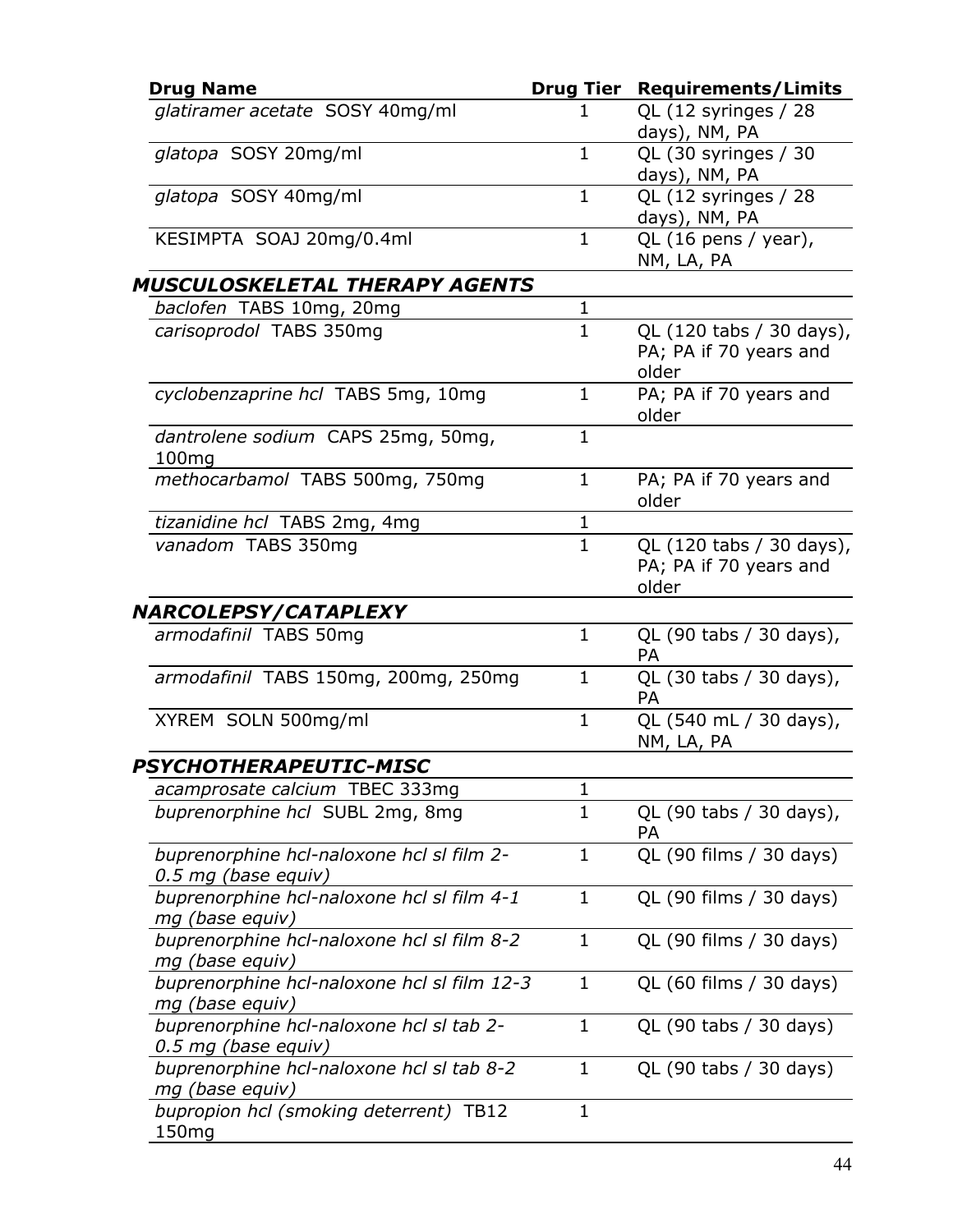| Drug Name | Drug Tier | Requirements/Limits |
|---|---|---|
| *glatiramer acetate* SOSY 40mg/ml | 1 | QL (12 syringes / 28 days), NM, PA |
| *glatopa* SOSY 20mg/ml | 1 | QL (30 syringes / 30 days), NM, PA |
| *glatopa* SOSY 40mg/ml | 1 | QL (12 syringes / 28 days), NM, PA |
| KESIMPTA SOAJ 20mg/0.4ml | 1 | QL (16 pens / year), NM, LA, PA |
| ***MUSCULOSKELETAL THERAPY AGENTS*** | | |
| *baclofen* TABS 10mg, 20mg | 1 | |
| *carisoprodol* TABS 350mg | 1 | QL (120 tabs / 30 days), PA; PA if 70 years and older |
| *cyclobenzaprine hcl* TABS 5mg, 10mg | 1 | PA; PA if 70 years and older |
| *dantrolene sodium* CAPS 25mg, 50mg, 100mg | 1 | |
| *methocarbamol* TABS 500mg, 750mg | 1 | PA; PA if 70 years and older |
| *tizanidine hcl* TABS 2mg, 4mg | 1 | |
| *vanadom* TABS 350mg | 1 | QL (120 tabs / 30 days), PA; PA if 70 years and older |
| ***NARCOLEPSY/CATAPLEXY*** | | |
| *armodafinil* TABS 50mg | 1 | QL (90 tabs / 30 days), PA |
| *armodafinil* TABS 150mg, 200mg, 250mg | 1 | QL (30 tabs / 30 days), PA |
| XYREM SOLN 500mg/ml | 1 | QL (540 mL / 30 days), NM, LA, PA |
| ***PSYCHOTHERAPEUTIC-MISC*** | | |
| *acamprosate calcium* TBEC 333mg | 1 | |
| *buprenorphine hcl* SUBL 2mg, 8mg | 1 | QL (90 tabs / 30 days), PA |
| *buprenorphine hcl-naloxone hcl sl film 2-0.5 mg (base equiv)* | 1 | QL (90 films / 30 days) |
| *buprenorphine hcl-naloxone hcl sl film 4-1 mg (base equiv)* | 1 | QL (90 films / 30 days) |
| *buprenorphine hcl-naloxone hcl sl film 8-2 mg (base equiv)* | 1 | QL (90 films / 30 days) |
| *buprenorphine hcl-naloxone hcl sl film 12-3 mg (base equiv)* | 1 | QL (60 films / 30 days) |
| *buprenorphine hcl-naloxone hcl sl tab 2-0.5 mg (base equiv)* | 1 | QL (90 tabs / 30 days) |
| *buprenorphine hcl-naloxone hcl sl tab 8-2 mg (base equiv)* | 1 | QL (90 tabs / 30 days) |
| *bupropion hcl (smoking deterrent)* TB12 150mg | 1 | |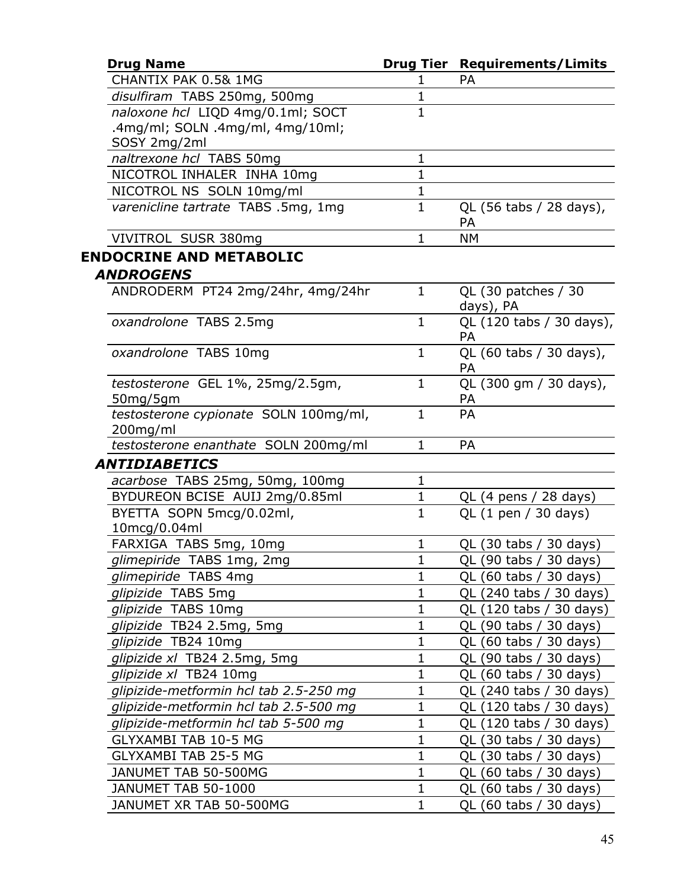| Drug Name | Drug Tier | Requirements/Limits |
|---|---|---|
| CHANTIX PAK 0.5& 1MG | 1 | PA |
| *disulfiram* TABS 250mg, 500mg | 1 | |
| *naloxone hcl* LIQD 4mg/0.1ml; SOCT .4mg/ml; SOLN .4mg/ml, 4mg/10ml; SOSY 2mg/2ml | 1 | |
| *naltrexone hcl* TABS 50mg | 1 | |
| NICOTROL INHALER INHA 10mg | 1 | |
| NICOTROL NS SOLN 10mg/ml | 1 | |
| *varenicline tartrate* TABS .5mg, 1mg | 1 | QL (56 tabs / 28 days), PA |
| VIVITROL SUSR 380mg | 1 | NM |

## ENDOCRINE AND METABOLIC

### *ANDROGENS*

| Drug Name | Drug Tier | Requirements/Limits |
|---|---|---|
| ANDRODERM PT24 2mg/24hr, 4mg/24hr | 1 | QL (30 patches / 30 days), PA |
| *oxandrolone* TABS 2.5mg | 1 | QL (120 tabs / 30 days), PA |
| *oxandrolone* TABS 10mg | 1 | QL (60 tabs / 30 days), PA |
| *testosterone* GEL 1%, 25mg/2.5gm, 50mg/5gm | 1 | QL (300 gm / 30 days), PA |
| *testosterone cypionate* SOLN 100mg/ml, 200mg/ml | 1 | PA |
| *testosterone enanthate* SOLN 200mg/ml | 1 | PA |

### *ANTIDIABETICS*

| Drug Name | Drug Tier | Requirements/Limits |
|---|---|---|
| *acarbose* TABS 25mg, 50mg, 100mg | 1 | |
| BYDUREON BCISE AUIJ 2mg/0.85ml | 1 | QL (4 pens / 28 days) |
| BYETTA SOPN 5mcg/0.02ml, 10mcg/0.04ml | 1 | QL (1 pen / 30 days) |
| FARXIGA TABS 5mg, 10mg | 1 | QL (30 tabs / 30 days) |
| *glimepiride* TABS 1mg, 2mg | 1 | QL (90 tabs / 30 days) |
| *glimepiride* TABS 4mg | 1 | QL (60 tabs / 30 days) |
| *glipizide* TABS 5mg | 1 | QL (240 tabs / 30 days) |
| *glipizide* TABS 10mg | 1 | QL (120 tabs / 30 days) |
| *glipizide* TB24 2.5mg, 5mg | 1 | QL (90 tabs / 30 days) |
| *glipizide* TB24 10mg | 1 | QL (60 tabs / 30 days) |
| *glipizide xl* TB24 2.5mg, 5mg | 1 | QL (90 tabs / 30 days) |
| *glipizide xl* TB24 10mg | 1 | QL (60 tabs / 30 days) |
| *glipizide-metformin hcl tab 2.5-250 mg* | 1 | QL (240 tabs / 30 days) |
| *glipizide-metformin hcl tab 2.5-500 mg* | 1 | QL (120 tabs / 30 days) |
| *glipizide-metformin hcl tab 5-500 mg* | 1 | QL (120 tabs / 30 days) |
| GLYXAMBI TAB 10-5 MG | 1 | QL (30 tabs / 30 days) |
| GLYXAMBI TAB 25-5 MG | 1 | QL (30 tabs / 30 days) |
| JANUMET TAB 50-500MG | 1 | QL (60 tabs / 30 days) |
| JANUMET TAB 50-1000 | 1 | QL (60 tabs / 30 days) |
| JANUMET XR TAB 50-500MG | 1 | QL (60 tabs / 30 days) |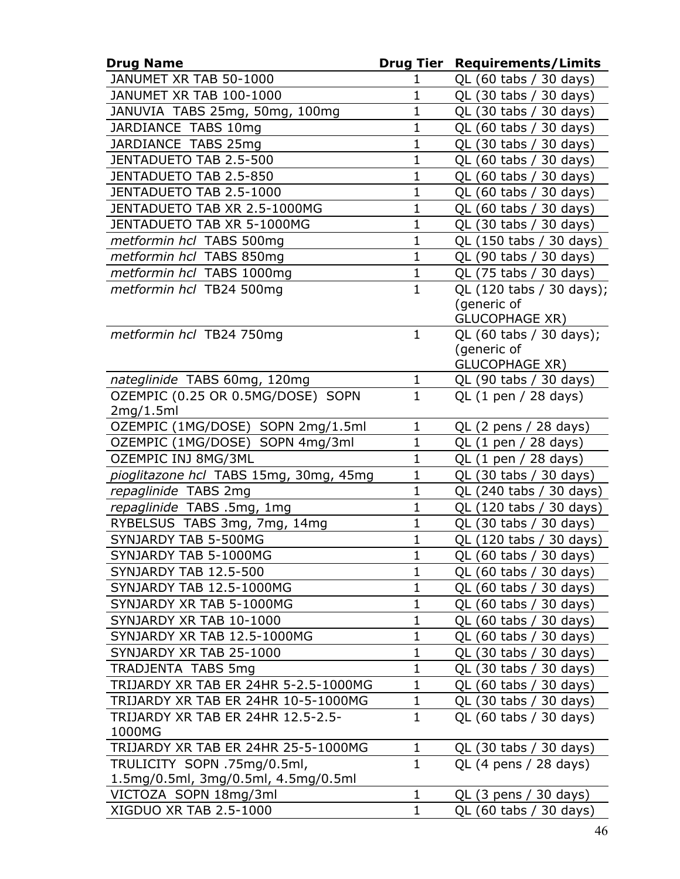| Drug Name | Drug Tier | Requirements/Limits |
|---|---|---|
| JANUMET XR TAB 50-1000 | 1 | QL (60 tabs / 30 days) |
| JANUMET XR TAB 100-1000 | 1 | QL (30 tabs / 30 days) |
| JANUVIA TABS 25mg, 50mg, 100mg | 1 | QL (30 tabs / 30 days) |
| JARDIANCE TABS 10mg | 1 | QL (60 tabs / 30 days) |
| JARDIANCE TABS 25mg | 1 | QL (30 tabs / 30 days) |
| JENTADUETO TAB 2.5-500 | 1 | QL (60 tabs / 30 days) |
| JENTADUETO TAB 2.5-850 | 1 | QL (60 tabs / 30 days) |
| JENTADUETO TAB 2.5-1000 | 1 | QL (60 tabs / 30 days) |
| JENTADUETO TAB XR 2.5-1000MG | 1 | QL (60 tabs / 30 days) |
| JENTADUETO TAB XR 5-1000MG | 1 | QL (30 tabs / 30 days) |
| *metformin hcl* TABS 500mg | 1 | QL (150 tabs / 30 days) |
| *metformin hcl* TABS 850mg | 1 | QL (90 tabs / 30 days) |
| *metformin hcl* TABS 1000mg | 1 | QL (75 tabs / 30 days) |
| *metformin hcl* TB24 500mg | 1 | QL (120 tabs / 30 days); (generic of GLUCOPHAGE XR) |
| *metformin hcl* TB24 750mg | 1 | QL (60 tabs / 30 days); (generic of GLUCOPHAGE XR) |
| *nateglinide* TABS 60mg, 120mg | 1 | QL (90 tabs / 30 days) |
| OZEMPIC (0.25 OR 0.5MG/DOSE) SOPN 2mg/1.5ml | 1 | QL (1 pen / 28 days) |
| OZEMPIC (1MG/DOSE) SOPN 2mg/1.5ml | 1 | QL (2 pens / 28 days) |
| OZEMPIC (1MG/DOSE) SOPN 4mg/3ml | 1 | QL (1 pen / 28 days) |
| OZEMPIC INJ 8MG/3ML | 1 | QL (1 pen / 28 days) |
| *pioglitazone hcl* TABS 15mg, 30mg, 45mg | 1 | QL (30 tabs / 30 days) |
| *repaglinide* TABS 2mg | 1 | QL (240 tabs / 30 days) |
| *repaglinide* TABS .5mg, 1mg | 1 | QL (120 tabs / 30 days) |
| RYBELSUS TABS 3mg, 7mg, 14mg | 1 | QL (30 tabs / 30 days) |
| SYNJARDY TAB 5-500MG | 1 | QL (120 tabs / 30 days) |
| SYNJARDY TAB 5-1000MG | 1 | QL (60 tabs / 30 days) |
| SYNJARDY TAB 12.5-500 | 1 | QL (60 tabs / 30 days) |
| SYNJARDY TAB 12.5-1000MG | 1 | QL (60 tabs / 30 days) |
| SYNJARDY XR TAB 5-1000MG | 1 | QL (60 tabs / 30 days) |
| SYNJARDY XR TAB 10-1000 | 1 | QL (60 tabs / 30 days) |
| SYNJARDY XR TAB 12.5-1000MG | 1 | QL (60 tabs / 30 days) |
| SYNJARDY XR TAB 25-1000 | 1 | QL (30 tabs / 30 days) |
| TRADJENTA TABS 5mg | 1 | QL (30 tabs / 30 days) |
| TRIJARDY XR TAB ER 24HR 5-2.5-1000MG | 1 | QL (60 tabs / 30 days) |
| TRIJARDY XR TAB ER 24HR 10-5-1000MG | 1 | QL (30 tabs / 30 days) |
| TRIJARDY XR TAB ER 24HR 12.5-2.5-1000MG | 1 | QL (60 tabs / 30 days) |
| TRIJARDY XR TAB ER 24HR 25-5-1000MG | 1 | QL (30 tabs / 30 days) |
| TRULICITY SOPN .75mg/0.5ml, 1.5mg/0.5ml, 3mg/0.5ml, 4.5mg/0.5ml | 1 | QL (4 pens / 28 days) |
| VICTOZA SOPN 18mg/3ml | 1 | QL (3 pens / 30 days) |
| XIGDUO XR TAB 2.5-1000 | 1 | QL (60 tabs / 30 days) |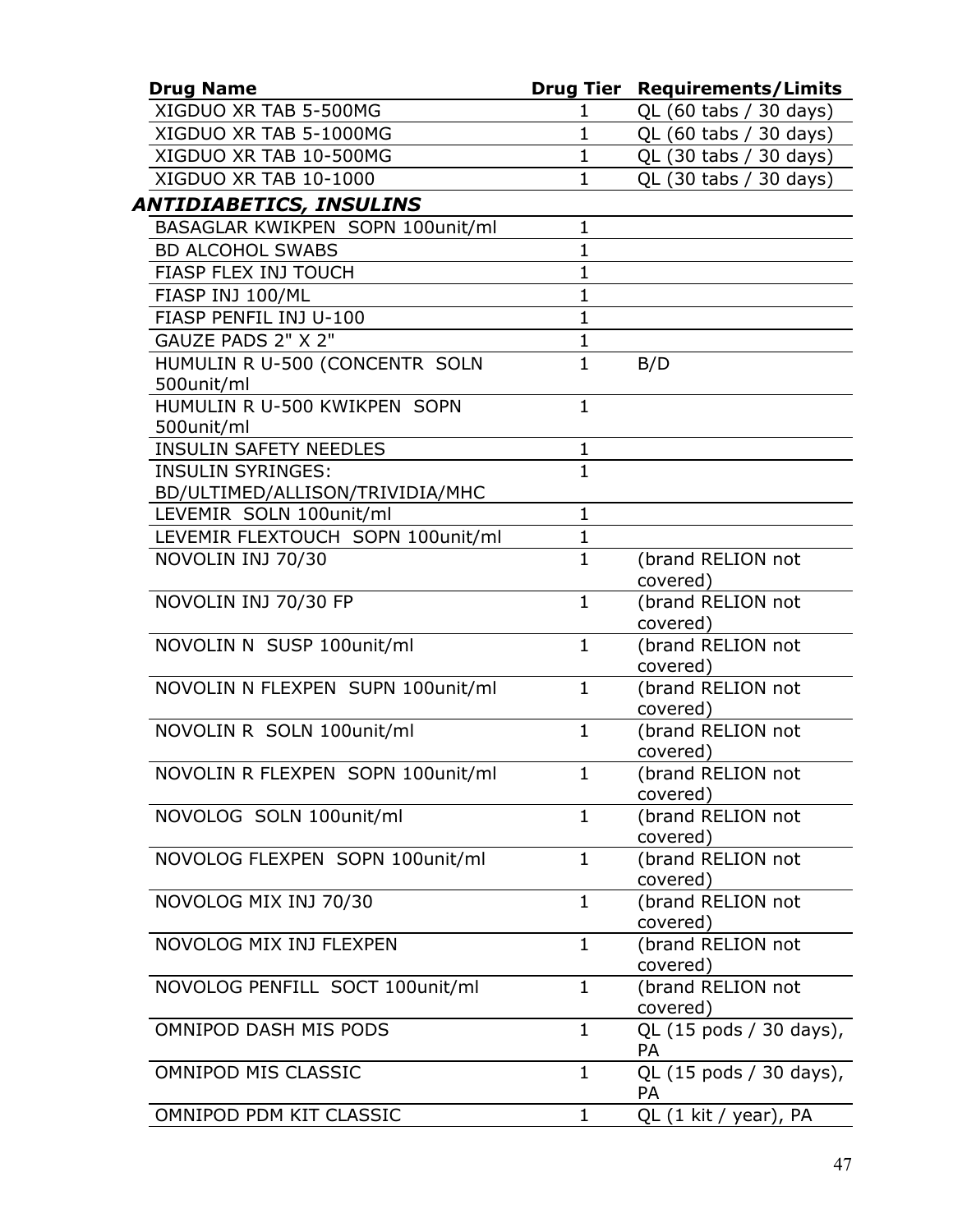| Drug Name | Drug Tier | Requirements/Limits |
|---|---|---|
| XIGDUO XR TAB 5-500MG | 1 | QL (60 tabs / 30 days) |
| XIGDUO XR TAB 5-1000MG | 1 | QL (60 tabs / 30 days) |
| XIGDUO XR TAB 10-500MG | 1 | QL (30 tabs / 30 days) |
| XIGDUO XR TAB 10-1000 | 1 | QL (30 tabs / 30 days) |
| ***ANTIDIABETICS, INSULINS*** | | |
| BASAGLAR KWIKPEN SOPN 100unit/ml | 1 | |
| BD ALCOHOL SWABS | 1 | |
| FIASP FLEX INJ TOUCH | 1 | |
| FIASP INJ 100/ML | 1 | |
| FIASP PENFIL INJ U-100 | 1 | |
| GAUZE PADS 2" X 2" | 1 | |
| HUMULIN R U-500 (CONCENTR SOLN 500unit/ml | 1 | B/D |
| HUMULIN R U-500 KWIKPEN SOPN 500unit/ml | 1 | |
| INSULIN SAFETY NEEDLES | 1 | |
| INSULIN SYRINGES: BD/ULTIMED/ALLISON/TRIVIDIA/MHC | 1 | |
| LEVEMIR SOLN 100unit/ml | 1 | |
| LEVEMIR FLEXTOUCH SOPN 100unit/ml | 1 | |
| NOVOLIN INJ 70/30 | 1 | (brand RELION not covered) |
| NOVOLIN INJ 70/30 FP | 1 | (brand RELION not covered) |
| NOVOLIN N SUSP 100unit/ml | 1 | (brand RELION not covered) |
| NOVOLIN N FLEXPEN SUPN 100unit/ml | 1 | (brand RELION not covered) |
| NOVOLIN R SOLN 100unit/ml | 1 | (brand RELION not covered) |
| NOVOLIN R FLEXPEN SOPN 100unit/ml | 1 | (brand RELION not covered) |
| NOVOLOG SOLN 100unit/ml | 1 | (brand RELION not covered) |
| NOVOLOG FLEXPEN SOPN 100unit/ml | 1 | (brand RELION not covered) |
| NOVOLOG MIX INJ 70/30 | 1 | (brand RELION not covered) |
| NOVOLOG MIX INJ FLEXPEN | 1 | (brand RELION not covered) |
| NOVOLOG PENFILL SOCT 100unit/ml | 1 | (brand RELION not covered) |
| OMNIPOD DASH MIS PODS | 1 | QL (15 pods / 30 days), PA |
| OMNIPOD MIS CLASSIC | 1 | QL (15 pods / 30 days), PA |
| OMNIPOD PDM KIT CLASSIC | 1 | QL (1 kit / year), PA |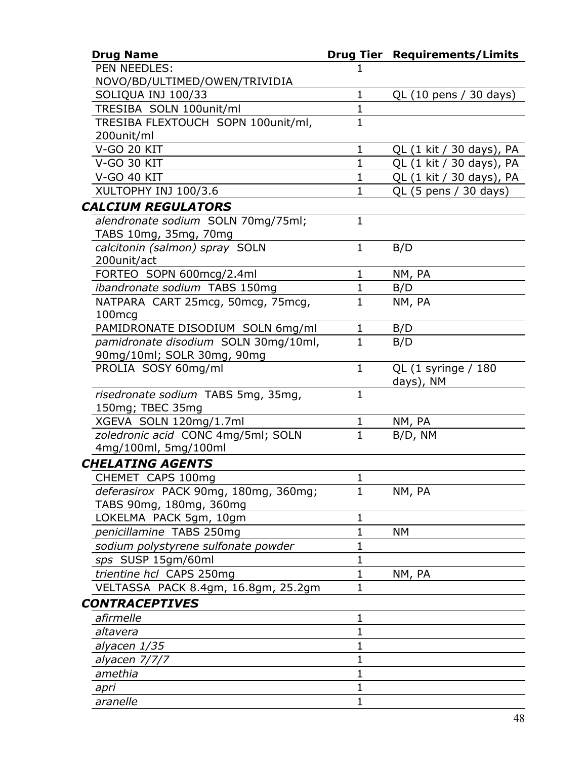| Drug Name | Drug Tier | Requirements/Limits |
|---|---|---|
| PEN NEEDLES: NOVO/BD/ULTIMED/OWEN/TRIVIDIA | 1 | |
| SOLIQUA INJ 100/33 | 1 | QL (10 pens / 30 days) |
| TRESIBA SOLN 100unit/ml | 1 | |
| TRESIBA FLEXTOUCH SOPN 100unit/ml, 200unit/ml | 1 | |
| V-GO 20 KIT | 1 | QL (1 kit / 30 days), PA |
| V-GO 30 KIT | 1 | QL (1 kit / 30 days), PA |
| V-GO 40 KIT | 1 | QL (1 kit / 30 days), PA |
| XULTOPHY INJ 100/3.6 | 1 | QL (5 pens / 30 days) |
| ***CALCIUM REGULATORS*** | | |
| *alendronate sodium* SOLN 70mg/75ml; TABS 10mg, 35mg, 70mg | 1 | |
| *calcitonin (salmon) spray* SOLN 200unit/act | 1 | B/D |
| FORTEO SOPN 600mcg/2.4ml | 1 | NM, PA |
| *ibandronate sodium* TABS 150mg | 1 | B/D |
| NATPARA CART 25mcg, 50mcg, 75mcg, 100mcg | 1 | NM, PA |
| PAMIDRONATE DISODIUM SOLN 6mg/ml | 1 | B/D |
| *pamidronate disodium* SOLN 30mg/10ml, 90mg/10ml; SOLR 30mg, 90mg | 1 | B/D |
| PROLIA SOSY 60mg/ml | 1 | QL (1 syringe / 180 days), NM |
| *risedronate sodium* TABS 5mg, 35mg, 150mg; TBEC 35mg | 1 | |
| XGEVA SOLN 120mg/1.7ml | 1 | NM, PA |
| *zoledronic acid* CONC 4mg/5ml; SOLN 4mg/100ml, 5mg/100ml | 1 | B/D, NM |
| ***CHELATING AGENTS*** | | |
| CHEMET CAPS 100mg | 1 | |
| *deferasirox* PACK 90mg, 180mg, 360mg; TABS 90mg, 180mg, 360mg | 1 | NM, PA |
| LOKELMA PACK 5gm, 10gm | 1 | |
| *penicillamine* TABS 250mg | 1 | NM |
| *sodium polystyrene sulfonate powder* | 1 | |
| *sps* SUSP 15gm/60ml | 1 | |
| *trientine hcl* CAPS 250mg | 1 | NM, PA |
| VELTASSA PACK 8.4gm, 16.8gm, 25.2gm | 1 | |
| ***CONTRACEPTIVES*** | | |
| *afirmelle* | 1 | |
| *altavera* | 1 | |
| *alyacen 1/35* | 1 | |
| *alyacen 7/7/7* | 1 | |
| *amethia* | 1 | |
| *apri* | 1 | |
| *aranelle* | 1 | |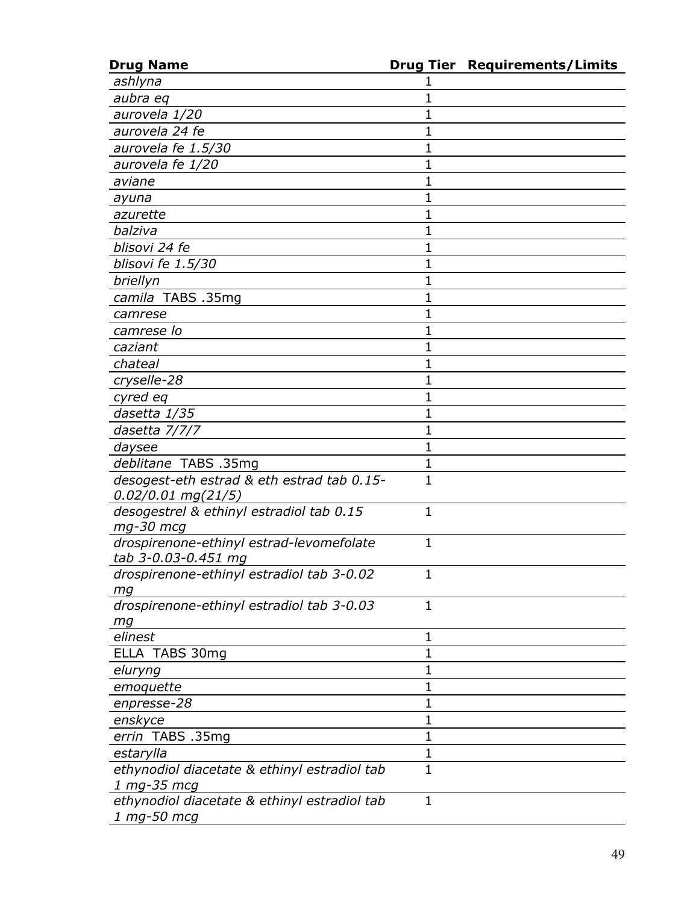| Drug Name | Drug Tier | Requirements/Limits |
|---|---|---|
| *ashlyna* | 1 | |
| *aubra eq* | 1 | |
| *aurovela 1/20* | 1 | |
| *aurovela 24 fe* | 1 | |
| *aurovela fe 1.5/30* | 1 | |
| *aurovela fe 1/20* | 1 | |
| *aviane* | 1 | |
| *ayuna* | 1 | |
| *azurette* | 1 | |
| *balziva* | 1 | |
| *blisovi 24 fe* | 1 | |
| *blisovi fe 1.5/30* | 1 | |
| *briellyn* | 1 | |
| *camila* TABS .35mg | 1 | |
| *camrese* | 1 | |
| *camrese lo* | 1 | |
| *caziant* | 1 | |
| *chateal* | 1 | |
| *cryselle-28* | 1 | |
| *cyred eq* | 1 | |
| *dasetta 1/35* | 1 | |
| *dasetta 7/7/7* | 1 | |
| *daysee* | 1 | |
| *deblitane* TABS .35mg | 1 | |
| *desogest-eth estrad & eth estrad tab 0.15-0.02/0.01 mg(21/5)* | 1 | |
| *desogestrel & ethinyl estradiol tab 0.15 mg-30 mcg* | 1 | |
| *drospirenone-ethinyl estrad-levomefolate tab 3-0.03-0.451 mg* | 1 | |
| *drospirenone-ethinyl estradiol tab 3-0.02 mg* | 1 | |
| *drospirenone-ethinyl estradiol tab 3-0.03 mg* | 1 | |
| *elinest* | 1 | |
| ELLA TABS 30mg | 1 | |
| *eluryng* | 1 | |
| *emoquette* | 1 | |
| *enpresse-28* | 1 | |
| *enskyce* | 1 | |
| *errin* TABS .35mg | 1 | |
| *estarylla* | 1 | |
| *ethynodiol diacetate & ethinyl estradiol tab 1 mg-35 mcg* | 1 | |
| *ethynodiol diacetate & ethinyl estradiol tab 1 mg-50 mcg* | 1 | |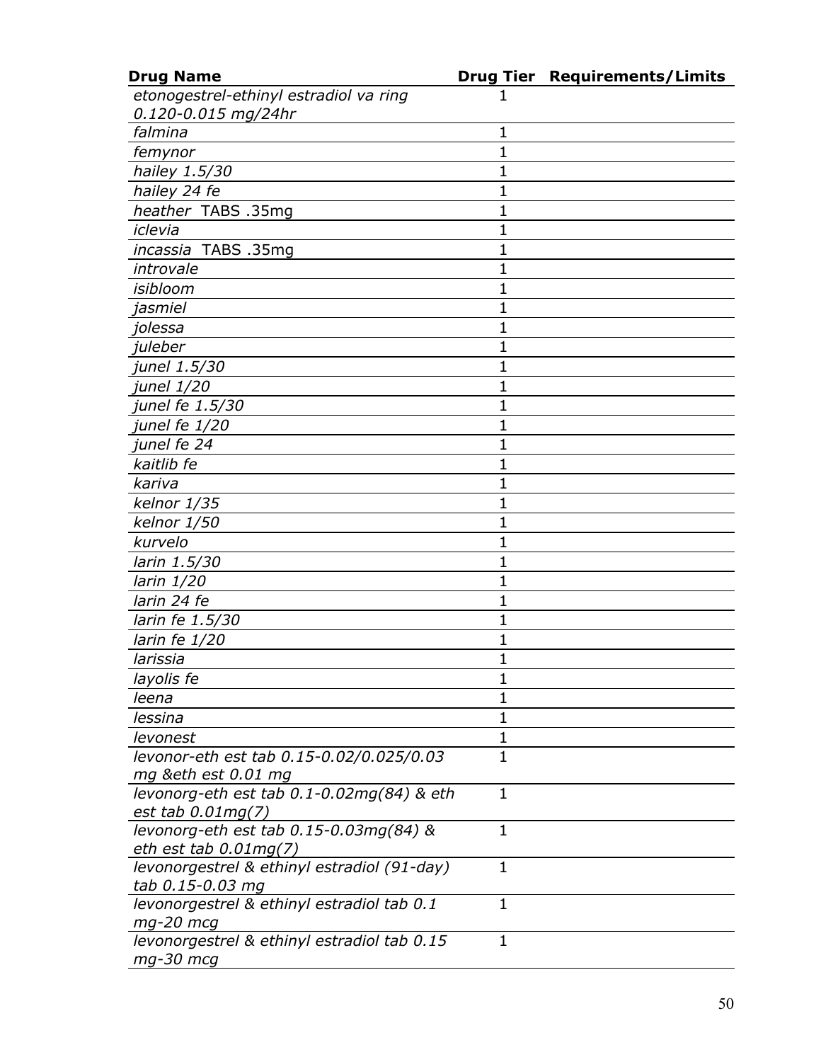| Drug Name | Drug Tier | Requirements/Limits |
|---|---|---|
| *etonogestrel-ethinyl estradiol va ring 0.120-0.015 mg/24hr* | 1 | |
| *falmina* | 1 | |
| *femynor* | 1 | |
| *hailey 1.5/30* | 1 | |
| *hailey 24 fe* | 1 | |
| *heather* TABS .35mg | 1 | |
| *iclevia* | 1 | |
| *incassia* TABS .35mg | 1 | |
| *introvale* | 1 | |
| *isibloom* | 1 | |
| *jasmiel* | 1 | |
| *jolessa* | 1 | |
| *juleber* | 1 | |
| *junel 1.5/30* | 1 | |
| *junel 1/20* | 1 | |
| *junel fe 1.5/30* | 1 | |
| *junel fe 1/20* | 1 | |
| *junel fe 24* | 1 | |
| *kaitlib fe* | 1 | |
| *kariva* | 1 | |
| *kelnor 1/35* | 1 | |
| *kelnor 1/50* | 1 | |
| *kurvelo* | 1 | |
| *larin 1.5/30* | 1 | |
| *larin 1/20* | 1 | |
| *larin 24 fe* | 1 | |
| *larin fe 1.5/30* | 1 | |
| *larin fe 1/20* | 1 | |
| *larissia* | 1 | |
| *layolis fe* | 1 | |
| *leena* | 1 | |
| *lessina* | 1 | |
| *levonest* | 1 | |
| *levonor-eth est tab 0.15-0.02/0.025/0.03 mg &eth est 0.01 mg* | 1 | |
| *levonorg-eth est tab 0.1-0.02mg(84) & eth est tab 0.01mg(7)* | 1 | |
| *levonorg-eth est tab 0.15-0.03mg(84) & eth est tab 0.01mg(7)* | 1 | |
| *levonorgestrel & ethinyl estradiol (91-day) tab 0.15-0.03 mg* | 1 | |
| *levonorgestrel & ethinyl estradiol tab 0.1 mg-20 mcg* | 1 | |
| *levonorgestrel & ethinyl estradiol tab 0.15 mg-30 mcg* | 1 | |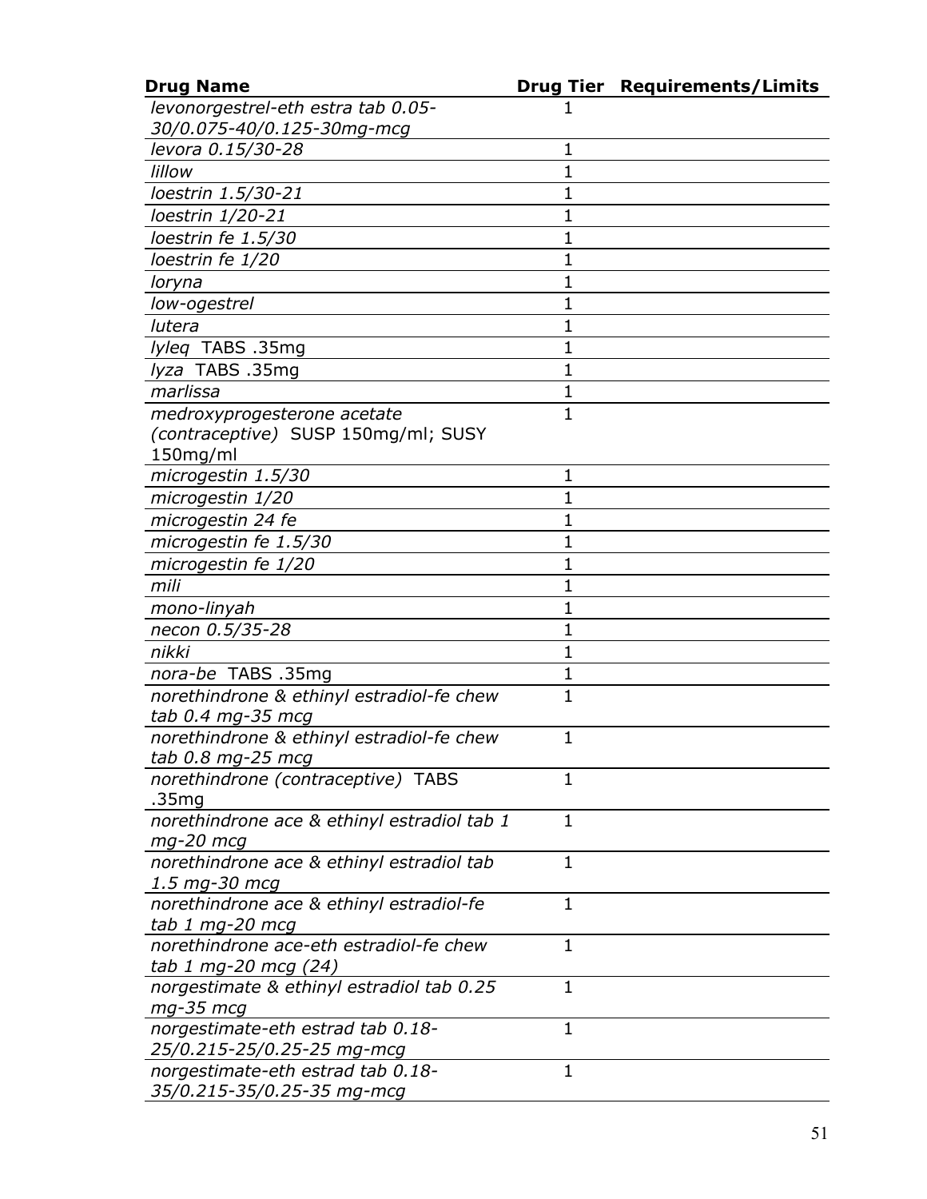| Drug Name | Drug Tier | Requirements/Limits |
|---|---|---|
| *levonorgestrel-eth estra tab 0.05-30/0.075-40/0.125-30mg-mcg* | 1 | |
| *levora 0.15/30-28* | 1 | |
| *lillow* | 1 | |
| *loestrin 1.5/30-21* | 1 | |
| *loestrin 1/20-21* | 1 | |
| *loestrin fe 1.5/30* | 1 | |
| *loestrin fe 1/20* | 1 | |
| *loryna* | 1 | |
| *low-ogestrel* | 1 | |
| *lutera* | 1 | |
| *lyleq* TABS .35mg | 1 | |
| *lyza* TABS .35mg | 1 | |
| *marlissa* | 1 | |
| *medroxyprogesterone acetate (contraceptive)* SUSP 150mg/ml; SUSY 150mg/ml | 1 | |
| *microgestin 1.5/30* | 1 | |
| *microgestin 1/20* | 1 | |
| *microgestin 24 fe* | 1 | |
| *microgestin fe 1.5/30* | 1 | |
| *microgestin fe 1/20* | 1 | |
| *mili* | 1 | |
| *mono-linyah* | 1 | |
| *necon 0.5/35-28* | 1 | |
| *nikki* | 1 | |
| *nora-be* TABS .35mg | 1 | |
| *norethindrone & ethinyl estradiol-fe chew tab 0.4 mg-35 mcg* | 1 | |
| *norethindrone & ethinyl estradiol-fe chew tab 0.8 mg-25 mcg* | 1 | |
| *norethindrone (contraceptive)* TABS .35mg | 1 | |
| *norethindrone ace & ethinyl estradiol tab 1 mg-20 mcg* | 1 | |
| *norethindrone ace & ethinyl estradiol tab 1.5 mg-30 mcg* | 1 | |
| *norethindrone ace & ethinyl estradiol-fe tab 1 mg-20 mcg* | 1 | |
| *norethindrone ace-eth estradiol-fe chew tab 1 mg-20 mcg (24)* | 1 | |
| *norgestimate & ethinyl estradiol tab 0.25 mg-35 mcg* | 1 | |
| *norgestimate-eth estrad tab 0.18-25/0.215-25/0.25-25 mg-mcg* | 1 | |
| *norgestimate-eth estrad tab 0.18-35/0.215-35/0.25-35 mg-mcg* | 1 | |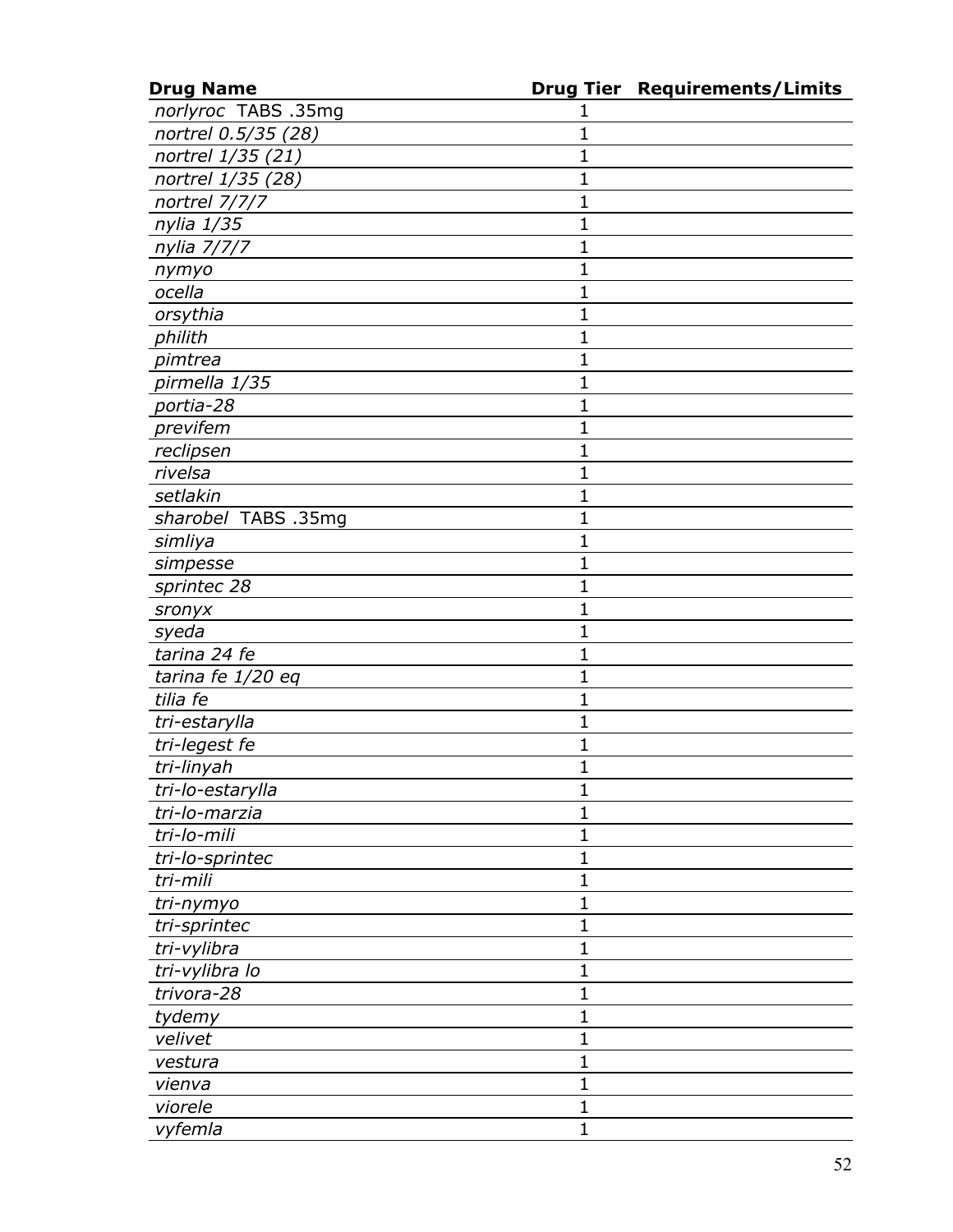| **Drug Name** | **Drug Tier** | **Requirements/Limits** |
|---|---|---|
| *norlyroc* TABS .35mg | 1 | |
| *nortrel 0.5/35 (28)* | 1 | |
| *nortrel 1/35 (21)* | 1 | |
| *nortrel 1/35 (28)* | 1 | |
| *nortrel 7/7/7* | 1 | |
| *nylia 1/35* | 1 | |
| *nylia 7/7/7* | 1 | |
| *nymyo* | 1 | |
| *ocella* | 1 | |
| *orsythia* | 1 | |
| *philith* | 1 | |
| *pimtrea* | 1 | |
| *pirmella 1/35* | 1 | |
| *portia-28* | 1 | |
| *previfem* | 1 | |
| *reclipsen* | 1 | |
| *rivelsa* | 1 | |
| *setlakin* | 1 | |
| *sharobel* TABS .35mg | 1 | |
| *simliya* | 1 | |
| *simpesse* | 1 | |
| *sprintec 28* | 1 | |
| *sronyx* | 1 | |
| *syeda* | 1 | |
| *tarina 24 fe* | 1 | |
| *tarina fe 1/20 eq* | 1 | |
| *tilia fe* | 1 | |
| *tri-estarylla* | 1 | |
| *tri-legest fe* | 1 | |
| *tri-linyah* | 1 | |
| *tri-lo-estarylla* | 1 | |
| *tri-lo-marzia* | 1 | |
| *tri-lo-mili* | 1 | |
| *tri-lo-sprintec* | 1 | |
| *tri-mili* | 1 | |
| *tri-nymyo* | 1 | |
| *tri-sprintec* | 1 | |
| *tri-vylibra* | 1 | |
| *tri-vylibra lo* | 1 | |
| *trivora-28* | 1 | |
| *tydemy* | 1 | |
| *velivet* | 1 | |
| *vestura* | 1 | |
| *vienva* | 1 | |
| *viorele* | 1 | |
| *vyfemla* | 1 | |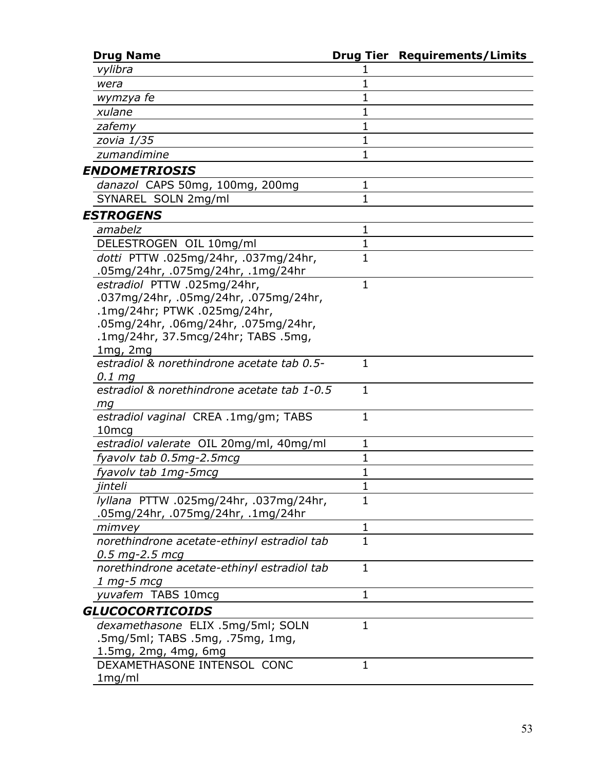| Drug Name | Drug Tier | Requirements/Limits |
|---|---|---|
| *vylibra* | 1 | |
| *wera* | 1 | |
| *wymzya fe* | 1 | |
| *xulane* | 1 | |
| *zafemy* | 1 | |
| *zovia 1/35* | 1 | |
| *zumandimine* | 1 | |
| ***ENDOMETRIOSIS*** | | |
| *danazol* CAPS 50mg, 100mg, 200mg | 1 | |
| SYNAREL SOLN 2mg/ml | 1 | |
| ***ESTROGENS*** | | |
| *amabelz* | 1 | |
| DELESTROGEN OIL 10mg/ml | 1 | |
| *dotti* PTTW .025mg/24hr, .037mg/24hr, .05mg/24hr, .075mg/24hr, .1mg/24hr | 1 | |
| *estradiol* PTTW .025mg/24hr, .037mg/24hr, .05mg/24hr, .075mg/24hr, .1mg/24hr; PTWK .025mg/24hr, .05mg/24hr, .06mg/24hr, .075mg/24hr, .1mg/24hr, 37.5mcg/24hr; TABS .5mg, 1mg, 2mg | 1 | |
| *estradiol & norethindrone acetate tab 0.5-0.1 mg* | 1 | |
| *estradiol & norethindrone acetate tab 1-0.5 mg* | 1 | |
| *estradiol vaginal* CREA .1mg/gm; TABS 10mcg | 1 | |
| *estradiol valerate* OIL 20mg/ml, 40mg/ml | 1 | |
| *fyavolv tab 0.5mg-2.5mcg* | 1 | |
| *fyavolv tab 1mg-5mcg* | 1 | |
| *jinteli* | 1 | |
| *lyllana* PTTW .025mg/24hr, .037mg/24hr, .05mg/24hr, .075mg/24hr, .1mg/24hr | 1 | |
| *mimvey* | 1 | |
| *norethindrone acetate-ethinyl estradiol tab 0.5 mg-2.5 mcg* | 1 | |
| *norethindrone acetate-ethinyl estradiol tab 1 mg-5 mcg* | 1 | |
| *yuvafem* TABS 10mcg | 1 | |
| ***GLUCOCORTICOIDS*** | | |
| *dexamethasone* ELIX .5mg/5ml; SOLN .5mg/5ml; TABS .5mg, .75mg, 1mg, 1.5mg, 2mg, 4mg, 6mg | 1 | |
| DEXAMETHASONE INTENSOL CONC 1mg/ml | 1 | |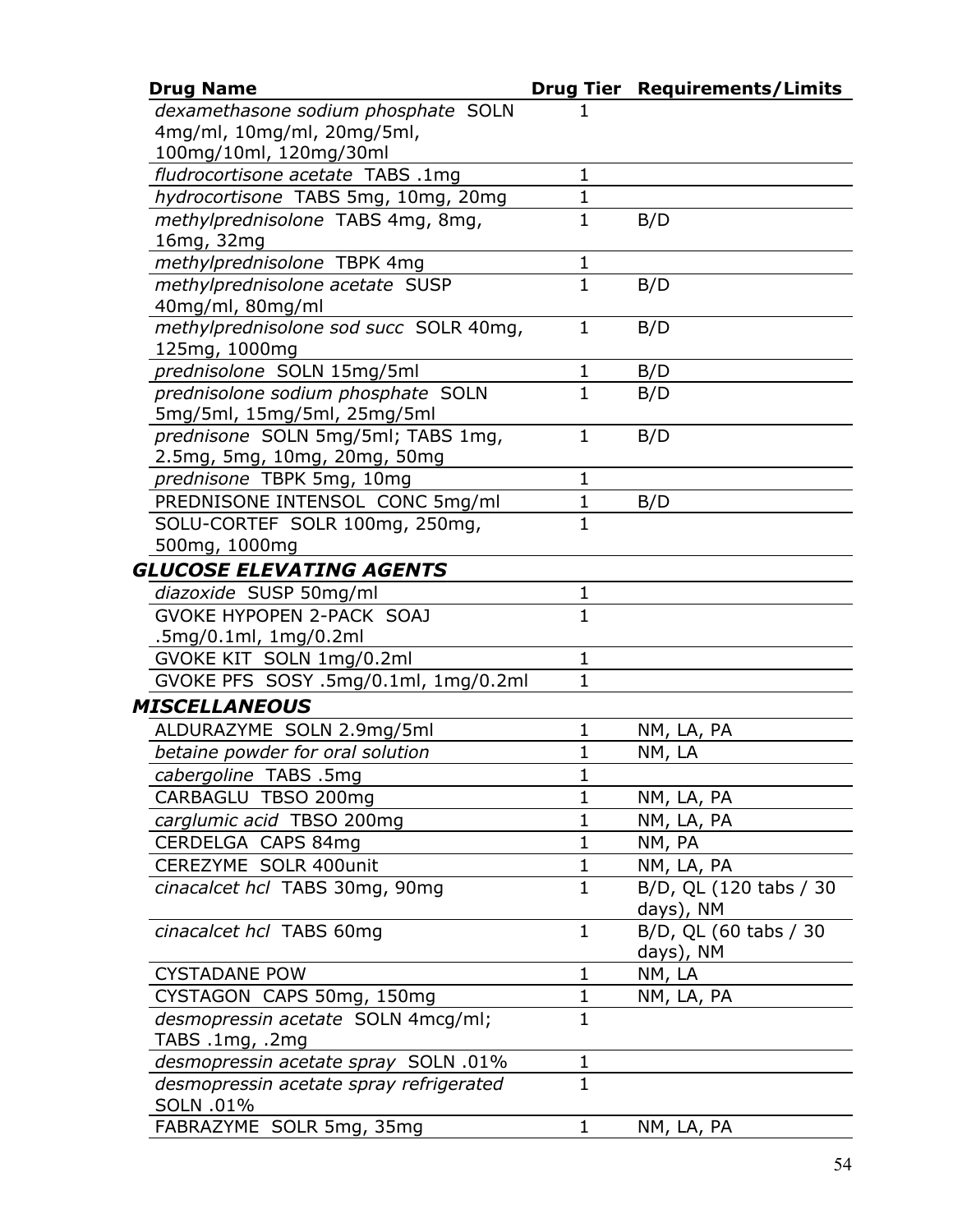| Drug Name | Drug Tier | Requirements/Limits |
|---|---|---|
| *dexamethasone sodium phosphate* SOLN 4mg/ml, 10mg/ml, 20mg/5ml, 100mg/10ml, 120mg/30ml | 1 | |
| *fludrocortisone acetate* TABS .1mg | 1 | |
| *hydrocortisone* TABS 5mg, 10mg, 20mg | 1 | |
| *methylprednisolone* TABS 4mg, 8mg, 16mg, 32mg | 1 | B/D |
| *methylprednisolone* TBPK 4mg | 1 | |
| *methylprednisolone acetate* SUSP 40mg/ml, 80mg/ml | 1 | B/D |
| *methylprednisolone sod succ* SOLR 40mg, 125mg, 1000mg | 1 | B/D |
| *prednisolone* SOLN 15mg/5ml | 1 | B/D |
| *prednisolone sodium phosphate* SOLN 5mg/5ml, 15mg/5ml, 25mg/5ml | 1 | B/D |
| *prednisone* SOLN 5mg/5ml; TABS 1mg, 2.5mg, 5mg, 10mg, 20mg, 50mg | 1 | B/D |
| *prednisone* TBPK 5mg, 10mg | 1 | |
| PREDNISONE INTENSOL CONC 5mg/ml | 1 | B/D |
| SOLU-CORTEF SOLR 100mg, 250mg, 500mg, 1000mg | 1 | |
| ***GLUCOSE ELEVATING AGENTS*** | | |
| *diazoxide* SUSP 50mg/ml | 1 | |
| GVOKE HYPOPEN 2-PACK SOAJ .5mg/0.1ml, 1mg/0.2ml | 1 | |
| GVOKE KIT SOLN 1mg/0.2ml | 1 | |
| GVOKE PFS SOSY .5mg/0.1ml, 1mg/0.2ml | 1 | |
| ***MISCELLANEOUS*** | | |
| ALDURAZYME SOLN 2.9mg/5ml | 1 | NM, LA, PA |
| *betaine powder for oral solution* | 1 | NM, LA |
| *cabergoline* TABS .5mg | 1 | |
| CARBAGLU TBSO 200mg | 1 | NM, LA, PA |
| *carglumic acid* TBSO 200mg | 1 | NM, LA, PA |
| CERDELGA CAPS 84mg | 1 | NM, PA |
| CEREZYME SOLR 400unit | 1 | NM, LA, PA |
| *cinacalcet hcl* TABS 30mg, 90mg | 1 | B/D, QL (120 tabs / 30 days), NM |
| *cinacalcet hcl* TABS 60mg | 1 | B/D, QL (60 tabs / 30 days), NM |
| CYSTADANE POW | 1 | NM, LA |
| CYSTAGON CAPS 50mg, 150mg | 1 | NM, LA, PA |
| *desmopressin acetate* SOLN 4mcg/ml; TABS .1mg, .2mg | 1 | |
| *desmopressin acetate spray* SOLN .01% | 1 | |
| *desmopressin acetate spray refrigerated* SOLN .01% | 1 | |
| FABRAZYME SOLR 5mg, 35mg | 1 | NM, LA, PA |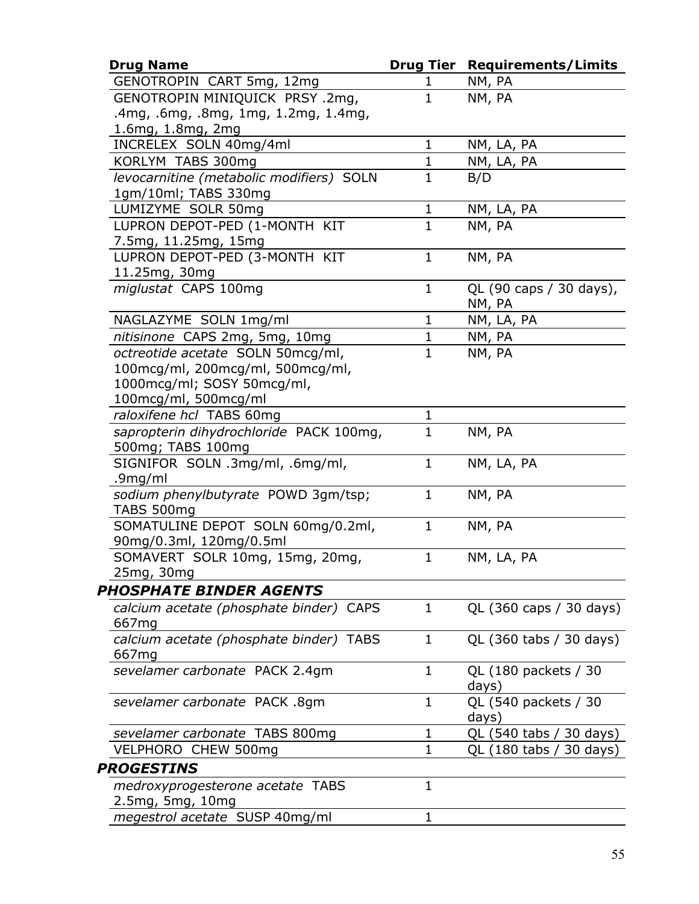| Drug Name | Drug Tier | Requirements/Limits |
|---|---|---|
| GENOTROPIN CART 5mg, 12mg | 1 | NM, PA |
| GENOTROPIN MINIQUICK PRSY .2mg, .4mg, .6mg, .8mg, 1mg, 1.2mg, 1.4mg, 1.6mg, 1.8mg, 2mg | 1 | NM, PA |
| INCRELEX SOLN 40mg/4ml | 1 | NM, LA, PA |
| KORLYM TABS 300mg | 1 | NM, LA, PA |
| *levocarnitine (metabolic modifiers)* SOLN 1gm/10ml; TABS 330mg | 1 | B/D |
| LUMIZYME SOLR 50mg | 1 | NM, LA, PA |
| LUPRON DEPOT-PED (1-MONTH KIT 7.5mg, 11.25mg, 15mg | 1 | NM, PA |
| LUPRON DEPOT-PED (3-MONTH KIT 11.25mg, 30mg | 1 | NM, PA |
| *miglustat* CAPS 100mg | 1 | QL (90 caps / 30 days), NM, PA |
| NAGLAZYME SOLN 1mg/ml | 1 | NM, LA, PA |
| *nitisinone* CAPS 2mg, 5mg, 10mg | 1 | NM, PA |
| *octreotide acetate* SOLN 50mcg/ml, 100mcg/ml, 200mcg/ml, 500mcg/ml, 1000mcg/ml; SOSY 50mcg/ml, 100mcg/ml, 500mcg/ml | 1 | NM, PA |
| *raloxifene hcl* TABS 60mg | 1 | |
| *sapropterin dihydrochloride* PACK 100mg, 500mg; TABS 100mg | 1 | NM, PA |
| SIGNIFOR SOLN .3mg/ml, .6mg/ml, .9mg/ml | 1 | NM, LA, PA |
| *sodium phenylbutyrate* POWD 3gm/tsp; TABS 500mg | 1 | NM, PA |
| SOMATULINE DEPOT SOLN 60mg/0.2ml, 90mg/0.3ml, 120mg/0.5ml | 1 | NM, PA |
| SOMAVERT SOLR 10mg, 15mg, 20mg, 25mg, 30mg | 1 | NM, LA, PA |
| ***PHOSPHATE BINDER AGENTS*** | | |
| *calcium acetate (phosphate binder)* CAPS 667mg | 1 | QL (360 caps / 30 days) |
| *calcium acetate (phosphate binder)* TABS 667mg | 1 | QL (360 tabs / 30 days) |
| *sevelamer carbonate* PACK 2.4gm | 1 | QL (180 packets / 30 days) |
| *sevelamer carbonate* PACK .8gm | 1 | QL (540 packets / 30 days) |
| *sevelamer carbonate* TABS 800mg | 1 | QL (540 tabs / 30 days) |
| VELPHORO CHEW 500mg | 1 | QL (180 tabs / 30 days) |
| ***PROGESTINS*** | | |
| *medroxyprogesterone acetate* TABS 2.5mg, 5mg, 10mg | 1 | |
| *megestrol acetate* SUSP 40mg/ml | 1 | |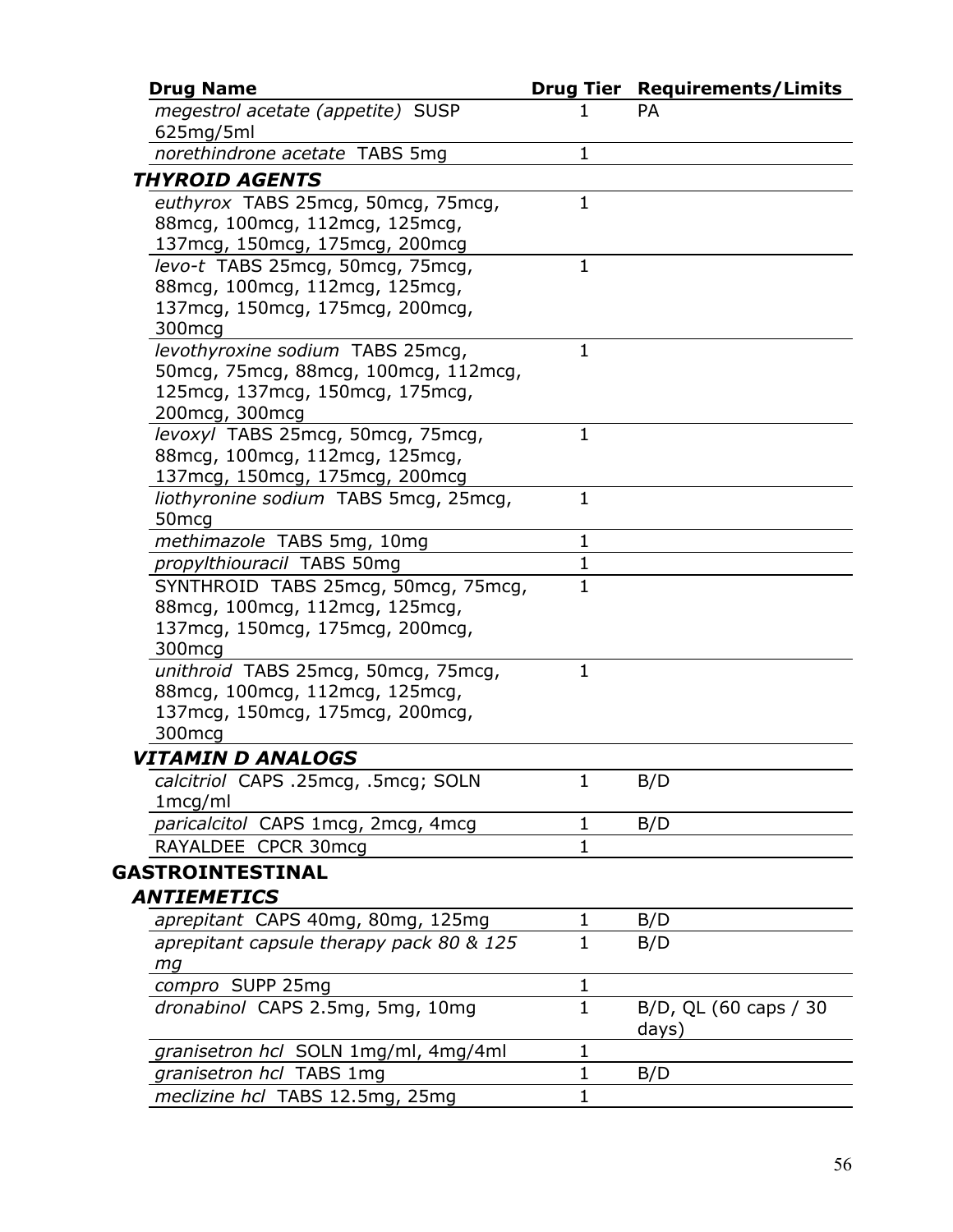| Drug Name | Drug Tier | Requirements/Limits |
|---|---|---|
| *megestrol acetate (appetite)* SUSP 625mg/5ml | 1 | PA |
| *norethindrone acetate* TABS 5mg | 1 | |
| ***THYROID AGENTS*** | | |
| *euthyrox* TABS 25mcg, 50mcg, 75mcg, 88mcg, 100mcg, 112mcg, 125mcg, 137mcg, 150mcg, 175mcg, 200mcg | 1 | |
| *levo-t* TABS 25mcg, 50mcg, 75mcg, 88mcg, 100mcg, 112mcg, 125mcg, 137mcg, 150mcg, 175mcg, 200mcg, 300mcg | 1 | |
| *levothyroxine sodium* TABS 25mcg, 50mcg, 75mcg, 88mcg, 100mcg, 112mcg, 125mcg, 137mcg, 150mcg, 175mcg, 200mcg, 300mcg | 1 | |
| *levoxyl* TABS 25mcg, 50mcg, 75mcg, 88mcg, 100mcg, 112mcg, 125mcg, 137mcg, 150mcg, 175mcg, 200mcg | 1 | |
| *liothyronine sodium* TABS 5mcg, 25mcg, 50mcg | 1 | |
| *methimazole* TABS 5mg, 10mg | 1 | |
| *propylthiouracil* TABS 50mg | 1 | |
| SYNTHROID TABS 25mcg, 50mcg, 75mcg, 88mcg, 100mcg, 112mcg, 125mcg, 137mcg, 150mcg, 175mcg, 200mcg, 300mcg | 1 | |
| *unithroid* TABS 25mcg, 50mcg, 75mcg, 88mcg, 100mcg, 112mcg, 125mcg, 137mcg, 150mcg, 175mcg, 200mcg, 300mcg | 1 | |
| ***VITAMIN D ANALOGS*** | | |
| *calcitriol* CAPS .25mcg, .5mcg; SOLN 1mcg/ml | 1 | B/D |
| *paricalcitol* CAPS 1mcg, 2mcg, 4mcg | 1 | B/D |
| RAYALDEE CPCR 30mcg | 1 | |
| **GASTROINTESTINAL** | | |
| ***ANTIEMETICS*** | | |
| *aprepitant* CAPS 40mg, 80mg, 125mg | 1 | B/D |
| *aprepitant capsule therapy pack 80 & 125 mg* | 1 | B/D |
| *compro* SUPP 25mg | 1 | |
| *dronabinol* CAPS 2.5mg, 5mg, 10mg | 1 | B/D, QL (60 caps / 30 days) |
| *granisetron hcl* SOLN 1mg/ml, 4mg/4ml | 1 | |
| *granisetron hcl* TABS 1mg | 1 | B/D |
| *meclizine hcl* TABS 12.5mg, 25mg | 1 | |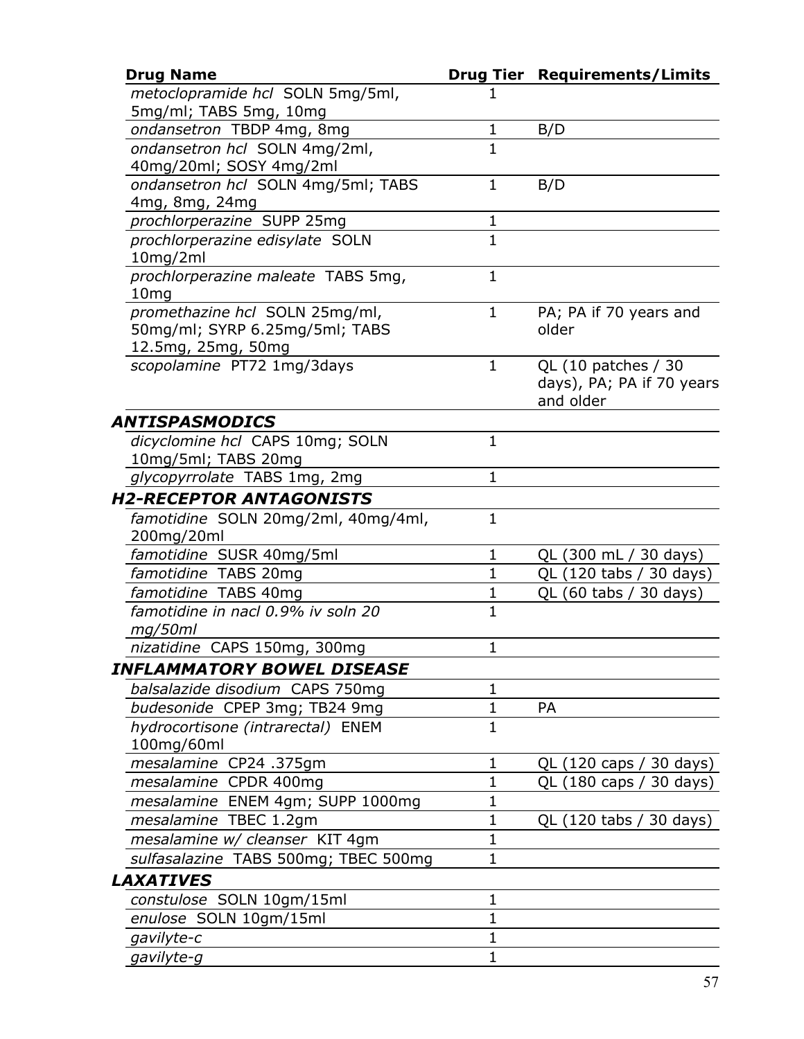| Drug Name | Drug Tier | Requirements/Limits |
|---|---|---|
| *metoclopramide hcl* SOLN 5mg/5ml, 5mg/ml; TABS 5mg, 10mg | 1 | |
| *ondansetron* TBDP 4mg, 8mg | 1 | B/D |
| *ondansetron hcl* SOLN 4mg/2ml, 40mg/20ml; SOSY 4mg/2ml | 1 | |
| *ondansetron hcl* SOLN 4mg/5ml; TABS 4mg, 8mg, 24mg | 1 | B/D |
| *prochlorperazine* SUPP 25mg | 1 | |
| *prochlorperazine edisylate* SOLN 10mg/2ml | 1 | |
| *prochlorperazine maleate* TABS 5mg, 10mg | 1 | |
| *promethazine hcl* SOLN 25mg/ml, 50mg/ml; SYRP 6.25mg/5ml; TABS 12.5mg, 25mg, 50mg | 1 | PA; PA if 70 years and older |
| *scopolamine* PT72 1mg/3days | 1 | QL (10 patches / 30 days), PA; PA if 70 years and older |
| ***ANTISPASMODICS*** | | |
| *dicyclomine hcl* CAPS 10mg; SOLN 10mg/5ml; TABS 20mg | 1 | |
| *glycopyrrolate* TABS 1mg, 2mg | 1 | |
| ***H2-RECEPTOR ANTAGONISTS*** | | |
| *famotidine* SOLN 20mg/2ml, 40mg/4ml, 200mg/20ml | 1 | |
| *famotidine* SUSR 40mg/5ml | 1 | QL (300 mL / 30 days) |
| *famotidine* TABS 20mg | 1 | QL (120 tabs / 30 days) |
| *famotidine* TABS 40mg | 1 | QL (60 tabs / 30 days) |
| *famotidine in nacl 0.9% iv soln 20 mg/50ml* | 1 | |
| *nizatidine* CAPS 150mg, 300mg | 1 | |
| ***INFLAMMATORY BOWEL DISEASE*** | | |
| *balsalazide disodium* CAPS 750mg | 1 | |
| *budesonide* CPEP 3mg; TB24 9mg | 1 | PA |
| *hydrocortisone (intrarectal)* ENEM 100mg/60ml | 1 | |
| *mesalamine* CP24 .375gm | 1 | QL (120 caps / 30 days) |
| *mesalamine* CPDR 400mg | 1 | QL (180 caps / 30 days) |
| *mesalamine* ENEM 4gm; SUPP 1000mg | 1 | |
| *mesalamine* TBEC 1.2gm | 1 | QL (120 tabs / 30 days) |
| *mesalamine w/ cleanser* KIT 4gm | 1 | |
| *sulfasalazine* TABS 500mg; TBEC 500mg | 1 | |
| ***LAXATIVES*** | | |
| *constulose* SOLN 10gm/15ml | 1 | |
| *enulose* SOLN 10gm/15ml | 1 | |
| *gavilyte-c* | 1 | |
| *gavilyte-g* | 1 | |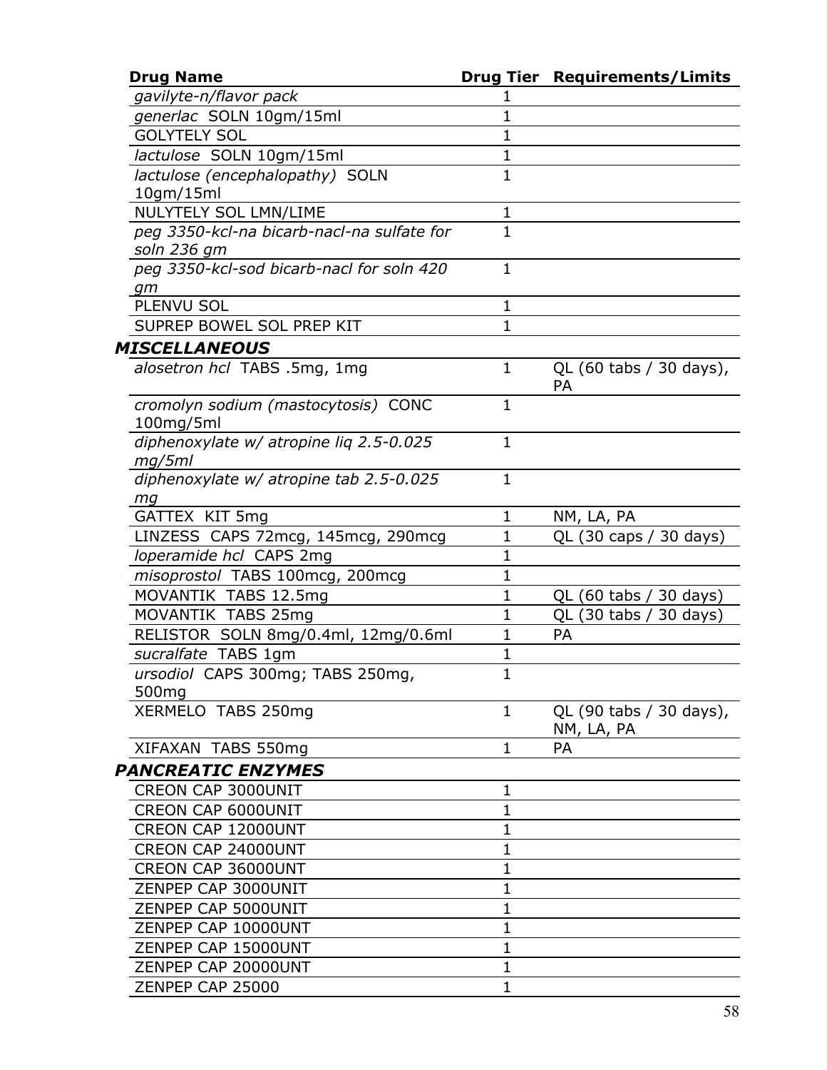| Drug Name | Drug Tier | Requirements/Limits |
|---|---|---|
| *gavilyte-n/flavor pack* | 1 | |
| *generlac* SOLN 10gm/15ml | 1 | |
| GOLYTELY SOL | 1 | |
| *lactulose* SOLN 10gm/15ml | 1 | |
| *lactulose (encephalopathy)* SOLN 10gm/15ml | 1 | |
| NULYTELY SOL LMN/LIME | 1 | |
| *peg 3350-kcl-na bicarb-nacl-na sulfate for soln 236 gm* | 1 | |
| *peg 3350-kcl-sod bicarb-nacl for soln 420 gm* | 1 | |
| PLENVU SOL | 1 | |
| SUPREP BOWEL SOL PREP KIT | 1 | |
| ***MISCELLANEOUS*** | | |
| *alosetron hcl* TABS .5mg, 1mg | 1 | QL (60 tabs / 30 days), PA |
| *cromolyn sodium (mastocytosis)* CONC 100mg/5ml | 1 | |
| *diphenoxylate w/ atropine liq 2.5-0.025 mg/5ml* | 1 | |
| *diphenoxylate w/ atropine tab 2.5-0.025 mg* | 1 | |
| GATTEX KIT 5mg | 1 | NM, LA, PA |
| LINZESS CAPS 72mcg, 145mcg, 290mcg | 1 | QL (30 caps / 30 days) |
| *loperamide hcl* CAPS 2mg | 1 | |
| *misoprostol* TABS 100mcg, 200mcg | 1 | |
| MOVANTIK TABS 12.5mg | 1 | QL (60 tabs / 30 days) |
| MOVANTIK TABS 25mg | 1 | QL (30 tabs / 30 days) |
| RELISTOR SOLN 8mg/0.4ml, 12mg/0.6ml | 1 | PA |
| *sucralfate* TABS 1gm | 1 | |
| *ursodiol* CAPS 300mg; TABS 250mg, 500mg | 1 | |
| XERMELO TABS 250mg | 1 | QL (90 tabs / 30 days), NM, LA, PA |
| XIFAXAN TABS 550mg | 1 | PA |
| ***PANCREATIC ENZYMES*** | | |
| CREON CAP 3000UNIT | 1 | |
| CREON CAP 6000UNIT | 1 | |
| CREON CAP 12000UNT | 1 | |
| CREON CAP 24000UNT | 1 | |
| CREON CAP 36000UNT | 1 | |
| ZENPEP CAP 3000UNIT | 1 | |
| ZENPEP CAP 5000UNIT | 1 | |
| ZENPEP CAP 10000UNT | 1 | |
| ZENPEP CAP 15000UNT | 1 | |
| ZENPEP CAP 20000UNT | 1 | |
| ZENPEP CAP 25000 | 1 | |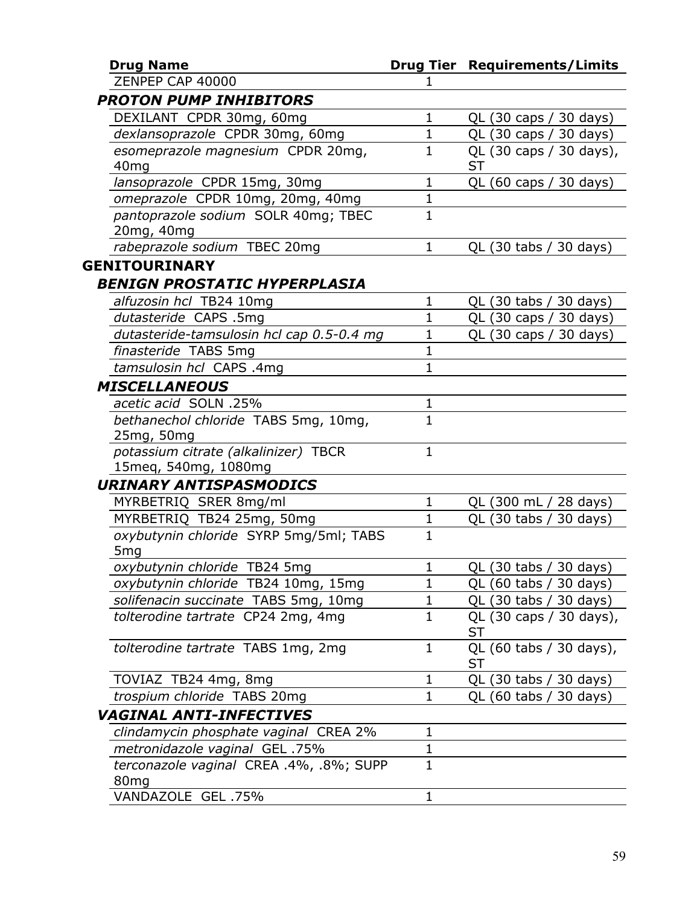| Drug Name | Drug Tier | Requirements/Limits |
|---|---|---|
| ZENPEP CAP 40000 | 1 | |
| ***PROTON PUMP INHIBITORS*** | | |
| DEXILANT CPDR 30mg, 60mg | 1 | QL (30 caps / 30 days) |
| *dexlansoprazole* CPDR 30mg, 60mg | 1 | QL (30 caps / 30 days) |
| *esomeprazole magnesium* CPDR 20mg, 40mg | 1 | QL (30 caps / 30 days), ST |
| *lansoprazole* CPDR 15mg, 30mg | 1 | QL (60 caps / 30 days) |
| *omeprazole* CPDR 10mg, 20mg, 40mg | 1 | |
| *pantoprazole sodium* SOLR 40mg; TBEC 20mg, 40mg | 1 | |
| *rabeprazole sodium* TBEC 20mg | 1 | QL (30 tabs / 30 days) |
| **GENITOURINARY** | | |
| ***BENIGN PROSTATIC HYPERPLASIA*** | | |
| *alfuzosin hcl* TB24 10mg | 1 | QL (30 tabs / 30 days) |
| *dutasteride* CAPS .5mg | 1 | QL (30 caps / 30 days) |
| *dutasteride-tamsulosin hcl cap 0.5-0.4 mg* | 1 | QL (30 caps / 30 days) |
| *finasteride* TABS 5mg | 1 | |
| *tamsulosin hcl* CAPS .4mg | 1 | |
| ***MISCELLANEOUS*** | | |
| *acetic acid* SOLN .25% | 1 | |
| *bethanechol chloride* TABS 5mg, 10mg, 25mg, 50mg | 1 | |
| *potassium citrate (alkalinizer)* TBCR 15meq, 540mg, 1080mg | 1 | |
| ***URINARY ANTISPASMODICS*** | | |
| MYRBETRIQ SRER 8mg/ml | 1 | QL (300 mL / 28 days) |
| MYRBETRIQ TB24 25mg, 50mg | 1 | QL (30 tabs / 30 days) |
| *oxybutynin chloride* SYRP 5mg/5ml; TABS 5mg | 1 | |
| *oxybutynin chloride* TB24 5mg | 1 | QL (30 tabs / 30 days) |
| *oxybutynin chloride* TB24 10mg, 15mg | 1 | QL (60 tabs / 30 days) |
| *solifenacin succinate* TABS 5mg, 10mg | 1 | QL (30 tabs / 30 days) |
| *tolterodine tartrate* CP24 2mg, 4mg | 1 | QL (30 caps / 30 days), ST |
| *tolterodine tartrate* TABS 1mg, 2mg | 1 | QL (60 tabs / 30 days), ST |
| TOVIAZ TB24 4mg, 8mg | 1 | QL (30 tabs / 30 days) |
| *trospium chloride* TABS 20mg | 1 | QL (60 tabs / 30 days) |
| ***VAGINAL ANTI-INFECTIVES*** | | |
| *clindamycin phosphate vaginal* CREA 2% | 1 | |
| *metronidazole vaginal* GEL .75% | 1 | |
| *terconazole vaginal* CREA .4%, .8%; SUPP 80mg | 1 | |
| VANDAZOLE GEL .75% | 1 | |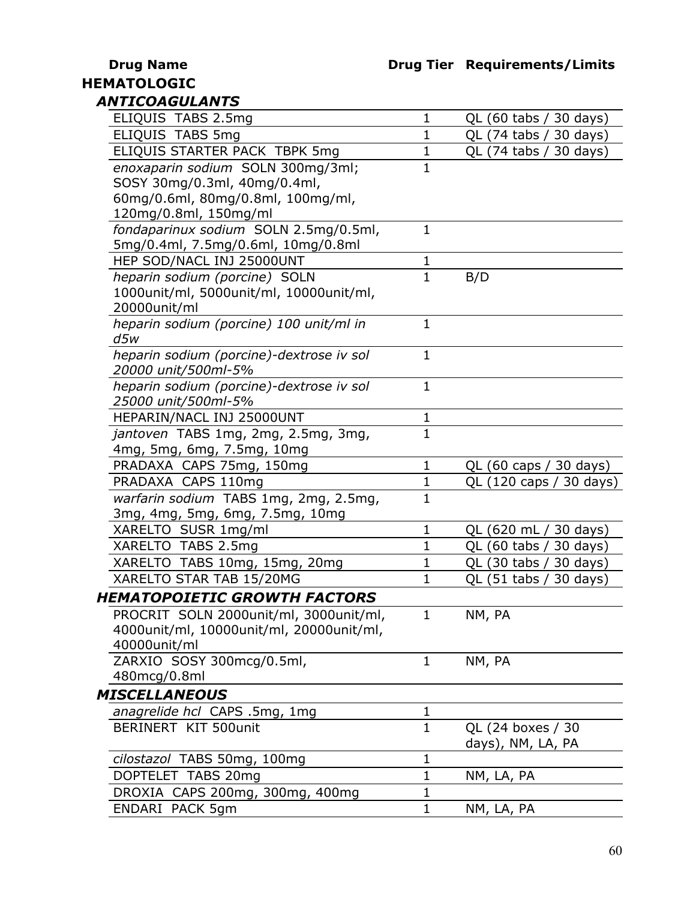| Drug Name | Drug Tier | Requirements/Limits |
|---|---|---|

## HEMATOLOGIC

### *ANTICOAGULANTS*

| Drug Name | Drug Tier | Requirements/Limits |
|---|---|---|
| ELIQUIS TABS 2.5mg | 1 | QL (60 tabs / 30 days) |
| ELIQUIS TABS 5mg | 1 | QL (74 tabs / 30 days) |
| ELIQUIS STARTER PACK TBPK 5mg | 1 | QL (74 tabs / 30 days) |
| *enoxaparin sodium* SOLN 300mg/3ml; SOSY 30mg/0.3ml, 40mg/0.4ml, 60mg/0.6ml, 80mg/0.8ml, 100mg/ml, 120mg/0.8ml, 150mg/ml | 1 | |
| *fondaparinux sodium* SOLN 2.5mg/0.5ml, 5mg/0.4ml, 7.5mg/0.6ml, 10mg/0.8ml | 1 | |
| HEP SOD/NACL INJ 25000UNT | 1 | |
| *heparin sodium (porcine)* SOLN 1000unit/ml, 5000unit/ml, 10000unit/ml, 20000unit/ml | 1 | B/D |
| *heparin sodium (porcine) 100 unit/ml in d5w* | 1 | |
| *heparin sodium (porcine)-dextrose iv sol 20000 unit/500ml-5%* | 1 | |
| *heparin sodium (porcine)-dextrose iv sol 25000 unit/500ml-5%* | 1 | |
| HEPARIN/NACL INJ 25000UNT | 1 | |
| *jantoven* TABS 1mg, 2mg, 2.5mg, 3mg, 4mg, 5mg, 6mg, 7.5mg, 10mg | 1 | |
| PRADAXA CAPS 75mg, 150mg | 1 | QL (60 caps / 30 days) |
| PRADAXA CAPS 110mg | 1 | QL (120 caps / 30 days) |
| *warfarin sodium* TABS 1mg, 2mg, 2.5mg, 3mg, 4mg, 5mg, 6mg, 7.5mg, 10mg | 1 | |
| XARELTO SUSR 1mg/ml | 1 | QL (620 mL / 30 days) |
| XARELTO TABS 2.5mg | 1 | QL (60 tabs / 30 days) |
| XARELTO TABS 10mg, 15mg, 20mg | 1 | QL (30 tabs / 30 days) |
| XARELTO STAR TAB 15/20MG | 1 | QL (51 tabs / 30 days) |

### *HEMATOPOIETIC GROWTH FACTORS*

| Drug Name | Drug Tier | Requirements/Limits |
|---|---|---|
| PROCRIT SOLN 2000unit/ml, 3000unit/ml, 4000unit/ml, 10000unit/ml, 20000unit/ml, 40000unit/ml | 1 | NM, PA |
| ZARXIO SOSY 300mcg/0.5ml, 480mcg/0.8ml | 1 | NM, PA |

### *MISCELLANEOUS*

| Drug Name | Drug Tier | Requirements/Limits |
|---|---|---|
| *anagrelide hcl* CAPS .5mg, 1mg | 1 | |
| BERINERT KIT 500unit | 1 | QL (24 boxes / 30 days), NM, LA, PA |
| *cilostazol* TABS 50mg, 100mg | 1 | |
| DOPTELET TABS 20mg | 1 | NM, LA, PA |
| DROXIA CAPS 200mg, 300mg, 400mg | 1 | |
| ENDARI PACK 5gm | 1 | NM, LA, PA |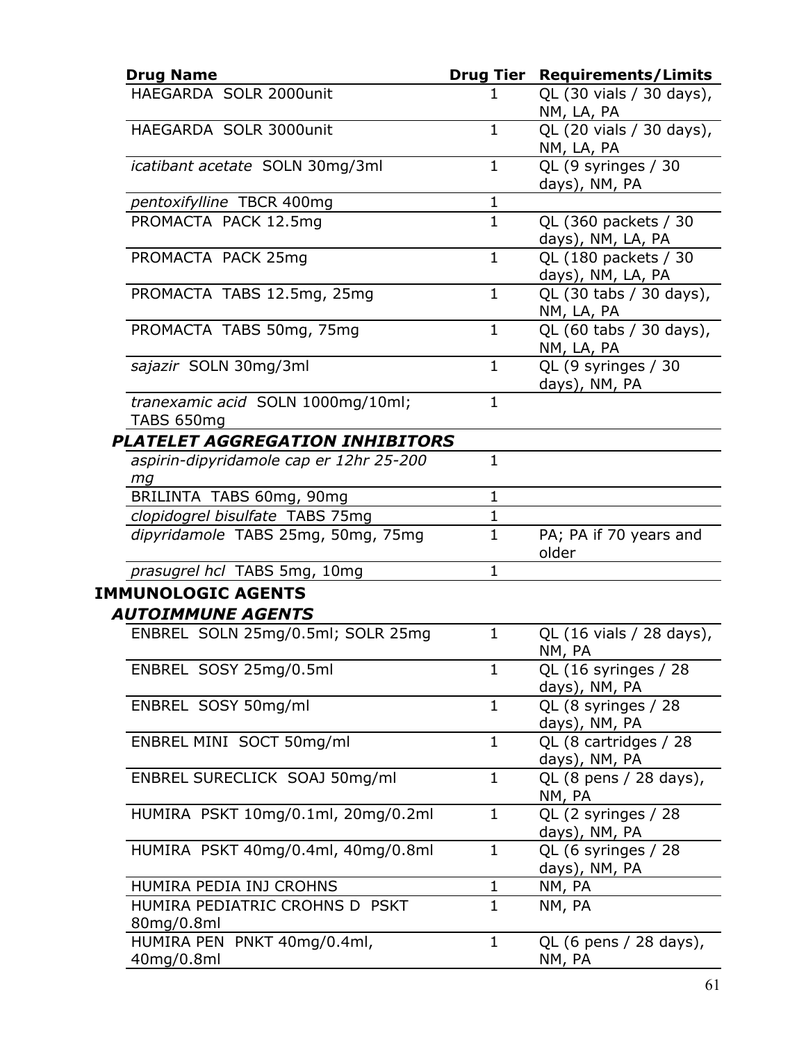| Drug Name | Drug Tier | Requirements/Limits |
|---|---|---|
| HAEGARDA SOLR 2000unit | 1 | QL (30 vials / 30 days), NM, LA, PA |
| HAEGARDA SOLR 3000unit | 1 | QL (20 vials / 30 days), NM, LA, PA |
| *icatibant acetate* SOLN 30mg/3ml | 1 | QL (9 syringes / 30 days), NM, PA |
| *pentoxifylline* TBCR 400mg | 1 | |
| PROMACTA PACK 12.5mg | 1 | QL (360 packets / 30 days), NM, LA, PA |
| PROMACTA PACK 25mg | 1 | QL (180 packets / 30 days), NM, LA, PA |
| PROMACTA TABS 12.5mg, 25mg | 1 | QL (30 tabs / 30 days), NM, LA, PA |
| PROMACTA TABS 50mg, 75mg | 1 | QL (60 tabs / 30 days), NM, LA, PA |
| *sajazir* SOLN 30mg/3ml | 1 | QL (9 syringes / 30 days), NM, PA |
| *tranexamic acid* SOLN 1000mg/10ml; TABS 650mg | 1 | |
| ***PLATELET AGGREGATION INHIBITORS*** | | |
| *aspirin-dipyridamole cap er 12hr 25-200 mg* | 1 | |
| BRILINTA TABS 60mg, 90mg | 1 | |
| *clopidogrel bisulfate* TABS 75mg | 1 | |
| *dipyridamole* TABS 25mg, 50mg, 75mg | 1 | PA; PA if 70 years and older |
| *prasugrel hcl* TABS 5mg, 10mg | 1 | |
| **IMMUNOLOGIC AGENTS** | | |
| ***AUTOIMMUNE AGENTS*** | | |
| ENBREL SOLN 25mg/0.5ml; SOLR 25mg | 1 | QL (16 vials / 28 days), NM, PA |
| ENBREL SOSY 25mg/0.5ml | 1 | QL (16 syringes / 28 days), NM, PA |
| ENBREL SOSY 50mg/ml | 1 | QL (8 syringes / 28 days), NM, PA |
| ENBREL MINI SOCT 50mg/ml | 1 | QL (8 cartridges / 28 days), NM, PA |
| ENBREL SURECLICK SOAJ 50mg/ml | 1 | QL (8 pens / 28 days), NM, PA |
| HUMIRA PSKT 10mg/0.1ml, 20mg/0.2ml | 1 | QL (2 syringes / 28 days), NM, PA |
| HUMIRA PSKT 40mg/0.4ml, 40mg/0.8ml | 1 | QL (6 syringes / 28 days), NM, PA |
| HUMIRA PEDIA INJ CROHNS | 1 | NM, PA |
| HUMIRA PEDIATRIC CROHNS D PSKT 80mg/0.8ml | 1 | NM, PA |
| HUMIRA PEN PNKT 40mg/0.4ml, 40mg/0.8ml | 1 | QL (6 pens / 28 days), NM, PA |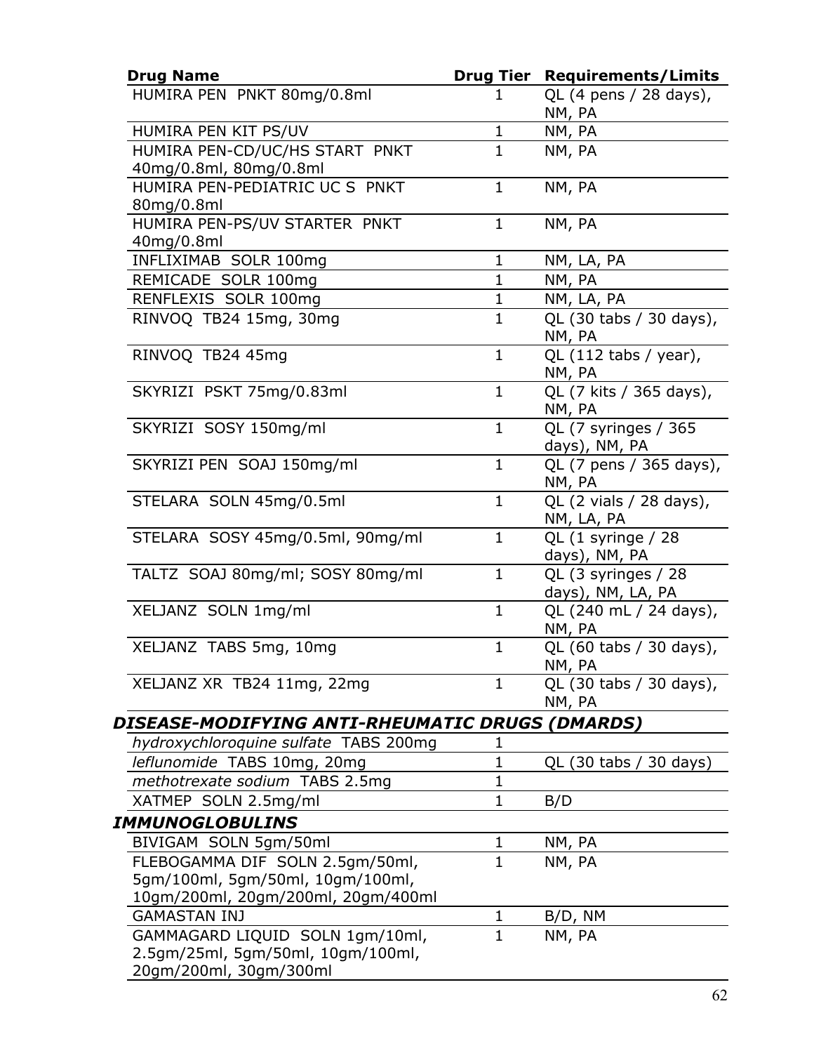| Drug Name | Drug Tier | Requirements/Limits |
|---|---|---|
| HUMIRA PEN PNKT 80mg/0.8ml | 1 | QL (4 pens / 28 days), NM, PA |
| HUMIRA PEN KIT PS/UV | 1 | NM, PA |
| HUMIRA PEN-CD/UC/HS START PNKT 40mg/0.8ml, 80mg/0.8ml | 1 | NM, PA |
| HUMIRA PEN-PEDIATRIC UC S PNKT 80mg/0.8ml | 1 | NM, PA |
| HUMIRA PEN-PS/UV STARTER PNKT 40mg/0.8ml | 1 | NM, PA |
| INFLIXIMAB SOLR 100mg | 1 | NM, LA, PA |
| REMICADE SOLR 100mg | 1 | NM, PA |
| RENFLEXIS SOLR 100mg | 1 | NM, LA, PA |
| RINVOQ TB24 15mg, 30mg | 1 | QL (30 tabs / 30 days), NM, PA |
| RINVOQ TB24 45mg | 1 | QL (112 tabs / year), NM, PA |
| SKYRIZI PSKT 75mg/0.83ml | 1 | QL (7 kits / 365 days), NM, PA |
| SKYRIZI SOSY 150mg/ml | 1 | QL (7 syringes / 365 days), NM, PA |
| SKYRIZI PEN SOAJ 150mg/ml | 1 | QL (7 pens / 365 days), NM, PA |
| STELARA SOLN 45mg/0.5ml | 1 | QL (2 vials / 28 days), NM, LA, PA |
| STELARA SOSY 45mg/0.5ml, 90mg/ml | 1 | QL (1 syringe / 28 days), NM, PA |
| TALTZ SOAJ 80mg/ml; SOSY 80mg/ml | 1 | QL (3 syringes / 28 days), NM, LA, PA |
| XELJANZ SOLN 1mg/ml | 1 | QL (240 mL / 24 days), NM, PA |
| XELJANZ TABS 5mg, 10mg | 1 | QL (60 tabs / 30 days), NM, PA |
| XELJANZ XR TB24 11mg, 22mg | 1 | QL (30 tabs / 30 days), NM, PA |
| ***DISEASE-MODIFYING ANTI-RHEUMATIC DRUGS (DMARDS)*** | | |
| *hydroxychloroquine sulfate* TABS 200mg | 1 | |
| *leflunomide* TABS 10mg, 20mg | 1 | QL (30 tabs / 30 days) |
| *methotrexate sodium* TABS 2.5mg | 1 | |
| XATMEP SOLN 2.5mg/ml | 1 | B/D |
| ***IMMUNOGLOBULINS*** | | |
| BIVIGAM SOLN 5gm/50ml | 1 | NM, PA |
| FLEBOGAMMA DIF SOLN 2.5gm/50ml, 5gm/100ml, 5gm/50ml, 10gm/100ml, 10gm/200ml, 20gm/200ml, 20gm/400ml | 1 | NM, PA |
| GAMASTAN INJ | 1 | B/D, NM |
| GAMMAGARD LIQUID SOLN 1gm/10ml, 2.5gm/25ml, 5gm/50ml, 10gm/100ml, 20gm/200ml, 30gm/300ml | 1 | NM, PA |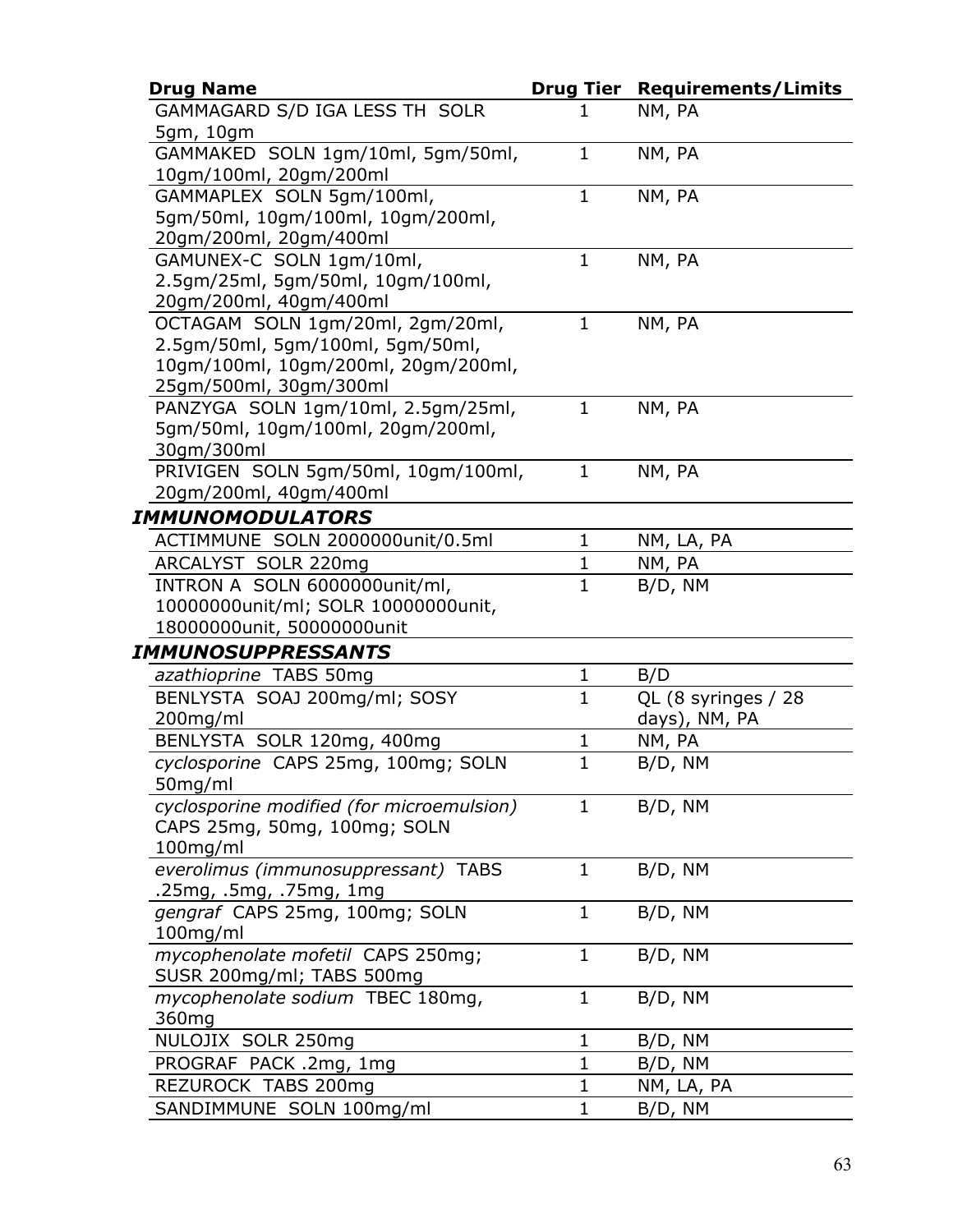| Drug Name | Drug Tier | Requirements/Limits |
|---|---|---|
| GAMMAGARD S/D IGA LESS TH SOLR 5gm, 10gm | 1 | NM, PA |
| GAMMAKED SOLN 1gm/10ml, 5gm/50ml, 10gm/100ml, 20gm/200ml | 1 | NM, PA |
| GAMMAPLEX SOLN 5gm/100ml, 5gm/50ml, 10gm/100ml, 10gm/200ml, 20gm/200ml, 20gm/400ml | 1 | NM, PA |
| GAMUNEX-C SOLN 1gm/10ml, 2.5gm/25ml, 5gm/50ml, 10gm/100ml, 20gm/200ml, 40gm/400ml | 1 | NM, PA |
| OCTAGAM SOLN 1gm/20ml, 2gm/20ml, 2.5gm/50ml, 5gm/100ml, 5gm/50ml, 10gm/100ml, 10gm/200ml, 20gm/200ml, 25gm/500ml, 30gm/300ml | 1 | NM, PA |
| PANZYGA SOLN 1gm/10ml, 2.5gm/25ml, 5gm/50ml, 10gm/100ml, 20gm/200ml, 30gm/300ml | 1 | NM, PA |
| PRIVIGEN SOLN 5gm/50ml, 10gm/100ml, 20gm/200ml, 40gm/400ml | 1 | NM, PA |
| ***IMMUNOMODULATORS*** | | |
| ACTIMMUNE SOLN 2000000unit/0.5ml | 1 | NM, LA, PA |
| ARCALYST SOLR 220mg | 1 | NM, PA |
| INTRON A SOLN 6000000unit/ml, 10000000unit/ml; SOLR 10000000unit, 18000000unit, 50000000unit | 1 | B/D, NM |
| ***IMMUNOSUPPRESSANTS*** | | |
| *azathioprine* TABS 50mg | 1 | B/D |
| BENLYSTA SOAJ 200mg/ml; SOSY 200mg/ml | 1 | QL (8 syringes / 28 days), NM, PA |
| BENLYSTA SOLR 120mg, 400mg | 1 | NM, PA |
| *cyclosporine* CAPS 25mg, 100mg; SOLN 50mg/ml | 1 | B/D, NM |
| *cyclosporine modified (for microemulsion)* CAPS 25mg, 50mg, 100mg; SOLN 100mg/ml | 1 | B/D, NM |
| *everolimus (immunosuppressant)* TABS .25mg, .5mg, .75mg, 1mg | 1 | B/D, NM |
| *gengraf* CAPS 25mg, 100mg; SOLN 100mg/ml | 1 | B/D, NM |
| *mycophenolate mofetil* CAPS 250mg; SUSR 200mg/ml; TABS 500mg | 1 | B/D, NM |
| *mycophenolate sodium* TBEC 180mg, 360mg | 1 | B/D, NM |
| NULOJIX SOLR 250mg | 1 | B/D, NM |
| PROGRAF PACK .2mg, 1mg | 1 | B/D, NM |
| REZUROCK TABS 200mg | 1 | NM, LA, PA |
| SANDIMMUNE SOLN 100mg/ml | 1 | B/D, NM |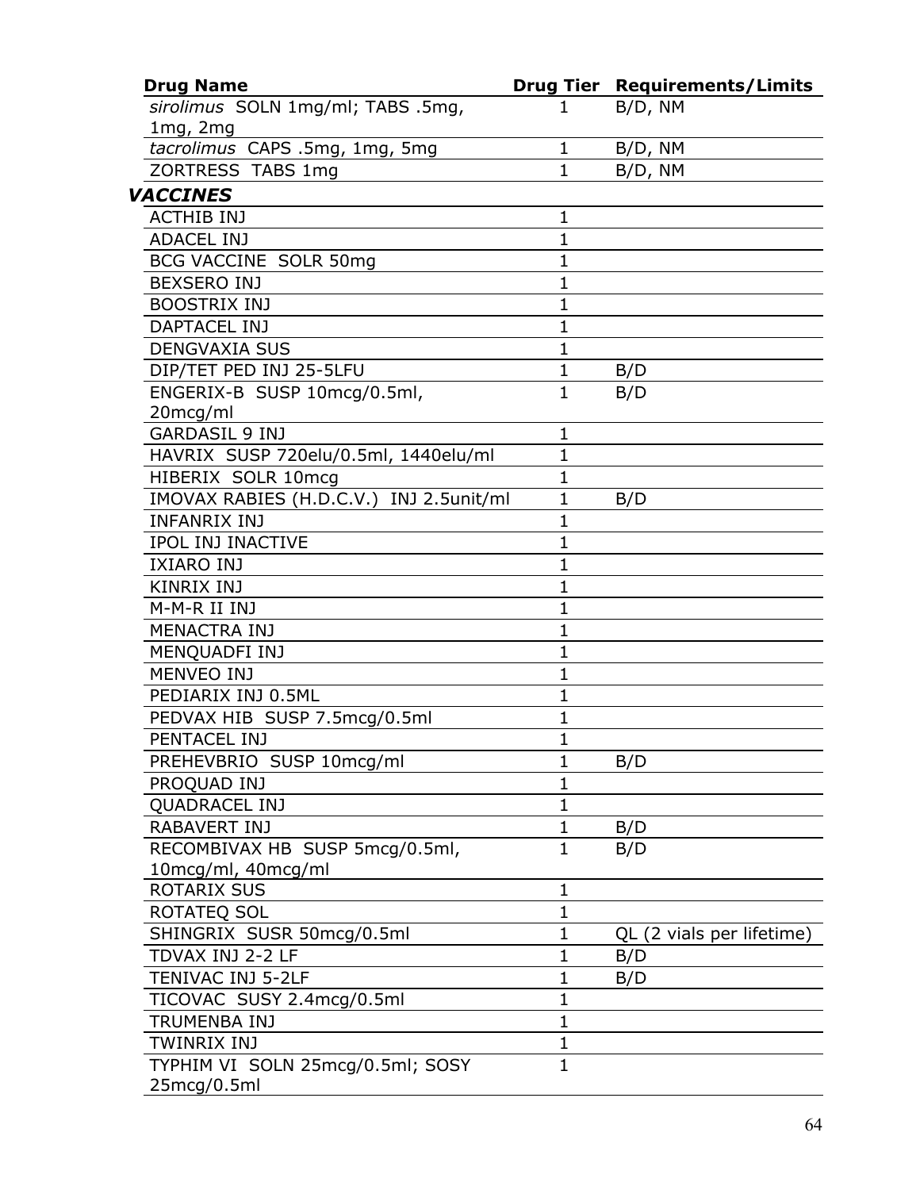| Drug Name | Drug Tier | Requirements/Limits |
|---|---|---|
| *sirolimus* SOLN 1mg/ml; TABS .5mg, 1mg, 2mg | 1 | B/D, NM |
| *tacrolimus* CAPS .5mg, 1mg, 5mg | 1 | B/D, NM |
| ZORTRESS TABS 1mg | 1 | B/D, NM |
| ***VACCINES*** | | |
| ACTHIB INJ | 1 | |
| ADACEL INJ | 1 | |
| BCG VACCINE SOLR 50mg | 1 | |
| BEXSERO INJ | 1 | |
| BOOSTRIX INJ | 1 | |
| DAPTACEL INJ | 1 | |
| DENGVAXIA SUS | 1 | |
| DIP/TET PED INJ 25-5LFU | 1 | B/D |
| ENGERIX-B SUSP 10mcg/0.5ml, 20mcg/ml | 1 | B/D |
| GARDASIL 9 INJ | 1 | |
| HAVRIX SUSP 720elu/0.5ml, 1440elu/ml | 1 | |
| HIBERIX SOLR 10mcg | 1 | |
| IMOVAX RABIES (H.D.C.V.) INJ 2.5unit/ml | 1 | B/D |
| INFANRIX INJ | 1 | |
| IPOL INJ INACTIVE | 1 | |
| IXIARO INJ | 1 | |
| KINRIX INJ | 1 | |
| M-M-R II INJ | 1 | |
| MENACTRA INJ | 1 | |
| MENQUADFI INJ | 1 | |
| MENVEO INJ | 1 | |
| PEDIARIX INJ 0.5ML | 1 | |
| PEDVAX HIB SUSP 7.5mcg/0.5ml | 1 | |
| PENTACEL INJ | 1 | |
| PREHEVBRIO SUSP 10mcg/ml | 1 | B/D |
| PROQUAD INJ | 1 | |
| QUADRACEL INJ | 1 | |
| RABAVERT INJ | 1 | B/D |
| RECOMBIVAX HB SUSP 5mcg/0.5ml, 10mcg/ml, 40mcg/ml | 1 | B/D |
| ROTARIX SUS | 1 | |
| ROTATEQ SOL | 1 | |
| SHINGRIX SUSR 50mcg/0.5ml | 1 | QL (2 vials per lifetime) |
| TDVAX INJ 2-2 LF | 1 | B/D |
| TENIVAC INJ 5-2LF | 1 | B/D |
| TICOVAC SUSY 2.4mcg/0.5ml | 1 | |
| TRUMENBA INJ | 1 | |
| TWINRIX INJ | 1 | |
| TYPHIM VI SOLN 25mcg/0.5ml; SOSY 25mcg/0.5ml | 1 | |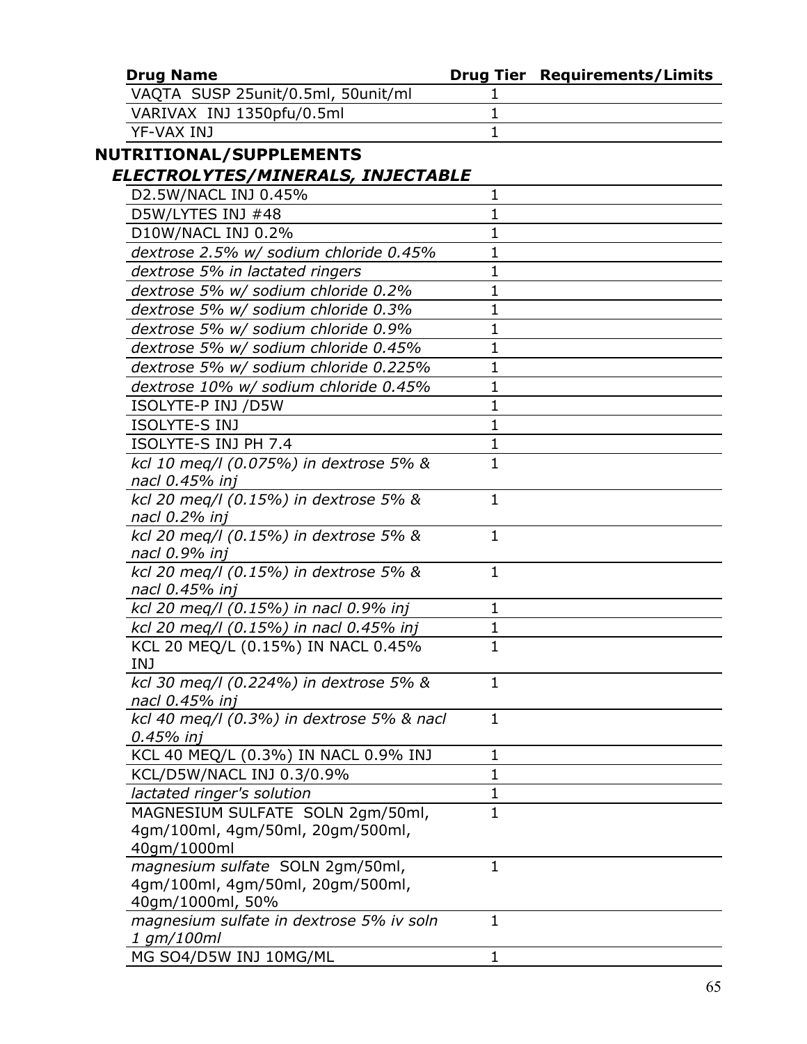| Drug Name | Drug Tier | Requirements/Limits |
|---|---|---|
| VAQTA SUSP 25unit/0.5ml, 50unit/ml | 1 | |
| VARIVAX INJ 1350pfu/0.5ml | 1 | |
| YF-VAX INJ | 1 | |

## NUTRITIONAL/SUPPLEMENTS

### *ELECTROLYTES/MINERALS, INJECTABLE*

| Drug Name | Drug Tier | Requirements/Limits |
|---|---|---|
| D2.5W/NACL INJ 0.45% | 1 | |
| D5W/LYTES INJ #48 | 1 | |
| D10W/NACL INJ 0.2% | 1 | |
| *dextrose 2.5% w/ sodium chloride 0.45%* | 1 | |
| *dextrose 5% in lactated ringers* | 1 | |
| *dextrose 5% w/ sodium chloride 0.2%* | 1 | |
| *dextrose 5% w/ sodium chloride 0.3%* | 1 | |
| *dextrose 5% w/ sodium chloride 0.9%* | 1 | |
| *dextrose 5% w/ sodium chloride 0.45%* | 1 | |
| *dextrose 5% w/ sodium chloride 0.225%* | 1 | |
| *dextrose 10% w/ sodium chloride 0.45%* | 1 | |
| ISOLYTE-P INJ /D5W | 1 | |
| ISOLYTE-S INJ | 1 | |
| ISOLYTE-S INJ PH 7.4 | 1 | |
| *kcl 10 meq/l (0.075%) in dextrose 5% & nacl 0.45% inj* | 1 | |
| *kcl 20 meq/l (0.15%) in dextrose 5% & nacl 0.2% inj* | 1 | |
| *kcl 20 meq/l (0.15%) in dextrose 5% & nacl 0.9% inj* | 1 | |
| *kcl 20 meq/l (0.15%) in dextrose 5% & nacl 0.45% inj* | 1 | |
| *kcl 20 meq/l (0.15%) in nacl 0.9% inj* | 1 | |
| *kcl 20 meq/l (0.15%) in nacl 0.45% inj* | 1 | |
| KCL 20 MEQ/L (0.15%) IN NACL 0.45% INJ | 1 | |
| *kcl 30 meq/l (0.224%) in dextrose 5% & nacl 0.45% inj* | 1 | |
| *kcl 40 meq/l (0.3%) in dextrose 5% & nacl 0.45% inj* | 1 | |
| KCL 40 MEQ/L (0.3%) IN NACL 0.9% INJ | 1 | |
| KCL/D5W/NACL INJ 0.3/0.9% | 1 | |
| *lactated ringer's solution* | 1 | |
| MAGNESIUM SULFATE SOLN 2gm/50ml, 4gm/100ml, 4gm/50ml, 20gm/500ml, 40gm/1000ml | 1 | |
| *magnesium sulfate* SOLN 2gm/50ml, 4gm/100ml, 4gm/50ml, 20gm/500ml, 40gm/1000ml, 50% | 1 | |
| *magnesium sulfate in dextrose 5% iv soln 1 gm/100ml* | 1 | |
| MG SO4/D5W INJ 10MG/ML | 1 | |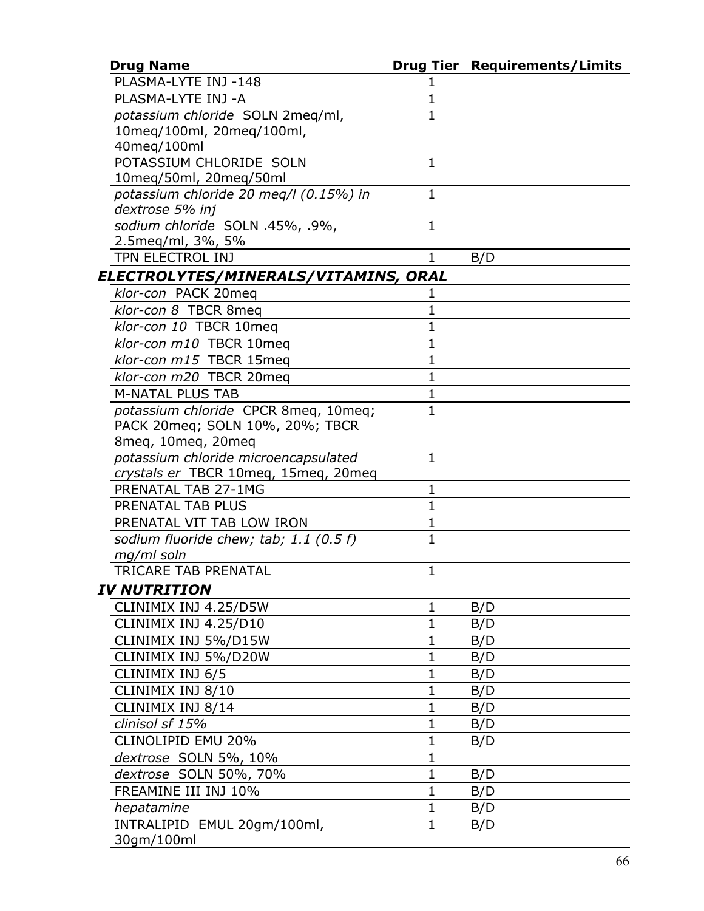| Drug Name | Drug Tier | Requirements/Limits |
|---|---|---|
| PLASMA-LYTE INJ -148 | 1 | |
| PLASMA-LYTE INJ -A | 1 | |
| *potassium chloride* SOLN 2meq/ml, 10meq/100ml, 20meq/100ml, 40meq/100ml | 1 | |
| POTASSIUM CHLORIDE SOLN 10meq/50ml, 20meq/50ml | 1 | |
| *potassium chloride 20 meq/l (0.15%) in dextrose 5% inj* | 1 | |
| *sodium chloride* SOLN .45%, .9%, 2.5meq/ml, 3%, 5% | 1 | |
| TPN ELECTROL INJ | 1 | B/D |
| ***ELECTROLYTES/MINERALS/VITAMINS, ORAL*** | | |
| *klor-con* PACK 20meq | 1 | |
| *klor-con 8* TBCR 8meq | 1 | |
| *klor-con 10* TBCR 10meq | 1 | |
| *klor-con m10* TBCR 10meq | 1 | |
| *klor-con m15* TBCR 15meq | 1 | |
| *klor-con m20* TBCR 20meq | 1 | |
| M-NATAL PLUS TAB | 1 | |
| *potassium chloride* CPCR 8meq, 10meq; PACK 20meq; SOLN 10%, 20%; TBCR 8meq, 10meq, 20meq | 1 | |
| *potassium chloride microencapsulated crystals er* TBCR 10meq, 15meq, 20meq | 1 | |
| PRENATAL TAB 27-1MG | 1 | |
| PRENATAL TAB PLUS | 1 | |
| PRENATAL VIT TAB LOW IRON | 1 | |
| *sodium fluoride chew; tab; 1.1 (0.5 f) mg/ml soln* | 1 | |
| TRICARE TAB PRENATAL | 1 | |
| ***IV NUTRITION*** | | |
| CLINIMIX INJ 4.25/D5W | 1 | B/D |
| CLINIMIX INJ 4.25/D10 | 1 | B/D |
| CLINIMIX INJ 5%/D15W | 1 | B/D |
| CLINIMIX INJ 5%/D20W | 1 | B/D |
| CLINIMIX INJ 6/5 | 1 | B/D |
| CLINIMIX INJ 8/10 | 1 | B/D |
| CLINIMIX INJ 8/14 | 1 | B/D |
| *clinisol sf 15%* | 1 | B/D |
| CLINOLIPID EMU 20% | 1 | B/D |
| *dextrose* SOLN 5%, 10% | 1 | |
| *dextrose* SOLN 50%, 70% | 1 | B/D |
| FREAMINE III INJ 10% | 1 | B/D |
| *hepatamine* | 1 | B/D |
| INTRALIPID EMUL 20gm/100ml, 30gm/100ml | 1 | B/D |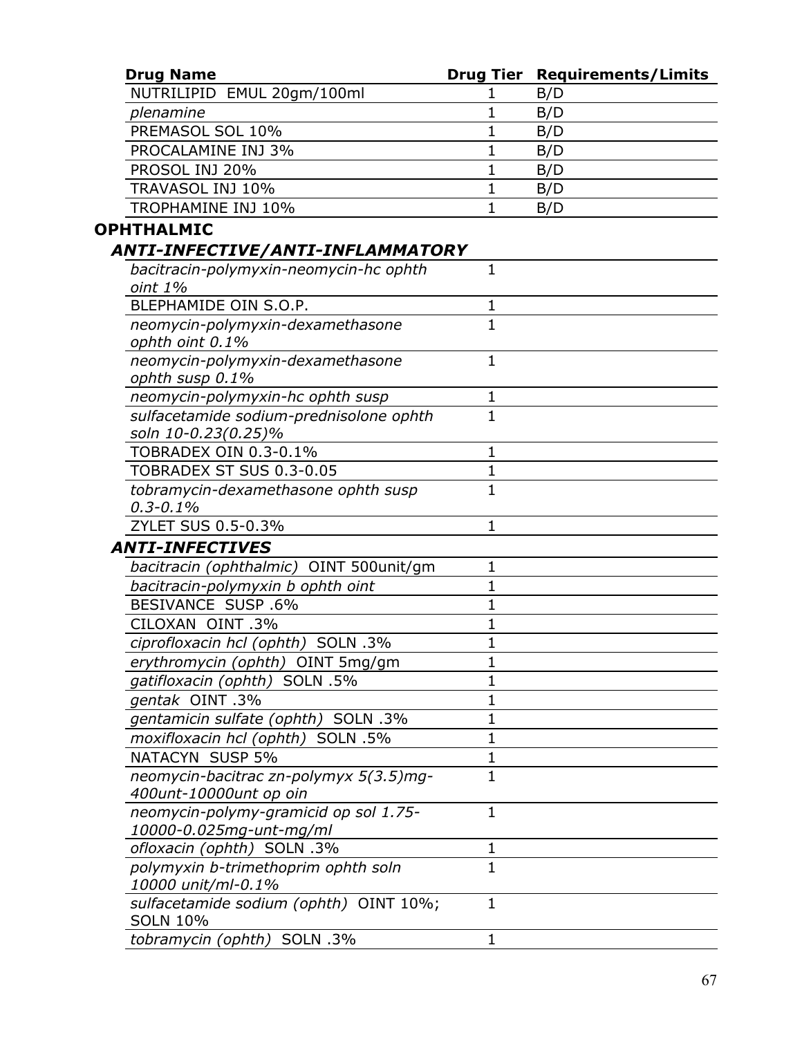| Drug Name | Drug Tier | Requirements/Limits |
|---|---|---|
| NUTRILIPID EMUL 20gm/100ml | 1 | B/D |
| *plenamine* | 1 | B/D |
| PREMASOL SOL 10% | 1 | B/D |
| PROCALAMINE INJ 3% | 1 | B/D |
| PROSOL INJ 20% | 1 | B/D |
| TRAVASOL INJ 10% | 1 | B/D |
| TROPHAMINE INJ 10% | 1 | B/D |

## OPHTHALMIC

### ANTI-INFECTIVE/ANTI-INFLAMMATORY

| Drug Name | Drug Tier | Requirements/Limits |
|---|---|---|
| *bacitracin-polymyxin-neomycin-hc ophth oint 1%* | 1 | |
| BLEPHAMIDE OIN S.O.P. | 1 | |
| *neomycin-polymyxin-dexamethasone ophth oint 0.1%* | 1 | |
| *neomycin-polymyxin-dexamethasone ophth susp 0.1%* | 1 | |
| *neomycin-polymyxin-hc ophth susp* | 1 | |
| *sulfacetamide sodium-prednisolone ophth soln 10-0.23(0.25)%* | 1 | |
| TOBRADEX OIN 0.3-0.1% | 1 | |
| TOBRADEX ST SUS 0.3-0.05 | 1 | |
| *tobramycin-dexamethasone ophth susp 0.3-0.1%* | 1 | |
| ZYLET SUS 0.5-0.3% | 1 | |

### ANTI-INFECTIVES

| Drug Name | Drug Tier | Requirements/Limits |
|---|---|---|
| *bacitracin (ophthalmic)* OINT 500unit/gm | 1 | |
| *bacitracin-polymyxin b ophth oint* | 1 | |
| BESIVANCE SUSP .6% | 1 | |
| CILOXAN OINT .3% | 1 | |
| *ciprofloxacin hcl (ophth)* SOLN .3% | 1 | |
| *erythromycin (ophth)* OINT 5mg/gm | 1 | |
| *gatifloxacin (ophth)* SOLN .5% | 1 | |
| *gentak* OINT .3% | 1 | |
| *gentamicin sulfate (ophth)* SOLN .3% | 1 | |
| *moxifloxacin hcl (ophth)* SOLN .5% | 1 | |
| NATACYN SUSP 5% | 1 | |
| *neomycin-bacitrac zn-polymyx 5(3.5)mg-400unt-10000unt op oin* | 1 | |
| *neomycin-polymy-gramicid op sol 1.75-10000-0.025mg-unt-mg/ml* | 1 | |
| *ofloxacin (ophth)* SOLN .3% | 1 | |
| *polymyxin b-trimethoprim ophth soln 10000 unit/ml-0.1%* | 1 | |
| *sulfacetamide sodium (ophth)* OINT 10%; SOLN 10% | 1 | |
| *tobramycin (ophth)* SOLN .3% | 1 | |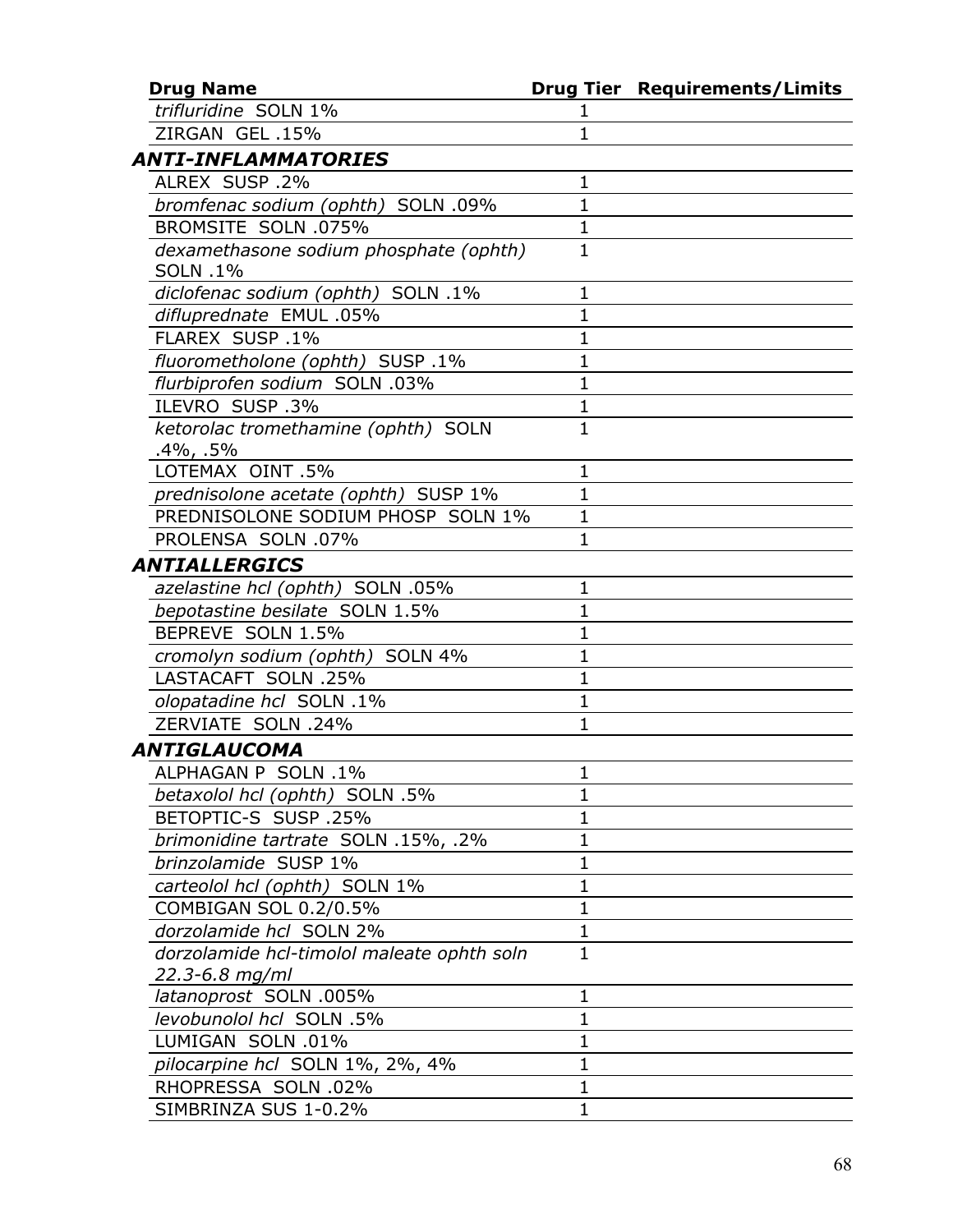| Drug Name | Drug Tier | Requirements/Limits |
|---|---|---|
| *trifluridine* SOLN 1% | 1 | |
| ZIRGAN GEL .15% | 1 | |
| ***ANTI-INFLAMMATORIES*** | | |
| ALREX SUSP .2% | 1 | |
| *bromfenac sodium (ophth)* SOLN .09% | 1 | |
| BROMSITE SOLN .075% | 1 | |
| *dexamethasone sodium phosphate (ophth)* SOLN .1% | 1 | |
| *diclofenac sodium (ophth)* SOLN .1% | 1 | |
| *difluprednate* EMUL .05% | 1 | |
| FLAREX SUSP .1% | 1 | |
| *fluorometholone (ophth)* SUSP .1% | 1 | |
| *flurbiprofen sodium* SOLN .03% | 1 | |
| ILEVRO SUSP .3% | 1 | |
| *ketorolac tromethamine (ophth)* SOLN .4%, .5% | 1 | |
| LOTEMAX OINT .5% | 1 | |
| *prednisolone acetate (ophth)* SUSP 1% | 1 | |
| PREDNISOLONE SODIUM PHOSP SOLN 1% | 1 | |
| PROLENSA SOLN .07% | 1 | |
| ***ANTIALLERGICS*** | | |
| *azelastine hcl (ophth)* SOLN .05% | 1 | |
| *bepotastine besilate* SOLN 1.5% | 1 | |
| BEPREVE SOLN 1.5% | 1 | |
| *cromolyn sodium (ophth)* SOLN 4% | 1 | |
| LASTACAFT SOLN .25% | 1 | |
| *olopatadine hcl* SOLN .1% | 1 | |
| ZERVIATE SOLN .24% | 1 | |
| ***ANTIGLAUCOMA*** | | |
| ALPHAGAN P SOLN .1% | 1 | |
| *betaxolol hcl (ophth)* SOLN .5% | 1 | |
| BETOPTIC-S SUSP .25% | 1 | |
| *brimonidine tartrate* SOLN .15%, .2% | 1 | |
| *brinzolamide* SUSP 1% | 1 | |
| *carteolol hcl (ophth)* SOLN 1% | 1 | |
| COMBIGAN SOL 0.2/0.5% | 1 | |
| *dorzolamide hcl* SOLN 2% | 1 | |
| *dorzolamide hcl-timolol maleate ophth soln 22.3-6.8 mg/ml* | 1 | |
| *latanoprost* SOLN .005% | 1 | |
| *levobunolol hcl* SOLN .5% | 1 | |
| LUMIGAN SOLN .01% | 1 | |
| *pilocarpine hcl* SOLN 1%, 2%, 4% | 1 | |
| RHOPRESSA SOLN .02% | 1 | |
| SIMBRINZA SUS 1-0.2% | 1 | |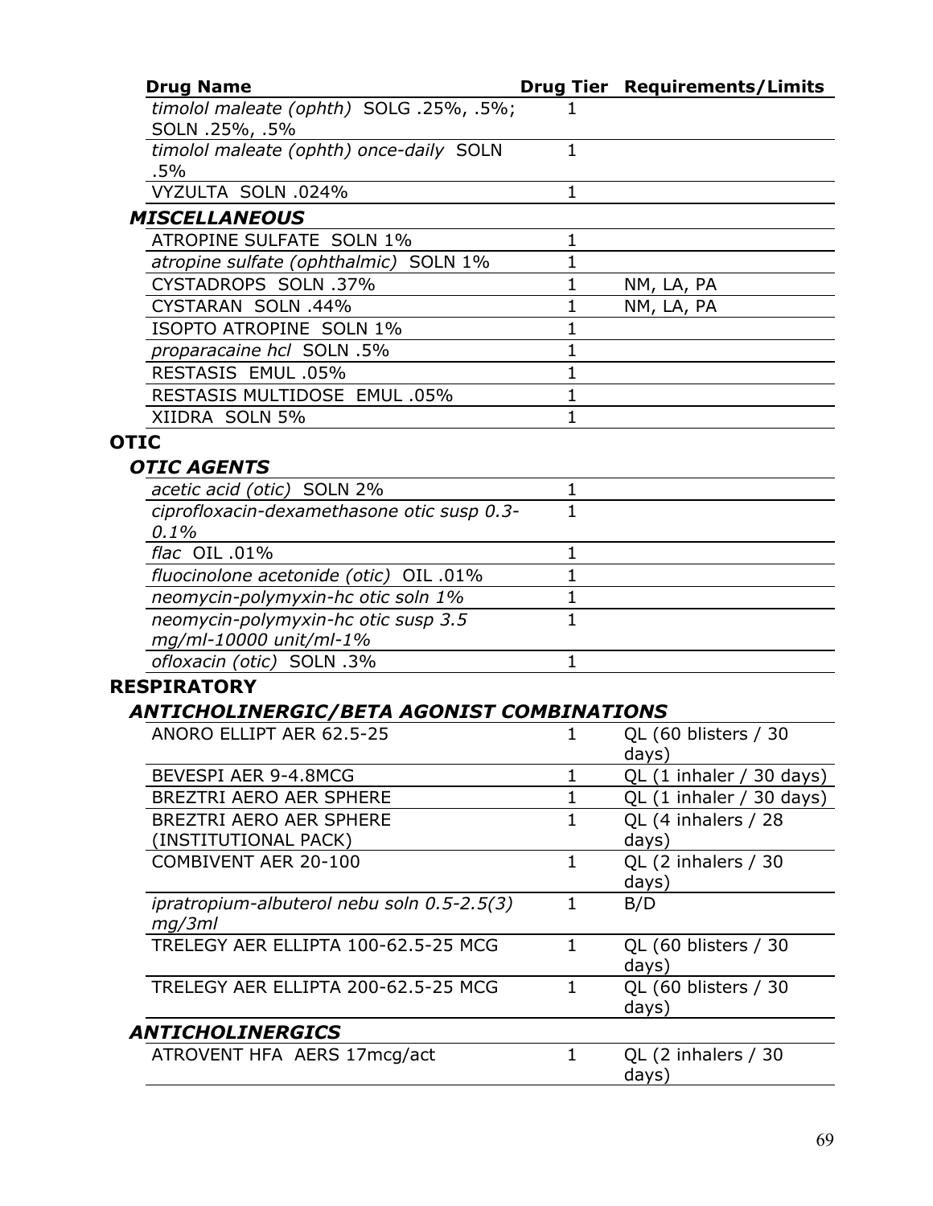| Drug Name | Drug Tier | Requirements/Limits |
|---|---|---|
| *timolol maleate (ophth)* SOLG .25%, .5%; SOLN .25%, .5% | 1 | |
| *timolol maleate (ophth) once-daily* SOLN .5% | 1 | |
| VYZULTA SOLN .024% | 1 | |

### *MISCELLANEOUS*

| Drug Name | Drug Tier | Requirements/Limits |
|---|---|---|
| ATROPINE SULFATE SOLN 1% | 1 | |
| *atropine sulfate (ophthalmic)* SOLN 1% | 1 | |
| CYSTADROPS SOLN .37% | 1 | NM, LA, PA |
| CYSTARAN SOLN .44% | 1 | NM, LA, PA |
| ISOPTO ATROPINE SOLN 1% | 1 | |
| *proparacaine hcl* SOLN .5% | 1 | |
| RESTASIS EMUL .05% | 1 | |
| RESTASIS MULTIDOSE EMUL .05% | 1 | |
| XIIDRA SOLN 5% | 1 | |

## OTIC

### *OTIC AGENTS*

| Drug Name | Drug Tier | Requirements/Limits |
|---|---|---|
| *acetic acid (otic)* SOLN 2% | 1 | |
| *ciprofloxacin-dexamethasone otic susp 0.3-0.1%* | 1 | |
| *flac* OIL .01% | 1 | |
| *fluocinolone acetonide (otic)* OIL .01% | 1 | |
| *neomycin-polymyxin-hc otic soln 1%* | 1 | |
| *neomycin-polymyxin-hc otic susp 3.5 mg/ml-10000 unit/ml-1%* | 1 | |
| *ofloxacin (otic)* SOLN .3% | 1 | |

## RESPIRATORY

### *ANTICHOLINERGIC/BETA AGONIST COMBINATIONS*

| Drug Name | Drug Tier | Requirements/Limits |
|---|---|---|
| ANORO ELLIPT AER 62.5-25 | 1 | QL (60 blisters / 30 days) |
| BEVESPI AER 9-4.8MCG | 1 | QL (1 inhaler / 30 days) |
| BREZTRI AERO AER SPHERE | 1 | QL (1 inhaler / 30 days) |
| BREZTRI AERO AER SPHERE (INSTITUTIONAL PACK) | 1 | QL (4 inhalers / 28 days) |
| COMBIVENT AER 20-100 | 1 | QL (2 inhalers / 30 days) |
| *ipratropium-albuterol nebu soln 0.5-2.5(3) mg/3ml* | 1 | B/D |
| TRELEGY AER ELLIPTA 100-62.5-25 MCG | 1 | QL (60 blisters / 30 days) |
| TRELEGY AER ELLIPTA 200-62.5-25 MCG | 1 | QL (60 blisters / 30 days) |

### *ANTICHOLINERGICS*

| Drug Name | Drug Tier | Requirements/Limits |
|---|---|---|
| ATROVENT HFA AERS 17mcg/act | 1 | QL (2 inhalers / 30 days) |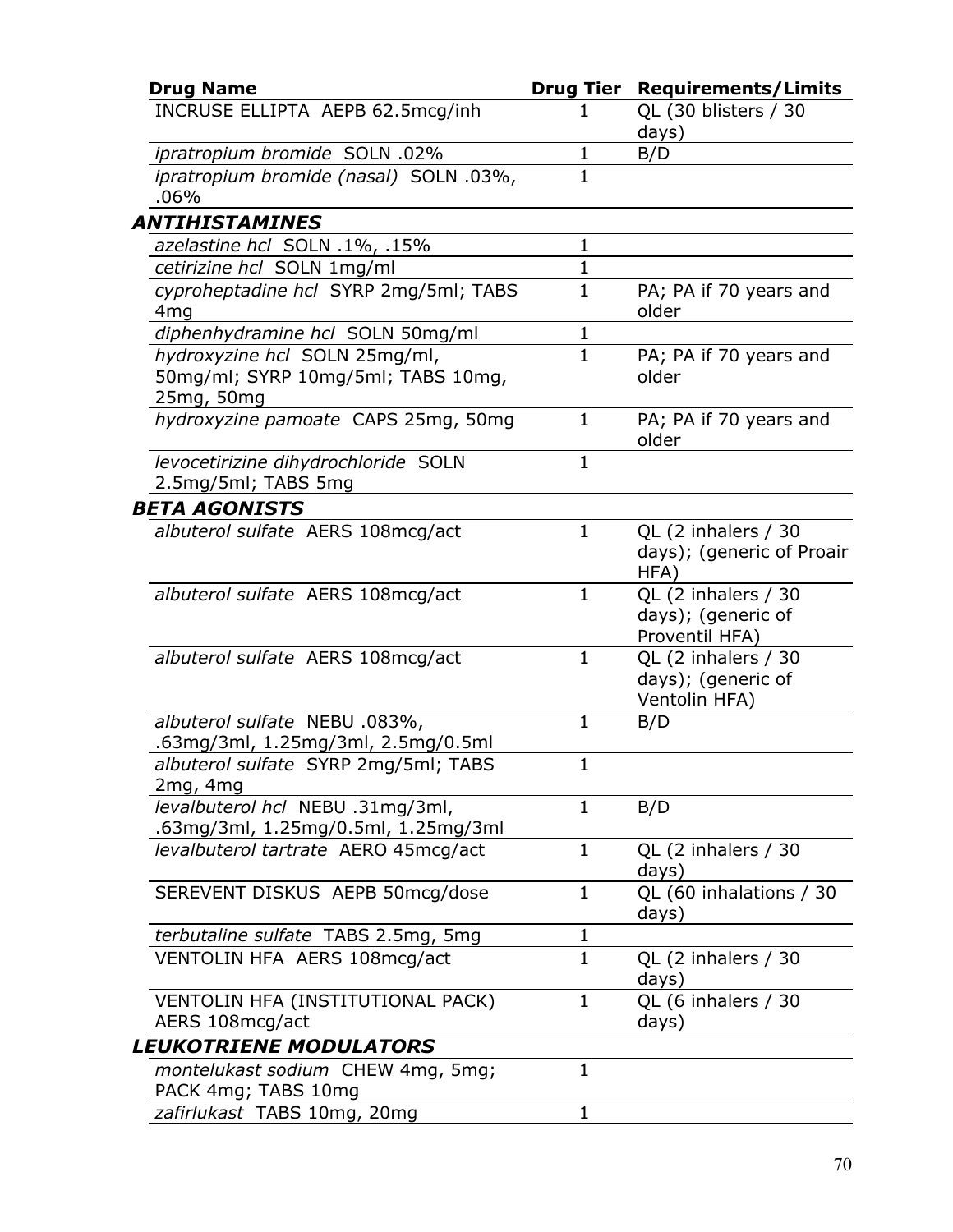| Drug Name | Drug Tier | Requirements/Limits |
|---|---|---|
| INCRUSE ELLIPTA AEPB 62.5mcg/inh | 1 | QL (30 blisters / 30 days) |
| *ipratropium bromide* SOLN .02% | 1 | B/D |
| *ipratropium bromide (nasal)* SOLN .03%, .06% | 1 | |
| ***ANTIHISTAMINES*** | | |
| *azelastine hcl* SOLN .1%, .15% | 1 | |
| *cetirizine hcl* SOLN 1mg/ml | 1 | |
| *cyproheptadine hcl* SYRP 2mg/5ml; TABS 4mg | 1 | PA; PA if 70 years and older |
| *diphenhydramine hcl* SOLN 50mg/ml | 1 | |
| *hydroxyzine hcl* SOLN 25mg/ml, 50mg/ml; SYRP 10mg/5ml; TABS 10mg, 25mg, 50mg | 1 | PA; PA if 70 years and older |
| *hydroxyzine pamoate* CAPS 25mg, 50mg | 1 | PA; PA if 70 years and older |
| *levocetirizine dihydrochloride* SOLN 2.5mg/5ml; TABS 5mg | 1 | |
| ***BETA AGONISTS*** | | |
| *albuterol sulfate* AERS 108mcg/act | 1 | QL (2 inhalers / 30 days); (generic of Proair HFA) |
| *albuterol sulfate* AERS 108mcg/act | 1 | QL (2 inhalers / 30 days); (generic of Proventil HFA) |
| *albuterol sulfate* AERS 108mcg/act | 1 | QL (2 inhalers / 30 days); (generic of Ventolin HFA) |
| *albuterol sulfate* NEBU .083%, .63mg/3ml, 1.25mg/3ml, 2.5mg/0.5ml | 1 | B/D |
| *albuterol sulfate* SYRP 2mg/5ml; TABS 2mg, 4mg | 1 | |
| *levalbuterol hcl* NEBU .31mg/3ml, .63mg/3ml, 1.25mg/0.5ml, 1.25mg/3ml | 1 | B/D |
| *levalbuterol tartrate* AERO 45mcg/act | 1 | QL (2 inhalers / 30 days) |
| SEREVENT DISKUS AEPB 50mcg/dose | 1 | QL (60 inhalations / 30 days) |
| *terbutaline sulfate* TABS 2.5mg, 5mg | 1 | |
| VENTOLIN HFA AERS 108mcg/act | 1 | QL (2 inhalers / 30 days) |
| VENTOLIN HFA (INSTITUTIONAL PACK) AERS 108mcg/act | 1 | QL (6 inhalers / 30 days) |
| ***LEUKOTRIENE MODULATORS*** | | |
| *montelukast sodium* CHEW 4mg, 5mg; PACK 4mg; TABS 10mg | 1 | |
| *zafirlukast* TABS 10mg, 20mg | 1 | |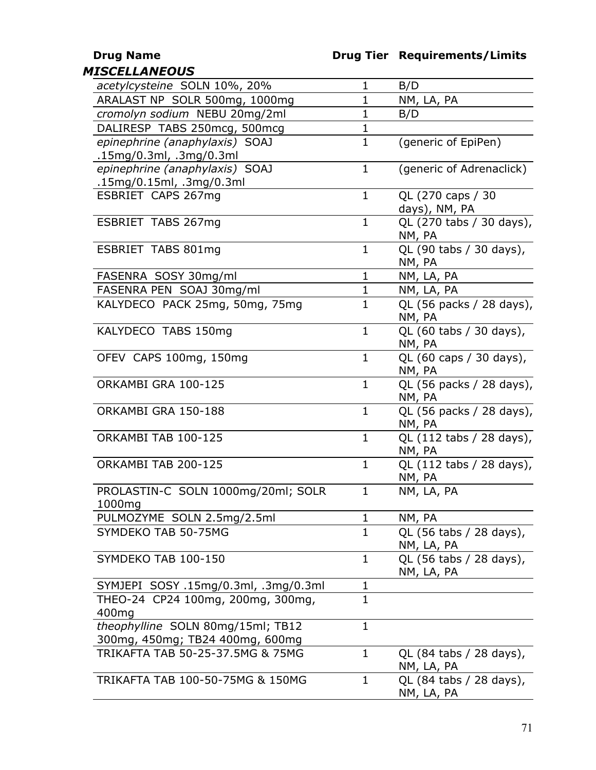| Drug Name | Drug Tier | Requirements/Limits |
|---|---|---|
| ***MISCELLANEOUS*** | | |
| *acetylcysteine* SOLN 10%, 20% | 1 | B/D |
| ARALAST NP SOLR 500mg, 1000mg | 1 | NM, LA, PA |
| *cromolyn sodium* NEBU 20mg/2ml | 1 | B/D |
| DALIRESP TABS 250mcg, 500mcg | 1 | |
| *epinephrine (anaphylaxis)* SOAJ .15mg/0.3ml, .3mg/0.3ml | 1 | (generic of EpiPen) |
| *epinephrine (anaphylaxis)* SOAJ .15mg/0.15ml, .3mg/0.3ml | 1 | (generic of Adrenaclick) |
| ESBRIET CAPS 267mg | 1 | QL (270 caps / 30 days), NM, PA |
| ESBRIET TABS 267mg | 1 | QL (270 tabs / 30 days), NM, PA |
| ESBRIET TABS 801mg | 1 | QL (90 tabs / 30 days), NM, PA |
| FASENRA SOSY 30mg/ml | 1 | NM, LA, PA |
| FASENRA PEN SOAJ 30mg/ml | 1 | NM, LA, PA |
| KALYDECO PACK 25mg, 50mg, 75mg | 1 | QL (56 packs / 28 days), NM, PA |
| KALYDECO TABS 150mg | 1 | QL (60 tabs / 30 days), NM, PA |
| OFEV CAPS 100mg, 150mg | 1 | QL (60 caps / 30 days), NM, PA |
| ORKAMBI GRA 100-125 | 1 | QL (56 packs / 28 days), NM, PA |
| ORKAMBI GRA 150-188 | 1 | QL (56 packs / 28 days), NM, PA |
| ORKAMBI TAB 100-125 | 1 | QL (112 tabs / 28 days), NM, PA |
| ORKAMBI TAB 200-125 | 1 | QL (112 tabs / 28 days), NM, PA |
| PROLASTIN-C SOLN 1000mg/20ml; SOLR 1000mg | 1 | NM, LA, PA |
| PULMOZYME SOLN 2.5mg/2.5ml | 1 | NM, PA |
| SYMDEKO TAB 50-75MG | 1 | QL (56 tabs / 28 days), NM, LA, PA |
| SYMDEKO TAB 100-150 | 1 | QL (56 tabs / 28 days), NM, LA, PA |
| SYMJEPI SOSY .15mg/0.3ml, .3mg/0.3ml | 1 | |
| THEO-24 CP24 100mg, 200mg, 300mg, 400mg | 1 | |
| *theophylline* SOLN 80mg/15ml; TB12 300mg, 450mg; TB24 400mg, 600mg | 1 | |
| TRIKAFTA TAB 50-25-37.5MG & 75MG | 1 | QL (84 tabs / 28 days), NM, LA, PA |
| TRIKAFTA TAB 100-50-75MG & 150MG | 1 | QL (84 tabs / 28 days), NM, LA, PA |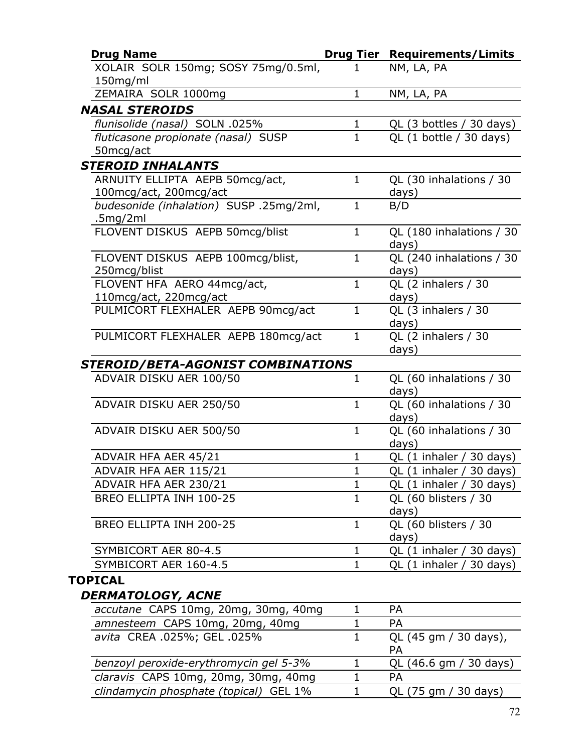| Drug Name | Drug Tier | Requirements/Limits |
|---|---|---|
| XOLAIR SOLR 150mg; SOSY 75mg/0.5ml, 150mg/ml | 1 | NM, LA, PA |
| ZEMAIRA SOLR 1000mg | 1 | NM, LA, PA |
| ***NASAL STEROIDS*** | | |
| *flunisolide (nasal)* SOLN .025% | 1 | QL (3 bottles / 30 days) |
| *fluticasone propionate (nasal)* SUSP 50mcg/act | 1 | QL (1 bottle / 30 days) |
| ***STEROID INHALANTS*** | | |
| ARNUITY ELLIPTA AEPB 50mcg/act, 100mcg/act, 200mcg/act | 1 | QL (30 inhalations / 30 days) |
| *budesonide (inhalation)* SUSP .25mg/2ml, .5mg/2ml | 1 | B/D |
| FLOVENT DISKUS AEPB 50mcg/blist | 1 | QL (180 inhalations / 30 days) |
| FLOVENT DISKUS AEPB 100mcg/blist, 250mcg/blist | 1 | QL (240 inhalations / 30 days) |
| FLOVENT HFA AERO 44mcg/act, 110mcg/act, 220mcg/act | 1 | QL (2 inhalers / 30 days) |
| PULMICORT FLEXHALER AEPB 90mcg/act | 1 | QL (3 inhalers / 30 days) |
| PULMICORT FLEXHALER AEPB 180mcg/act | 1 | QL (2 inhalers / 30 days) |
| ***STEROID/BETA-AGONIST COMBINATIONS*** | | |
| ADVAIR DISKU AER 100/50 | 1 | QL (60 inhalations / 30 days) |
| ADVAIR DISKU AER 250/50 | 1 | QL (60 inhalations / 30 days) |
| ADVAIR DISKU AER 500/50 | 1 | QL (60 inhalations / 30 days) |
| ADVAIR HFA AER 45/21 | 1 | QL (1 inhaler / 30 days) |
| ADVAIR HFA AER 115/21 | 1 | QL (1 inhaler / 30 days) |
| ADVAIR HFA AER 230/21 | 1 | QL (1 inhaler / 30 days) |
| BREO ELLIPTA INH 100-25 | 1 | QL (60 blisters / 30 days) |
| BREO ELLIPTA INH 200-25 | 1 | QL (60 blisters / 30 days) |
| SYMBICORT AER 80-4.5 | 1 | QL (1 inhaler / 30 days) |
| SYMBICORT AER 160-4.5 | 1 | QL (1 inhaler / 30 days) |

## TOPICAL

### *DERMATOLOGY, ACNE*

| Drug Name | Drug Tier | Requirements/Limits |
|---|---|---|
| *accutane* CAPS 10mg, 20mg, 30mg, 40mg | 1 | PA |
| *amnesteem* CAPS 10mg, 20mg, 40mg | 1 | PA |
| *avita* CREA .025%; GEL .025% | 1 | QL (45 gm / 30 days), PA |
| *benzoyl peroxide-erythromycin gel 5-3%* | 1 | QL (46.6 gm / 30 days) |
| *claravis* CAPS 10mg, 20mg, 30mg, 40mg | 1 | PA |
| *clindamycin phosphate (topical)* GEL 1% | 1 | QL (75 gm / 30 days) |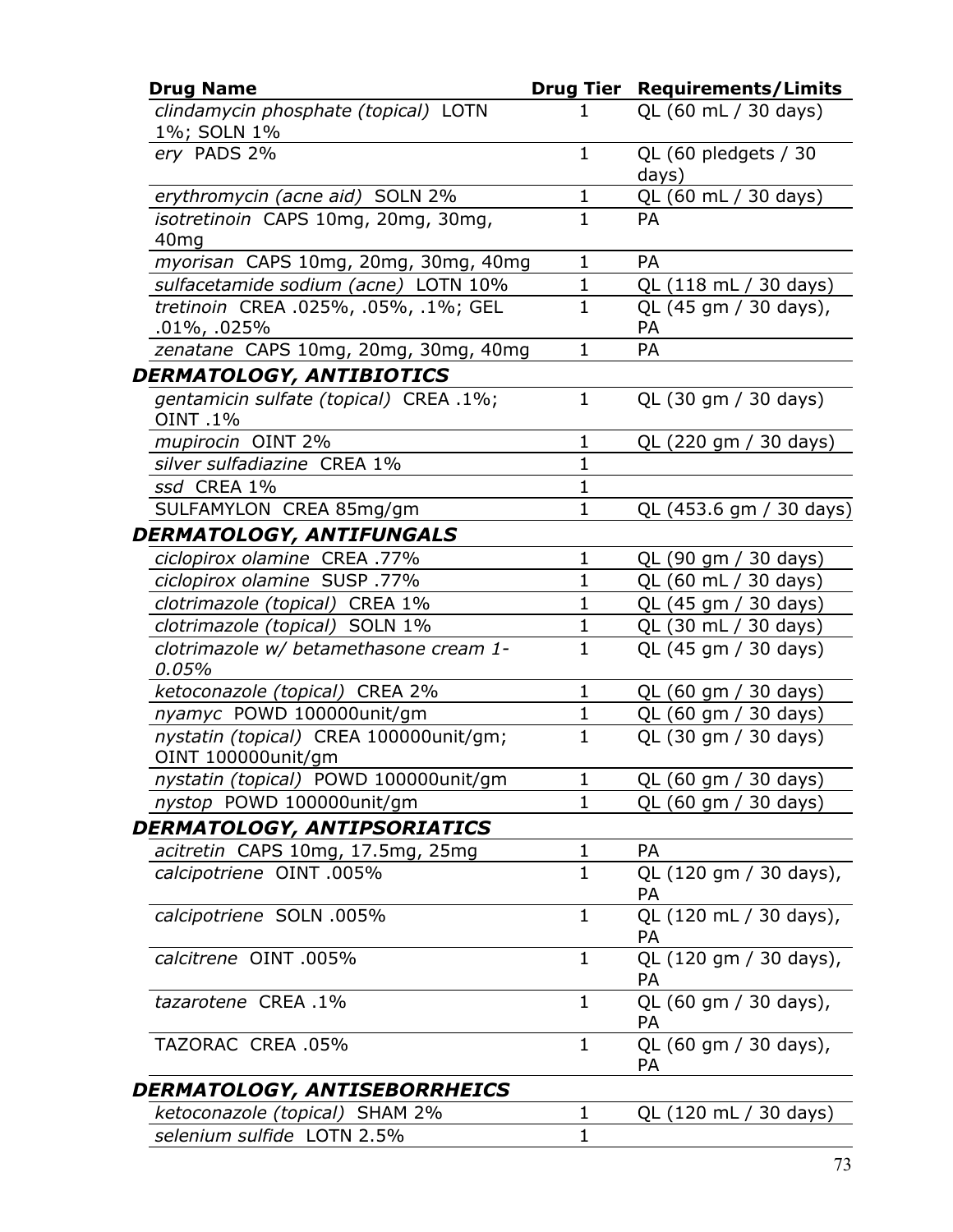| Drug Name | Drug Tier | Requirements/Limits |
|---|---|---|
| *clindamycin phosphate (topical)* LOTN 1%; SOLN 1% | 1 | QL (60 mL / 30 days) |
| *ery* PADS 2% | 1 | QL (60 pledgets / 30 days) |
| *erythromycin (acne aid)* SOLN 2% | 1 | QL (60 mL / 30 days) |
| *isotretinoin* CAPS 10mg, 20mg, 30mg, 40mg | 1 | PA |
| *myorisan* CAPS 10mg, 20mg, 30mg, 40mg | 1 | PA |
| *sulfacetamide sodium (acne)* LOTN 10% | 1 | QL (118 mL / 30 days) |
| *tretinoin* CREA .025%, .05%, .1%; GEL .01%, .025% | 1 | QL (45 gm / 30 days), PA |
| *zenatane* CAPS 10mg, 20mg, 30mg, 40mg | 1 | PA |
| ***DERMATOLOGY, ANTIBIOTICS*** | | |
| *gentamicin sulfate (topical)* CREA .1%; OINT .1% | 1 | QL (30 gm / 30 days) |
| *mupirocin* OINT 2% | 1 | QL (220 gm / 30 days) |
| *silver sulfadiazine* CREA 1% | 1 | |
| *ssd* CREA 1% | 1 | |
| SULFAMYLON CREA 85mg/gm | 1 | QL (453.6 gm / 30 days) |
| ***DERMATOLOGY, ANTIFUNGALS*** | | |
| *ciclopirox olamine* CREA .77% | 1 | QL (90 gm / 30 days) |
| *ciclopirox olamine* SUSP .77% | 1 | QL (60 mL / 30 days) |
| *clotrimazole (topical)* CREA 1% | 1 | QL (45 gm / 30 days) |
| *clotrimazole (topical)* SOLN 1% | 1 | QL (30 mL / 30 days) |
| *clotrimazole w/ betamethasone cream 1-0.05%* | 1 | QL (45 gm / 30 days) |
| *ketoconazole (topical)* CREA 2% | 1 | QL (60 gm / 30 days) |
| *nyamyc* POWD 100000unit/gm | 1 | QL (60 gm / 30 days) |
| *nystatin (topical)* CREA 100000unit/gm; OINT 100000unit/gm | 1 | QL (30 gm / 30 days) |
| *nystatin (topical)* POWD 100000unit/gm | 1 | QL (60 gm / 30 days) |
| *nystop* POWD 100000unit/gm | 1 | QL (60 gm / 30 days) |
| ***DERMATOLOGY, ANTIPSORIATICS*** | | |
| *acitretin* CAPS 10mg, 17.5mg, 25mg | 1 | PA |
| *calcipotriene* OINT .005% | 1 | QL (120 gm / 30 days), PA |
| *calcipotriene* SOLN .005% | 1 | QL (120 mL / 30 days), PA |
| *calcitrene* OINT .005% | 1 | QL (120 gm / 30 days), PA |
| *tazarotene* CREA .1% | 1 | QL (60 gm / 30 days), PA |
| TAZORAC CREA .05% | 1 | QL (60 gm / 30 days), PA |
| ***DERMATOLOGY, ANTISEBORRHEICS*** | | |
| *ketoconazole (topical)* SHAM 2% | 1 | QL (120 mL / 30 days) |
| *selenium sulfide* LOTN 2.5% | 1 | |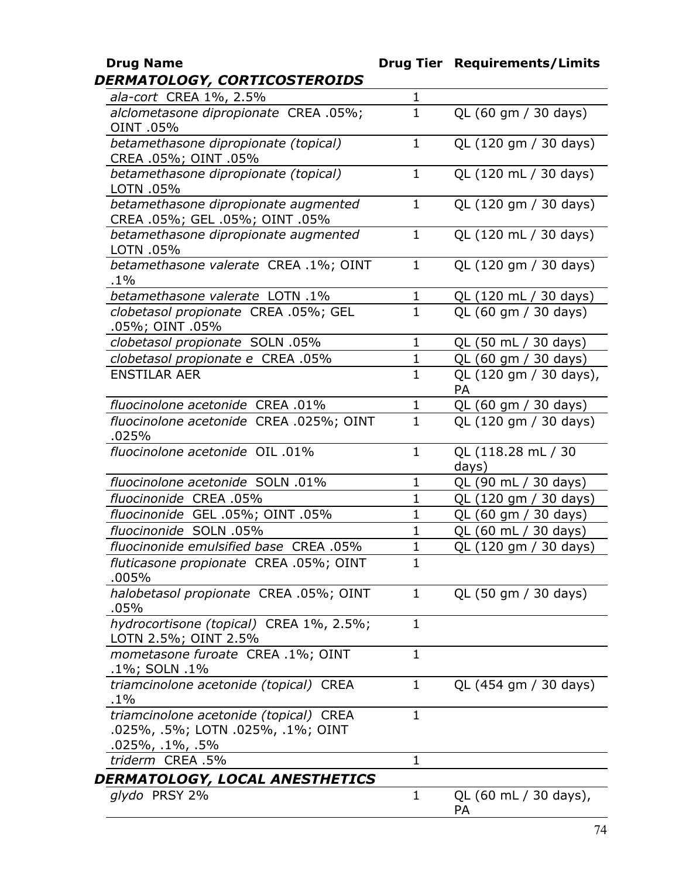| Drug Name | Drug Tier | Requirements/Limits |
|---|---|---|
| ***DERMATOLOGY, CORTICOSTEROIDS*** | | |
| *ala-cort* CREA 1%, 2.5% | 1 | |
| *alclometasone dipropionate* CREA .05%; OINT .05% | 1 | QL (60 gm / 30 days) |
| *betamethasone dipropionate (topical)* CREA .05%; OINT .05% | 1 | QL (120 gm / 30 days) |
| *betamethasone dipropionate (topical)* LOTN .05% | 1 | QL (120 mL / 30 days) |
| *betamethasone dipropionate augmented* CREA .05%; GEL .05%; OINT .05% | 1 | QL (120 gm / 30 days) |
| *betamethasone dipropionate augmented* LOTN .05% | 1 | QL (120 mL / 30 days) |
| *betamethasone valerate* CREA .1%; OINT .1% | 1 | QL (120 gm / 30 days) |
| *betamethasone valerate* LOTN .1% | 1 | QL (120 mL / 30 days) |
| *clobetasol propionate* CREA .05%; GEL .05%; OINT .05% | 1 | QL (60 gm / 30 days) |
| *clobetasol propionate* SOLN .05% | 1 | QL (50 mL / 30 days) |
| *clobetasol propionate e* CREA .05% | 1 | QL (60 gm / 30 days) |
| ENSTILAR AER | 1 | QL (120 gm / 30 days), PA |
| *fluocinolone acetonide* CREA .01% | 1 | QL (60 gm / 30 days) |
| *fluocinolone acetonide* CREA .025%; OINT .025% | 1 | QL (120 gm / 30 days) |
| *fluocinolone acetonide* OIL .01% | 1 | QL (118.28 mL / 30 days) |
| *fluocinolone acetonide* SOLN .01% | 1 | QL (90 mL / 30 days) |
| *fluocinonide* CREA .05% | 1 | QL (120 gm / 30 days) |
| *fluocinonide* GEL .05%; OINT .05% | 1 | QL (60 gm / 30 days) |
| *fluocinonide* SOLN .05% | 1 | QL (60 mL / 30 days) |
| *fluocinonide emulsified base* CREA .05% | 1 | QL (120 gm / 30 days) |
| *fluticasone propionate* CREA .05%; OINT .005% | 1 | |
| *halobetasol propionate* CREA .05%; OINT .05% | 1 | QL (50 gm / 30 days) |
| *hydrocortisone (topical)* CREA 1%, 2.5%; LOTN 2.5%; OINT 2.5% | 1 | |
| *mometasone furoate* CREA .1%; OINT .1%; SOLN .1% | 1 | |
| *triamcinolone acetonide (topical)* CREA .1% | 1 | QL (454 gm / 30 days) |
| *triamcinolone acetonide (topical)* CREA .025%, .5%; LOTN .025%, .1%; OINT .025%, .1%, .5% | 1 | |
| *triderm* CREA .5% | 1 | |
| ***DERMATOLOGY, LOCAL ANESTHETICS*** | | |
| *glydo* PRSY 2% | 1 | QL (60 mL / 30 days), PA |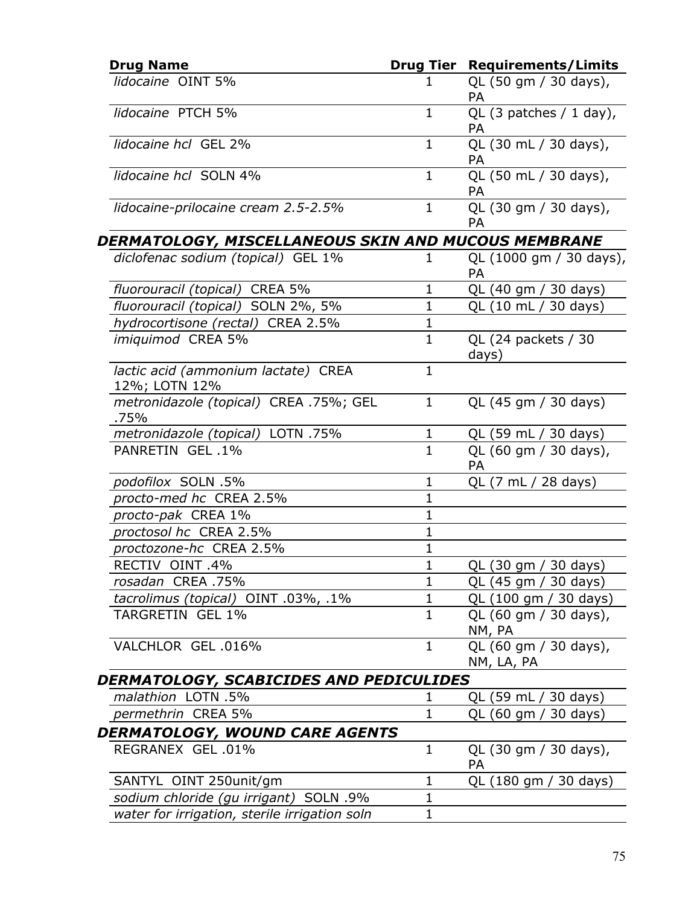| Drug Name | Drug Tier | Requirements/Limits |
|---|---|---|
| *lidocaine* OINT 5% | 1 | QL (50 gm / 30 days), PA |
| *lidocaine* PTCH 5% | 1 | QL (3 patches / 1 day), PA |
| *lidocaine hcl* GEL 2% | 1 | QL (30 mL / 30 days), PA |
| *lidocaine hcl* SOLN 4% | 1 | QL (50 mL / 30 days), PA |
| *lidocaine-prilocaine cream 2.5-2.5%* | 1 | QL (30 gm / 30 days), PA |
| ***DERMATOLOGY, MISCELLANEOUS SKIN AND MUCOUS MEMBRANE*** | | |
| *diclofenac sodium (topical)* GEL 1% | 1 | QL (1000 gm / 30 days), PA |
| *fluorouracil (topical)* CREA 5% | 1 | QL (40 gm / 30 days) |
| *fluorouracil (topical)* SOLN 2%, 5% | 1 | QL (10 mL / 30 days) |
| *hydrocortisone (rectal)* CREA 2.5% | 1 | |
| *imiquimod* CREA 5% | 1 | QL (24 packets / 30 days) |
| *lactic acid (ammonium lactate)* CREA 12%; LOTN 12% | 1 | |
| *metronidazole (topical)* CREA .75%; GEL .75% | 1 | QL (45 gm / 30 days) |
| *metronidazole (topical)* LOTN .75% | 1 | QL (59 mL / 30 days) |
| PANRETIN GEL .1% | 1 | QL (60 gm / 30 days), PA |
| *podofilox* SOLN .5% | 1 | QL (7 mL / 28 days) |
| *procto-med hc* CREA 2.5% | 1 | |
| *procto-pak* CREA 1% | 1 | |
| *proctosol hc* CREA 2.5% | 1 | |
| *proctozone-hc* CREA 2.5% | 1 | |
| RECTIV OINT .4% | 1 | QL (30 gm / 30 days) |
| *rosadan* CREA .75% | 1 | QL (45 gm / 30 days) |
| *tacrolimus (topical)* OINT .03%, .1% | 1 | QL (100 gm / 30 days) |
| TARGRETIN GEL 1% | 1 | QL (60 gm / 30 days), NM, PA |
| VALCHLOR GEL .016% | 1 | QL (60 gm / 30 days), NM, LA, PA |
| ***DERMATOLOGY, SCABICIDES AND PEDICULIDES*** | | |
| *malathion* LOTN .5% | 1 | QL (59 mL / 30 days) |
| *permethrin* CREA 5% | 1 | QL (60 gm / 30 days) |
| ***DERMATOLOGY, WOUND CARE AGENTS*** | | |
| REGRANEX GEL .01% | 1 | QL (30 gm / 30 days), PA |
| SANTYL OINT 250unit/gm | 1 | QL (180 gm / 30 days) |
| *sodium chloride (gu irrigant)* SOLN .9% | 1 | |
| *water for irrigation, sterile irrigation soln* | 1 | |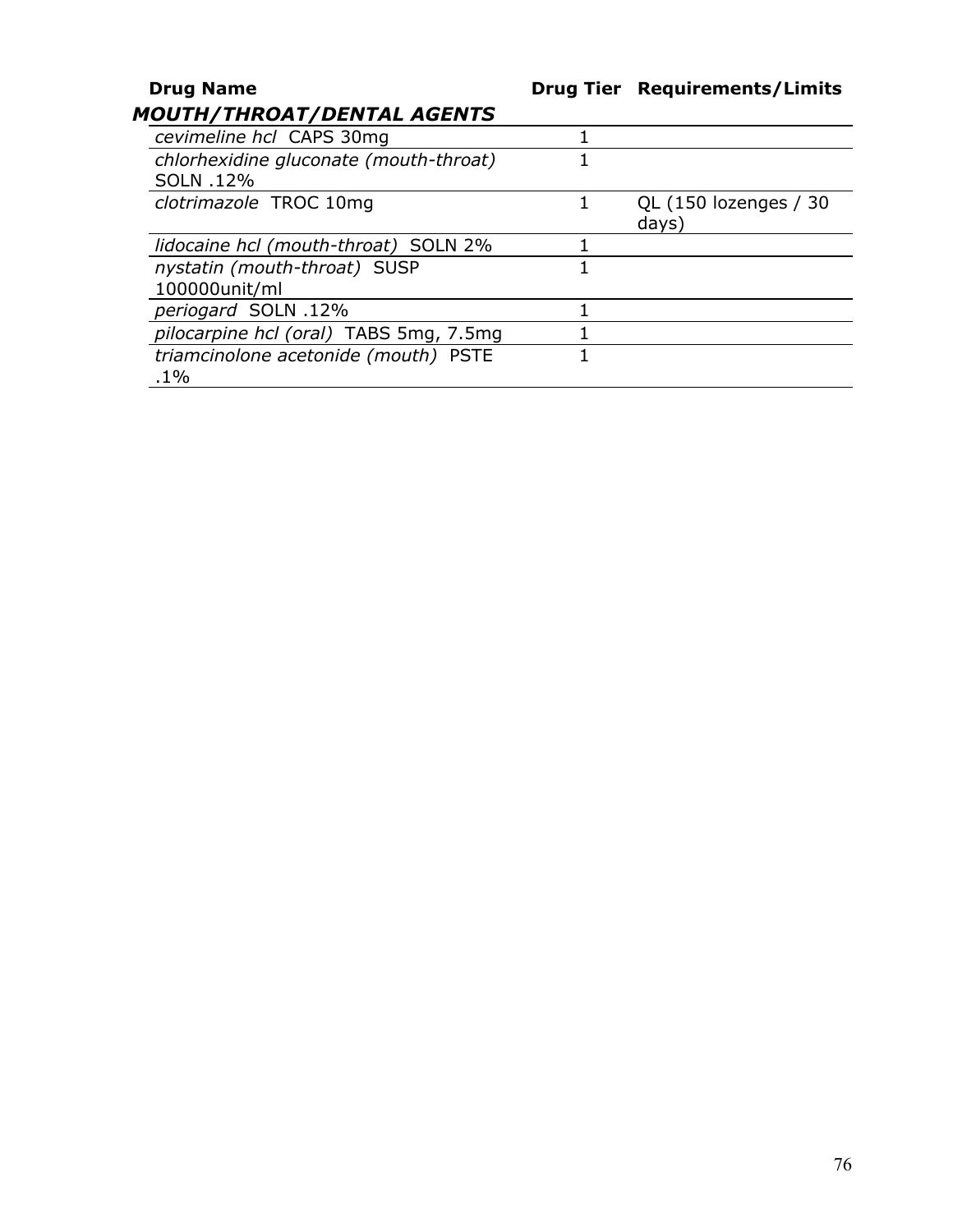| Drug Name | Drug Tier | Requirements/Limits |
|---|---|---|
| ***MOUTH/THROAT/DENTAL AGENTS*** | | |
| *cevimeline hcl* CAPS 30mg | 1 | |
| *chlorhexidine gluconate (mouth-throat)* SOLN .12% | 1 | |
| *clotrimazole* TROC 10mg | 1 | QL (150 lozenges / 30 days) |
| *lidocaine hcl (mouth-throat)* SOLN 2% | 1 | |
| *nystatin (mouth-throat)* SUSP 100000unit/ml | 1 | |
| *periogard* SOLN .12% | 1 | |
| *pilocarpine hcl (oral)* TABS 5mg, 7.5mg | 1 | |
| *triamcinolone acetonide (mouth)* PSTE .1% | 1 | |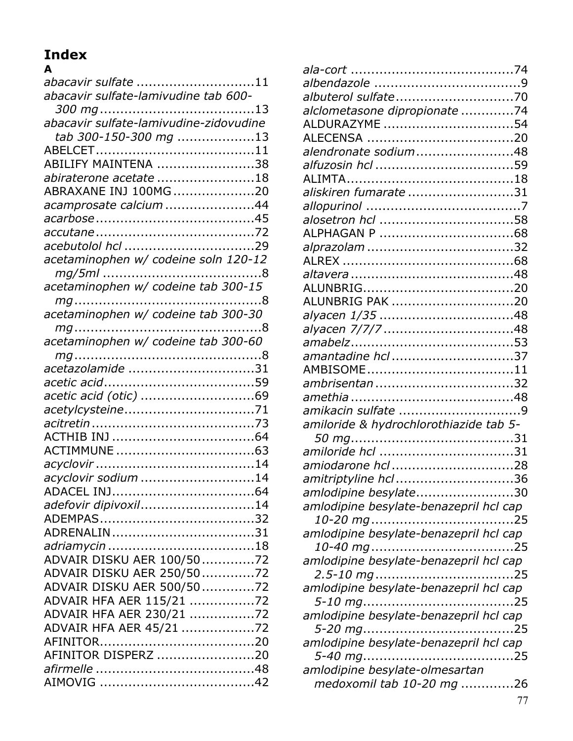# Index

### A

*abacavir sulfate* ............................11
*abacavir sulfate-lamivudine tab 600-300 mg* ......................................13
*abacavir sulfate-lamivudine-zidovudine tab 300-150-300 mg* ...................13
ABELCET.......................................11
ABILIFY MAINTENA ........................38
*abiraterone acetate* ........................18
ABRAXANE INJ 100MG ....................20
*acamprosate calcium* ......................44
*acarbose* .......................................45
*accutane* .......................................72
*acebutolol hcl* ................................29
*acetaminophen w/ codeine soln 120-12 mg/5ml* .......................................8
*acetaminophen w/ codeine tab 300-15 mg* ..............................................8
*acetaminophen w/ codeine tab 300-30 mg* ..............................................8
*acetaminophen w/ codeine tab 300-60 mg* ..............................................8
*acetazolamide* ...............................31
*acetic acid* .....................................59
*acetic acid (otic)* ............................69
*acetylcysteine* ................................71
*acitretin* ........................................73
ACTHIB INJ ....................................64
ACTIMMUNE ..................................63
*acyclovir* .......................................14
*acyclovir sodium* ............................14
ADACEL INJ....................................64
*adefovir dipivoxil* ............................14
ADEMPAS.......................................32
ADRENALIN ...................................31
*adriamycin* ....................................18
ADVAIR DISKU AER 100/50 .............72
ADVAIR DISKU AER 250/50 .............72
ADVAIR DISKU AER 500/50 .............72
ADVAIR HFA AER 115/21 ................72
ADVAIR HFA AER 230/21 ................72
ADVAIR HFA AER 45/21 ..................72
AFINITOR.......................................20
AFINITOR DISPERZ ........................20
*afirmelle* .......................................48
AIMOVIG .......................................42
*ala-cort* ........................................74
*albendazole* ....................................9
*albuterol sulfate* .............................70
*alclometasone dipropionate* .............74
ALDURAZYME ................................54
ALECENSA ....................................20
*alendronate sodium* ........................48
*alfuzosin hcl* ..................................59
ALIMTA..........................................18
*aliskiren fumarate* ..........................31
*allopurinol* ......................................7
*alosetron hcl* .................................58
ALPHAGAN P .................................68
*alprazolam* ....................................32
ALREX ..........................................68
*altavera* ........................................48
ALUNBRIG.....................................20
ALUNBRIG PAK ..............................20
*alyacen 1/35* .................................48
*alyacen 7/7/7* ................................48
*amabelz* ........................................53
*amantadine hcl* ..............................37
AMBISOME ....................................11
*ambrisentan* ..................................32
*amethia* ........................................48
*amikacin sulfate* ..............................9
*amiloride & hydrochlorothiazide tab 5-50 mg* ........................................31
*amiloride hcl* .................................31
*amiodarone hcl* ..............................28
*amitriptyline hcl* .............................36
*amlodipine besylate* ........................30
*amlodipine besylate-benazepril hcl cap 10-20 mg* ...................................25
*amlodipine besylate-benazepril hcl cap 10-40 mg* ...................................25
*amlodipine besylate-benazepril hcl cap 2.5-10 mg* ..................................25
*amlodipine besylate-benazepril hcl cap 5-10 mg* .....................................25
*amlodipine besylate-benazepril hcl cap 5-20 mg* .....................................25
*amlodipine besylate-benazepril hcl cap 5-40 mg* .....................................25
*amlodipine besylate-olmesartan medoxomil tab 10-20 mg* .............26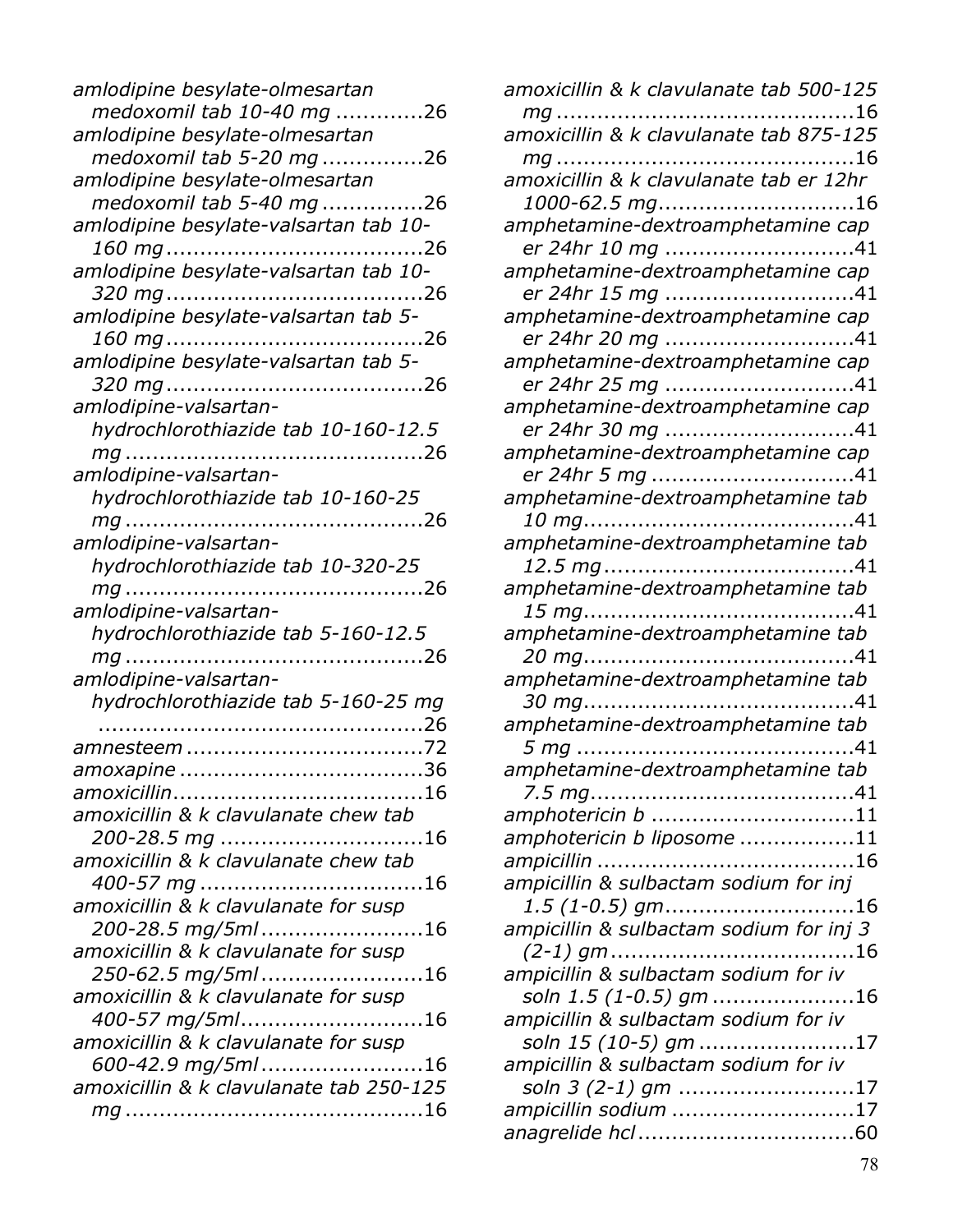*amlodipine besylate-olmesartan medoxomil tab 10-40 mg* .............26
*amlodipine besylate-olmesartan medoxomil tab 5-20 mg* ...............26
*amlodipine besylate-olmesartan medoxomil tab 5-40 mg* ...............26
*amlodipine besylate-valsartan tab 10-160 mg* ......................................26
*amlodipine besylate-valsartan tab 10-320 mg* ......................................26
*amlodipine besylate-valsartan tab 5-160 mg* ......................................26
*amlodipine besylate-valsartan tab 5-320 mg* ......................................26
*amlodipine-valsartan-hydrochlorothiazide tab 10-160-12.5 mg* ............................................26
*amlodipine-valsartan-hydrochlorothiazide tab 10-160-25 mg* ............................................26
*amlodipine-valsartan-hydrochlorothiazide tab 10-320-25 mg* ............................................26
*amlodipine-valsartan-hydrochlorothiazide tab 5-160-12.5 mg* ............................................26
*amlodipine-valsartan-hydrochlorothiazide tab 5-160-25 mg* ................................................26
*amnesteem* ...................................72
*amoxapine* ....................................36
*amoxicillin*....................................16
*amoxicillin & k clavulanate chew tab 200-28.5 mg* ..............................16
*amoxicillin & k clavulanate chew tab 400-57 mg* .................................16
*amoxicillin & k clavulanate for susp 200-28.5 mg/5ml* ........................16
*amoxicillin & k clavulanate for susp 250-62.5 mg/5ml* ........................16
*amoxicillin & k clavulanate for susp 400-57 mg/5ml*...........................16
*amoxicillin & k clavulanate for susp 600-42.9 mg/5ml* ........................16
*amoxicillin & k clavulanate tab 250-125 mg* ............................................16
*amoxicillin & k clavulanate tab 500-125 mg* ............................................16
*amoxicillin & k clavulanate tab 875-125 mg* ............................................16
*amoxicillin & k clavulanate tab er 12hr 1000-62.5 mg*.............................16
*amphetamine-dextroamphetamine cap er 24hr 10 mg* ............................41
*amphetamine-dextroamphetamine cap er 24hr 15 mg* ............................41
*amphetamine-dextroamphetamine cap er 24hr 20 mg* ............................41
*amphetamine-dextroamphetamine cap er 24hr 25 mg* ............................41
*amphetamine-dextroamphetamine cap er 24hr 30 mg* ............................41
*amphetamine-dextroamphetamine cap er 24hr 5 mg* ..............................41
*amphetamine-dextroamphetamine tab 10 mg*.......................................41
*amphetamine-dextroamphetamine tab 12.5 mg*....................................41
*amphetamine-dextroamphetamine tab 15 mg*.......................................41
*amphetamine-dextroamphetamine tab 20 mg*.......................................41
*amphetamine-dextroamphetamine tab 30 mg*.......................................41
*amphetamine-dextroamphetamine tab 5 mg* ........................................41
*amphetamine-dextroamphetamine tab 7.5 mg*......................................41
*amphotericin b* ..............................11
*amphotericin b liposome* .................11
*ampicillin* ......................................16
*ampicillin & sulbactam sodium for inj 1.5 (1-0.5) gm*............................16
*ampicillin & sulbactam sodium for inj 3 (2-1) gm*....................................16
*ampicillin & sulbactam sodium for iv soln 1.5 (1-0.5) gm* .....................16
*ampicillin & sulbactam sodium for iv soln 15 (10-5) gm* .......................17
*ampicillin & sulbactam sodium for iv soln 3 (2-1) gm* ..........................17
*ampicillin sodium* ...........................17
*anagrelide hcl*................................60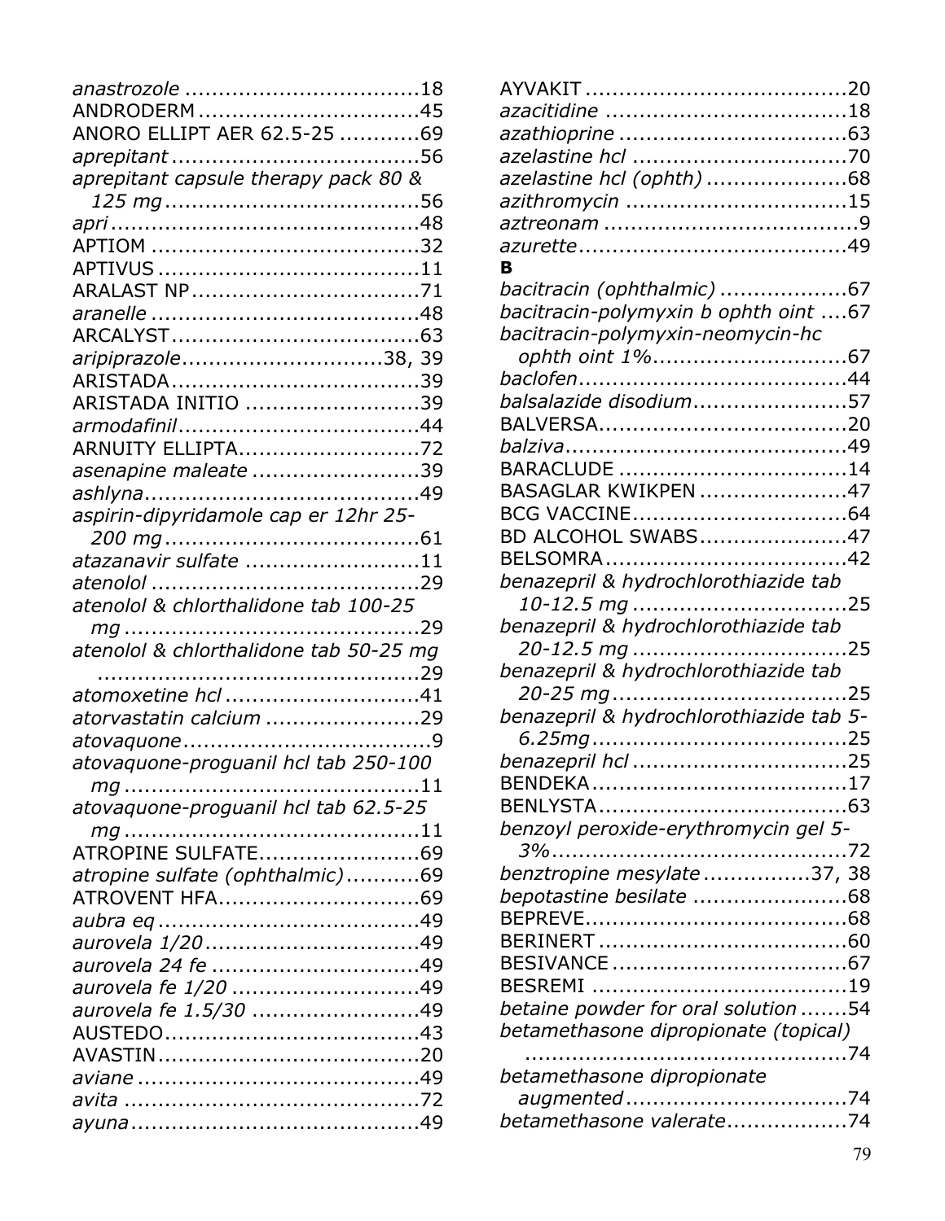*anastrozole* .................................18
ANDRODERM...............................45
ANORO ELLIPT AER 62.5-25 ...........69
*aprepitant*...................................56
*aprepitant capsule therapy pack 80 & 125 mg*.....................................56
*apri*............................................48
APTIOM .......................................32
APTIVUS ......................................11
ARALAST NP.................................71
*aranelle* .......................................48
ARCALYST....................................63
*aripiprazole*.............................38, 39
ARISTADA....................................39
ARISTADA INITIO .........................39
*armodafinil*...................................44
ARNUITY ELLIPTA..........................72
*asenapine maleate* ........................39
*ashlyna*........................................49
*aspirin-dipyridamole cap er 12hr 25-200 mg*.....................................61
*atazanavir sulfate* .........................11
*atenolol* .......................................29
*atenolol & chlorthalidone tab 100-25 mg* ...........................................29
*atenolol & chlorthalidone tab 50-25 mg* ...............................................29
*atomoxetine hcl* ............................41
*atorvastatin calcium* ......................29
*atovaquone*....................................9
*atovaquone-proguanil hcl tab 250-100 mg* ...........................................11
*atovaquone-proguanil hcl tab 62.5-25 mg* ...........................................11
ATROPINE SULFATE........................69
*atropine sulfate (ophthalmic)*...........69
ATROVENT HFA.............................69
*aubra eq* ......................................49
*aurovela 1/20*...............................49
*aurovela 24 fe* ..............................49
*aurovela fe 1/20* ...........................49
*aurovela fe 1.5/30* .........................49
AUSTEDO.....................................43
AVASTIN......................................20
*aviane* .........................................49
*avita* ...........................................72
*ayuna*..........................................49
AYVAKIT ......................................20
*azacitidine* ...................................18
*azathioprine* .................................63
*azelastine hcl* ...............................70
*azelastine hcl (ophth)* .....................68
*azithromycin* ................................15
*aztreonam* .....................................9
*azurette*.......................................49

**B**

*bacitracin (ophthalmic)* ...................67
*bacitracin-polymyxin b ophth oint* ....67
*bacitracin-polymyxin-neomycin-hc ophth oint 1%*.............................67
*baclofen*.......................................44
*balsalazide disodium*.......................57
BALVERSA....................................20
*balziva*.........................................49
BARACLUDE .................................14
BASAGLAR KWIKPEN .....................47
BCG VACCINE................................64
BD ALCOHOL SWABS......................47
BELSOMRA...................................42
*benazepril & hydrochlorothiazide tab 10-12.5 mg* ...............................25
*benazepril & hydrochlorothiazide tab 20-12.5 mg* ...............................25
*benazepril & hydrochlorothiazide tab 20-25 mg*..................................25
*benazepril & hydrochlorothiazide tab 5-6.25mg*......................................25
*benazepril hcl* ...............................25
BENDEKA......................................17
BENLYSTA.....................................63
*benzoyl peroxide-erythromycin gel 5-3%*............................................72
*benztropine mesylate* ................37, 38
*bepotastine besilate* .......................68
BEPREVE......................................68
BERINERT ....................................60
BESIVANCE ..................................67
BESREMI .....................................19
*betaine powder for oral solution* .......54
*betamethasone dipropionate (topical)* ...............................................74
*betamethasone dipropionate augmented*................................74
*betamethasone valerate*..................74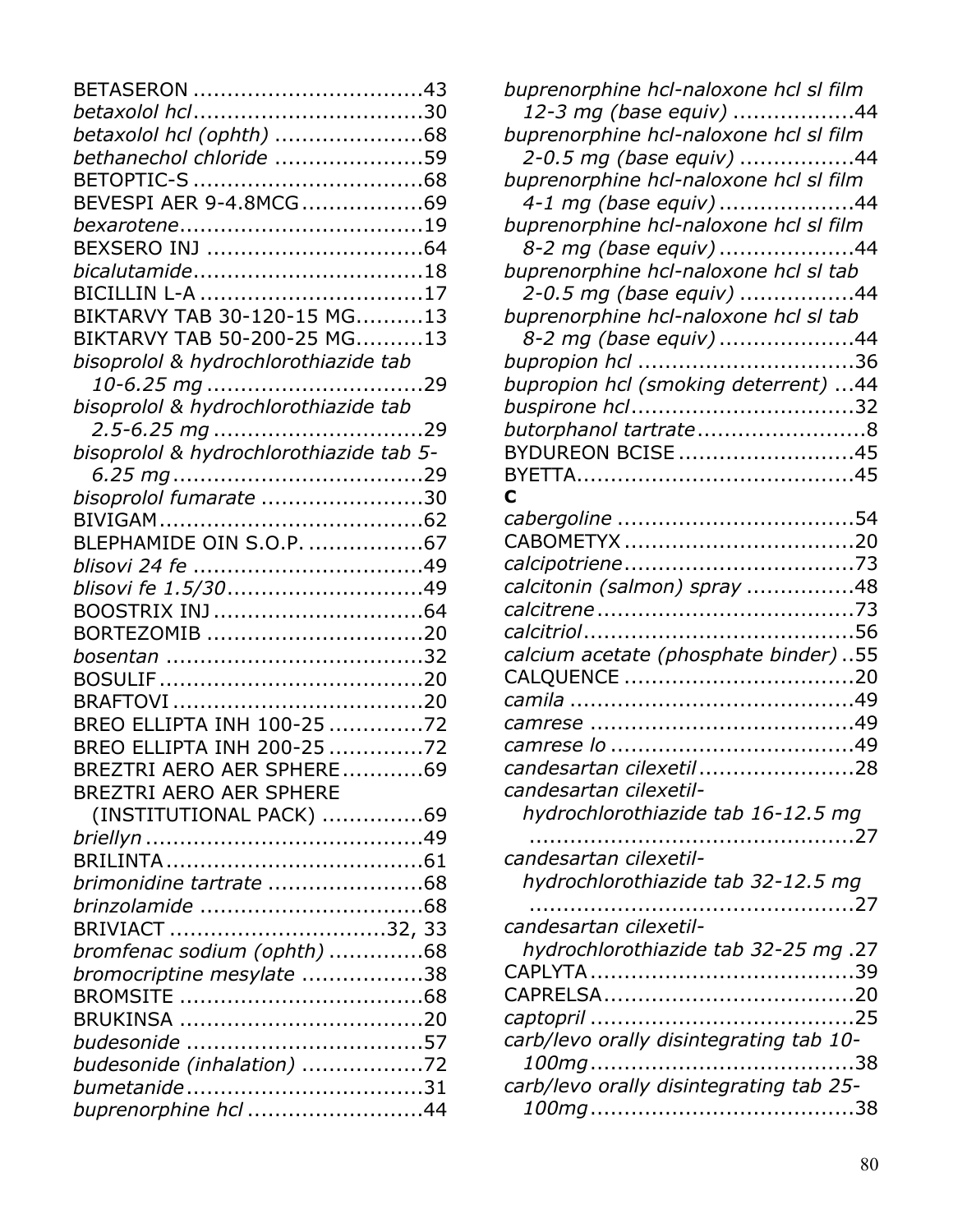BETASERON ..................................43
*betaxolol hcl*..................................30
*betaxolol hcl (ophth)* ......................68
*bethanechol chloride* ......................59
BETOPTIC-S ..................................68
BEVESPI AER 9-4.8MCG..................69
*bexarotene*....................................19
BEXSERO INJ ................................64
*bicalutamide*..................................18
BICILLIN L-A .................................17
BIKTARVY TAB 30-120-15 MG..........13
BIKTARVY TAB 50-200-25 MG..........13
*bisoprolol & hydrochlorothiazide tab 10-6.25 mg* ................................29
*bisoprolol & hydrochlorothiazide tab 2.5-6.25 mg* ...............................29
*bisoprolol & hydrochlorothiazide tab 5-6.25 mg* .....................................29
*bisoprolol fumarate* ........................30
BIVIGAM.......................................62
BLEPHAMIDE OIN S.O.P. .................67
*blisovi 24 fe* ..................................49
*blisovi fe 1.5/30*............................49
BOOSTRIX INJ ...............................64
BORTEZOMIB ................................20
*bosentan* ......................................32
BOSULIF .......................................20
BRAFTOVI .....................................20
BREO ELLIPTA INH 100-25 ..............72
BREO ELLIPTA INH 200-25 ..............72
BREZTRI AERO AER SPHERE............69
BREZTRI AERO AER SPHERE (INSTITUTIONAL PACK) ...............69
*briellyn* .........................................49
BRILINTA ......................................61
*brimonidine tartrate* .......................68
*brinzolamide* .................................68
BRIVIACT ................................32, 33
*bromfenac sodium (ophth)* ..............68
*bromocriptine mesylate* ..................38
BROMSITE ....................................68
BRUKINSA ....................................20
*budesonide* ...................................57
*budesonide (inhalation)* ..................72
*bumetanide*...................................31
*buprenorphine hcl* ..........................44
*buprenorphine hcl-naloxone hcl sl film 12-3 mg (base equiv)* ..................44
*buprenorphine hcl-naloxone hcl sl film 2-0.5 mg (base equiv)* .................44
*buprenorphine hcl-naloxone hcl sl film 4-1 mg (base equiv)* ....................44
*buprenorphine hcl-naloxone hcl sl film 8-2 mg (base equiv)* ....................44
*buprenorphine hcl-naloxone hcl sl tab 2-0.5 mg (base equiv)* .................44
*buprenorphine hcl-naloxone hcl sl tab 8-2 mg (base equiv)* ....................44
*bupropion hcl* ................................36
*bupropion hcl (smoking deterrent)* ...44
*buspirone hcl*.................................32
*butorphanol tartrate*.........................8
BYDUREON BCISE ..........................45
BYETTA.........................................45

**C**

*cabergoline* ..................................54
CABOMETYX .................................20
*calcipotriene*.................................73
*calcitonin (salmon) spray* ................48
*calcitrene* .....................................73
*calcitriol*.......................................56
*calcium acetate (phosphate binder)* ..55
CALQUENCE ..................................20
*camila* ..........................................49
*camrese* .......................................49
*camrese lo* ....................................49
*candesartan cilexetil* .......................28
*candesartan cilexetil-hydrochlorothiazide tab 16-12.5 mg* ...............................................27
*candesartan cilexetil-hydrochlorothiazide tab 32-12.5 mg* ...............................................27
*candesartan cilexetil-hydrochlorothiazide tab 32-25 mg* .27
CAPLYTA.......................................39
CAPRELSA.....................................20
*captopril* .......................................25
*carb/levo orally disintegrating tab 10-100mg*.......................................38
*carb/levo orally disintegrating tab 25-100mg*.......................................38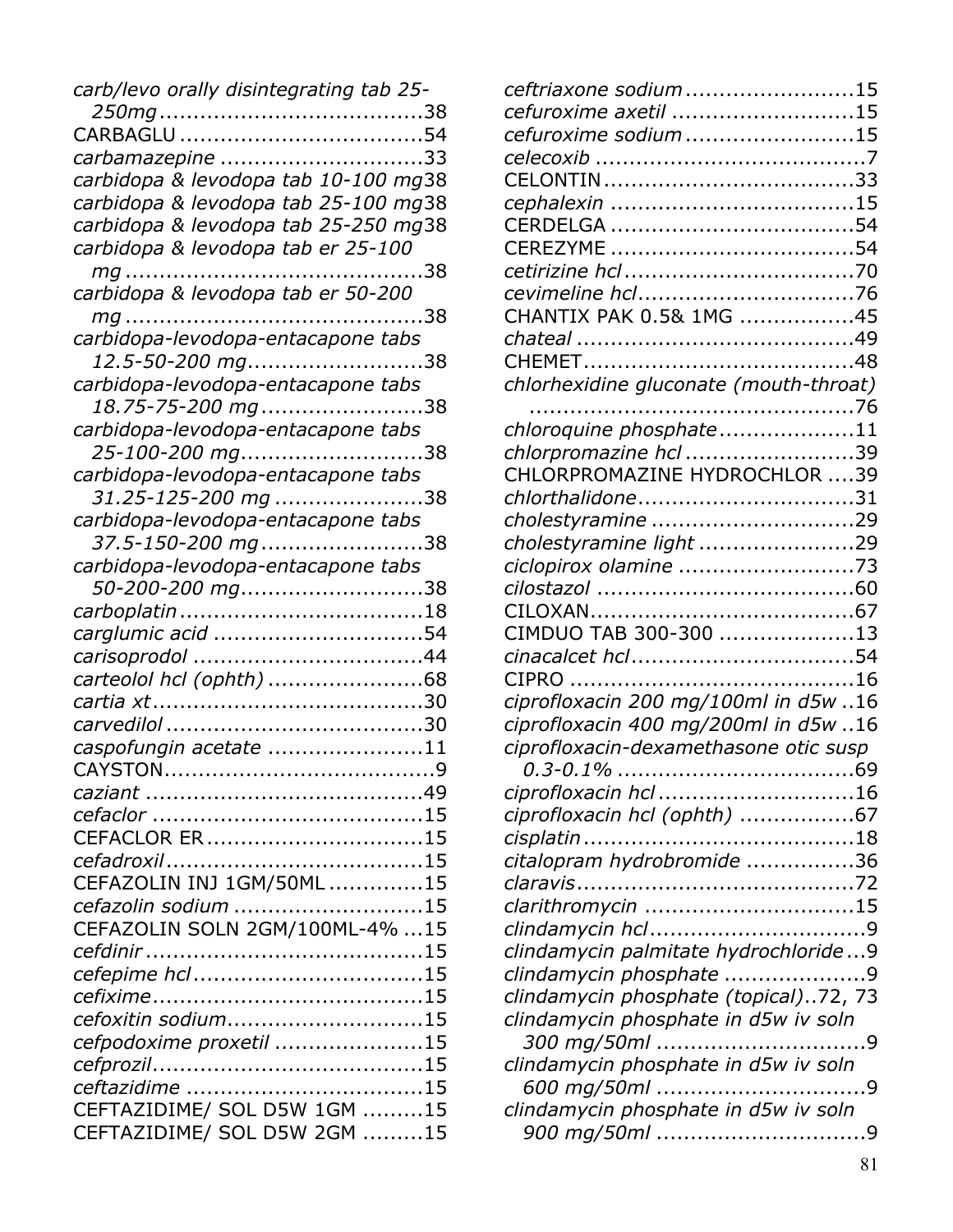*carb/levo orally disintegrating tab 25-250mg* .......................................38
CARBAGLU ....................................54
*carbamazepine* ..............................33
*carbidopa & levodopa tab 10-100 mg*38
*carbidopa & levodopa tab 25-100 mg*38
*carbidopa & levodopa tab 25-250 mg*38
*carbidopa & levodopa tab er 25-100 mg* ............................................38
*carbidopa & levodopa tab er 50-200 mg* ............................................38
*carbidopa-levodopa-entacapone tabs 12.5-50-200 mg*..........................38
*carbidopa-levodopa-entacapone tabs 18.75-75-200 mg*........................38
*carbidopa-levodopa-entacapone tabs 25-100-200 mg*...........................38
*carbidopa-levodopa-entacapone tabs 31.25-125-200 mg* ......................38
*carbidopa-levodopa-entacapone tabs 37.5-150-200 mg*........................38
*carbidopa-levodopa-entacapone tabs 50-200-200 mg*...........................38
*carboplatin*....................................18
*carglumic acid* ...............................54
*carisoprodol* ..................................44
*carteolol hcl (ophth)* .......................68
*cartia xt*........................................30
*carvedilol* ......................................30
*caspofungin acetate* .......................11
CAYSTON........................................9
*caziant* .........................................49
*cefaclor* ........................................15
CEFACLOR ER ................................15
*cefadroxil*......................................15
CEFAZOLIN INJ 1GM/50ML ..............15
*cefazolin sodium* ............................15
CEFAZOLIN SOLN 2GM/100ML-4% ...15
*cefdinir* .........................................15
*cefepime hcl*..................................15
*cefixime*........................................15
*cefoxitin sodium*.............................15
*cefpodoxime proxetil* ......................15
*cefprozil*........................................15
*ceftazidime* ...................................15
CEFTAZIDIME/ SOL D5W 1GM .........15
CEFTAZIDIME/ SOL D5W 2GM .........15
*ceftriaxone sodium*.........................15
*cefuroxime axetil* ...........................15
*cefuroxime sodium*.........................15
*celecoxib* ........................................7
CELONTIN.....................................33
*cephalexin* ....................................15
CERDELGA ....................................54
CEREZYME ....................................54
*cetirizine hcl* ..................................70
*cevimeline hcl*................................76
CHANTIX PAK 0.5& 1MG .................45
*chateal* .........................................49
CHEMET........................................48
*chlorhexidine gluconate (mouth-throat)* ................................................76
*chloroquine phosphate*....................11
*chlorpromazine hcl* .........................39
CHLORPROMAZINE HYDROCHLOR ....39
*chlorthalidone*................................31
*cholestyramine* ..............................29
*cholestyramine light* .......................29
*ciclopirox olamine* ..........................73
*cilostazol* .....................................60
CILOXAN.......................................67
CIMDUO TAB 300-300 ....................13
*cinacalcet hcl*.................................54
CIPRO ..........................................16
*ciprofloxacin 200 mg/100ml in d5w* ..16
*ciprofloxacin 400 mg/200ml in d5w* ..16
*ciprofloxacin-dexamethasone otic susp 0.3-0.1%* ...................................69
*ciprofloxacin hcl* .............................16
*ciprofloxacin hcl (ophth)* .................67
*cisplatin*........................................18
*citalopram hydrobromide* ................36
*claravis*.........................................72
*clarithromycin* ...............................15
*clindamycin hcl*................................9
*clindamycin palmitate hydrochloride*...9
*clindamycin phosphate* .....................9
*clindamycin phosphate (topical)*..72, 73
*clindamycin phosphate in d5w iv soln 300 mg/50ml* ...............................9
*clindamycin phosphate in d5w iv soln 600 mg/50ml* ...............................9
*clindamycin phosphate in d5w iv soln 900 mg/50ml* ...............................9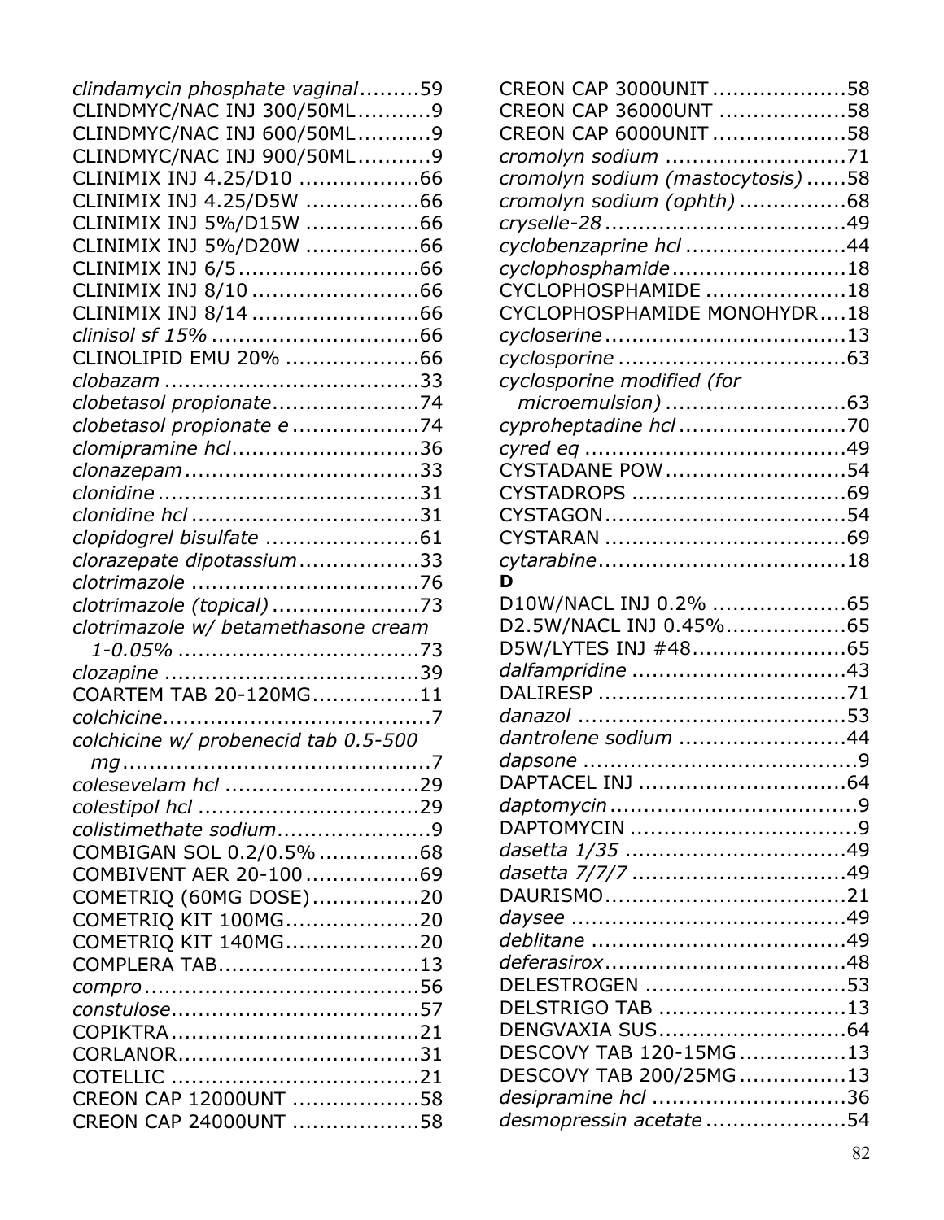*clindamycin phosphate vaginal*.........59
CLINDMYC/NAC INJ 300/50ML..........9
CLINDMYC/NAC INJ 600/50ML..........9
CLINDMYC/NAC INJ 900/50ML..........9
CLINIMIX INJ 4.25/D10 ..................66
CLINIMIX INJ 4.25/D5W .................66
CLINIMIX INJ 5%/D15W .................66
CLINIMIX INJ 5%/D20W .................66
CLINIMIX INJ 6/5...........................66
CLINIMIX INJ 8/10 .........................66
CLINIMIX INJ 8/14 .........................66
*clinisol sf 15%* ...............................66
CLINOLIPID EMU 20% ....................66
*clobazam* ......................................33
*clobetasol propionate*......................74
*clobetasol propionate e* ...................74
*clomipramine hcl*............................36
*clonazepam*...................................33
*clonidine* .......................................31
*clonidine hcl* ..................................31
*clopidogrel bisulfate* .......................61
*clorazepate dipotassium*..................33
*clotrimazole* ..................................76
*clotrimazole (topical)* ......................73
*clotrimazole w/ betamethasone cream 1-0.05%* ....................................73
*clozapine* ......................................39
COARTEM TAB 20-120MG................11
*colchicine*........................................7
*colchicine w/ probenecid tab 0.5-500 mg*..............................................7
*colesevelam hcl* .............................29
*colestipol hcl* .................................29
*colistimethate sodium*.......................9
COMBIGAN SOL 0.2/0.5% ...............68
COMBIVENT AER 20-100 .................69
COMETRIQ (60MG DOSE)................20
COMETRIQ KIT 100MG....................20
COMETRIQ KIT 140MG....................20
COMPLERA TAB..............................13
*compro*.........................................56
*constulose*.....................................57
COPIKTRA.....................................21
CORLANOR....................................31
COTELLIC .....................................21
CREON CAP 12000UNT ...................58
CREON CAP 24000UNT ...................58
CREON CAP 3000UNIT ....................58
CREON CAP 36000UNT ...................58
CREON CAP 6000UNIT ....................58
*cromolyn sodium* ...........................71
*cromolyn sodium (mastocytosis)* ......58
*cromolyn sodium (ophth)* ................68
*cryselle-28* ....................................49
*cyclobenzaprine hcl* ........................44
*cyclophosphamide*..........................18
CYCLOPHOSPHAMIDE .....................18
CYCLOPHOSPHAMIDE MONOHYDR....18
*cycloserine* ....................................13
*cyclosporine* ..................................63
*cyclosporine modified (for microemulsion)* ...........................63
*cyproheptadine hcl* .........................70
*cyred eq* .......................................49
CYSTADANE POW...........................54
CYSTADROPS ................................69
CYSTAGON....................................54
CYSTARAN ....................................69
*cytarabine*.....................................18

**D**

D10W/NACL INJ 0.2% ....................65
D2.5W/NACL INJ 0.45%..................65
D5W/LYTES INJ #48.......................65
*dalfampridine* ................................43
DALIRESP .....................................71
*danazol* ........................................53
*dantrolene sodium* .........................44
*dapsone* .........................................9
DAPTACEL INJ ...............................64
*daptomycin* .....................................9
DAPTOMYCIN ..................................9
*dasetta 1/35* .................................49
*dasetta 7/7/7* ................................49
DAURISMO....................................21
*daysee* .........................................49
*deblitane* ......................................49
*deferasirox*....................................48
DELESTROGEN ..............................53
DELSTRIGO TAB ............................13
DENGVAXIA SUS............................64
DESCOVY TAB 120-15MG................13
DESCOVY TAB 200/25MG................13
*desipramine hcl* .............................36
*desmopressin acetate* .....................54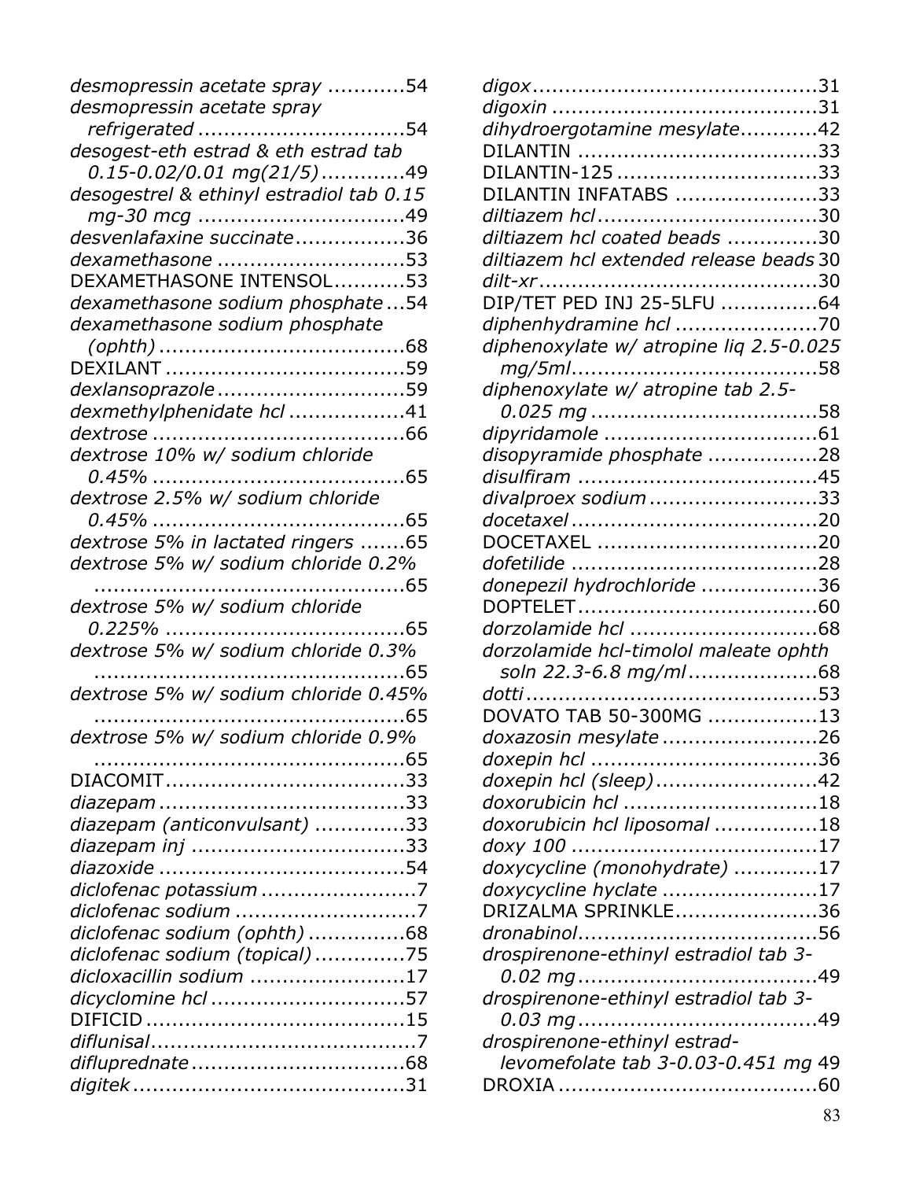*desmopressin acetate spray* ............54
*desmopressin acetate spray refrigerated* ............54
*desogest-eth estrad & eth estrad tab 0.15-0.02/0.01 mg(21/5)* ............49
*desogestrel & ethinyl estradiol tab 0.15 mg-30 mcg* ............49
*desvenlafaxine succinate* ............36
*dexamethasone* ............53
DEXAMETHASONE INTENSOL ............53
*dexamethasone sodium phosphate* ............54
*dexamethasone sodium phosphate (ophth)* ............68
DEXILANT ............59
*dexlansoprazole* ............59
*dexmethylphenidate hcl* ............41
*dextrose* ............66
*dextrose 10% w/ sodium chloride 0.45%* ............65
*dextrose 2.5% w/ sodium chloride 0.45%* ............65
*dextrose 5% in lactated ringers* ............65
*dextrose 5% w/ sodium chloride 0.2%* ............65
*dextrose 5% w/ sodium chloride 0.225%* ............65
*dextrose 5% w/ sodium chloride 0.3%* ............65
*dextrose 5% w/ sodium chloride 0.45%* ............65
*dextrose 5% w/ sodium chloride 0.9%* ............65
DIACOMIT ............33
*diazepam* ............33
*diazepam (anticonvulsant)* ............33
*diazepam inj* ............33
*diazoxide* ............54
*diclofenac potassium* ............7
*diclofenac sodium* ............7
*diclofenac sodium (ophth)* ............68
*diclofenac sodium (topical)* ............75
*dicloxacillin sodium* ............17
*dicyclomine hcl* ............57
DIFICID ............15
*diflunisal* ............7
*difluprednate* ............68
*digitek* ............31
*digox* ............31
*digoxin* ............31
*dihydroergotamine mesylate* ............42
DILANTIN ............33
DILANTIN-125 ............33
DILANTIN INFATABS ............33
*diltiazem hcl* ............30
*diltiazem hcl coated beads* ............30
*diltiazem hcl extended release beads* 30
*dilt-xr* ............30
DIP/TET PED INJ 25-5LFU ............64
*diphenhydramine hcl* ............70
*diphenoxylate w/ atropine liq 2.5-0.025 mg/5ml* ............58
*diphenoxylate w/ atropine tab 2.5-0.025 mg* ............58
*dipyridamole* ............61
*disopyramide phosphate* ............28
*disulfiram* ............45
*divalproex sodium* ............33
*docetaxel* ............20
DOCETAXEL ............20
*dofetilide* ............28
*donepezil hydrochloride* ............36
DOPTELET ............60
*dorzolamide hcl* ............68
*dorzolamide hcl-timolol maleate ophth soln 22.3-6.8 mg/ml* ............68
*dotti* ............53
DOVATO TAB 50-300MG ............13
*doxazosin mesylate* ............26
*doxepin hcl* ............36
*doxepin hcl (sleep)* ............42
*doxorubicin hcl* ............18
*doxorubicin hcl liposomal* ............18
*doxy 100* ............17
*doxycycline (monohydrate)* ............17
*doxycycline hyclate* ............17
DRIZALMA SPRINKLE ............36
*dronabinol* ............56
*drospirenone-ethinyl estradiol tab 3-0.02 mg* ............49
*drospirenone-ethinyl estradiol tab 3-0.03 mg* ............49
*drospirenone-ethinyl estrad-levomefolate tab 3-0.03-0.451 mg* 49
DROXIA ............60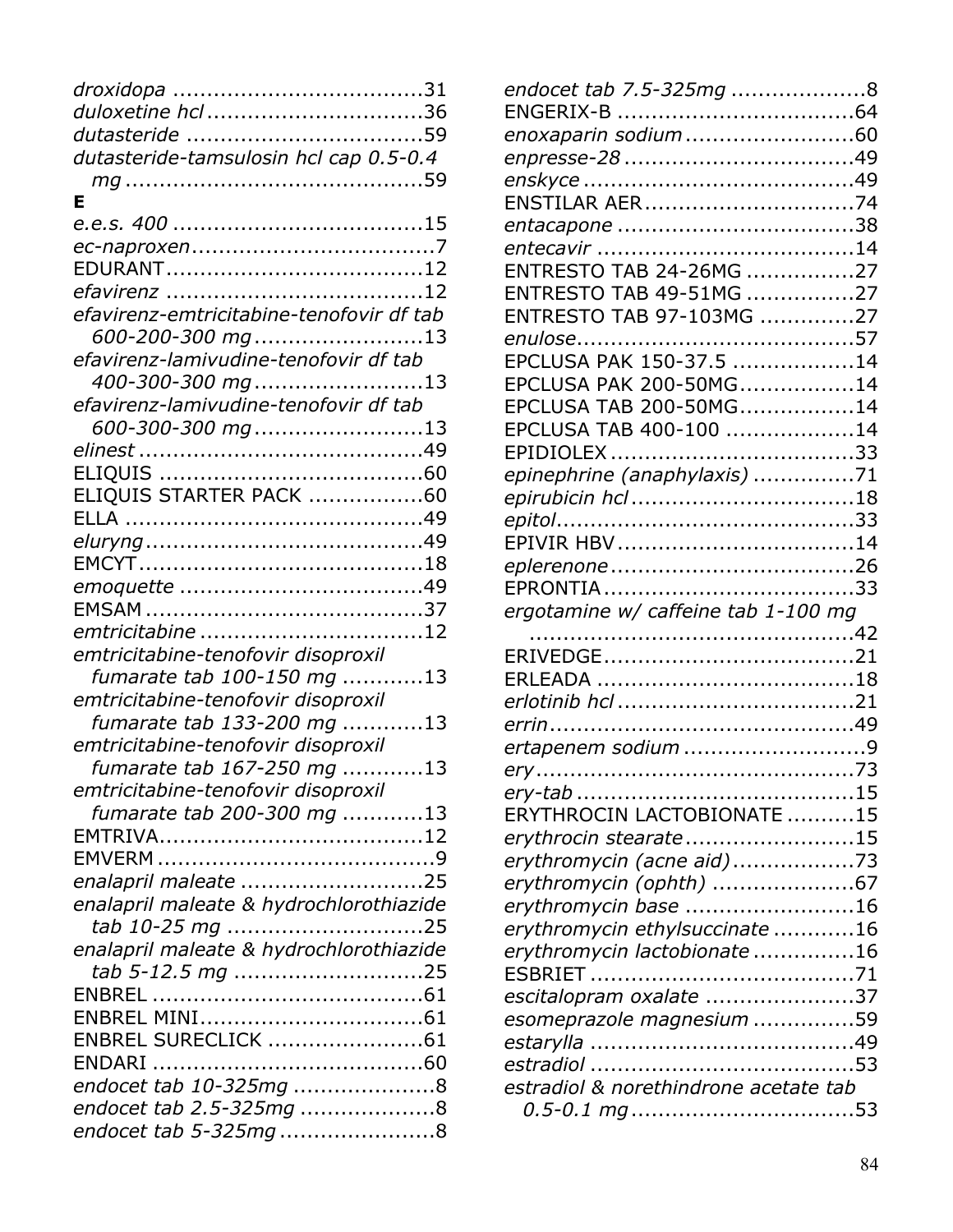*droxidopa* ....................................31
*duloxetine hcl* ...............................36
*dutasteride* ..................................59
*dutasteride-tamsulosin hcl cap 0.5-0.4 mg* ...........................................59

**E**

*e.e.s. 400* ....................................15
*ec-naproxen*...................................7
EDURANT......................................12
*efavirenz* .....................................12
*efavirenz-emtricitabine-tenofovir df tab 600-200-300 mg* ........................13
*efavirenz-lamivudine-tenofovir df tab 400-300-300 mg* ........................13
*efavirenz-lamivudine-tenofovir df tab 600-300-300 mg* ........................13
*elinest* .........................................49
ELIQUIS ......................................60
ELIQUIS STARTER PACK .................60
ELLA ...........................................49
*eluryng*.........................................49
EMCYT.........................................18
*emoquette* ...................................49
EMSAM ........................................37
*emtricitabine* ................................12
*emtricitabine-tenofovir disoproxil fumarate tab 100-150 mg* ............13
*emtricitabine-tenofovir disoproxil fumarate tab 133-200 mg* ............13
*emtricitabine-tenofovir disoproxil fumarate tab 167-250 mg* ............13
*emtricitabine-tenofovir disoproxil fumarate tab 200-300 mg* ............13
EMTRIVA.......................................12
EMVERM .........................................9
*enalapril maleate* ...........................25
*enalapril maleate & hydrochlorothiazide tab 10-25 mg* .............................25
*enalapril maleate & hydrochlorothiazide tab 5-12.5 mg* ............................25
ENBREL ........................................61
ENBREL MINI.................................61
ENBREL SURECLICK .......................61
ENDARI ........................................60
*endocet tab 10-325mg* .....................8
*endocet tab 2.5-325mg* ....................8
*endocet tab 5-325mg* .......................8
*endocet tab 7.5-325mg* ....................8
ENGERIX-B ...................................64
*enoxaparin sodium* .........................60
*enpresse-28* ..................................49
*enskyce* .......................................49
ENSTILAR AER...............................74
*entacapone* ..................................38
*entecavir* .....................................14
ENTRESTO TAB 24-26MG ................27
ENTRESTO TAB 49-51MG ................27
ENTRESTO TAB 97-103MG ..............27
*enulose*.........................................57
EPCLUSA PAK 150-37.5 ..................14
EPCLUSA PAK 200-50MG.................14
EPCLUSA TAB 200-50MG.................14
EPCLUSA TAB 400-100 ...................14
EPIDIOLEX ....................................33
*epinephrine (anaphylaxis)* ...............71
*epirubicin hcl* .................................18
*epitol*............................................33
EPIVIR HBV...................................14
*eplerenone* ....................................26
EPRONTIA ....................................33
*ergotamine w/ caffeine tab 1-100 mg* ................................................42
ERIVEDGE.....................................21
ERLEADA ......................................18
*erlotinib hcl* ...................................21
*errin*.............................................49
*ertapenem sodium* ...........................9
*ery*...............................................73
*ery-tab* .........................................15
ERYTHROCIN LACTOBIONATE ..........15
*erythrocin stearate* .........................15
*erythromycin (acne aid)* ..................73
*erythromycin (ophth)* .....................67
*erythromycin base* .........................16
*erythromycin ethylsuccinate* ............16
*erythromycin lactobionate* ...............16
ESBRIET .......................................71
*escitalopram oxalate* ......................37
*esomeprazole magnesium* ...............59
*estarylla* .......................................49
*estradiol* .......................................53
*estradiol & norethindrone acetate tab 0.5-0.1 mg* .................................53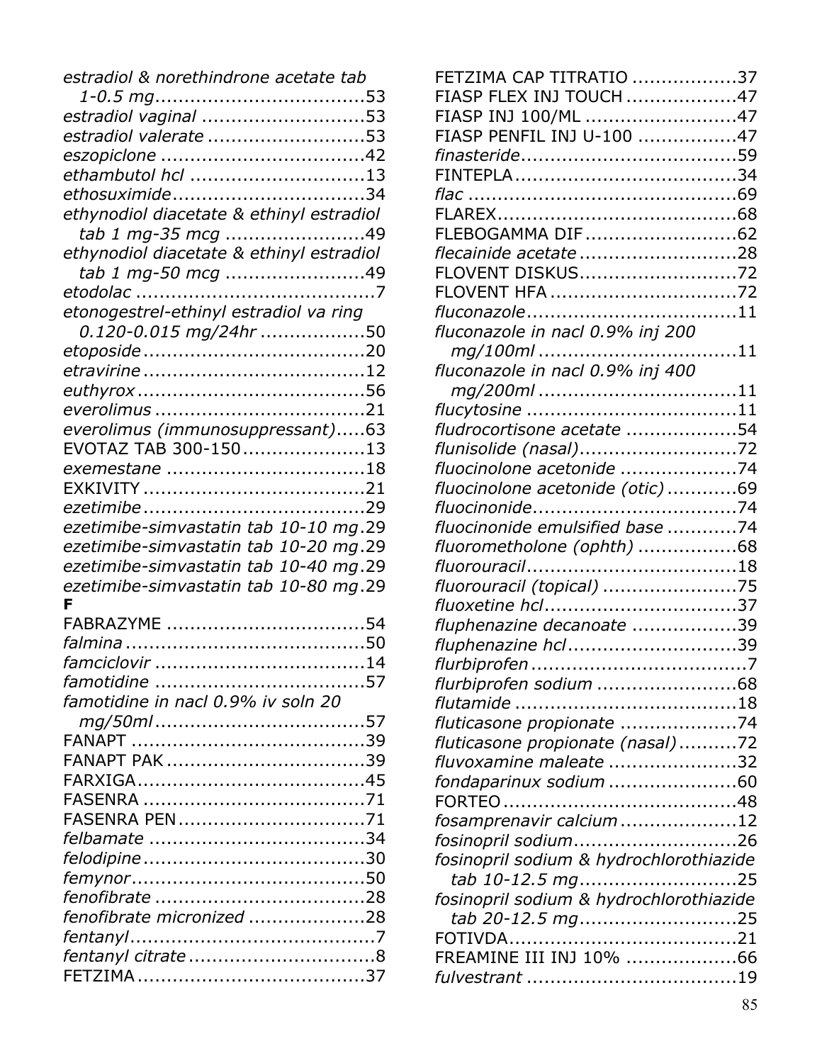*estradiol & norethindrone acetate tab 1-0.5 mg*..........53
*estradiol vaginal*..........53
*estradiol valerate*..........53
*eszopiclone*..........42
*ethambutol hcl*..........13
*ethosuximide*..........34
*ethynodiol diacetate & ethinyl estradiol tab 1 mg-35 mcg*..........49
*ethynodiol diacetate & ethinyl estradiol tab 1 mg-50 mcg*..........49
*etodolac*..........7
*etonogestrel-ethinyl estradiol va ring 0.120-0.015 mg/24hr*..........50
*etoposide*..........20
*etravirine*..........12
*euthyrox*..........56
*everolimus*..........21
*everolimus (immunosuppressant)*..........63
EVOTAZ TAB 300-150..........13
*exemestane*..........18
EXKIVITY..........21
*ezetimibe*..........29
*ezetimibe-simvastatin tab 10-10 mg*..........29
*ezetimibe-simvastatin tab 10-20 mg*..........29
*ezetimibe-simvastatin tab 10-40 mg*..........29
*ezetimibe-simvastatin tab 10-80 mg*..........29

**F**

FABRAZYME..........54
*falmina*..........50
*famciclovir*..........14
*famotidine*..........57
*famotidine in nacl 0.9% iv soln 20 mg/50ml*..........57
FANAPT..........39
FANAPT PAK..........39
FARXIGA..........45
FASENRA..........71
FASENRA PEN..........71
*felbamate*..........34
*felodipine*..........30
*femynor*..........50
*fenofibrate*..........28
*fenofibrate micronized*..........28
*fentanyl*..........7
*fentanyl citrate*..........8
FETZIMA..........37
FETZIMA CAP TITRATIO..........37
FIASP FLEX INJ TOUCH..........47
FIASP INJ 100/ML..........47
FIASP PENFIL INJ U-100..........47
*finasteride*..........59
FINTEPLA..........34
*flac*..........69
FLAREX..........68
FLEBOGAMMA DIF..........62
*flecainide acetate*..........28
FLOVENT DISKUS..........72
FLOVENT HFA..........72
*fluconazole*..........11
*fluconazole in nacl 0.9% inj 200 mg/100ml*..........11
*fluconazole in nacl 0.9% inj 400 mg/200ml*..........11
*flucytosine*..........11
*fludrocortisone acetate*..........54
*flunisolide (nasal)*..........72
*fluocinolone acetonide*..........74
*fluocinolone acetonide (otic)*..........69
*fluocinonide*..........74
*fluocinonide emulsified base*..........74
*fluorometholone (ophth)*..........68
*fluorouracil*..........18
*fluorouracil (topical)*..........75
*fluoxetine hcl*..........37
*fluphenazine decanoate*..........39
*fluphenazine hcl*..........39
*flurbiprofen*..........7
*flurbiprofen sodium*..........68
*flutamide*..........18
*fluticasone propionate*..........74
*fluticasone propionate (nasal)*..........72
*fluvoxamine maleate*..........32
*fondaparinux sodium*..........60
FORTEO..........48
*fosamprenavir calcium*..........12
*fosinopril sodium*..........26
*fosinopril sodium & hydrochlorothiazide tab 10-12.5 mg*..........25
*fosinopril sodium & hydrochlorothiazide tab 20-12.5 mg*..........25
FOTIVDA..........21
FREAMINE III INJ 10%..........66
*fulvestrant*..........19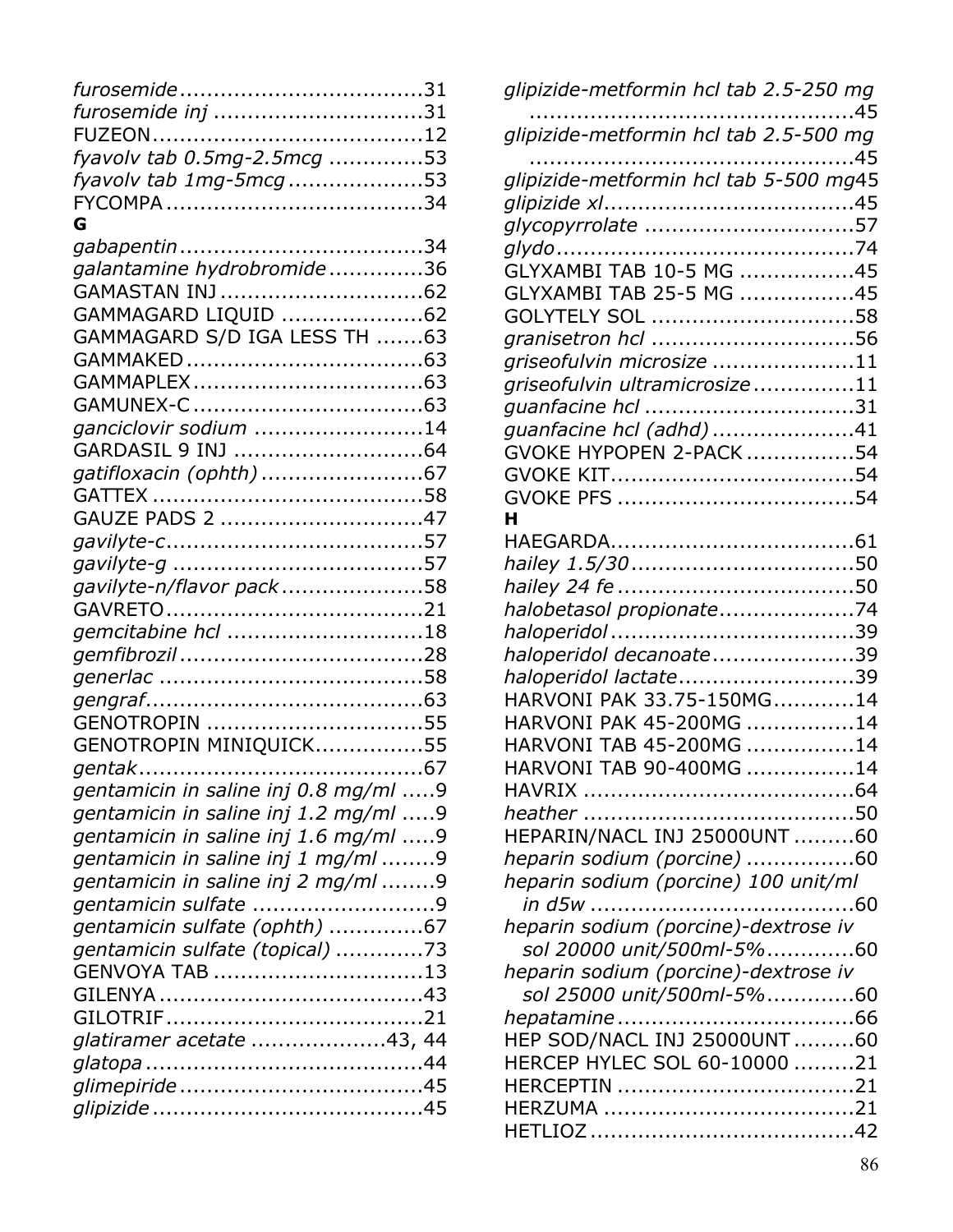*furosemide* ....................................31
*furosemide inj* ...............................31
FUZEON........................................12
*fyavolv tab 0.5mg-2.5mcg* ..............53
*fyavolv tab 1mg-5mcg* ....................53
FYCOMPA ......................................34

**G**

*gabapentin* ....................................34
*galantamine hydrobromide* ..............36
GAMASTAN INJ ..............................62
GAMMAGARD LIQUID .....................62
GAMMAGARD S/D IGA LESS TH .......63
GAMMAKED ...................................63
GAMMAPLEX ..................................63
GAMUNEX-C ..................................63
*ganciclovir sodium* .........................14
GARDASIL 9 INJ ............................64
*gatifloxacin (ophth)* ........................67
GATTEX ........................................58
GAUZE PADS 2 ..............................47
*gavilyte-c* ......................................57
*gavilyte-g* .....................................57
*gavilyte-n/flavor pack* .....................58
GAVRETO ......................................21
*gemcitabine hcl* .............................18
*gemfibrozil* ....................................28
*generlac* .......................................58
*gengraf* .........................................63
GENOTROPIN ................................55
GENOTROPIN MINIQUICK................55
*gentak* ..........................................67
*gentamicin in saline inj 0.8 mg/ml* .....9
*gentamicin in saline inj 1.2 mg/ml* .....9
*gentamicin in saline inj 1.6 mg/ml* .....9
*gentamicin in saline inj 1 mg/ml* ........9
*gentamicin in saline inj 2 mg/ml* ........9
*gentamicin sulfate* ...........................9
*gentamicin sulfate (ophth)* ..............67
*gentamicin sulfate (topical)* .............73
GENVOYA TAB ...............................13
GILENYA .......................................43
GILOTRIF ......................................21
*glatiramer acetate* ....................43, 44
*glatopa* .........................................44
*glimepiride* ....................................45
*glipizide* ........................................45
*glipizide-metformin hcl tab 2.5-250 mg* ................................................45
*glipizide-metformin hcl tab 2.5-500 mg* ................................................45
*glipizide-metformin hcl tab 5-500 mg*45
*glipizide xl* .....................................45
*glycopyrrolate* ...............................57
*glydo* ............................................74
GLYXAMBI TAB 10-5 MG .................45
GLYXAMBI TAB 25-5 MG .................45
GOLYTELY SOL ..............................58
*granisetron hcl* ..............................56
*griseofulvin microsize* .....................11
*griseofulvin ultramicrosize* ...............11
*guanfacine hcl* ...............................31
*guanfacine hcl (adhd)* .....................41
GVOKE HYPOPEN 2-PACK ................54
GVOKE KIT....................................54
GVOKE PFS ...................................54

**H**

HAEGARDA....................................61
*hailey 1.5/30* .................................50
*hailey 24 fe* ...................................50
*halobetasol propionate* ....................74
*haloperidol* ....................................39
*haloperidol decanoate* .....................39
*haloperidol lactate* ..........................39
HARVONI PAK 33.75-150MG............14
HARVONI PAK 45-200MG ................14
HARVONI TAB 45-200MG ................14
HARVONI TAB 90-400MG ................14
HAVRIX ........................................64
*heather* ........................................50
HEPARIN/NACL INJ 25000UNT .........60
*heparin sodium (porcine)* ................60
*heparin sodium (porcine) 100 unit/ml in d5w* .......................................60
*heparin sodium (porcine)-dextrose iv sol 20000 unit/500ml-5%* .............60
*heparin sodium (porcine)-dextrose iv sol 25000 unit/500ml-5%* .............60
*hepatamine* ...................................66
HEP SOD/NACL INJ 25000UNT .........60
HERCEP HYLEC SOL 60-10000 .........21
HERCEPTIN ...................................21
HERZUMA .....................................21
HETLIOZ .......................................42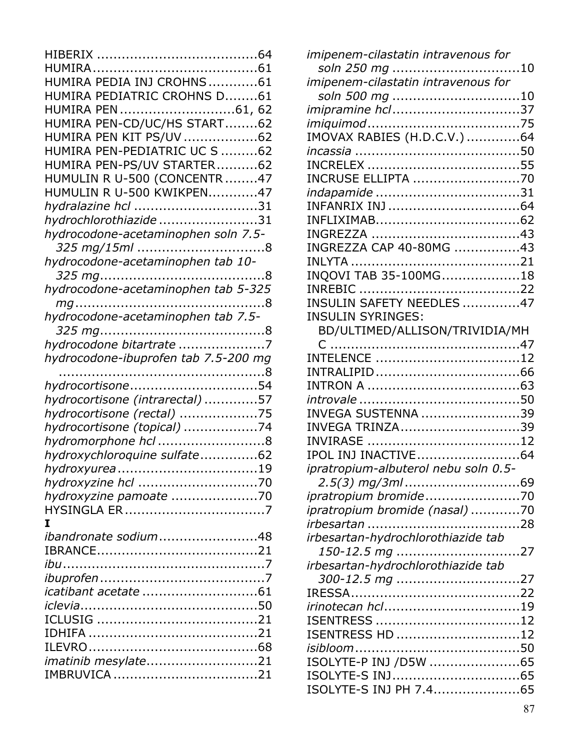HIBERIX .......................................64
HUMIRA........................................61
HUMIRA PEDIA INJ CROHNS ............61
HUMIRA PEDIATRIC CROHNS D........61
HUMIRA PEN............................61, 62
HUMIRA PEN-CD/UC/HS START........62
HUMIRA PEN KIT PS/UV ..................62
HUMIRA PEN-PEDIATRIC UC S .........62
HUMIRA PEN-PS/UV STARTER..........62
HUMULIN R U-500 (CONCENTR ........47
HUMULIN R U-500 KWIKPEN............47
*hydralazine hcl* ..............................31
*hydrochlorothiazide* ........................31
*hydrocodone-acetaminophen soln 7.5-325 mg/15ml* ...............................8
*hydrocodone-acetaminophen tab 10-325 mg*........................................8
*hydrocodone-acetaminophen tab 5-325 mg*..............................................8
*hydrocodone-acetaminophen tab 7.5-325 mg*........................................8
*hydrocodone bitartrate* .....................7
*hydrocodone-ibuprofen tab 7.5-200 mg* ..................................................8
*hydrocortisone*...............................54
*hydrocortisone (intrarectal)* .............57
*hydrocortisone (rectal)* ...................75
*hydrocortisone (topical)* ..................74
*hydromorphone hcl* ..........................8
*hydroxychloroquine sulfate*..............62
*hydroxyurea*..................................19
*hydroxyzine hcl* .............................70
*hydroxyzine pamoate* .....................70
HYSINGLA ER..................................7

**I**

*ibandronate sodium*........................48
IBRANCE.......................................21
*ibu*.................................................7
*ibuprofen*........................................7
*icatibant acetate* ............................61
*iclevia*...........................................50
ICLUSIG .......................................21
IDHIFA .........................................21
ILEVRO.........................................68
*imatinib mesylate*...........................21
IMBRUVICA ...................................21
*imipenem-cilastatin intravenous for soln 250 mg* ..............................10
*imipenem-cilastatin intravenous for soln 500 mg* ...............................10
*imipramine hcl*...............................37
*imiquimod*.....................................75
IMOVAX RABIES (H.D.C.V.) .............64
*incassia* ........................................50
INCRELEX .....................................55
INCRUSE ELLIPTA ..........................70
*indapamide* ...................................31
INFANRIX INJ ................................64
INFLIXIMAB...................................62
INGREZZA ....................................43
INGREZZA CAP 40-80MG ................43
INLYTA .........................................21
INQOVI TAB 35-100MG...................18
INREBIC .......................................22
INSULIN SAFETY NEEDLES .............47
INSULIN SYRINGES: BD/ULTIMED/ALLISON/TRIVIDIA/MHC .............................................47
INTELENCE ...................................12
INTRALIPID...................................66
INTRON A .....................................63
*introvale* .......................................50
INVEGA SUSTENNA ........................39
INVEGA TRINZA.............................39
INVIRASE .....................................12
IPOL INJ INACTIVE.........................64
*ipratropium-albuterol nebu soln 0.5-2.5(3) mg/3ml* ............................69
*ipratropium bromide*.......................70
*ipratropium bromide (nasal)* ............70
*irbesartan* .....................................28
*irbesartan-hydrochlorothiazide tab 150-12.5 mg* ..............................27
*irbesartan-hydrochlorothiazide tab 300-12.5 mg* ..............................27
IRESSA.........................................22
*irinotecan hcl*.................................19
ISENTRESS ...................................12
ISENTRESS HD ..............................12
*isibloom*........................................50
ISOLYTE-P INJ /D5W ......................65
ISOLYTE-S INJ...............................65
ISOLYTE-S INJ PH 7.4.....................65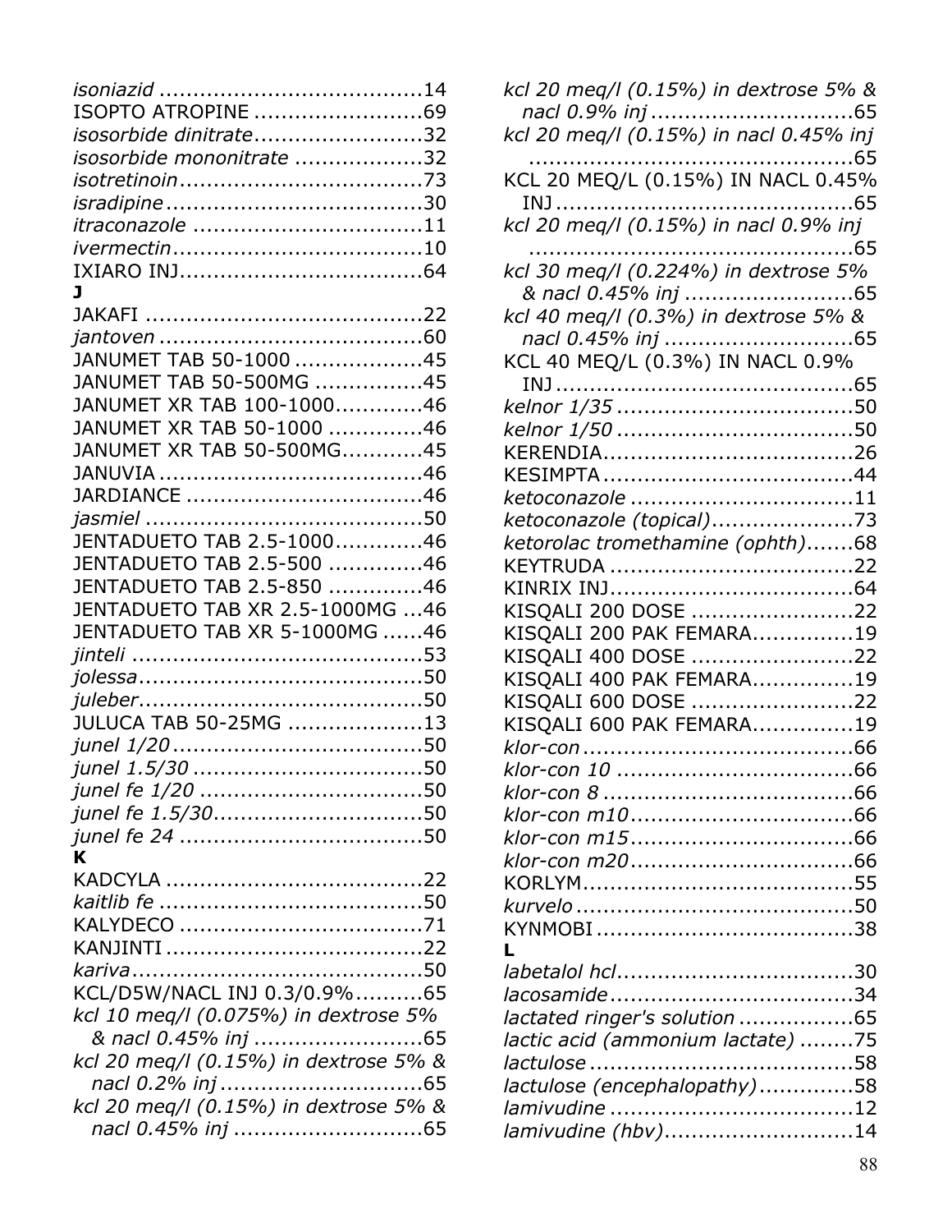*isoniazid* ......................................14
ISOPTO ATROPINE .........................69
*isosorbide dinitrate*.........................32
*isosorbide mononitrate* ...................32
*isotretinoin*....................................73
*isradipine*......................................30
*itraconazole* ..................................11
*ivermectin*.....................................10
IXIARO INJ....................................64

**J**

JAKAFI .........................................22
*jantoven* .......................................60
JANUMET TAB 50-1000 ...................45
JANUMET TAB 50-500MG ................45
JANUMET XR TAB 100-1000.............46
JANUMET XR TAB 50-1000 ..............46
JANUMET XR TAB 50-500MG............45
JANUVIA .......................................46
JARDIANCE ...................................46
*jasmiel* .........................................50
JENTADUETO TAB 2.5-1000.............46
JENTADUETO TAB 2.5-500 ..............46
JENTADUETO TAB 2.5-850 ..............46
JENTADUETO TAB XR 2.5-1000MG ...46
JENTADUETO TAB XR 5-1000MG ......46
*jinteli* ...........................................53
*jolessa*..........................................50
*juleber*..........................................50
JULUCA TAB 50-25MG ....................13
*junel 1/20* .....................................50
*junel 1.5/30* ..................................50
*junel fe 1/20* .................................50
*junel fe 1.5/30*...............................50
*junel fe 24* ....................................50

**K**

KADCYLA .......................................22
*kaitlib fe* .......................................50
KALYDECO ....................................71
KANJINTI ......................................22
*kariva*...........................................50
KCL/D5W/NACL INJ 0.3/0.9%..........65
*kcl 10 meq/l (0.075%) in dextrose 5% & nacl 0.45% inj* .........................65
*kcl 20 meq/l (0.15%) in dextrose 5% & nacl 0.2% inj* ..............................65
*kcl 20 meq/l (0.15%) in dextrose 5% & nacl 0.45% inj* ............................65
*kcl 20 meq/l (0.15%) in dextrose 5% & nacl 0.9% inj* ..............................65
*kcl 20 meq/l (0.15%) in nacl 0.45% inj* ................................................65
KCL 20 MEQ/L (0.15%) IN NACL 0.45% INJ ............................................65
*kcl 20 meq/l (0.15%) in nacl 0.9% inj* ................................................65
*kcl 30 meq/l (0.224%) in dextrose 5% & nacl 0.45% inj* .........................65
*kcl 40 meq/l (0.3%) in dextrose 5% & nacl 0.45% inj* ............................65
KCL 40 MEQ/L (0.3%) IN NACL 0.9% INJ ............................................65
*kelnor 1/35* ...................................50
*kelnor 1/50* ...................................50
KERENDIA.....................................26
KESIMPTA .....................................44
*ketoconazole* .................................11
*ketoconazole (topical)*.....................73
*ketorolac tromethamine (ophth)*.......68
KEYTRUDA ....................................22
KINRIX INJ....................................64
KISQALI 200 DOSE ........................22
KISQALI 200 PAK FEMARA...............19
KISQALI 400 DOSE ........................22
KISQALI 400 PAK FEMARA...............19
KISQALI 600 DOSE ........................22
KISQALI 600 PAK FEMARA...............19
*klor-con* ........................................66
*klor-con 10* ...................................66
*klor-con 8* .....................................66
*klor-con m10*.................................66
*klor-con m15*.................................66
*klor-con m20*.................................66
KORLYM........................................55
*kurvelo* .........................................50
KYNMOBI ......................................38

**L**

*labetalol hcl*...................................30
*lacosamide*....................................34
*lactated ringer's solution* .................65
*lactic acid (ammonium lactate)* ........75
*lactulose* .......................................58
*lactulose (encephalopathy)*..............58
*lamivudine* ....................................12
*lamivudine (hbv)*............................14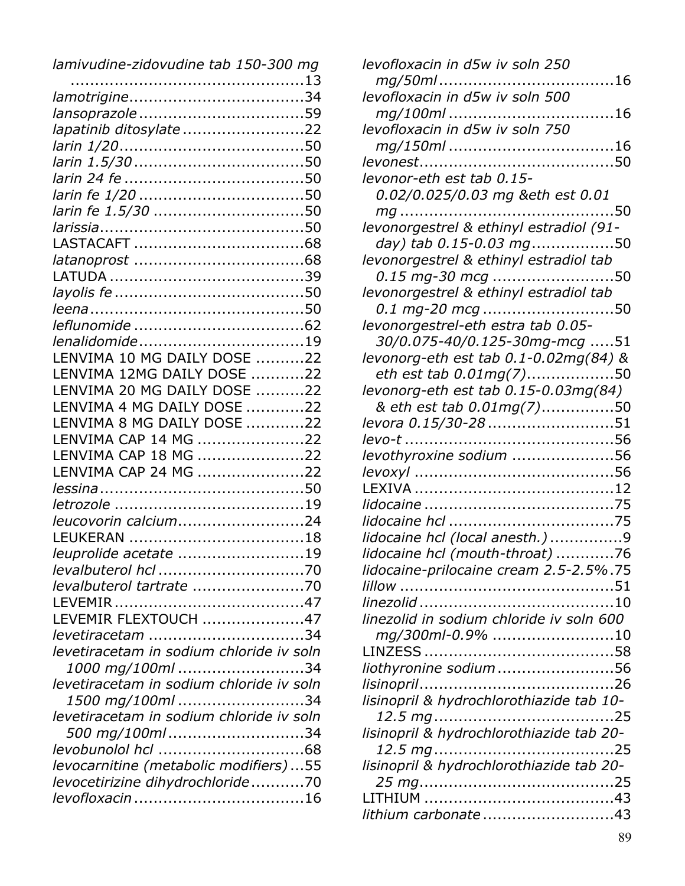*lamivudine-zidovudine tab 150-300 mg* ....13
*lamotrigine*....34
*lansoprazole*....59
*lapatinib ditosylate*....22
*larin 1/20*....50
*larin 1.5/30*....50
*larin 24 fe*....50
*larin fe 1/20*....50
*larin fe 1.5/30*....50
*larissia*....50
LASTACAFT....68
*latanoprost*....68
LATUDA....39
*layolis fe*....50
*leena*....50
*leflunomide*....62
*lenalidomide*....19
LENVIMA 10 MG DAILY DOSE....22
LENVIMA 12MG DAILY DOSE....22
LENVIMA 20 MG DAILY DOSE....22
LENVIMA 4 MG DAILY DOSE....22
LENVIMA 8 MG DAILY DOSE....22
LENVIMA CAP 14 MG....22
LENVIMA CAP 18 MG....22
LENVIMA CAP 24 MG....22
*lessina*....50
*letrozole*....19
*leucovorin calcium*....24
LEUKERAN....18
*leuprolide acetate*....19
*levalbuterol hcl*....70
*levalbuterol tartrate*....70
LEVEMIR....47
LEVEMIR FLEXTOUCH....47
*levetiracetam*....34
*levetiracetam in sodium chloride iv soln 1000 mg/100ml*....34
*levetiracetam in sodium chloride iv soln 1500 mg/100ml*....34
*levetiracetam in sodium chloride iv soln 500 mg/100ml*....34
*levobunolol hcl*....68
*levocarnitine (metabolic modifiers)*....55
*levocetirizine dihydrochloride*....70
*levofloxacin*....16
*levofloxacin in d5w iv soln 250 mg/50ml*....16
*levofloxacin in d5w iv soln 500 mg/100ml*....16
*levofloxacin in d5w iv soln 750 mg/150ml*....16
*levonest*....50
*levonor-eth est tab 0.15-0.02/0.025/0.03 mg &eth est 0.01 mg*....50
*levonorgestrel & ethinyl estradiol (91-day) tab 0.15-0.03 mg*....50
*levonorgestrel & ethinyl estradiol tab 0.15 mg-30 mcg*....50
*levonorgestrel & ethinyl estradiol tab 0.1 mg-20 mcg*....50
*levonorgestrel-eth estra tab 0.05-30/0.075-40/0.125-30mg-mcg*....51
*levonorg-eth est tab 0.1-0.02mg(84) & eth est tab 0.01mg(7)*....50
*levonorg-eth est tab 0.15-0.03mg(84) & eth est tab 0.01mg(7)*....50
*levora 0.15/30-28*....51
*levo-t*....56
*levothyroxine sodium*....56
*levoxyl*....56
LEXIVA....12
*lidocaine*....75
*lidocaine hcl*....75
*lidocaine hcl (local anesth.)*....9
*lidocaine hcl (mouth-throat)*....76
*lidocaine-prilocaine cream 2.5-2.5%*....75
*lillow*....51
*linezolid*....10
*linezolid in sodium chloride iv soln 600 mg/300ml-0.9%*....10
LINZESS....58
*liothyronine sodium*....56
*lisinopril*....26
*lisinopril & hydrochlorothiazide tab 10-12.5 mg*....25
*lisinopril & hydrochlorothiazide tab 20-12.5 mg*....25
*lisinopril & hydrochlorothiazide tab 20-25 mg*....25
LITHIUM....43
*lithium carbonate*....43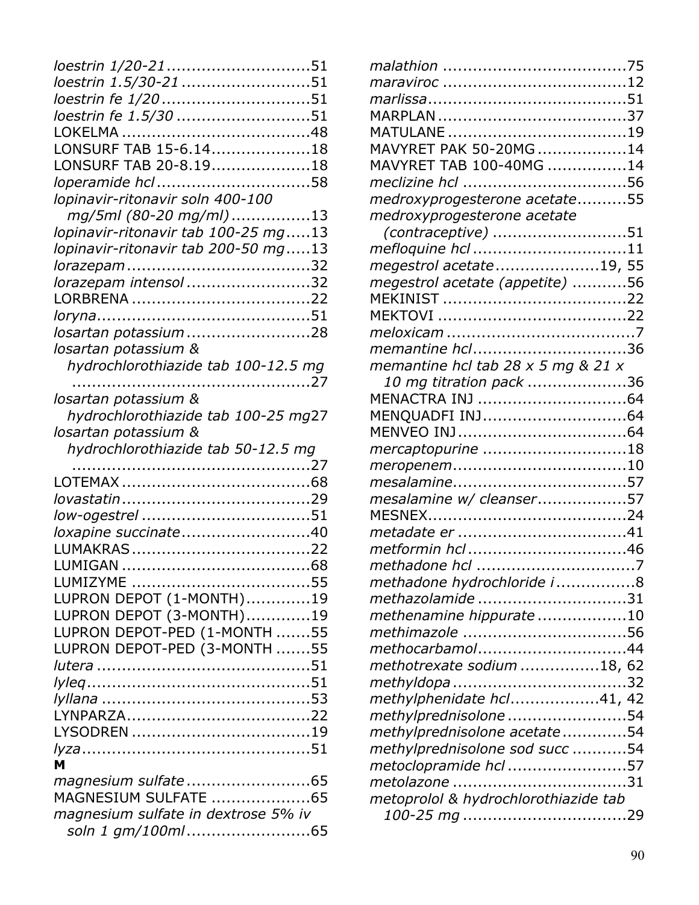*loestrin 1/20-21* ............................51
*loestrin 1.5/30-21* ..........................51
*loestrin fe 1/20* .............................51
*loestrin fe 1.5/30* ...........................51
LOKELMA .......................................48
LONSURF TAB 15-6.14....................18
LONSURF TAB 20-8.19....................18
*loperamide hcl* ...............................58
*lopinavir-ritonavir soln 400-100 mg/5ml (80-20 mg/ml)* ................13
*lopinavir-ritonavir tab 100-25 mg* .....13
*lopinavir-ritonavir tab 200-50 mg* .....13
*lorazepam* .....................................32
*lorazepam intensol* .........................32
LORBRENA .....................................22
*loryna*...........................................51
*losartan potassium* .........................28
*losartan potassium & hydrochlorothiazide tab 100-12.5 mg* ................................................27
*losartan potassium & hydrochlorothiazide tab 100-25 mg*27
*losartan potassium & hydrochlorothiazide tab 50-12.5 mg* ................................................27
LOTEMAX .......................................68
*lovastatin*......................................29
*low-ogestrel* ..................................51
*loxapine succinate*..........................40
LUMAKRAS.....................................22
LUMIGAN .......................................68
LUMIZYME .....................................55
LUPRON DEPOT (1-MONTH).............19
LUPRON DEPOT (3-MONTH).............19
LUPRON DEPOT-PED (1-MONTH .......55
LUPRON DEPOT-PED (3-MONTH .......55
*lutera* ...........................................51
*lyleq*.............................................51
*lyllana* ..........................................53
LYNPARZA......................................22
LYSODREN .....................................19
*lyza*..............................................51

**M**

*magnesium sulfate* .........................65
MAGNESIUM SULFATE ....................65
*magnesium sulfate in dextrose 5% iv soln 1 gm/100ml*.........................65
*malathion* .....................................75
*maraviroc* .....................................12
*marlissa*........................................51
MARPLAN ......................................37
MATULANE ....................................19
MAVYRET PAK 50-20MG ..................14
MAVYRET TAB 100-40MG ................14
*meclizine hcl* .................................56
*medroxyprogesterone acetate*..........55
*medroxyprogesterone acetate (contraceptive)* ...........................51
*mefloquine hcl* ...............................11
*megestrol acetate*.....................19, 55
*megestrol acetate (appetite)* ...........56
MEKINIST .....................................22
MEKTOVI ......................................22
*meloxicam* ......................................7
*memantine hcl*...............................36
*memantine hcl tab 28 x 5 mg & 21 x 10 mg titration pack* ....................36
MENACTRA INJ ..............................64
MENQUADFI INJ.............................64
MENVEO INJ..................................64
*mercaptopurine* .............................18
*meropenem*...................................10
*mesalamine*...................................57
*mesalamine w/ cleanser*..................57
MESNEX........................................24
*metadate er* ..................................41
*metformin hcl* ................................46
*methadone hcl* ................................7
*methadone hydrochloride i* ................8
*methazolamide* ..............................31
*methenamine hippurate* ..................10
*methimazole* .................................56
*methocarbamol*..............................44
*methotrexate sodium* ................18, 62
*methyldopa* ...................................32
*methylphenidate hcl*..................41, 42
*methylprednisolone* ........................54
*methylprednisolone acetate* .............54
*methylprednisolone sod succ* ...........54
*metoclopramide hcl* ........................57
*metolazone* ...................................31
*metoprolol & hydrochlorothiazide tab 100-25 mg* .................................29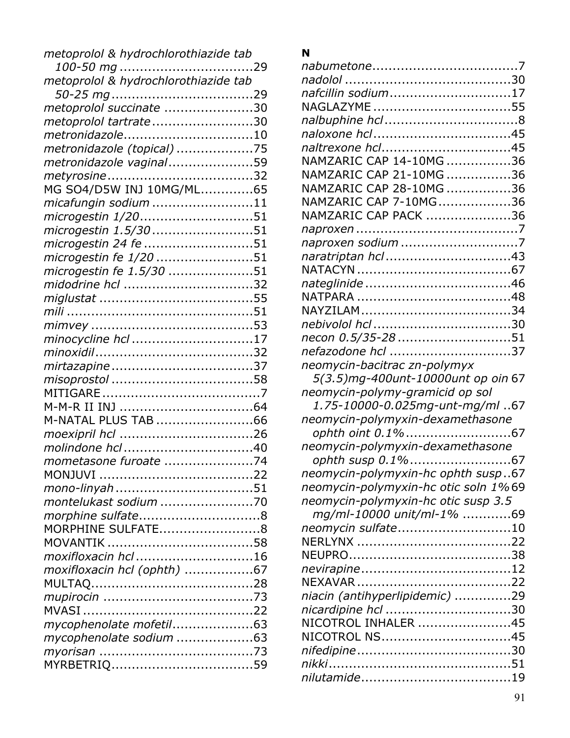*metoprolol & hydrochlorothiazide tab 100-50 mg* ............................... 29
*metoprolol & hydrochlorothiazide tab 50-25 mg* ............................... 29
*metoprolol succinate* ............................... 30
*metoprolol tartrate* ............................... 30
*metronidazole* ............................... 10
*metronidazole (topical)* ............................... 75
*metronidazole vaginal* ............................... 59
*metyrosine* ............................... 32
MG SO4/D5W INJ 10MG/ML ............................... 65
*micafungin sodium* ............................... 11
*microgestin 1/20* ............................... 51
*microgestin 1.5/30* ............................... 51
*microgestin 24 fe* ............................... 51
*microgestin fe 1/20* ............................... 51
*microgestin fe 1.5/30* ............................... 51
*midodrine hcl* ............................... 32
*miglustat* ............................... 55
*mili* ............................... 51
*mimvey* ............................... 53
*minocycline hcl* ............................... 17
*minoxidil* ............................... 32
*mirtazapine* ............................... 37
*misoprostol* ............................... 58
MITIGARE ............................... 7
M-M-R II INJ ............................... 64
M-NATAL PLUS TAB ............................... 66
*moexipril hcl* ............................... 26
*molindone hcl* ............................... 40
*mometasone furoate* ............................... 74
MONJUVI ............................... 22
*mono-linyah* ............................... 51
*montelukast sodium* ............................... 70
*morphine sulfate* ............................... 8
MORPHINE SULFATE ............................... 8
MOVANTIK ............................... 58
*moxifloxacin hcl* ............................... 16
*moxifloxacin hcl (ophth)* ............................... 67
MULTAQ ............................... 28
*mupirocin* ............................... 73
MVASI ............................... 22
*mycophenolate mofetil* ............................... 63
*mycophenolate sodium* ............................... 63
*myorisan* ............................... 73
MYRBETRIQ ............................... 59

**N**

*nabumetone* ............................... 7
*nadolol* ............................... 30
*nafcillin sodium* ............................... 17
NAGLAZYME ............................... 55
*nalbuphine hcl* ............................... 8
*naloxone hcl* ............................... 45
*naltrexone hcl* ............................... 45
NAMZARIC CAP 14-10MG ............................... 36
NAMZARIC CAP 21-10MG ............................... 36
NAMZARIC CAP 28-10MG ............................... 36
NAMZARIC CAP 7-10MG ............................... 36
NAMZARIC CAP PACK ............................... 36
*naproxen* ............................... 7
*naproxen sodium* ............................... 7
*naratriptan hcl* ............................... 43
NATACYN ............................... 67
*nateglinide* ............................... 46
NATPARA ............................... 48
NAYZILAM ............................... 34
*nebivolol hcl* ............................... 30
*necon 0.5/35-28* ............................... 51
*nefazodone hcl* ............................... 37
*neomycin-bacitrac zn-polymyx 5(3.5)mg-400unt-10000unt op oin* 67
*neomycin-polymy-gramicid op sol 1.75-10000-0.025mg-unt-mg/ml* .. 67
*neomycin-polymyxin-dexamethasone ophth oint 0.1%* ............................... 67
*neomycin-polymyxin-dexamethasone ophth susp 0.1%* ............................... 67
*neomycin-polymyxin-hc ophth susp* .. 67
*neomycin-polymyxin-hc otic soln 1%* 69
*neomycin-polymyxin-hc otic susp 3.5 mg/ml-10000 unit/ml-1%* ............ 69
*neomycin sulfate* ............................... 10
NERLYNX ............................... 22
NEUPRO ............................... 38
*nevirapine* ............................... 12
NEXAVAR ............................... 22
*niacin (antihyperlipidemic)* ............................... 29
*nicardipine hcl* ............................... 30
NICOTROL INHALER ............................... 45
NICOTROL NS ............................... 45
*nifedipine* ............................... 30
*nikki* ............................... 51
*nilutamide* ............................... 19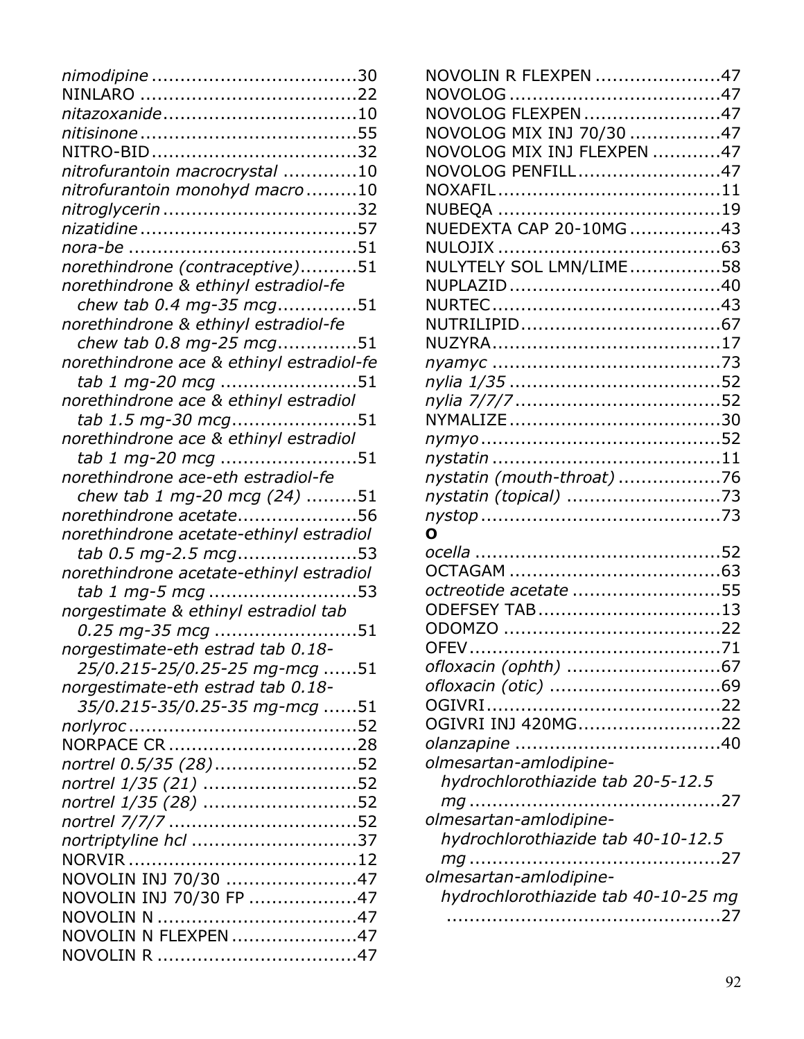*nimodipine* ....................................30
NINLARO ......................................22
*nitazoxanide*..................................10
*nitisinone*......................................55
NITRO-BID....................................32
*nitrofurantoin macrocrystal* .............10
*nitrofurantoin monohyd macro*.........10
*nitroglycerin*..................................32
*nizatidine*......................................57
*nora-be* ........................................51
*norethindrone (contraceptive)*..........51
*norethindrone & ethinyl estradiol-fe chew tab 0.4 mg-35 mcg*..............51
*norethindrone & ethinyl estradiol-fe chew tab 0.8 mg-25 mcg*..............51
*norethindrone ace & ethinyl estradiol-fe tab 1 mg-20 mcg* ........................51
*norethindrone ace & ethinyl estradiol tab 1.5 mg-30 mcg*......................51
*norethindrone ace & ethinyl estradiol tab 1 mg-20 mcg* ........................51
*norethindrone ace-eth estradiol-fe chew tab 1 mg-20 mcg (24)* .........51
*norethindrone acetate*.....................56
*norethindrone acetate-ethinyl estradiol tab 0.5 mg-2.5 mcg*.....................53
*norethindrone acetate-ethinyl estradiol tab 1 mg-5 mcg* ..........................53
*norgestimate & ethinyl estradiol tab 0.25 mg-35 mcg* .........................51
*norgestimate-eth estrad tab 0.18-25/0.215-25/0.25-25 mg-mcg* ......51
*norgestimate-eth estrad tab 0.18-35/0.215-35/0.25-35 mg-mcg* ......51
*norlyroc*........................................52
NORPACE CR.................................28
*nortrel 0.5/35 (28)*.........................52
*nortrel 1/35 (21)* ...........................52
*nortrel 1/35 (28)* ...........................52
*nortrel 7/7/7*.................................52
*nortriptyline hcl* .............................37
NORVIR........................................12
NOVOLIN INJ 70/30 .......................47
NOVOLIN INJ 70/30 FP ...................47
NOVOLIN N...................................47
NOVOLIN N FLEXPEN......................47
NOVOLIN R ...................................47
NOVOLIN R FLEXPEN ......................47
NOVOLOG....................................47
NOVOLOG FLEXPEN........................47
NOVOLOG MIX INJ 70/30 ................47
NOVOLOG MIX INJ FLEXPEN ............47
NOVOLOG PENFILL.........................47
NOXAFIL.......................................11
NUBEQA ......................................19
NUEDEXTA CAP 20-10MG ................43
NULOJIX ......................................63
NULYTELY SOL LMN/LIME................58
NUPLAZID.....................................40
NURTEC........................................43
NUTRILIPID...................................67
NUZYRA........................................17
*nyamyc* ........................................73
*nylia 1/35* .....................................52
*nylia 7/7/7*....................................52
NYMALIZE.....................................30
*nymyo*..........................................52
*nystatin* ........................................11
*nystatin (mouth-throat)* ..................76
*nystatin (topical)* ...........................73
*nystop*..........................................73

**O**

*ocella* ...........................................52
OCTAGAM .....................................63
*octreotide acetate* ..........................55
ODEFSEY TAB................................13
ODOMZO ......................................22
OFEV............................................71
*ofloxacin (ophth)* ...........................67
*ofloxacin (otic)* ..............................69
OGIVRI.........................................22
OGIVRI INJ 420MG.........................22
*olanzapine* ....................................40
*olmesartan-amlodipine-hydrochlorothiazide tab 20-5-12.5 mg*............................................27
*olmesartan-amlodipine-hydrochlorothiazide tab 40-10-12.5 mg*............................................27
*olmesartan-amlodipine-hydrochlorothiazide tab 40-10-25 mg* ...............................................27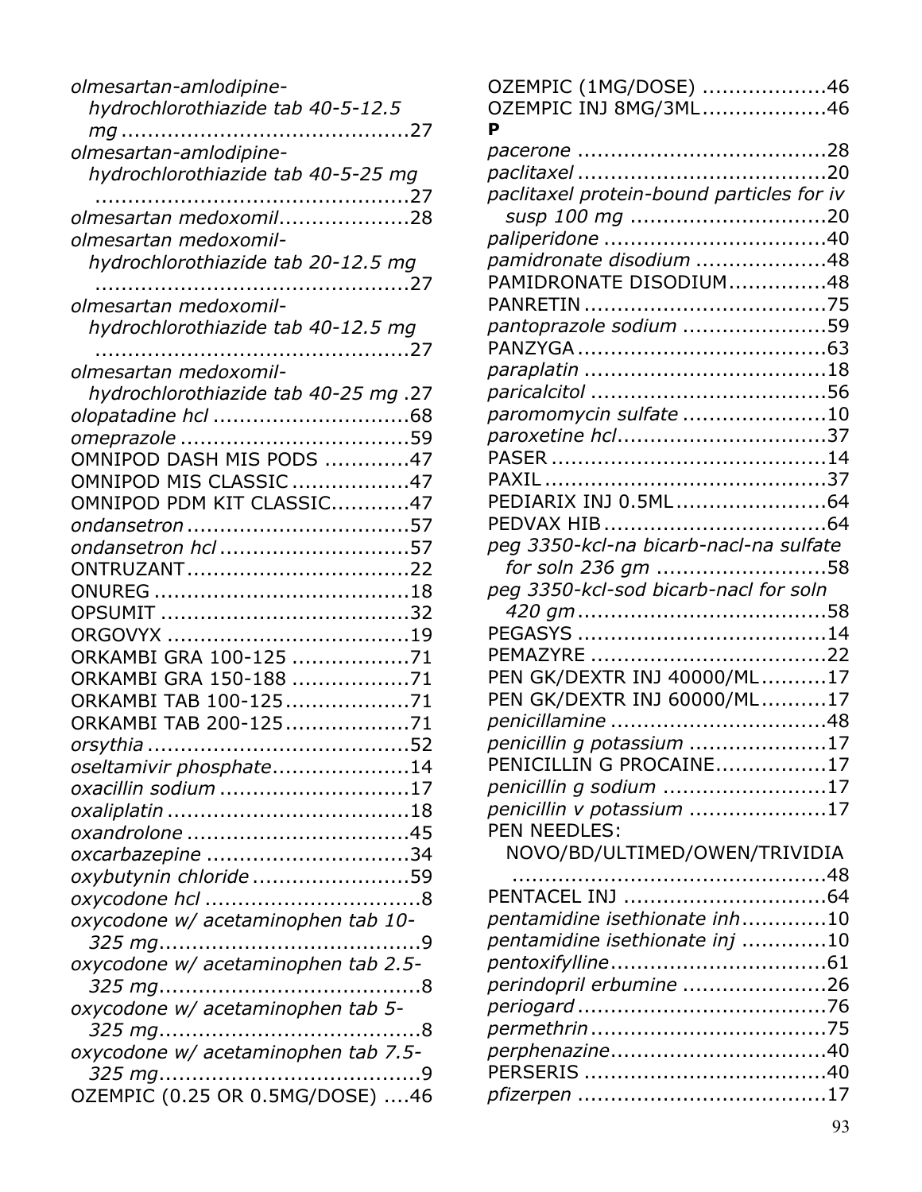*olmesartan-amlodipine-hydrochlorothiazide tab 40-5-12.5 mg* ............................................27
*olmesartan-amlodipine-hydrochlorothiazide tab 40-5-25 mg* ................................................27
*olmesartan medoxomil*....................28
*olmesartan medoxomil-hydrochlorothiazide tab 20-12.5 mg* ................................................27
*olmesartan medoxomil-hydrochlorothiazide tab 40-12.5 mg* ................................................27
*olmesartan medoxomil-hydrochlorothiazide tab 40-25 mg* .27
*olopatadine hcl* ..............................68
*omeprazole* ...................................59
OMNIPOD DASH MIS PODS .............47
OMNIPOD MIS CLASSIC ..................47
OMNIPOD PDM KIT CLASSIC............47
*ondansetron* ..................................57
*ondansetron hcl* .............................57
ONTRUZANT..................................22
ONUREG .......................................18
OPSUMIT ......................................32
ORGOVYX .....................................19
ORKAMBI GRA 100-125 ..................71
ORKAMBI GRA 150-188 ..................71
ORKAMBI TAB 100-125...................71
ORKAMBI TAB 200-125...................71
*orsythia* ........................................52
*oseltamivir phosphate*.....................14
*oxacillin sodium* .............................17
*oxaliplatin* .....................................18
*oxandrolone* ..................................45
*oxcarbazepine* ...............................34
*oxybutynin chloride* ........................59
*oxycodone hcl* .................................8
*oxycodone w/ acetaminophen tab 10-325 mg*........................................9
*oxycodone w/ acetaminophen tab 2.5-325 mg*........................................8
*oxycodone w/ acetaminophen tab 5-325 mg*........................................8
*oxycodone w/ acetaminophen tab 7.5-325 mg*........................................9
OZEMPIC (0.25 OR 0.5MG/DOSE) ....46
OZEMPIC (1MG/DOSE) ...................46
OZEMPIC INJ 8MG/3ML...................46

**P**

*pacerone* .....................................28
*paclitaxel* .....................................20
*paclitaxel protein-bound particles for iv susp 100 mg* ..............................20
*paliperidone* ..................................40
*pamidronate disodium* ....................48
PAMIDRONATE DISODIUM...............48
PANRETIN .....................................75
*pantoprazole sodium* ......................59
PANZYGA ......................................63
*paraplatin* .....................................18
*paricalcitol* ....................................56
*paromomycin sulfate* ......................10
*paroxetine hcl*................................37
PASER ..........................................14
PAXIL ...........................................37
PEDIARIX INJ 0.5ML.......................64
PEDVAX HIB ..................................64
*peg 3350-kcl-na bicarb-nacl-na sulfate for soln 236 gm* ..........................58
*peg 3350-kcl-sod bicarb-nacl for soln 420 gm* ......................................58
PEGASYS ......................................14
PEMAZYRE ....................................22
PEN GK/DEXTR INJ 40000/ML..........17
PEN GK/DEXTR INJ 60000/ML..........17
*penicillamine* .................................48
*penicillin g potassium* .....................17
PENICILLIN G PROCAINE.................17
*penicillin g sodium* .........................17
*penicillin v potassium* .....................17
PEN NEEDLES: NOVO/BD/ULTIMED/OWEN/TRIVIDIA ................................................48
PENTACEL INJ ...............................64
*pentamidine isethionate inh*.............10
*pentamidine isethionate inj* .............10
*pentoxifylline*.................................61
*perindopril erbumine* ......................26
*periogard* ......................................76
*permethrin* ....................................75
*perphenazine*.................................40
PERSERIS .....................................40
*pfizerpen* ......................................17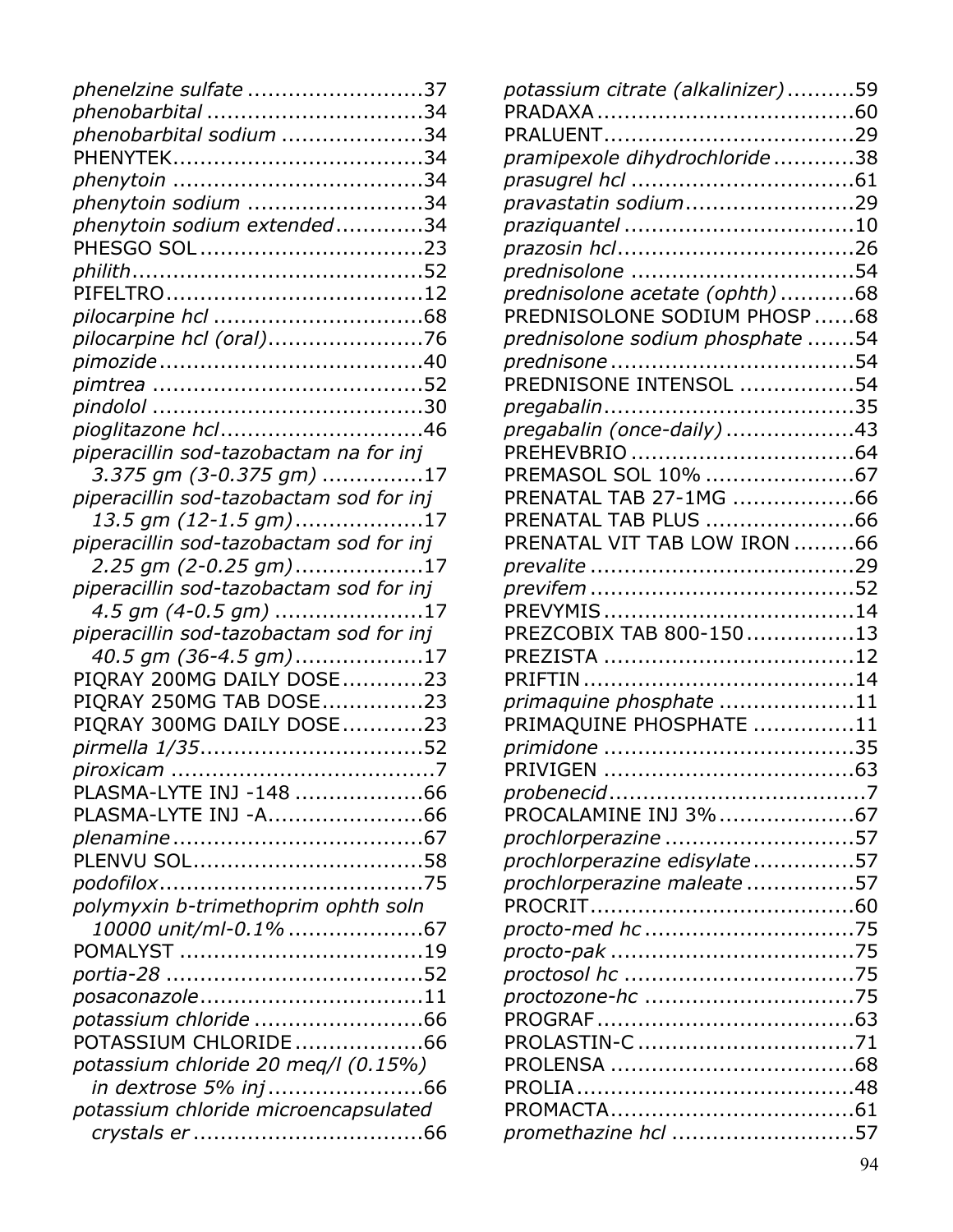*phenelzine sulfate* ..........................37
*phenobarbital* ................................34
*phenobarbital sodium* .....................34
PHENYTEK.....................................34
*phenytoin* .....................................34
*phenytoin sodium* ..........................34
*phenytoin sodium extended*.............34
PHESGO SOL .................................23
*philith*..........................................52
PIFELTRO......................................12
*pilocarpine hcl* ...............................68
*pilocarpine hcl (oral)*.......................76
*pimozide*.......................................40
*pimtrea* ........................................52
*pindolol* ........................................30
*pioglitazone hcl*..............................46
*piperacillin sod-tazobactam na for inj 3.375 gm (3-0.375 gm)* ...............17
*piperacillin sod-tazobactam sod for inj 13.5 gm (12-1.5 gm)*...................17
*piperacillin sod-tazobactam sod for inj 2.25 gm (2-0.25 gm)*...................17
*piperacillin sod-tazobactam sod for inj 4.5 gm (4-0.5 gm)* ......................17
*piperacillin sod-tazobactam sod for inj 40.5 gm (36-4.5 gm)*...................17
PIQRAY 200MG DAILY DOSE............23
PIQRAY 250MG TAB DOSE...............23
PIQRAY 300MG DAILY DOSE............23
*pirmella 1/35*.................................52
*piroxicam* .......................................7
PLASMA-LYTE INJ -148 ...................66
PLASMA-LYTE INJ -A.......................66
*plenamine*.....................................67
PLENVU SOL..................................58
*podofilox*.......................................75
*polymyxin b-trimethoprim ophth soln 10000 unit/ml-0.1%* ....................67
POMALYST ....................................19
*portia-28* ......................................52
*posaconazole*.................................11
*potassium chloride* .........................66
POTASSIUM CHLORIDE...................66
*potassium chloride 20 meq/l (0.15%) in dextrose 5% inj*.......................66
*potassium chloride microencapsulated crystals er* .................................66
*potassium citrate (alkalinizer)*..........59
PRADAXA......................................60
PRALUENT.....................................29
*pramipexole dihydrochloride*............38
*prasugrel hcl* .................................61
*pravastatin sodium*.........................29
*praziquantel* .................................10
*prazosin hcl*..................................26
*prednisolone* ................................54
*prednisolone acetate (ophth)* ...........68
PREDNISOLONE SODIUM PHOSP ......68
*prednisolone sodium phosphate* .......54
*prednisone* ...................................54
PREDNISONE INTENSOL .................54
*pregabalin*....................................35
*pregabalin (once-daily)* ...................43
PREHEVBRIO .................................64
PREMASOL SOL 10% ......................67
PRENATAL TAB 27-1MG ..................66
PRENATAL TAB PLUS ......................66
PRENATAL VIT TAB LOW IRON .........66
*prevalite* ......................................29
*previfem* ......................................52
PREVYMIS ....................................14
PREZCOBIX TAB 800-150................13
PREZISTA ....................................12
PRIFTIN .......................................14
*primaquine phosphate* ....................11
PRIMAQUINE PHOSPHATE ...............11
*primidone* ....................................35
PRIVIGEN ....................................63
*probenecid*.....................................7
PROCALAMINE INJ 3%....................67
*prochlorperazine* ............................57
*prochlorperazine edisylate*...............57
*prochlorperazine maleate* ................57
PROCRIT.......................................60
*procto-med hc* ...............................75
*procto-pak* ....................................75
*proctosol hc* ..................................75
*proctozone-hc* ...............................75
PROGRAF......................................63
PROLASTIN-C ................................71
PROLENSA ....................................68
PROLIA.........................................48
PROMACTA....................................61
*promethazine hcl* ...........................57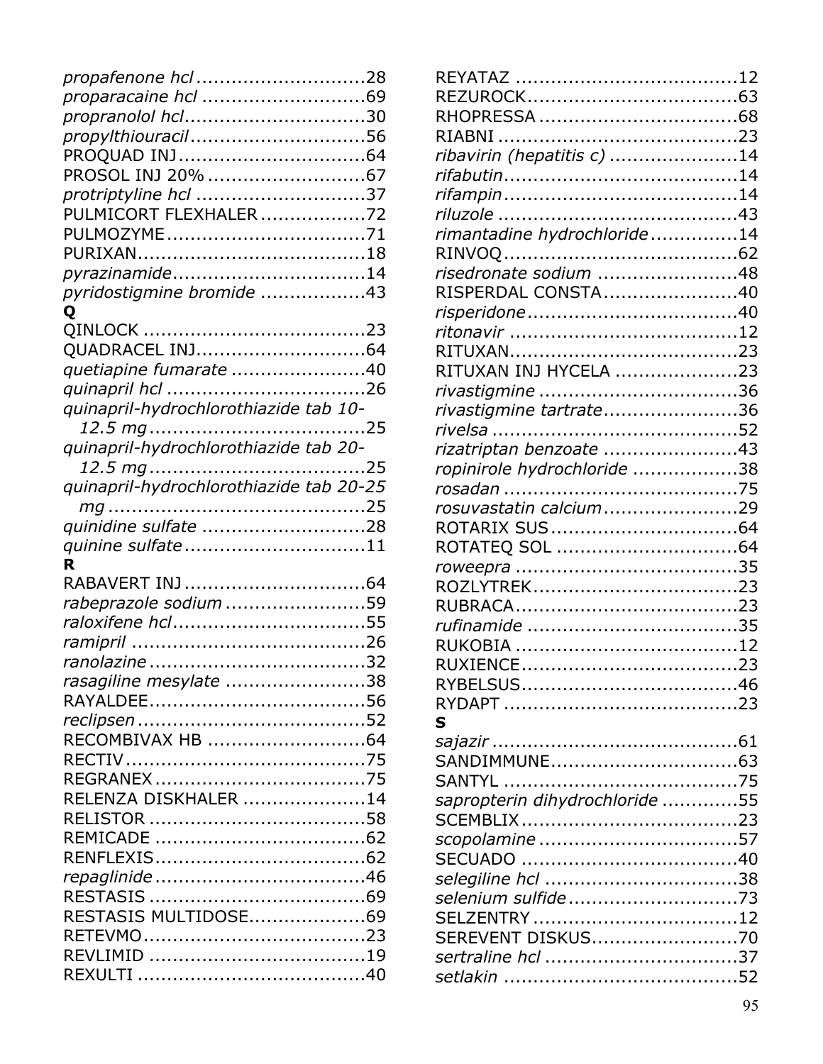*propafenone hcl* ............................28
*proparacaine hcl* ...........................69
*propranolol hcl*...............................30
*propylthiouracil*..............................56
PROQUAD INJ................................64
PROSOL INJ 20% ...........................67
*protriptyline hcl* ............................37
PULMICORT FLEXHALER ..................72
PULMOZYME..................................71
PURIXAN.......................................18
*pyrazinamide*.................................14
*pyridostigmine bromide* ..................43

**Q**

QINLOCK ......................................23
QUADRACEL INJ.............................64
*quetiapine fumarate* .......................40
*quinapril hcl* ..................................26
*quinapril-hydrochlorothiazide tab 10-12.5 mg* .....................................25
*quinapril-hydrochlorothiazide tab 20-12.5 mg* .....................................25
*quinapril-hydrochlorothiazide tab 20-25 mg* ............................................25
*quinidine sulfate* ............................28
*quinine sulfate*...............................11

**R**

RABAVERT INJ ...............................64
*rabeprazole sodium* ........................59
*raloxifene hcl*.................................55
*ramipril* ........................................26
*ranolazine* .....................................32
*rasagiline mesylate* ........................38
RAYALDEE.....................................56
*reclipsen* .......................................52
RECOMBIVAX HB ...........................64
RECTIV.........................................75
REGRANEX ....................................75
RELENZA DISKHALER .....................14
RELISTOR .....................................58
REMICADE ....................................62
RENFLEXIS....................................62
*repaglinide* ....................................46
RESTASIS .....................................69
RESTASIS MULTIDOSE....................69
RETEVMO......................................23
REVLIMID .....................................19
REXULTI .......................................40
REYATAZ ......................................12
REZUROCK....................................63
RHOPRESSA ..................................68
RIABNI .........................................23
*ribavirin (hepatitis c)* ......................14
*rifabutin*........................................14
*rifampin*........................................14
*riluzole* .........................................43
*rimantadine hydrochloride* ...............14
RINVOQ........................................62
*risedronate sodium* ........................48
RISPERDAL CONSTA.......................40
*risperidone*....................................40
*ritonavir* .......................................12
RITUXAN.......................................23
RITUXAN INJ HYCELA .....................23
*rivastigmine* ..................................36
*rivastigmine tartrate*.......................36
*rivelsa* ..........................................52
*rizatriptan benzoate* .......................43
*ropinirole hydrochloride* ..................38
*rosadan* ........................................75
*rosuvastatin calcium*.......................29
ROTARIX SUS................................64
ROTATEQ SOL ..............................64
*roweepra* ......................................35
ROZLYTREK...................................23
RUBRACA......................................23
*rufinamide* ....................................35
RUKOBIA ......................................12
RUXIENCE.....................................23
RYBELSUS.....................................46
RYDAPT ........................................23

**S**

*sajazir* ..........................................61
SANDIMMUNE................................63
SANTYL ........................................75
*sapropterin dihydrochloride* .............55
SCEMBLIX.....................................23
*scopolamine* ..................................57
SECUADO .....................................40
*selegiline hcl* .................................38
*selenium sulfide*.............................73
SELZENTRY ...................................12
SEREVENT DISKUS.........................70
*sertraline hcl* .................................37
*setlakin* ........................................52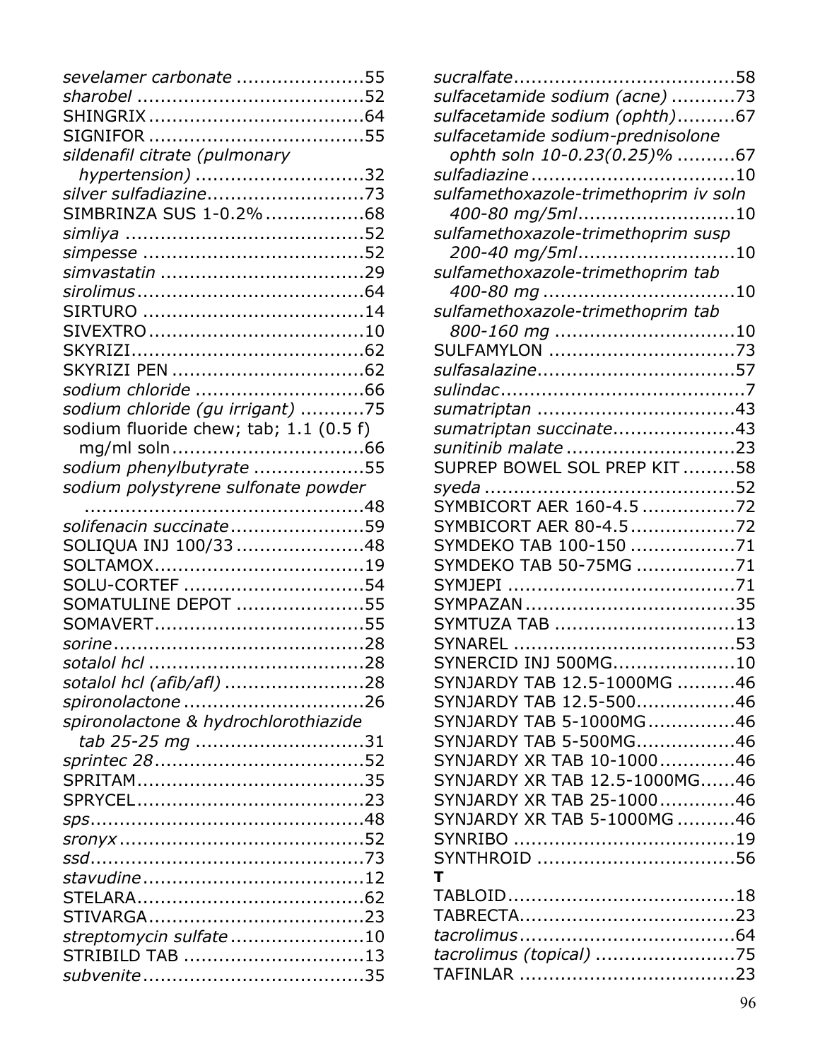*sevelamer carbonate* ......................55
*sharobel* .......................................52
SHINGRIX .....................................64
SIGNIFOR .....................................55
*sildenafil citrate (pulmonary hypertension)* .............................32
*silver sulfadiazine*...........................73
SIMBRINZA SUS 1-0.2% .................68
*simliya* .........................................52
*simpesse* .......................................52
*simvastatin* ...................................29
*sirolimus*.......................................64
SIRTURO .......................................14
SIVEXTRO .....................................10
SKYRIZI........................................62
SKYRIZI PEN .................................62
*sodium chloride* .............................66
*sodium chloride (gu irrigant)* ...........75
sodium fluoride chew; tab; 1.1 (0.5 f) mg/ml soln.................................66
*sodium phenylbutyrate* ...................55
*sodium polystyrene sulfonate powder* .................................................48
*solifenacin succinate*.......................59
SOLIQUA INJ 100/33 ......................48
SOLTAMOX....................................19
SOLU-CORTEF ...............................54
SOMATULINE DEPOT ......................55
SOMAVERT....................................55
*sorine*...........................................28
*sotalol hcl* .....................................28
*sotalol hcl (afib/afl)* ........................28
*spironolactone* ...............................26
*spironolactone & hydrochlorothiazide tab 25-25 mg* .............................31
*sprintec 28*....................................52
SPRITAM.......................................35
SPRYCEL.......................................23
*sps*...............................................48
*sronyx* ..........................................52
*ssd*...............................................73
*stavudine*......................................12
STELARA.......................................62
STIVARGA.....................................23
*streptomycin sulfate* .......................10
STRIBILD TAB ...............................13
*subvenite*......................................35
*sucralfate*......................................58
*sulfacetamide sodium (acne)* ...........73
*sulfacetamide sodium (ophth)*..........67
*sulfacetamide sodium-prednisolone ophth soln 10-0.23(0.25)%* ..........67
*sulfadiazine* ...................................10
*sulfamethoxazole-trimethoprim iv soln 400-80 mg/5ml*...........................10
*sulfamethoxazole-trimethoprim susp 200-40 mg/5ml*...........................10
*sulfamethoxazole-trimethoprim tab 400-80 mg* .................................10
*sulfamethoxazole-trimethoprim tab 800-160 mg* ...............................10
SULFAMYLON ................................73
*sulfasalazine*..................................57
*sulindac*..........................................7
*sumatriptan* ..................................43
*sumatriptan succinate*.....................43
*sunitinib malate* .............................23
SUPREP BOWEL SOL PREP KIT .........58
*syeda* ...........................................52
SYMBICORT AER 160-4.5 ................72
SYMBICORT AER 80-4.5..................72
SYMDEKO TAB 100-150 ..................71
SYMDEKO TAB 50-75MG .................71
SYMJEPI .......................................71
SYMPAZAN ....................................35
SYMTUZA TAB ...............................13
SYNAREL ......................................53
SYNERCID INJ 500MG.....................10
SYNJARDY TAB 12.5-1000MG ..........46
SYNJARDY TAB 12.5-500.................46
SYNJARDY TAB 5-1000MG...............46
SYNJARDY TAB 5-500MG.................46
SYNJARDY XR TAB 10-1000.............46
SYNJARDY XR TAB 12.5-1000MG......46
SYNJARDY XR TAB 25-1000.............46
SYNJARDY XR TAB 5-1000MG ..........46
SYNRIBO ......................................19
SYNTHROID ..................................56

**T**

TABLOID.......................................18
TABRECTA.....................................23
*tacrolimus*.....................................64
*tacrolimus (topical)* ........................75
TAFINLAR .....................................23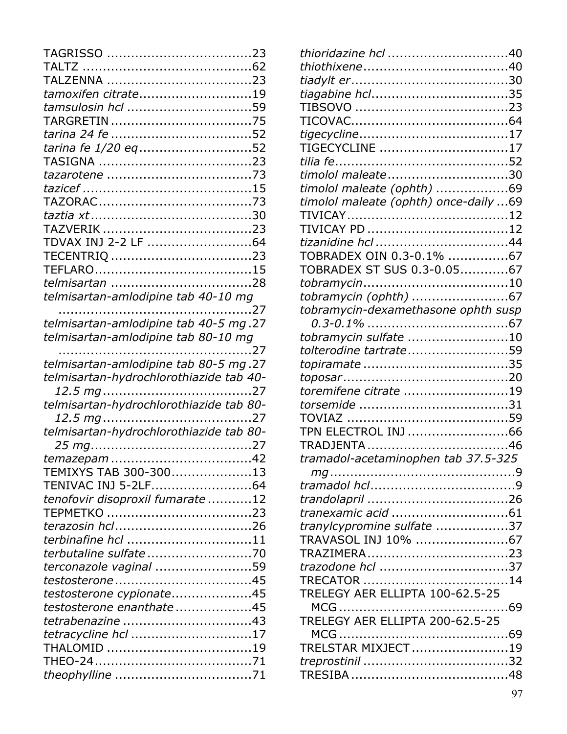TAGRISSO ....................................23
TALTZ ..........................................62
TALZENNA ....................................23
*tamoxifen citrate*............................19
*tamsulosin hcl* ...............................59
TARGRETIN ...................................75
*tarina 24 fe* ...................................52
*tarina fe 1/20 eq* ............................52
TASIGNA ......................................23
*tazarotene* ....................................73
*tazicef* ..........................................15
TAZORAC......................................73
*taztia xt* ........................................30
TAZVERIK .....................................23
TDVAX INJ 2-2 LF ..........................64
TECENTRIQ ...................................23
TEFLARO.......................................15
*telmisartan* ...................................28
*telmisartan-amlodipine tab 40-10 mg* ...............................................27
*telmisartan-amlodipine tab 40-5 mg* .27
*telmisartan-amlodipine tab 80-10 mg* ...............................................27
*telmisartan-amlodipine tab 80-5 mg* .27
*telmisartan-hydrochlorothiazide tab 40-12.5 mg* .....................................27
*telmisartan-hydrochlorothiazide tab 80-12.5 mg* .....................................27
*telmisartan-hydrochlorothiazide tab 80-25 mg*........................................27
*temazepam* ...................................42
TEMIXYS TAB 300-300....................13
TENIVAC INJ 5-2LF.........................64
*tenofovir disoproxil fumarate* ...........12
TEPMETKO ....................................23
*terazosin hcl*..................................26
*terbinafine hcl* ...............................11
*terbutaline sulfate* ..........................70
*terconazole vaginal* ........................59
*testosterone* ..................................45
*testosterone cypionate*....................45
*testosterone enanthate* ...................45
*tetrabenazine* ................................43
*tetracycline hcl* ..............................17
THALOMID ....................................19
THEO-24.......................................71
*theophylline* ..................................71
*thioridazine hcl* .............................40
*thiothixene*...................................40
*tiadylt er*......................................30
*tiagabine hcl*.................................35
TIBSOVO .....................................23
TICOVAC......................................64
*tigecycline*....................................17
TIGECYCLINE ................................17
*tilia fe*..........................................52
*timolol maleate*..............................30
*timolol maleate (ophth)* ..................69
*timolol maleate (ophth) once-daily* ...69
TIVICAY........................................12
TIVICAY PD ..................................12
*tizanidine hcl* ................................44
TOBRADEX OIN 0.3-0.1% ...............67
TOBRADEX ST SUS 0.3-0.05............67
*tobramycin*...................................10
*tobramycin (ophth)* ........................67
*tobramycin-dexamethasone ophth susp 0.3-0.1%* ...................................67
*tobramycin sulfate* .........................10
*tolterodine tartrate*.........................59
*topiramate* ...................................35
*toposar*.........................................20
*toremifene citrate* ..........................19
*torsemide* ....................................31
TOVIAZ .......................................59
TPN ELECTROL INJ .........................66
TRADJENTA ..................................46
*tramadol-acetaminophen tab 37.5-325 mg* ..............................................9
*tramadol hcl*....................................9
*trandolapril* ...................................26
*tranexamic acid* .............................61
*tranylcypromine sulfate* ..................37
TRAVASOL INJ 10% .......................67
TRAZIMERA...................................23
*trazodone hcl* ................................37
TRECATOR ...................................14
TRELEGY AER ELLIPTA 100-62.5-25 MCG ..........................................69
TRELEGY AER ELLIPTA 200-62.5-25 MCG ..........................................69
TRELSTAR MIXJECT........................19
*treprostinil* ....................................32
TRESIBA .......................................48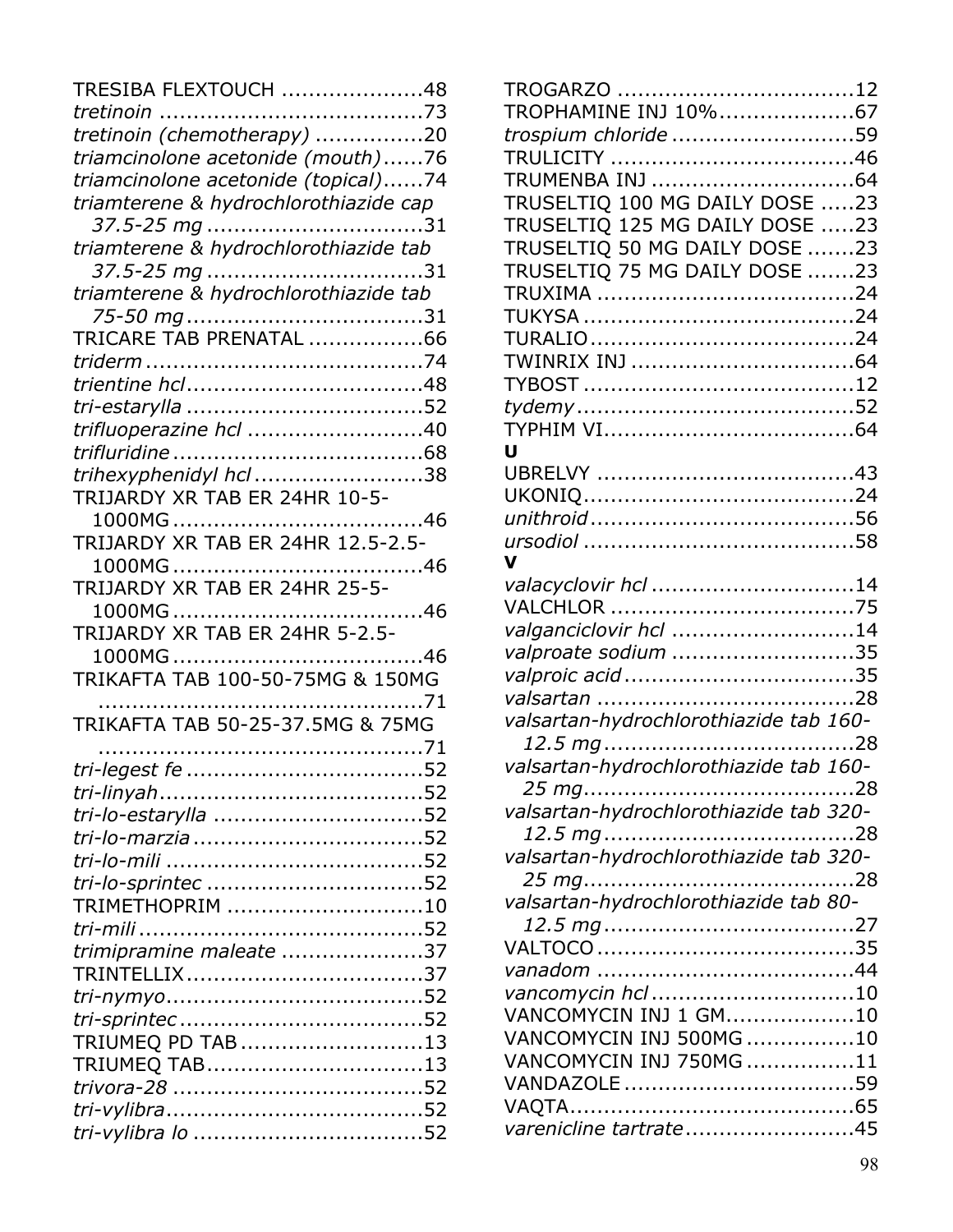TRESIBA FLEXTOUCH .....................48
*tretinoin* .......................................73
*tretinoin (chemotherapy)* ................20
*triamcinolone acetonide (mouth)*......76
*triamcinolone acetonide (topical)*......74
*triamterene & hydrochlorothiazide cap 37.5-25 mg* ................................31
*triamterene & hydrochlorothiazide tab 37.5-25 mg* ................................31
*triamterene & hydrochlorothiazide tab 75-50 mg* ...................................31
TRICARE TAB PRENATAL .................66
*triderm* ..........................................74
*trientine hcl*...................................48
*tri-estarylla* ...................................52
*trifluoperazine hcl* ..........................40
*trifluridine* .....................................68
*trihexyphenidyl hcl* .........................38
TRIJARDY XR TAB ER 24HR 10-5-1000MG .....................................46
TRIJARDY XR TAB ER 24HR 12.5-2.5-1000MG .....................................46
TRIJARDY XR TAB ER 24HR 25-5-1000MG .....................................46
TRIJARDY XR TAB ER 24HR 5-2.5-1000MG .....................................46
TRIKAFTA TAB 100-50-75MG & 150MG ................................................71
TRIKAFTA TAB 50-25-37.5MG & 75MG ................................................71
*tri-legest fe* ...................................52
*tri-linyah*.......................................52
*tri-lo-estarylla* ...............................52
*tri-lo-marzia* ..................................52
*tri-lo-mili* ......................................52
*tri-lo-sprintec* ................................52
TRIMETHOPRIM .............................10
*tri-mili* ..........................................52
*trimipramine maleate* .....................37
TRINTELLIX...................................37
*tri-nymyo*......................................52
*tri-sprintec* ....................................52
TRIUMEQ PD TAB ...........................13
TRIUMEQ TAB................................13
*trivora-28* .....................................52
*tri-vylibra*......................................52
*tri-vylibra lo* ..................................52
TROGARZO ..................................12
TROPHAMINE INJ 10%....................67
*trospium chloride* ...........................59
TRULICITY ....................................46
TRUMENBA INJ ..............................64
TRUSELTIQ 100 MG DAILY DOSE .....23
TRUSELTIQ 125 MG DAILY DOSE .....23
TRUSELTIQ 50 MG DAILY DOSE .......23
TRUSELTIQ 75 MG DAILY DOSE .......23
TRUXIMA ......................................24
TUKYSA ........................................24
TURALIO.......................................24
TWINRIX INJ .................................64
TYBOST ........................................12
*tydemy* .........................................52
TYPHIM VI.....................................64

**U**

UBRELVY .....................................43
UKONIQ........................................24
*unithroid* .......................................56
*ursodiol* ........................................58

**V**

*valacyclovir hcl* ..............................14
VALCHLOR ....................................75
*valganciclovir hcl* ...........................14
*valproate sodium* ...........................35
*valproic acid* ..................................35
*valsartan* ......................................28
*valsartan-hydrochlorothiazide tab 160-12.5 mg* .....................................28
*valsartan-hydrochlorothiazide tab 160-25 mg*........................................28
*valsartan-hydrochlorothiazide tab 320-12.5 mg* .....................................28
*valsartan-hydrochlorothiazide tab 320-25 mg*........................................28
*valsartan-hydrochlorothiazide tab 80-12.5 mg* .....................................27
VALTOCO ......................................35
*vanadom* ......................................44
*vancomycin hcl* ..............................10
VANCOMYCIN INJ 1 GM...................10
VANCOMYCIN INJ 500MG ................10
VANCOMYCIN INJ 750MG ................11
VANDAZOLE ..................................59
VAQTA..........................................65
*varenicline tartrate*.........................45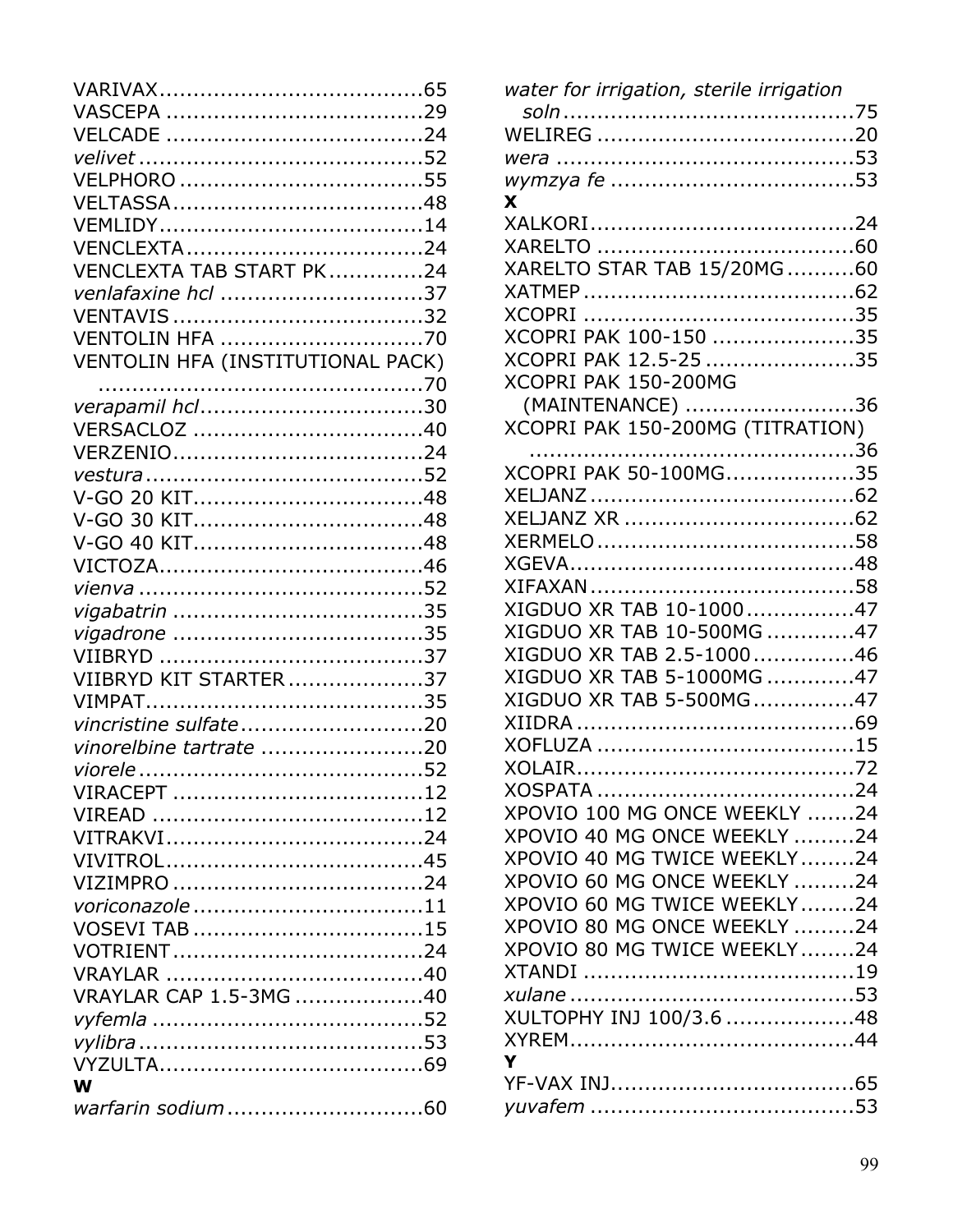VARIVAX.......................................65
VASCEPA ......................................29
VELCADE ......................................24
*velivet* ..........................................52
VELPHORO ....................................55
VELTASSA.....................................48
VEMLIDY.......................................14
VENCLEXTA...................................24
VENCLEXTA TAB START PK..............24
*venlafaxine hcl* ..............................37
VENTAVIS .....................................32
VENTOLIN HFA ..............................70
VENTOLIN HFA (INSTITUTIONAL PACK) ................................................70
*verapamil hcl*.................................30
VERSACLOZ ..................................40
VERZENIO.....................................24
*vestura* .........................................52
V-GO 20 KIT..................................48
V-GO 30 KIT..................................48
V-GO 40 KIT..................................48
VICTOZA.......................................46
*vienna* ..........................................52
*vigabatrin* .....................................35
*vigadrone* .....................................35
VIIBRYD .......................................37
VIIBRYD KIT STARTER....................37
VIMPAT.........................................35
*vincristine sulfate*...........................20
*vinorelbine tartrate* ........................20
*viorele* ..........................................52
VIRACEPT .....................................12
VIREAD ........................................12
VITRAKVI......................................24
VIVITROL......................................45
VIZIMPRO .....................................24
*voriconazole* ..................................11
VOSEVI TAB ..................................15
VOTRIENT.....................................24
VRAYLAR ......................................40
VRAYLAR CAP 1.5-3MG ...................40
*vyfemla* .........................................52
*vylibra* ...........................................53
VYZULTA.......................................69

**W**

*warfarin sodium* .............................60
*water for irrigation, sterile irrigation soln* ...........................................75
WELIREG ......................................20
*wera* ............................................53
*wymzya fe* ....................................53

**X**

XALKORI.......................................24
XARELTO ......................................60
XARELTO STAR TAB 15/20MG..........60
XATMEP........................................62
XCOPRI ........................................35
XCOPRI PAK 100-150 .....................35
XCOPRI PAK 12.5-25 ......................35
XCOPRI PAK 150-200MG (MAINTENANCE) .........................36
XCOPRI PAK 150-200MG (TITRATION) ................................................36
XCOPRI PAK 50-100MG...................35
XELJANZ .......................................62
XELJANZ XR .................................62
XERMELO ......................................58
XGEVA..........................................48
XIFAXAN .......................................58
XIGDUO XR TAB 10-1000................47
XIGDUO XR TAB 10-500MG .............47
XIGDUO XR TAB 2.5-1000...............46
XIGDUO XR TAB 5-1000MG .............47
XIGDUO XR TAB 5-500MG...............47
XIIDRA .........................................69
XOFLUZA ......................................15
XOLAIR.........................................72
XOSPATA ......................................24
XPOVIO 100 MG ONCE WEEKLY .......24
XPOVIO 40 MG ONCE WEEKLY .........24
XPOVIO 40 MG TWICE WEEKLY........24
XPOVIO 60 MG ONCE WEEKLY .........24
XPOVIO 60 MG TWICE WEEKLY........24
XPOVIO 80 MG ONCE WEEKLY .........24
XPOVIO 80 MG TWICE WEEKLY........24
XTANDI ........................................19
*xulane* ..........................................53
XULTOPHY INJ 100/3.6 ...................48
XYREM..........................................44

**Y**

YF-VAX INJ....................................65
*yuvafem* .......................................53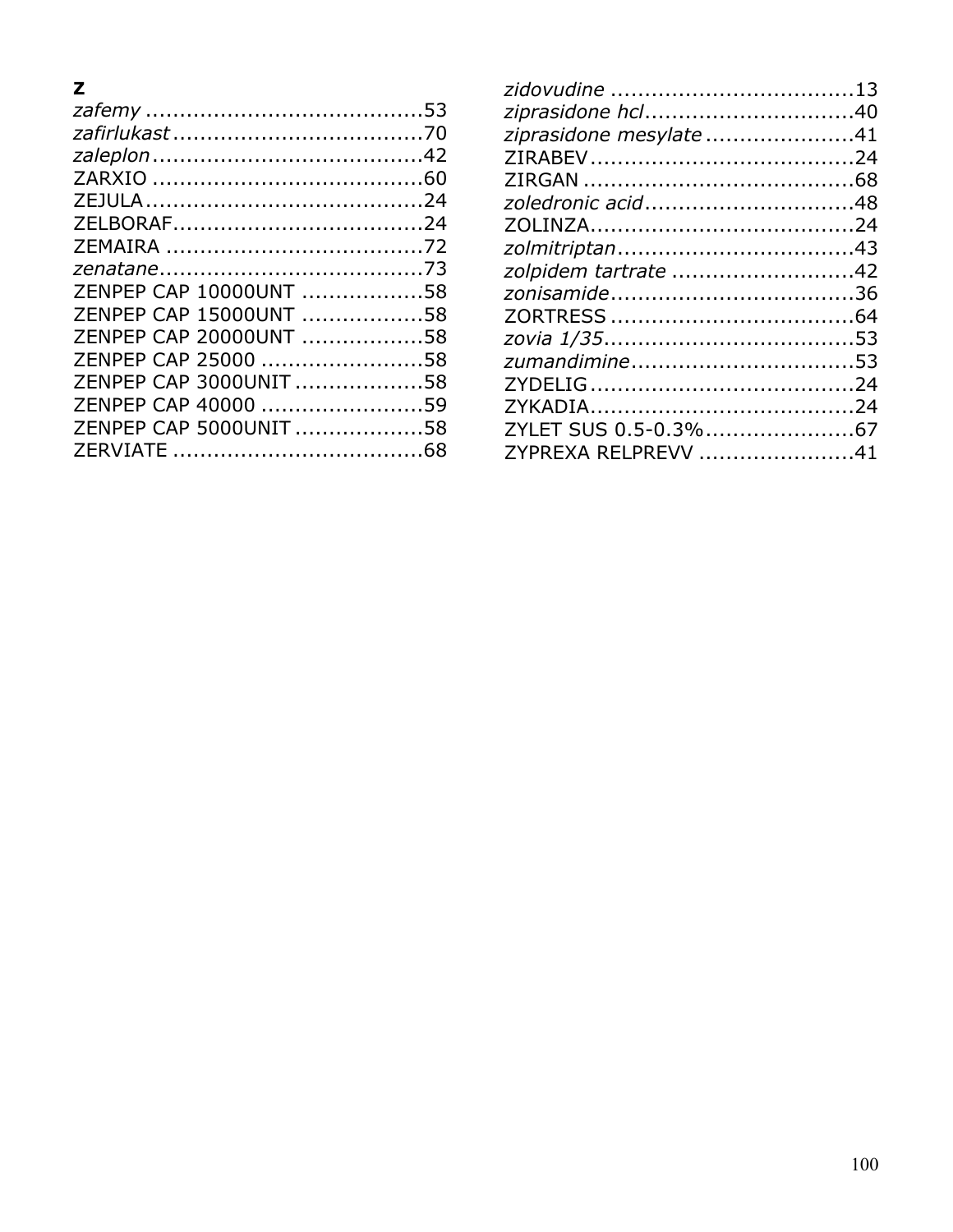**Z**

*zafemy* .........................................53
*zafirlukast* .....................................70
*zaleplon* ........................................42
ZARXIO ........................................60
ZEJULA ..........................................24
ZELBORAF.....................................24
ZEMAIRA ......................................72
*zenatane*.......................................73
ZENPEP CAP 10000UNT ..................58
ZENPEP CAP 15000UNT ..................58
ZENPEP CAP 20000UNT ..................58
ZENPEP CAP 25000 ........................58
ZENPEP CAP 3000UNIT ...................58
ZENPEP CAP 40000 ........................59
ZENPEP CAP 5000UNIT ...................58
ZERVIATE .....................................68
*zidovudine* ....................................13
*ziprasidone hcl*...............................40
*ziprasidone mesylate* ......................41
ZIRABEV .......................................24
ZIRGAN ........................................68
*zoledronic acid*...............................48
ZOLINZA.......................................24
*zolmitriptan*...................................43
*zolpidem tartrate* ...........................42
*zonisamide*....................................36
ZORTRESS ....................................64
*zovia 1/35*.....................................53
*zumandimine*.................................53
ZYDELIG .......................................24
ZYKADIA.......................................24
ZYLET SUS 0.5-0.3%......................67
ZYPREXA RELPREVV .......................41